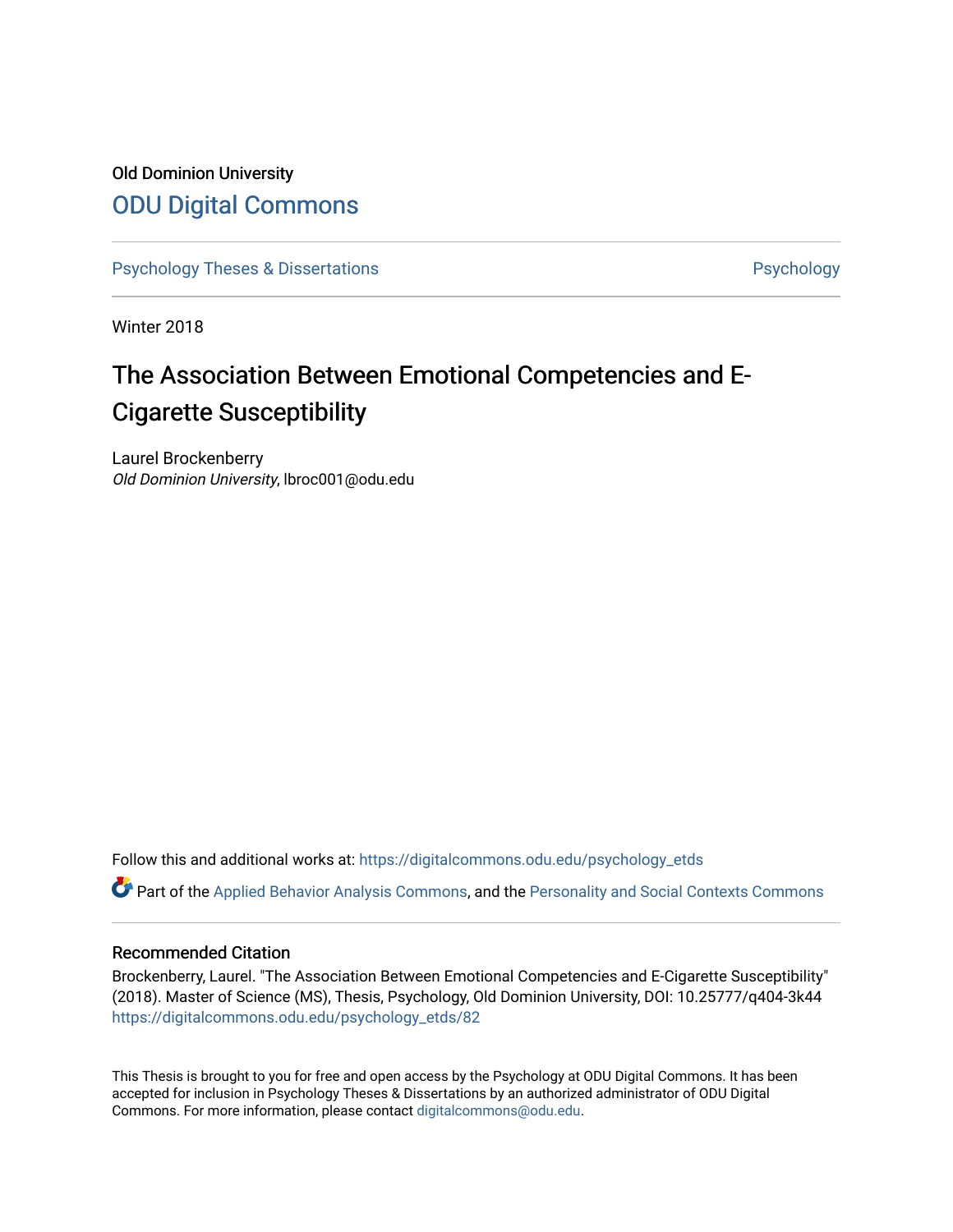Old Dominion University

# ODU Digital Commons

Psychology Theses & Dissertations

Psychology

Winter 2018

## The Association Between Emotional Competencies and E-Cigarette Susceptibility

Laurel Brockenberry
*Old Dominion University*, lbroc001@odu.edu

Follow this and additional works at: https://digitalcommons.odu.edu/psychology_etds

Part of the Applied Behavior Analysis Commons, and the Personality and Social Contexts Commons

### Recommended Citation

Brockenberry, Laurel. "The Association Between Emotional Competencies and E-Cigarette Susceptibility" (2018). Master of Science (MS), Thesis, Psychology, Old Dominion University, DOI: 10.25777/q404-3k44
https://digitalcommons.odu.edu/psychology_etds/82

This Thesis is brought to you for free and open access by the Psychology at ODU Digital Commons. It has been accepted for inclusion in Psychology Theses & Dissertations by an authorized administrator of ODU Digital Commons. For more information, please contact digitalcommons@odu.edu.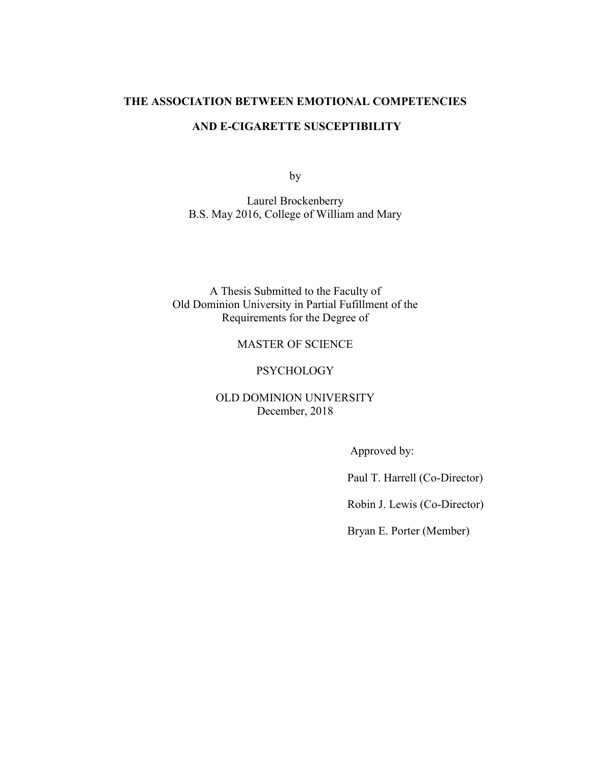**THE ASSOCIATION BETWEEN EMOTIONAL COMPETENCIES**

**AND E-CIGARETTE SUSCEPTIBILITY**

by

Laurel Brockenberry
B.S. May 2016, College of William and Mary

A Thesis Submitted to the Faculty of
Old Dominion University in Partial Fufillment of the
Requirements for the Degree of

MASTER OF SCIENCE

PSYCHOLOGY

OLD DOMINION UNIVERSITY
December, 2018

Approved by:

Paul T. Harrell (Co-Director)

Robin J. Lewis (Co-Director)

Bryan E. Porter (Member)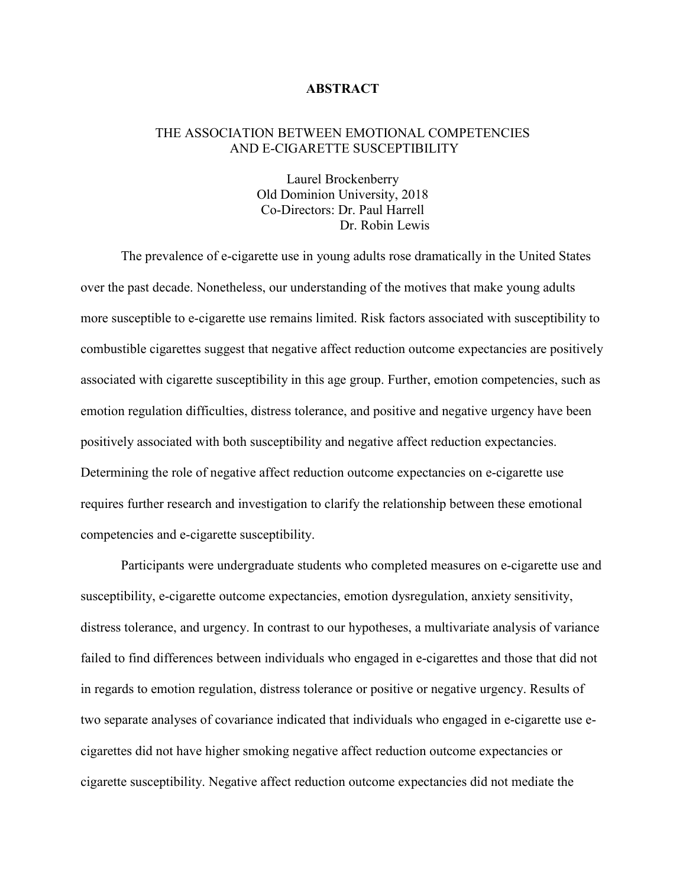# ABSTRACT

## THE ASSOCIATION BETWEEN EMOTIONAL COMPETENCIES AND E-CIGARETTE SUSCEPTIBILITY

Laurel Brockenberry
Old Dominion University, 2018
Co-Directors: Dr. Paul Harrell
Dr. Robin Lewis

The prevalence of e-cigarette use in young adults rose dramatically in the United States over the past decade. Nonetheless, our understanding of the motives that make young adults more susceptible to e-cigarette use remains limited. Risk factors associated with susceptibility to combustible cigarettes suggest that negative affect reduction outcome expectancies are positively associated with cigarette susceptibility in this age group. Further, emotion competencies, such as emotion regulation difficulties, distress tolerance, and positive and negative urgency have been positively associated with both susceptibility and negative affect reduction expectancies. Determining the role of negative affect reduction outcome expectancies on e-cigarette use requires further research and investigation to clarify the relationship between these emotional competencies and e-cigarette susceptibility.

Participants were undergraduate students who completed measures on e-cigarette use and susceptibility, e-cigarette outcome expectancies, emotion dysregulation, anxiety sensitivity, distress tolerance, and urgency. In contrast to our hypotheses, a multivariate analysis of variance failed to find differences between individuals who engaged in e-cigarettes and those that did not in regards to emotion regulation, distress tolerance or positive or negative urgency. Results of two separate analyses of covariance indicated that individuals who engaged in e-cigarette use e-cigarettes did not have higher smoking negative affect reduction outcome expectancies or cigarette susceptibility. Negative affect reduction outcome expectancies did not mediate the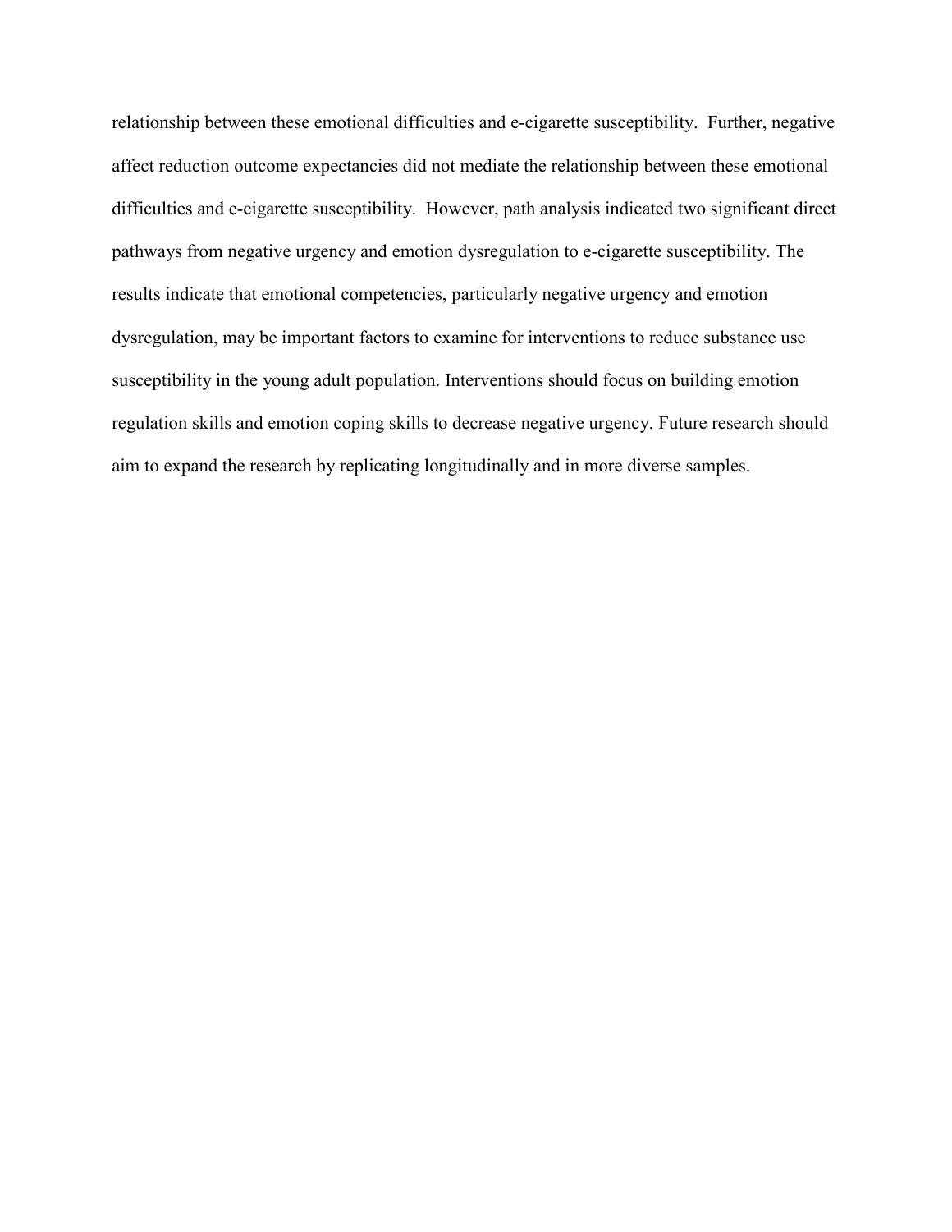relationship between these emotional difficulties and e-cigarette susceptibility. Further, negative affect reduction outcome expectancies did not mediate the relationship between these emotional difficulties and e-cigarette susceptibility. However, path analysis indicated two significant direct pathways from negative urgency and emotion dysregulation to e-cigarette susceptibility. The results indicate that emotional competencies, particularly negative urgency and emotion dysregulation, may be important factors to examine for interventions to reduce substance use susceptibility in the young adult population. Interventions should focus on building emotion regulation skills and emotion coping skills to decrease negative urgency. Future research should aim to expand the research by replicating longitudinally and in more diverse samples.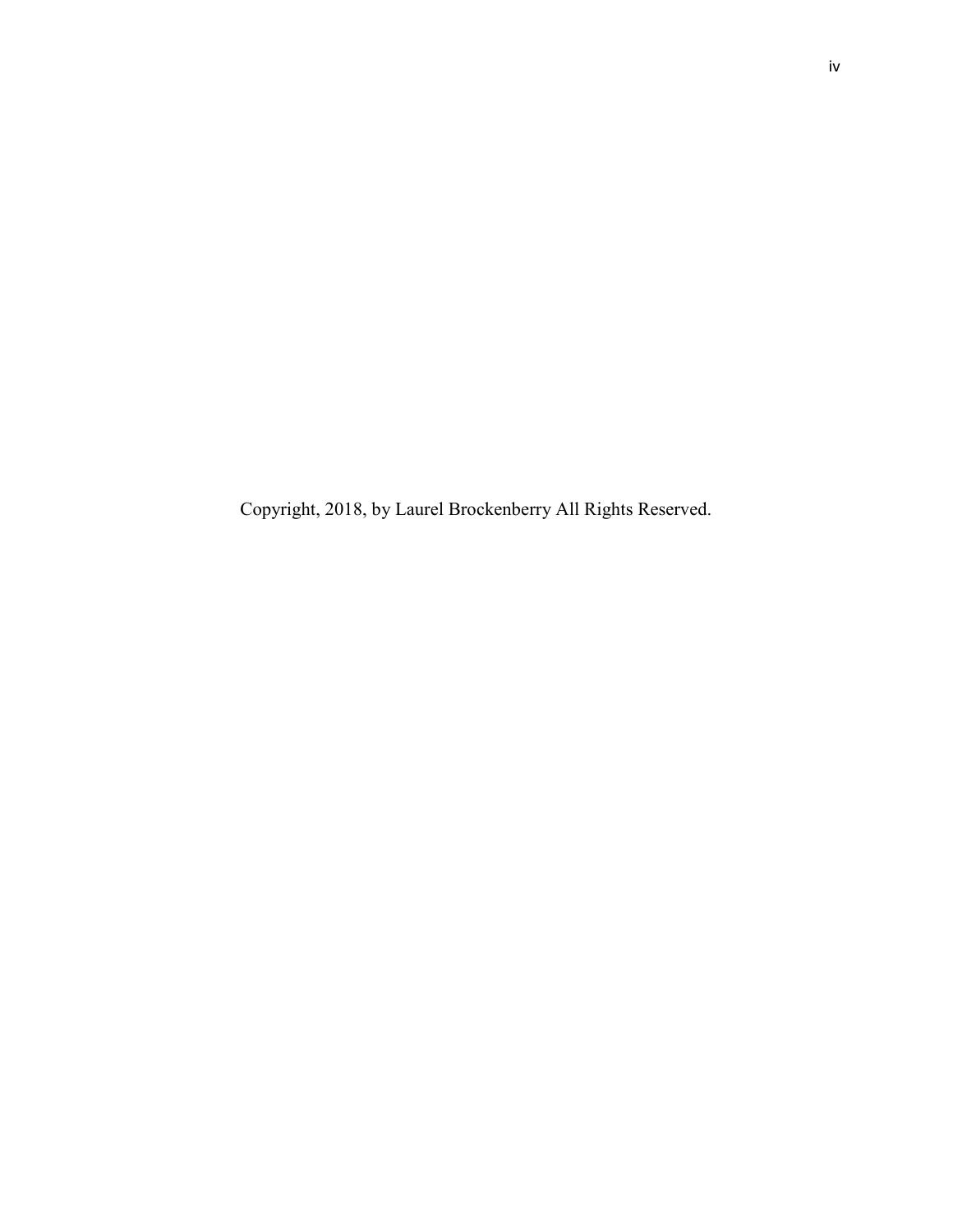Copyright, 2018, by Laurel Brockenberry All Rights Reserved.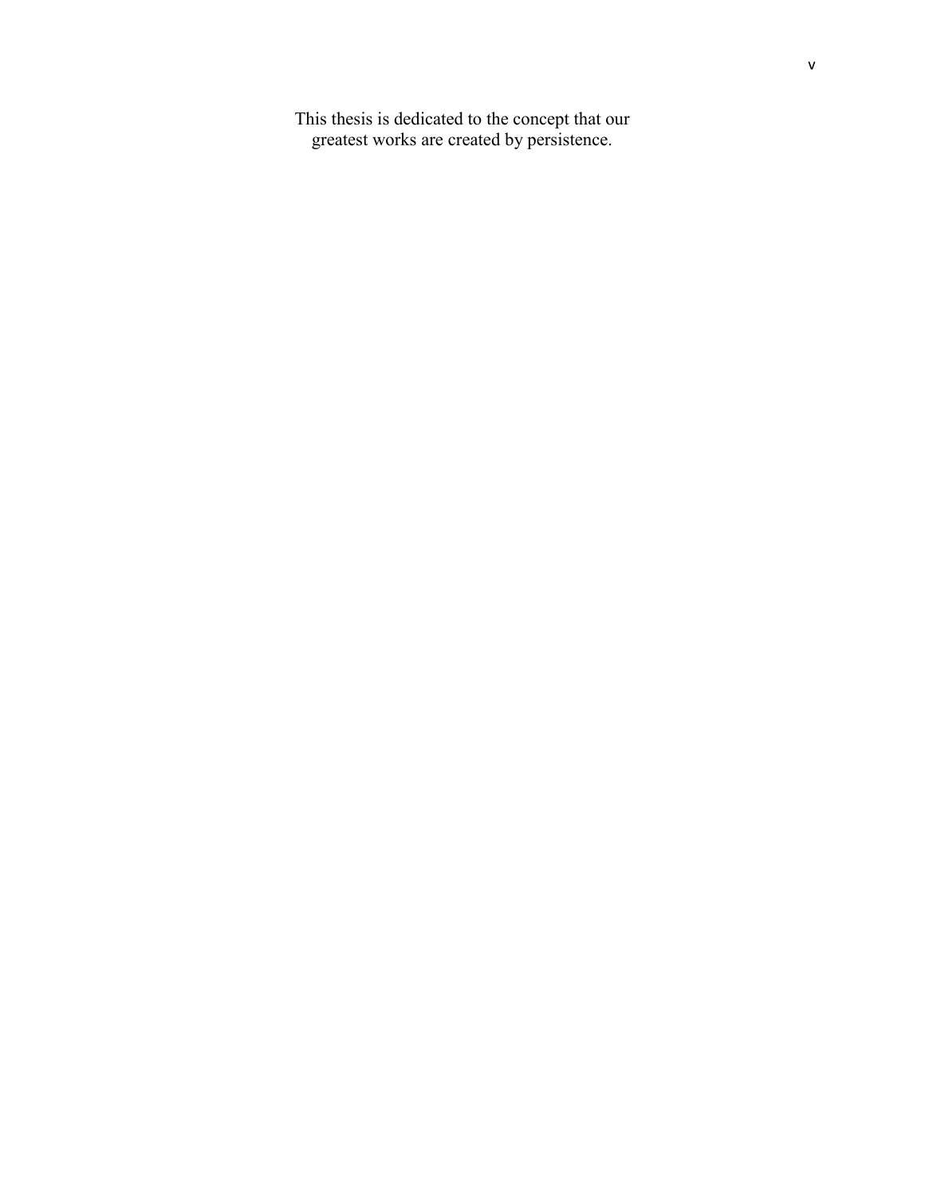This thesis is dedicated to the concept that our greatest works are created by persistence.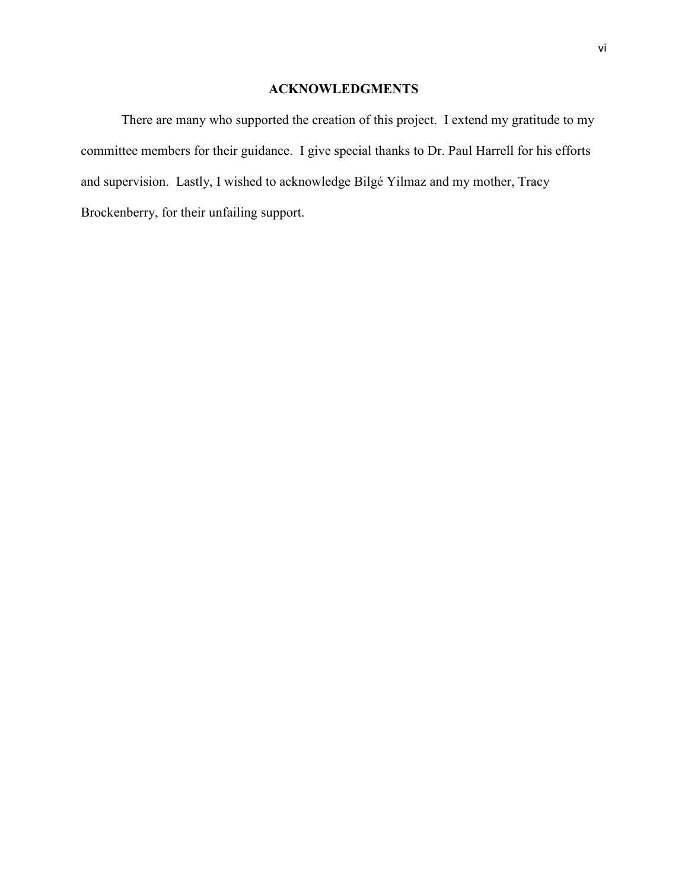## ACKNOWLEDGMENTS

There are many who supported the creation of this project. I extend my gratitude to my committee members for their guidance. I give special thanks to Dr. Paul Harrell for his efforts and supervision. Lastly, I wished to acknowledge Bilgé Yilmaz and my mother, Tracy Brockenberry, for their unfailing support.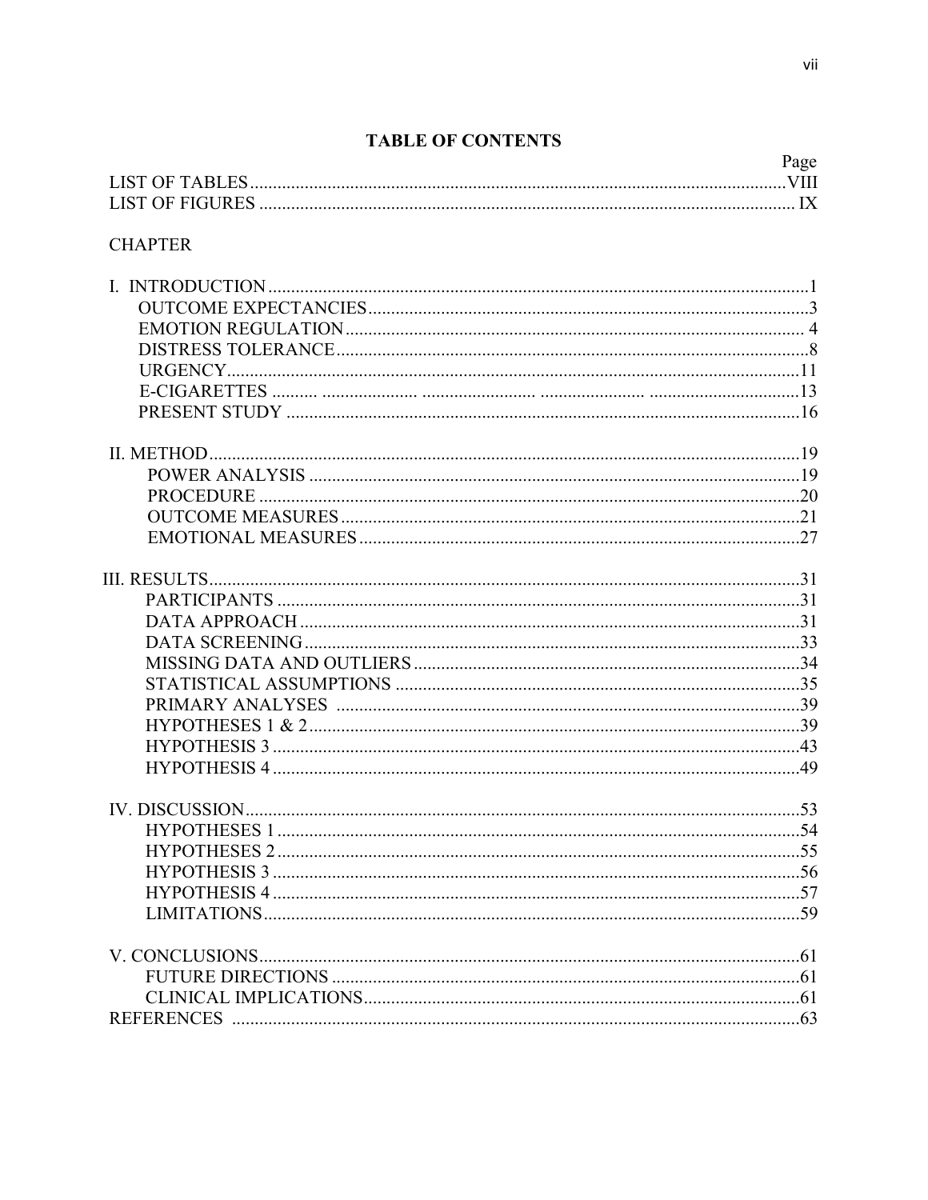# TABLE OF CONTENTS

| | Page |
|---|---|
| LIST OF TABLES | VIII |
| LIST OF FIGURES | IX |
| **CHAPTER** | |
| I. INTRODUCTION | 1 |
| OUTCOME EXPECTANCIES | 3 |
| EMOTION REGULATION | 4 |
| DISTRESS TOLERANCE | 8 |
| URGENCY | 11 |
| E-CIGARETTES | 13 |
| PRESENT STUDY | 16 |
| II. METHOD | 19 |
| POWER ANALYSIS | 19 |
| PROCEDURE | 20 |
| OUTCOME MEASURES | 21 |
| EMOTIONAL MEASURES | 27 |
| III. RESULTS | 31 |
| PARTICIPANTS | 31 |
| DATA APPROACH | 31 |
| DATA SCREENING | 33 |
| MISSING DATA AND OUTLIERS | 34 |
| STATISTICAL ASSUMPTIONS | 35 |
| PRIMARY ANALYSES | 39 |
| HYPOTHESES 1 & 2 | 39 |
| HYPOTHESIS 3 | 43 |
| HYPOTHESIS 4 | 49 |
| IV. DISCUSSION | 53 |
| HYPOTHESES 1 | 54 |
| HYPOTHESES 2 | 55 |
| HYPOTHESIS 3 | 56 |
| HYPOTHESIS 4 | 57 |
| LIMITATIONS | 59 |
| V. CONCLUSIONS | 61 |
| FUTURE DIRECTIONS | 61 |
| CLINICAL IMPLICATIONS | 61 |
| REFERENCES | 63 |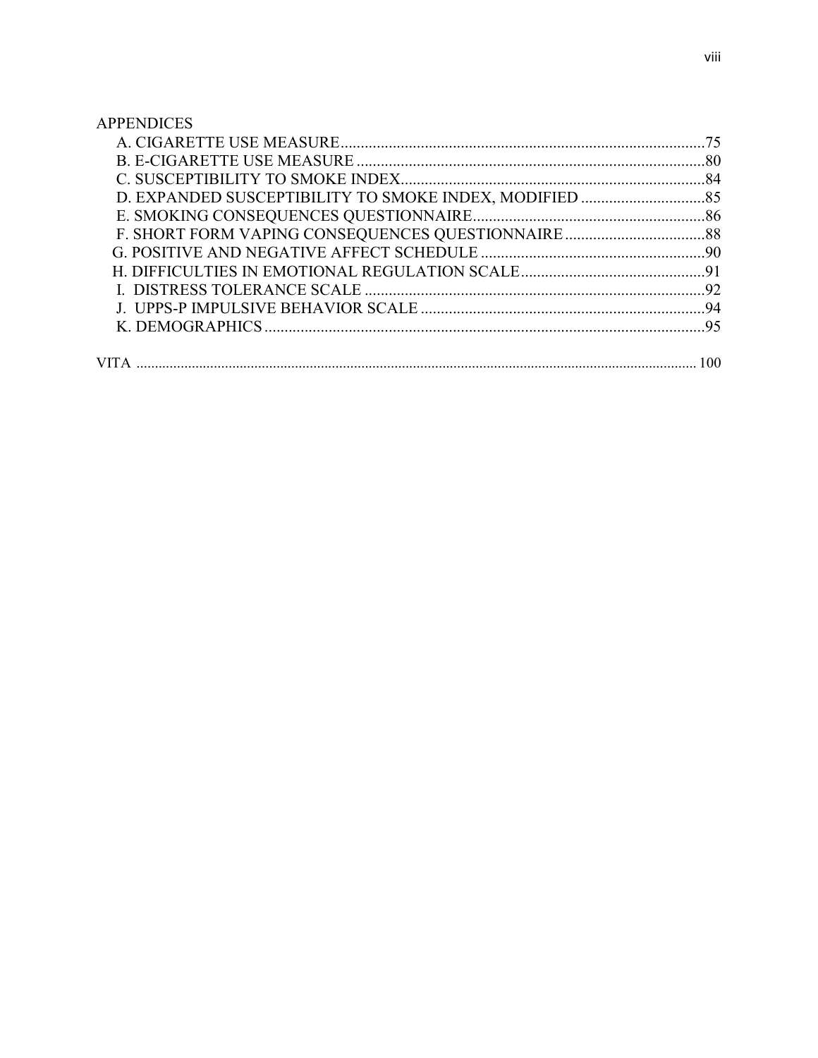APPENDICES

A. CIGARETTE USE MEASURE.......................................................................................75

B. E-CIGARETTE USE MEASURE ..................................................................................80

C. SUSCEPTIBILITY TO SMOKE INDEX.........................................................................84

D. EXPANDED SUSCEPTIBILITY TO SMOKE INDEX, MODIFIED ...............................85

E. SMOKING CONSEQUENCES QUESTIONNAIRE..........................................................86

F. SHORT FORM VAPING CONSEQUENCES QUESTIONNAIRE...................................88

G. POSITIVE AND NEGATIVE AFFECT SCHEDULE ........................................................90

H. DIFFICULTIES IN EMOTIONAL REGULATION SCALE.............................................91

I. DISTRESS TOLERANCE SCALE .....................................................................................92

J. UPPS-P IMPULSIVE BEHAVIOR SCALE .......................................................................94

K. DEMOGRAPHICS..............................................................................................................95

VITA ...................................................................................................................................... 100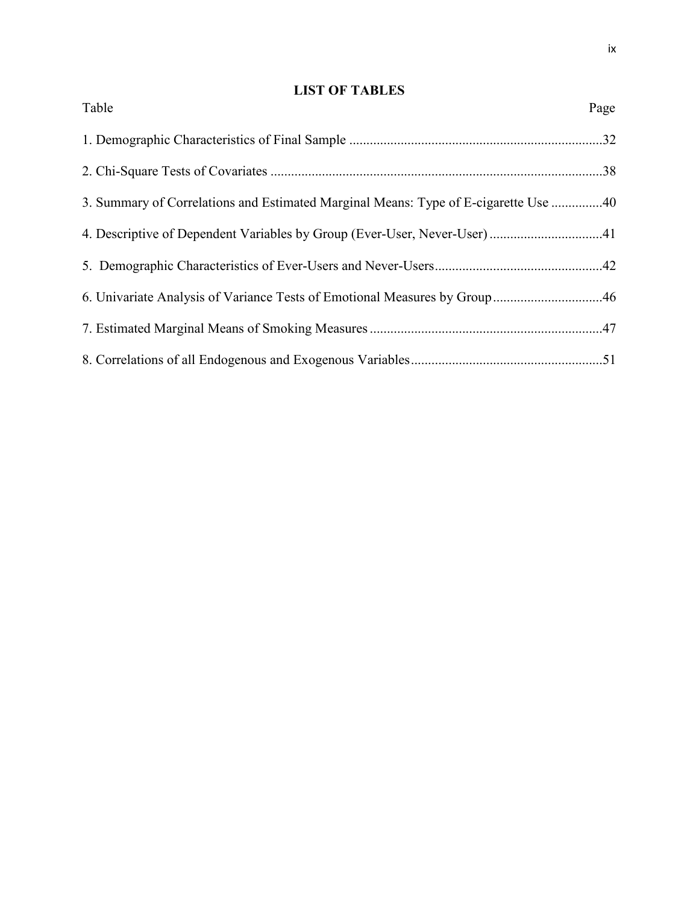# LIST OF TABLES

| Table | Page |
|---|---|
| 1. Demographic Characteristics of Final Sample | 32 |
| 2. Chi-Square Tests of Covariates | 38 |
| 3. Summary of Correlations and Estimated Marginal Means: Type of E-cigarette Use | 40 |
| 4. Descriptive of Dependent Variables by Group (Ever-User, Never-User) | 41 |
| 5. Demographic Characteristics of Ever-Users and Never-Users | 42 |
| 6. Univariate Analysis of Variance Tests of Emotional Measures by Group | 46 |
| 7. Estimated Marginal Means of Smoking Measures | 47 |
| 8. Correlations of all Endogenous and Exogenous Variables | 51 |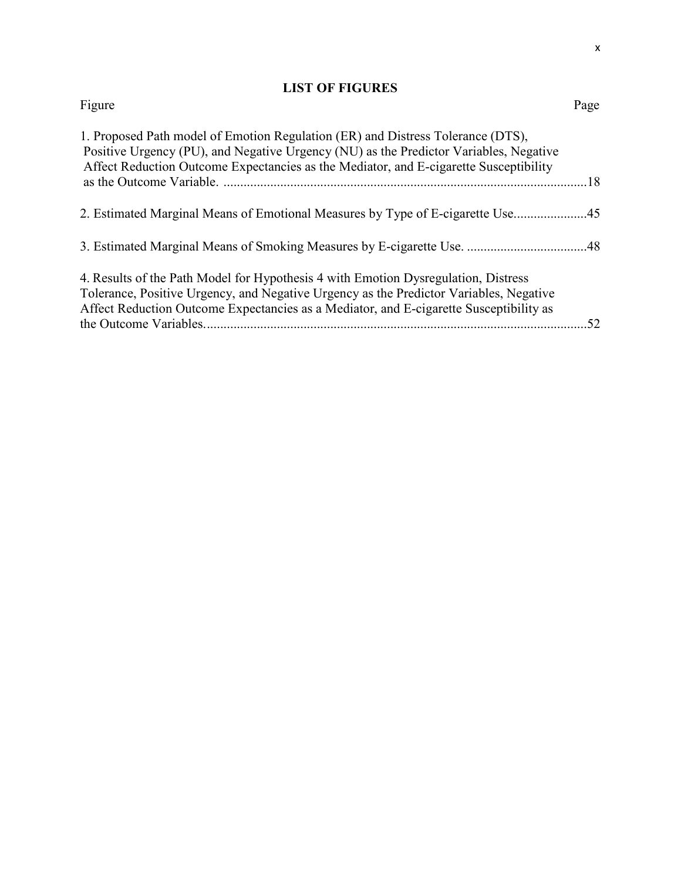# LIST OF FIGURES

Figure Page

1. Proposed Path model of Emotion Regulation (ER) and Distress Tolerance (DTS), Positive Urgency (PU), and Negative Urgency (NU) as the Predictor Variables, Negative Affect Reduction Outcome Expectancies as the Mediator, and E-cigarette Susceptibility as the Outcome Variable. ............................................................................................................18

2. Estimated Marginal Means of Emotional Measures by Type of E-cigarette Use.....................45

3. Estimated Marginal Means of Smoking Measures by E-cigarette Use. ...................................48

4. Results of the Path Model for Hypothesis 4 with Emotion Dysregulation, Distress Tolerance, Positive Urgency, and Negative Urgency as the Predictor Variables, Negative Affect Reduction Outcome Expectancies as a Mediator, and E-cigarette Susceptibility as the Outcome Variables..................................................................................................................52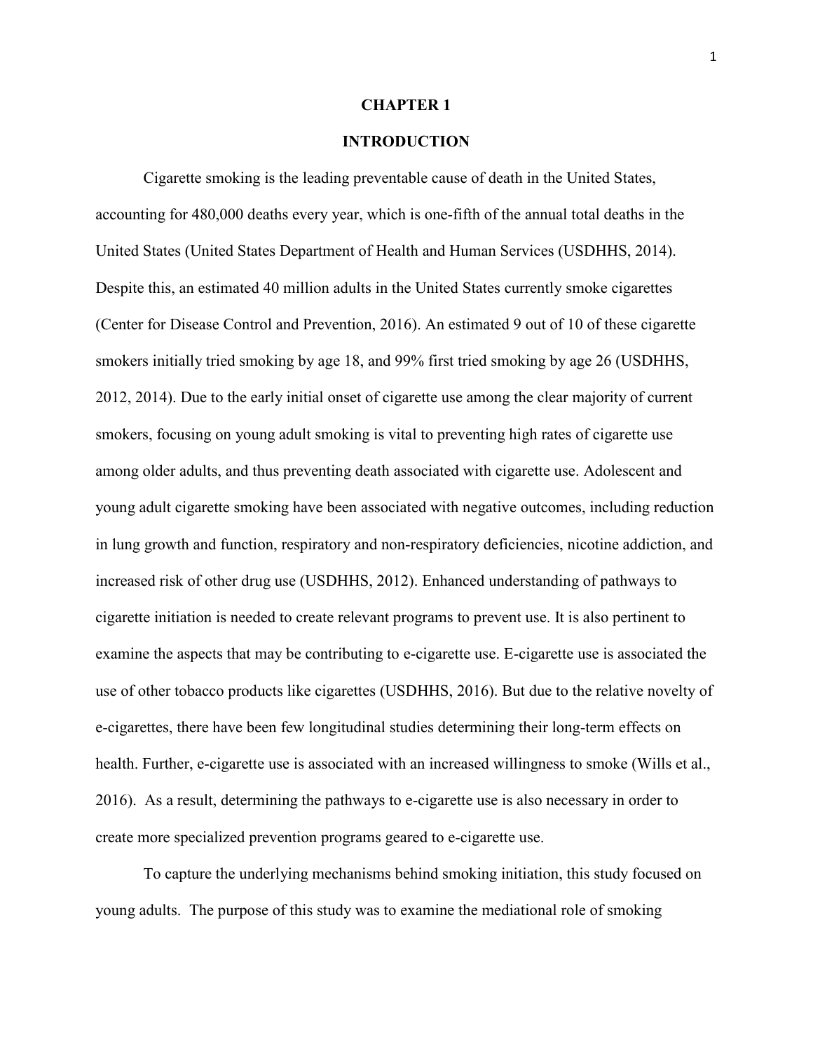# CHAPTER 1

# INTRODUCTION

Cigarette smoking is the leading preventable cause of death in the United States, accounting for 480,000 deaths every year, which is one-fifth of the annual total deaths in the United States (United States Department of Health and Human Services (USDHHS, 2014). Despite this, an estimated 40 million adults in the United States currently smoke cigarettes (Center for Disease Control and Prevention, 2016). An estimated 9 out of 10 of these cigarette smokers initially tried smoking by age 18, and 99% first tried smoking by age 26 (USDHHS, 2012, 2014). Due to the early initial onset of cigarette use among the clear majority of current smokers, focusing on young adult smoking is vital to preventing high rates of cigarette use among older adults, and thus preventing death associated with cigarette use. Adolescent and young adult cigarette smoking have been associated with negative outcomes, including reduction in lung growth and function, respiratory and non-respiratory deficiencies, nicotine addiction, and increased risk of other drug use (USDHHS, 2012). Enhanced understanding of pathways to cigarette initiation is needed to create relevant programs to prevent use. It is also pertinent to examine the aspects that may be contributing to e-cigarette use. E-cigarette use is associated the use of other tobacco products like cigarettes (USDHHS, 2016). But due to the relative novelty of e-cigarettes, there have been few longitudinal studies determining their long-term effects on health. Further, e-cigarette use is associated with an increased willingness to smoke (Wills et al., 2016). As a result, determining the pathways to e-cigarette use is also necessary in order to create more specialized prevention programs geared to e-cigarette use.

To capture the underlying mechanisms behind smoking initiation, this study focused on young adults. The purpose of this study was to examine the mediational role of smoking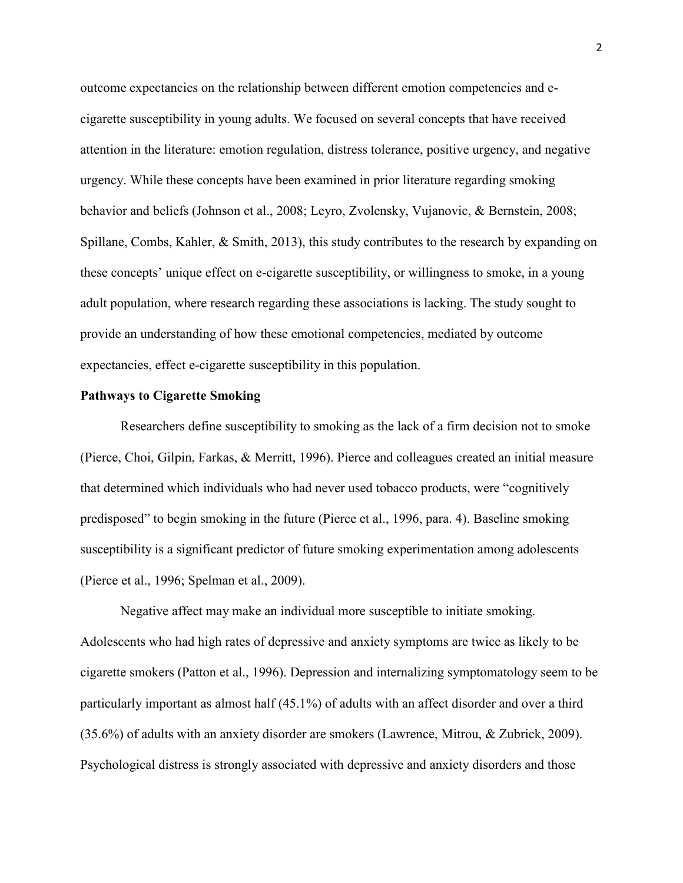outcome expectancies on the relationship between different emotion competencies and e-cigarette susceptibility in young adults. We focused on several concepts that have received attention in the literature: emotion regulation, distress tolerance, positive urgency, and negative urgency. While these concepts have been examined in prior literature regarding smoking behavior and beliefs (Johnson et al., 2008; Leyro, Zvolensky, Vujanovic, & Bernstein, 2008; Spillane, Combs, Kahler, & Smith, 2013), this study contributes to the research by expanding on these concepts' unique effect on e-cigarette susceptibility, or willingness to smoke, in a young adult population, where research regarding these associations is lacking. The study sought to provide an understanding of how these emotional competencies, mediated by outcome expectancies, effect e-cigarette susceptibility in this population.

**Pathways to Cigarette Smoking**

Researchers define susceptibility to smoking as the lack of a firm decision not to smoke (Pierce, Choi, Gilpin, Farkas, & Merritt, 1996). Pierce and colleagues created an initial measure that determined which individuals who had never used tobacco products, were "cognitively predisposed" to begin smoking in the future (Pierce et al., 1996, para. 4). Baseline smoking susceptibility is a significant predictor of future smoking experimentation among adolescents (Pierce et al., 1996; Spelman et al., 2009).

Negative affect may make an individual more susceptible to initiate smoking. Adolescents who had high rates of depressive and anxiety symptoms are twice as likely to be cigarette smokers (Patton et al., 1996). Depression and internalizing symptomatology seem to be particularly important as almost half (45.1%) of adults with an affect disorder and over a third (35.6%) of adults with an anxiety disorder are smokers (Lawrence, Mitrou, & Zubrick, 2009). Psychological distress is strongly associated with depressive and anxiety disorders and those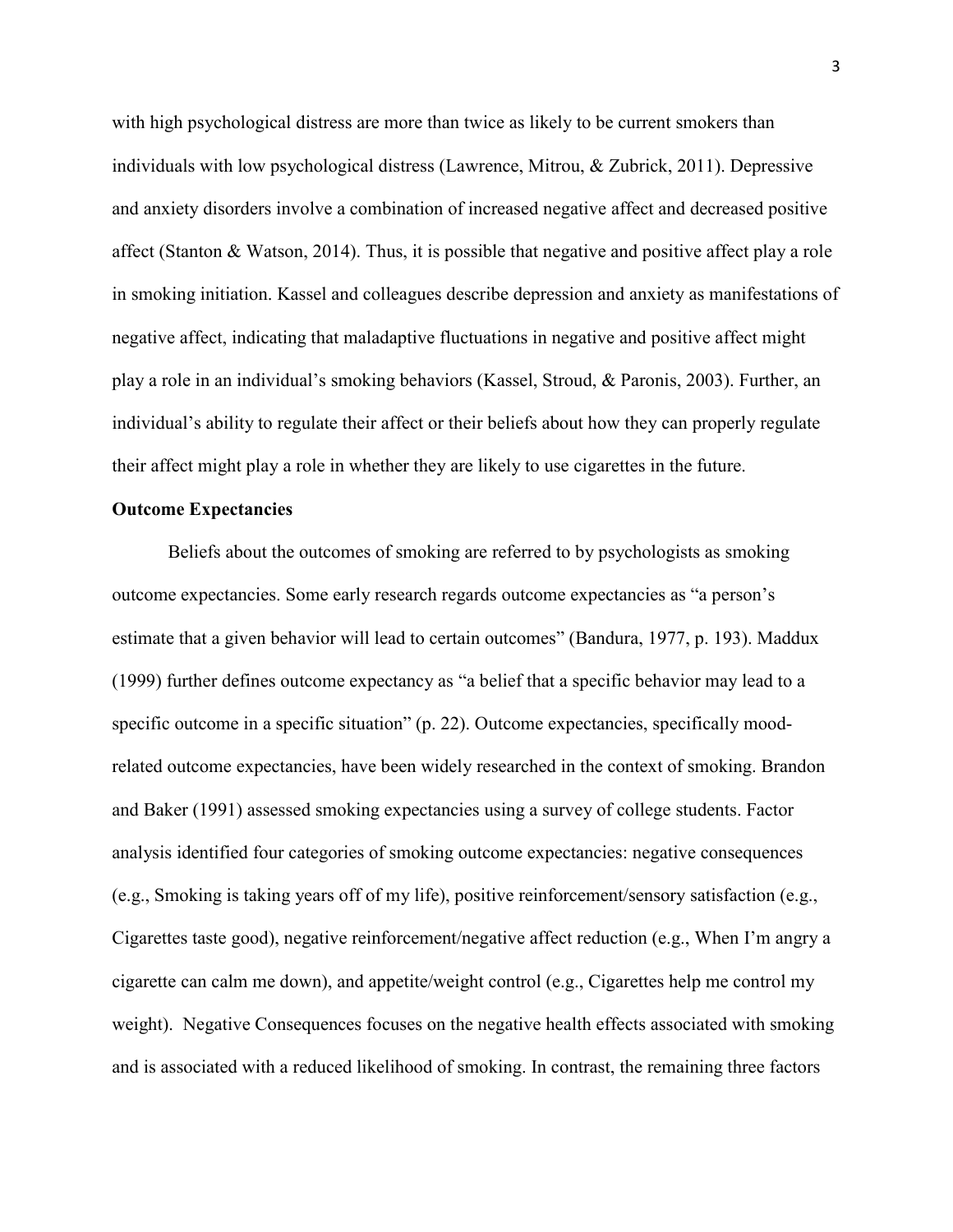with high psychological distress are more than twice as likely to be current smokers than individuals with low psychological distress (Lawrence, Mitrou, & Zubrick, 2011). Depressive and anxiety disorders involve a combination of increased negative affect and decreased positive affect (Stanton & Watson, 2014). Thus, it is possible that negative and positive affect play a role in smoking initiation. Kassel and colleagues describe depression and anxiety as manifestations of negative affect, indicating that maladaptive fluctuations in negative and positive affect might play a role in an individual's smoking behaviors (Kassel, Stroud, & Paronis, 2003). Further, an individual's ability to regulate their affect or their beliefs about how they can properly regulate their affect might play a role in whether they are likely to use cigarettes in the future.

**Outcome Expectancies**

Beliefs about the outcomes of smoking are referred to by psychologists as smoking outcome expectancies. Some early research regards outcome expectancies as "a person's estimate that a given behavior will lead to certain outcomes" (Bandura, 1977, p. 193). Maddux (1999) further defines outcome expectancy as "a belief that a specific behavior may lead to a specific outcome in a specific situation" (p. 22). Outcome expectancies, specifically mood-related outcome expectancies, have been widely researched in the context of smoking. Brandon and Baker (1991) assessed smoking expectancies using a survey of college students. Factor analysis identified four categories of smoking outcome expectancies: negative consequences (e.g., Smoking is taking years off of my life), positive reinforcement/sensory satisfaction (e.g., Cigarettes taste good), negative reinforcement/negative affect reduction (e.g., When I'm angry a cigarette can calm me down), and appetite/weight control (e.g., Cigarettes help me control my weight). Negative Consequences focuses on the negative health effects associated with smoking and is associated with a reduced likelihood of smoking. In contrast, the remaining three factors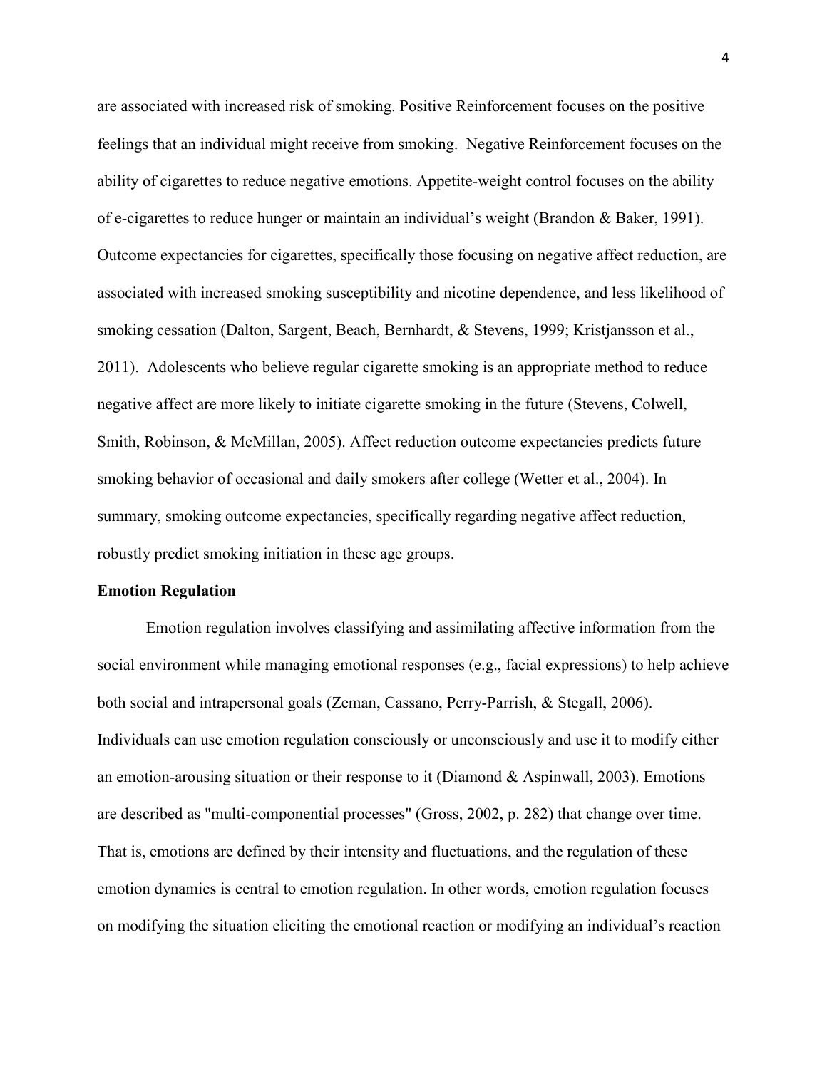are associated with increased risk of smoking. Positive Reinforcement focuses on the positive feelings that an individual might receive from smoking. Negative Reinforcement focuses on the ability of cigarettes to reduce negative emotions. Appetite-weight control focuses on the ability of e-cigarettes to reduce hunger or maintain an individual's weight (Brandon & Baker, 1991). Outcome expectancies for cigarettes, specifically those focusing on negative affect reduction, are associated with increased smoking susceptibility and nicotine dependence, and less likelihood of smoking cessation (Dalton, Sargent, Beach, Bernhardt, & Stevens, 1999; Kristjansson et al., 2011). Adolescents who believe regular cigarette smoking is an appropriate method to reduce negative affect are more likely to initiate cigarette smoking in the future (Stevens, Colwell, Smith, Robinson, & McMillan, 2005). Affect reduction outcome expectancies predicts future smoking behavior of occasional and daily smokers after college (Wetter et al., 2004). In summary, smoking outcome expectancies, specifically regarding negative affect reduction, robustly predict smoking initiation in these age groups.

**Emotion Regulation**

Emotion regulation involves classifying and assimilating affective information from the social environment while managing emotional responses (e.g., facial expressions) to help achieve both social and intrapersonal goals (Zeman, Cassano, Perry-Parrish, & Stegall, 2006). Individuals can use emotion regulation consciously or unconsciously and use it to modify either an emotion-arousing situation or their response to it (Diamond & Aspinwall, 2003). Emotions are described as "multi-componential processes" (Gross, 2002, p. 282) that change over time. That is, emotions are defined by their intensity and fluctuations, and the regulation of these emotion dynamics is central to emotion regulation. In other words, emotion regulation focuses on modifying the situation eliciting the emotional reaction or modifying an individual's reaction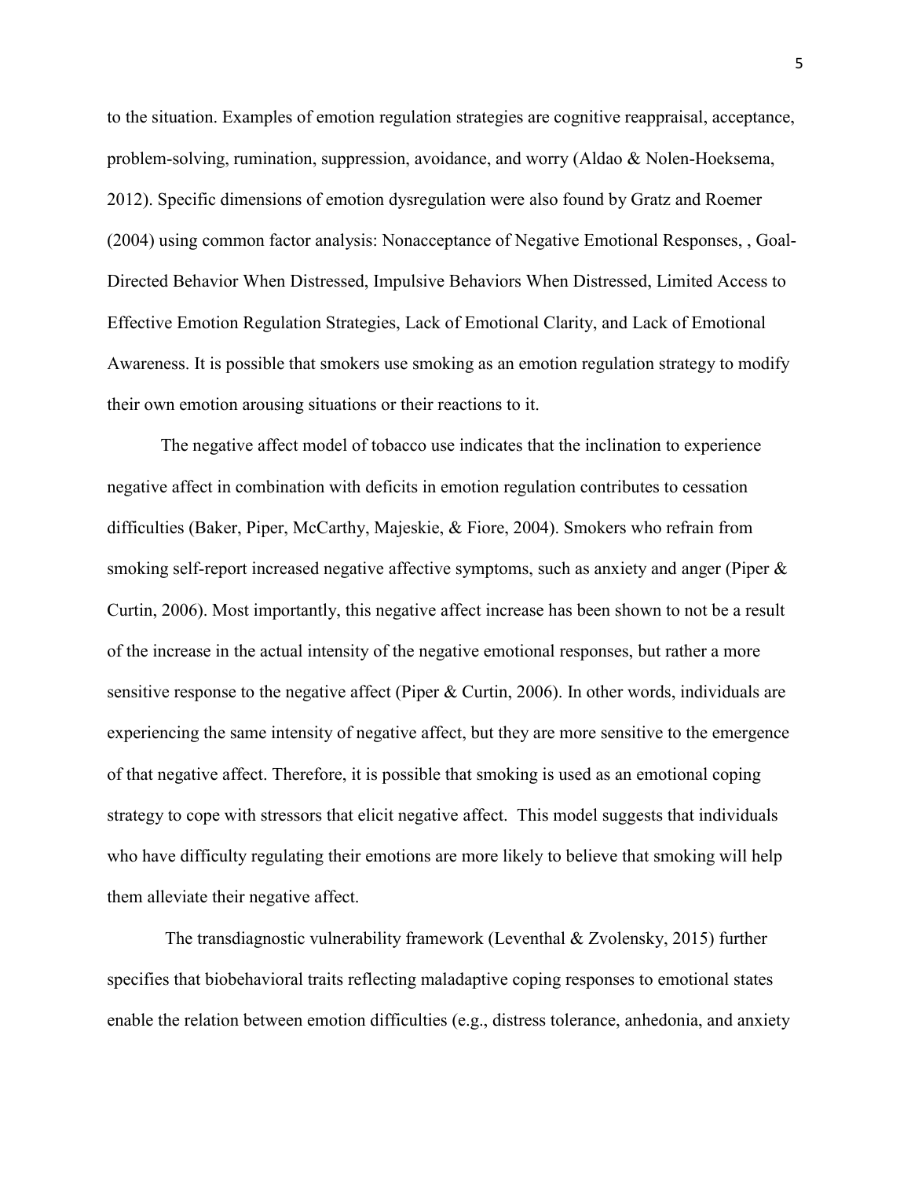to the situation. Examples of emotion regulation strategies are cognitive reappraisal, acceptance, problem-solving, rumination, suppression, avoidance, and worry (Aldao & Nolen-Hoeksema, 2012). Specific dimensions of emotion dysregulation were also found by Gratz and Roemer (2004) using common factor analysis: Nonacceptance of Negative Emotional Responses, , Goal-Directed Behavior When Distressed, Impulsive Behaviors When Distressed, Limited Access to Effective Emotion Regulation Strategies, Lack of Emotional Clarity, and Lack of Emotional Awareness. It is possible that smokers use smoking as an emotion regulation strategy to modify their own emotion arousing situations or their reactions to it.

The negative affect model of tobacco use indicates that the inclination to experience negative affect in combination with deficits in emotion regulation contributes to cessation difficulties (Baker, Piper, McCarthy, Majeskie, & Fiore, 2004). Smokers who refrain from smoking self-report increased negative affective symptoms, such as anxiety and anger (Piper & Curtin, 2006). Most importantly, this negative affect increase has been shown to not be a result of the increase in the actual intensity of the negative emotional responses, but rather a more sensitive response to the negative affect (Piper & Curtin, 2006). In other words, individuals are experiencing the same intensity of negative affect, but they are more sensitive to the emergence of that negative affect. Therefore, it is possible that smoking is used as an emotional coping strategy to cope with stressors that elicit negative affect. This model suggests that individuals who have difficulty regulating their emotions are more likely to believe that smoking will help them alleviate their negative affect.

The transdiagnostic vulnerability framework (Leventhal & Zvolensky, 2015) further specifies that biobehavioral traits reflecting maladaptive coping responses to emotional states enable the relation between emotion difficulties (e.g., distress tolerance, anhedonia, and anxiety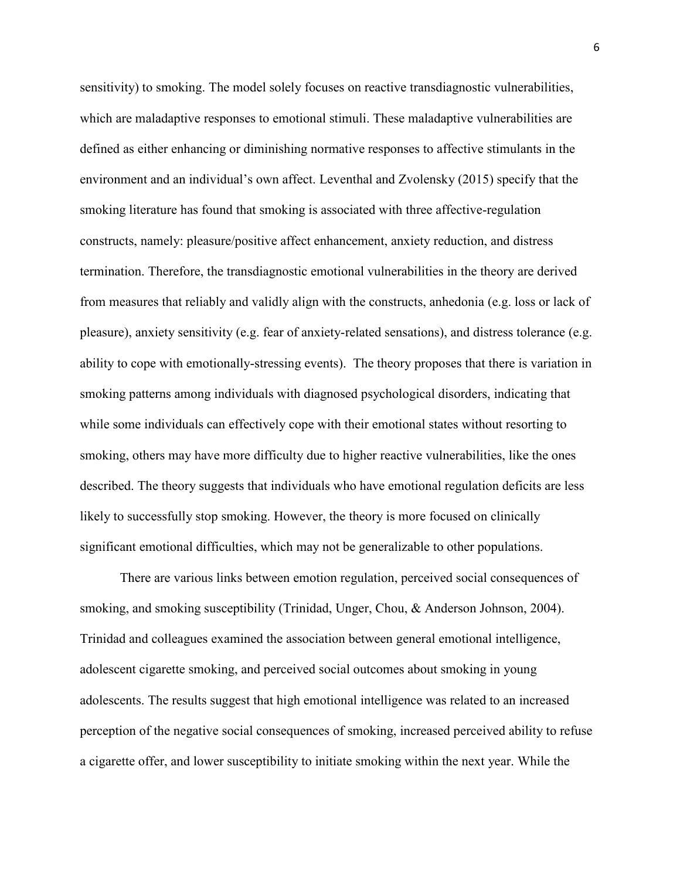sensitivity) to smoking. The model solely focuses on reactive transdiagnostic vulnerabilities, which are maladaptive responses to emotional stimuli. These maladaptive vulnerabilities are defined as either enhancing or diminishing normative responses to affective stimulants in the environment and an individual's own affect. Leventhal and Zvolensky (2015) specify that the smoking literature has found that smoking is associated with three affective-regulation constructs, namely: pleasure/positive affect enhancement, anxiety reduction, and distress termination. Therefore, the transdiagnostic emotional vulnerabilities in the theory are derived from measures that reliably and validly align with the constructs, anhedonia (e.g. loss or lack of pleasure), anxiety sensitivity (e.g. fear of anxiety-related sensations), and distress tolerance (e.g. ability to cope with emotionally-stressing events). The theory proposes that there is variation in smoking patterns among individuals with diagnosed psychological disorders, indicating that while some individuals can effectively cope with their emotional states without resorting to smoking, others may have more difficulty due to higher reactive vulnerabilities, like the ones described. The theory suggests that individuals who have emotional regulation deficits are less likely to successfully stop smoking. However, the theory is more focused on clinically significant emotional difficulties, which may not be generalizable to other populations.

There are various links between emotion regulation, perceived social consequences of smoking, and smoking susceptibility (Trinidad, Unger, Chou, & Anderson Johnson, 2004). Trinidad and colleagues examined the association between general emotional intelligence, adolescent cigarette smoking, and perceived social outcomes about smoking in young adolescents. The results suggest that high emotional intelligence was related to an increased perception of the negative social consequences of smoking, increased perceived ability to refuse a cigarette offer, and lower susceptibility to initiate smoking within the next year. While the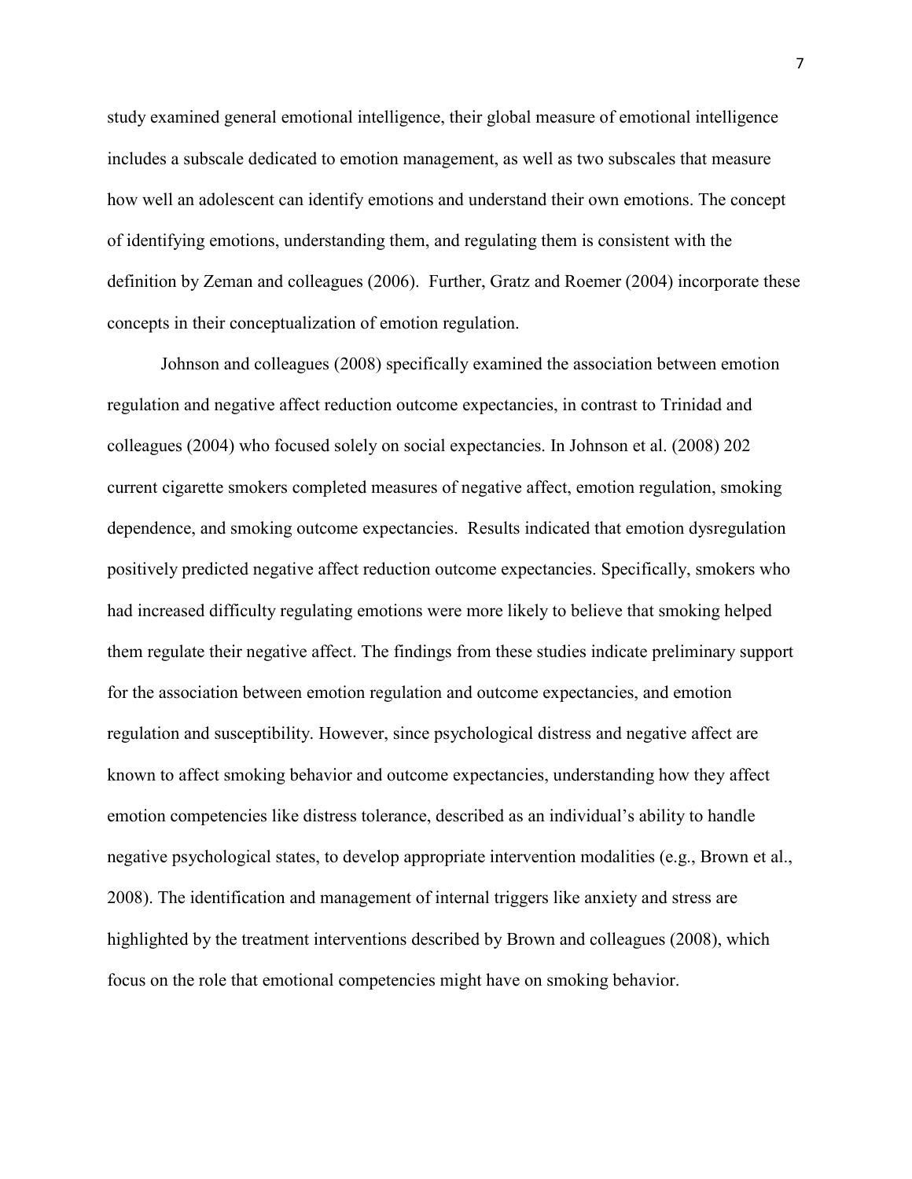study examined general emotional intelligence, their global measure of emotional intelligence includes a subscale dedicated to emotion management, as well as two subscales that measure how well an adolescent can identify emotions and understand their own emotions. The concept of identifying emotions, understanding them, and regulating them is consistent with the definition by Zeman and colleagues (2006). Further, Gratz and Roemer (2004) incorporate these concepts in their conceptualization of emotion regulation.

Johnson and colleagues (2008) specifically examined the association between emotion regulation and negative affect reduction outcome expectancies, in contrast to Trinidad and colleagues (2004) who focused solely on social expectancies. In Johnson et al. (2008) 202 current cigarette smokers completed measures of negative affect, emotion regulation, smoking dependence, and smoking outcome expectancies. Results indicated that emotion dysregulation positively predicted negative affect reduction outcome expectancies. Specifically, smokers who had increased difficulty regulating emotions were more likely to believe that smoking helped them regulate their negative affect. The findings from these studies indicate preliminary support for the association between emotion regulation and outcome expectancies, and emotion regulation and susceptibility. However, since psychological distress and negative affect are known to affect smoking behavior and outcome expectancies, understanding how they affect emotion competencies like distress tolerance, described as an individual's ability to handle negative psychological states, to develop appropriate intervention modalities (e.g., Brown et al., 2008). The identification and management of internal triggers like anxiety and stress are highlighted by the treatment interventions described by Brown and colleagues (2008), which focus on the role that emotional competencies might have on smoking behavior.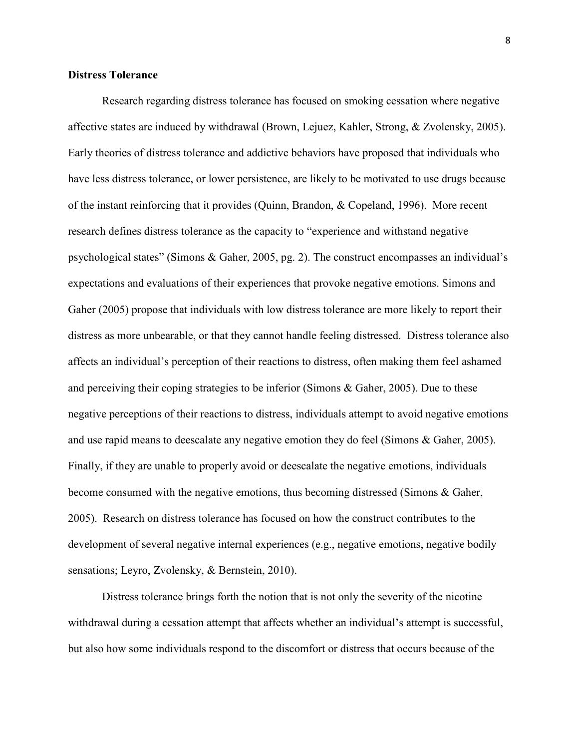**Distress Tolerance**

Research regarding distress tolerance has focused on smoking cessation where negative affective states are induced by withdrawal (Brown, Lejuez, Kahler, Strong, & Zvolensky, 2005). Early theories of distress tolerance and addictive behaviors have proposed that individuals who have less distress tolerance, or lower persistence, are likely to be motivated to use drugs because of the instant reinforcing that it provides (Quinn, Brandon, & Copeland, 1996). More recent research defines distress tolerance as the capacity to "experience and withstand negative psychological states" (Simons & Gaher, 2005, pg. 2). The construct encompasses an individual's expectations and evaluations of their experiences that provoke negative emotions. Simons and Gaher (2005) propose that individuals with low distress tolerance are more likely to report their distress as more unbearable, or that they cannot handle feeling distressed. Distress tolerance also affects an individual's perception of their reactions to distress, often making them feel ashamed and perceiving their coping strategies to be inferior (Simons & Gaher, 2005). Due to these negative perceptions of their reactions to distress, individuals attempt to avoid negative emotions and use rapid means to deescalate any negative emotion they do feel (Simons & Gaher, 2005). Finally, if they are unable to properly avoid or deescalate the negative emotions, individuals become consumed with the negative emotions, thus becoming distressed (Simons & Gaher, 2005). Research on distress tolerance has focused on how the construct contributes to the development of several negative internal experiences (e.g., negative emotions, negative bodily sensations; Leyro, Zvolensky, & Bernstein, 2010).

Distress tolerance brings forth the notion that is not only the severity of the nicotine withdrawal during a cessation attempt that affects whether an individual's attempt is successful, but also how some individuals respond to the discomfort or distress that occurs because of the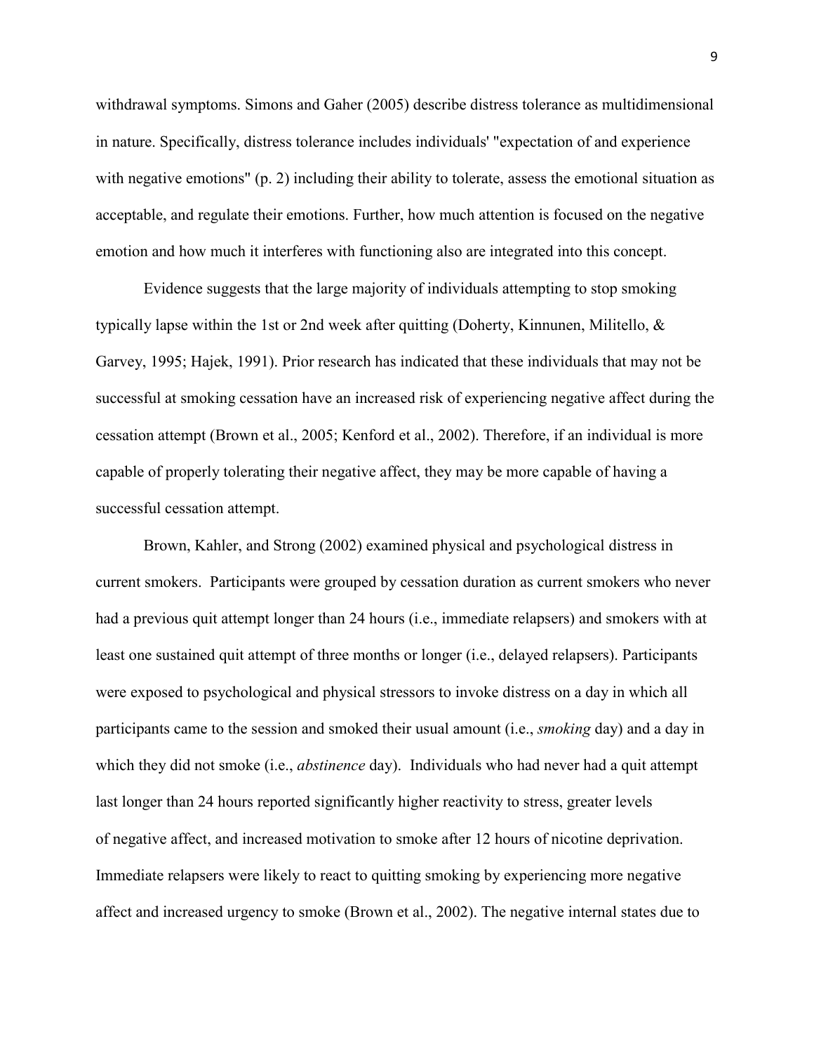withdrawal symptoms. Simons and Gaher (2005) describe distress tolerance as multidimensional in nature. Specifically, distress tolerance includes individuals' "expectation of and experience with negative emotions" (p. 2) including their ability to tolerate, assess the emotional situation as acceptable, and regulate their emotions. Further, how much attention is focused on the negative emotion and how much it interferes with functioning also are integrated into this concept.

Evidence suggests that the large majority of individuals attempting to stop smoking typically lapse within the 1st or 2nd week after quitting (Doherty, Kinnunen, Militello, & Garvey, 1995; Hajek, 1991). Prior research has indicated that these individuals that may not be successful at smoking cessation have an increased risk of experiencing negative affect during the cessation attempt (Brown et al., 2005; Kenford et al., 2002). Therefore, if an individual is more capable of properly tolerating their negative affect, they may be more capable of having a successful cessation attempt.

Brown, Kahler, and Strong (2002) examined physical and psychological distress in current smokers. Participants were grouped by cessation duration as current smokers who never had a previous quit attempt longer than 24 hours (i.e., immediate relapsers) and smokers with at least one sustained quit attempt of three months or longer (i.e., delayed relapsers). Participants were exposed to psychological and physical stressors to invoke distress on a day in which all participants came to the session and smoked their usual amount (i.e., *smoking* day) and a day in which they did not smoke (i.e., *abstinence* day). Individuals who had never had a quit attempt last longer than 24 hours reported significantly higher reactivity to stress, greater levels of negative affect, and increased motivation to smoke after 12 hours of nicotine deprivation. Immediate relapsers were likely to react to quitting smoking by experiencing more negative affect and increased urgency to smoke (Brown et al., 2002). The negative internal states due to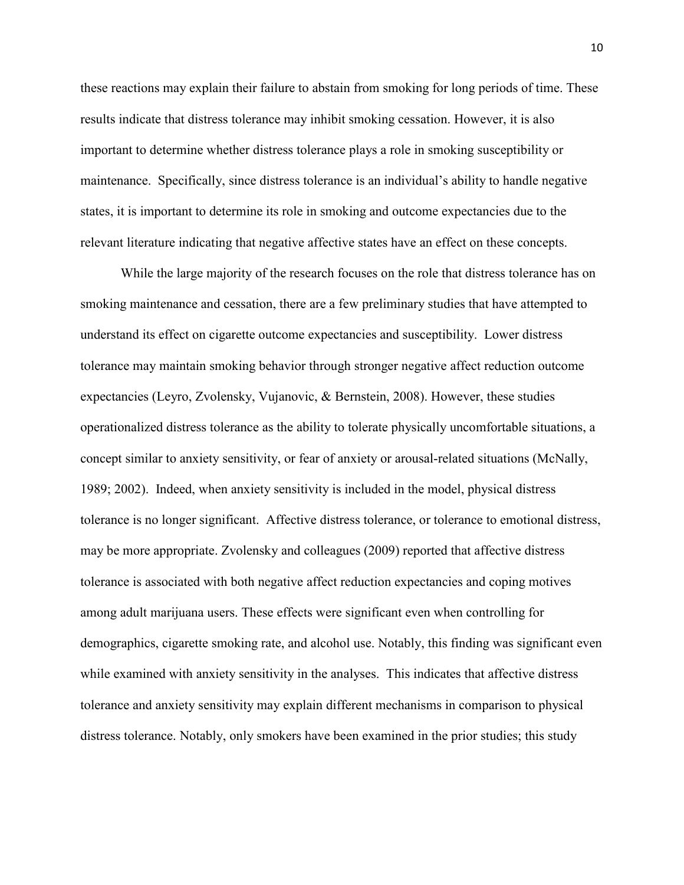these reactions may explain their failure to abstain from smoking for long periods of time. These results indicate that distress tolerance may inhibit smoking cessation. However, it is also important to determine whether distress tolerance plays a role in smoking susceptibility or maintenance. Specifically, since distress tolerance is an individual's ability to handle negative states, it is important to determine its role in smoking and outcome expectancies due to the relevant literature indicating that negative affective states have an effect on these concepts.

While the large majority of the research focuses on the role that distress tolerance has on smoking maintenance and cessation, there are a few preliminary studies that have attempted to understand its effect on cigarette outcome expectancies and susceptibility. Lower distress tolerance may maintain smoking behavior through stronger negative affect reduction outcome expectancies (Leyro, Zvolensky, Vujanovic, & Bernstein, 2008). However, these studies operationalized distress tolerance as the ability to tolerate physically uncomfortable situations, a concept similar to anxiety sensitivity, or fear of anxiety or arousal-related situations (McNally, 1989; 2002). Indeed, when anxiety sensitivity is included in the model, physical distress tolerance is no longer significant. Affective distress tolerance, or tolerance to emotional distress, may be more appropriate. Zvolensky and colleagues (2009) reported that affective distress tolerance is associated with both negative affect reduction expectancies and coping motives among adult marijuana users. These effects were significant even when controlling for demographics, cigarette smoking rate, and alcohol use. Notably, this finding was significant even while examined with anxiety sensitivity in the analyses. This indicates that affective distress tolerance and anxiety sensitivity may explain different mechanisms in comparison to physical distress tolerance. Notably, only smokers have been examined in the prior studies; this study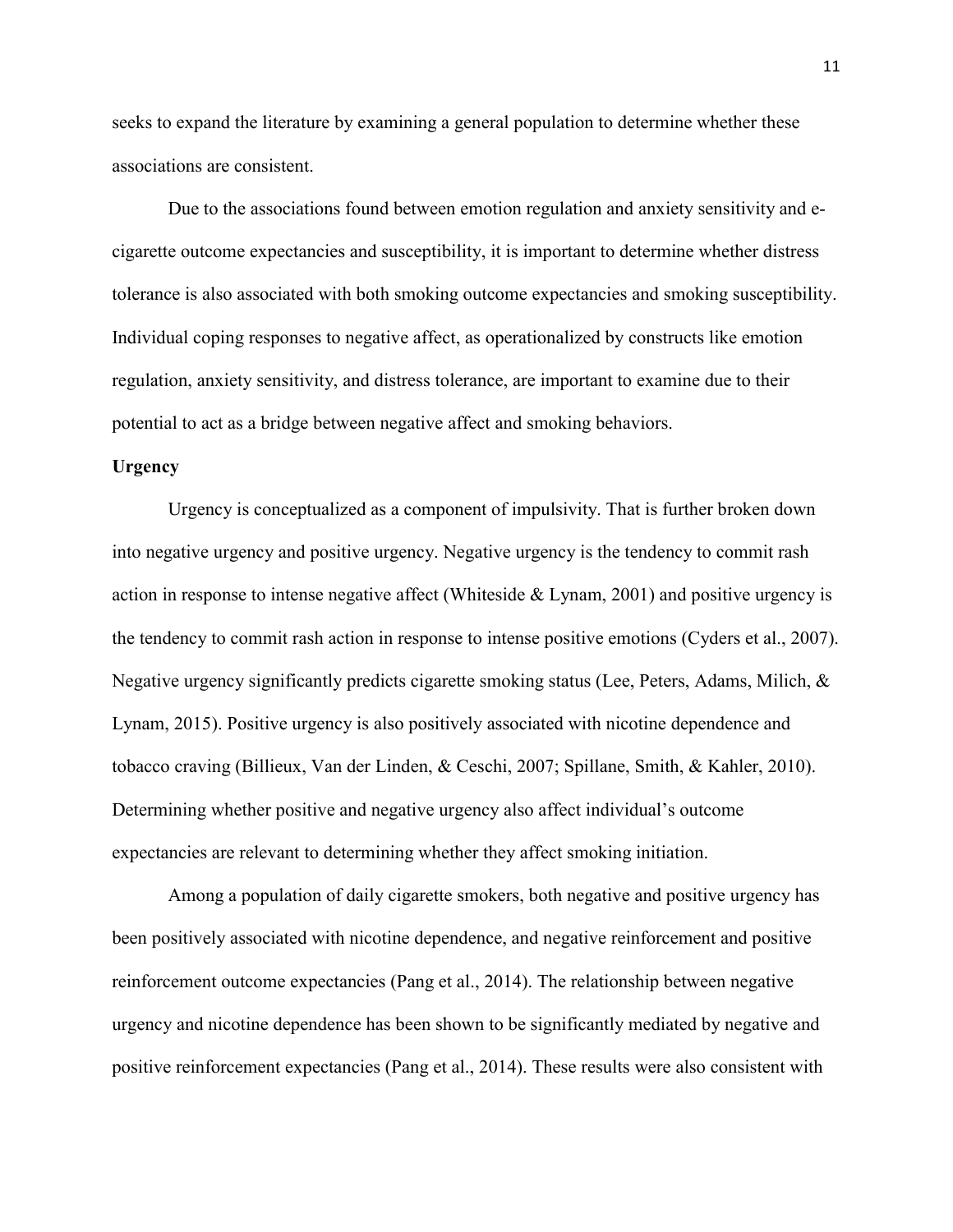seeks to expand the literature by examining a general population to determine whether these associations are consistent.

Due to the associations found between emotion regulation and anxiety sensitivity and e-cigarette outcome expectancies and susceptibility, it is important to determine whether distress tolerance is also associated with both smoking outcome expectancies and smoking susceptibility. Individual coping responses to negative affect, as operationalized by constructs like emotion regulation, anxiety sensitivity, and distress tolerance, are important to examine due to their potential to act as a bridge between negative affect and smoking behaviors.

**Urgency**

Urgency is conceptualized as a component of impulsivity. That is further broken down into negative urgency and positive urgency. Negative urgency is the tendency to commit rash action in response to intense negative affect (Whiteside & Lynam, 2001) and positive urgency is the tendency to commit rash action in response to intense positive emotions (Cyders et al., 2007). Negative urgency significantly predicts cigarette smoking status (Lee, Peters, Adams, Milich, & Lynam, 2015). Positive urgency is also positively associated with nicotine dependence and tobacco craving (Billieux, Van der Linden, & Ceschi, 2007; Spillane, Smith, & Kahler, 2010). Determining whether positive and negative urgency also affect individual's outcome expectancies are relevant to determining whether they affect smoking initiation.

Among a population of daily cigarette smokers, both negative and positive urgency has been positively associated with nicotine dependence, and negative reinforcement and positive reinforcement outcome expectancies (Pang et al., 2014). The relationship between negative urgency and nicotine dependence has been shown to be significantly mediated by negative and positive reinforcement expectancies (Pang et al., 2014). These results were also consistent with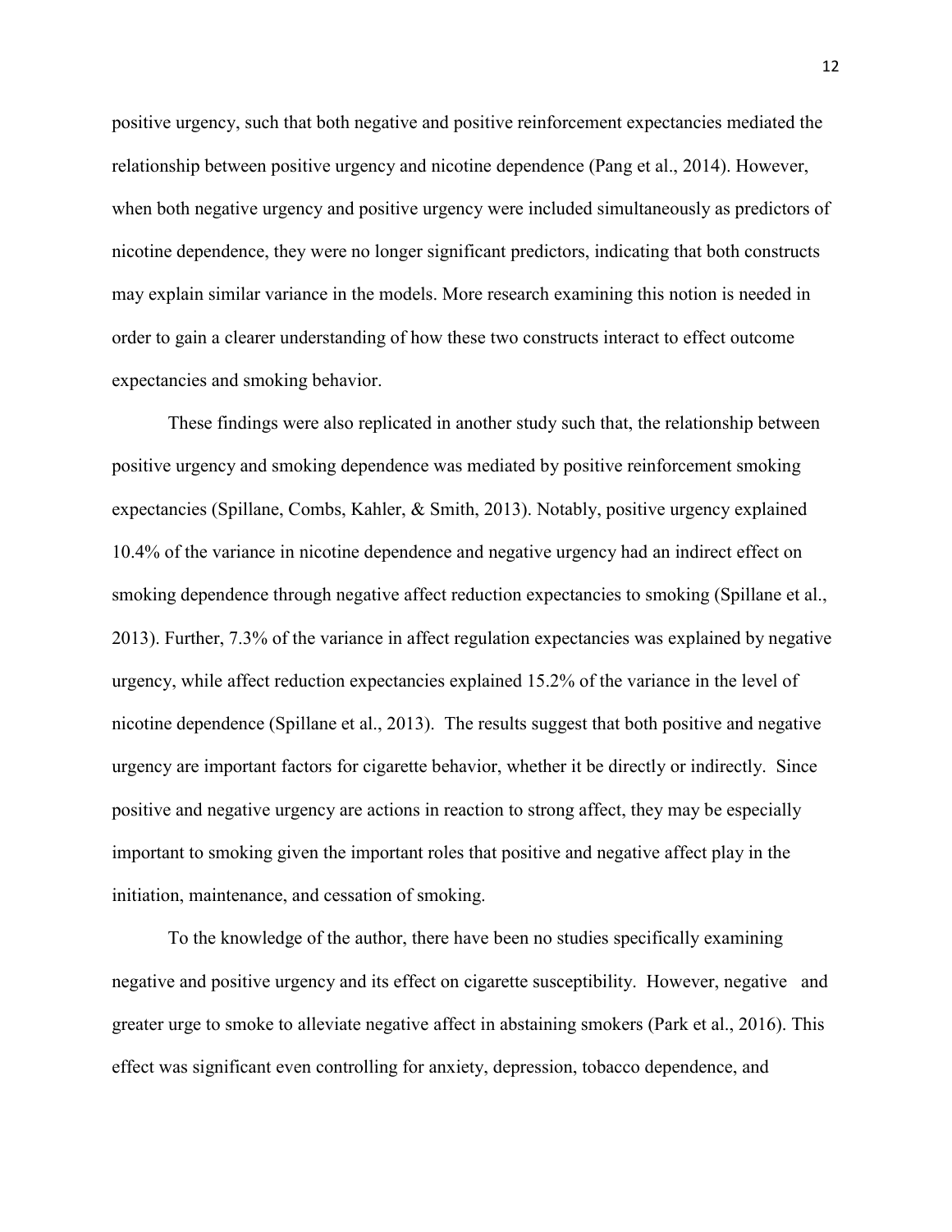positive urgency, such that both negative and positive reinforcement expectancies mediated the relationship between positive urgency and nicotine dependence (Pang et al., 2014). However, when both negative urgency and positive urgency were included simultaneously as predictors of nicotine dependence, they were no longer significant predictors, indicating that both constructs may explain similar variance in the models. More research examining this notion is needed in order to gain a clearer understanding of how these two constructs interact to effect outcome expectancies and smoking behavior.

These findings were also replicated in another study such that, the relationship between positive urgency and smoking dependence was mediated by positive reinforcement smoking expectancies (Spillane, Combs, Kahler, & Smith, 2013). Notably, positive urgency explained 10.4% of the variance in nicotine dependence and negative urgency had an indirect effect on smoking dependence through negative affect reduction expectancies to smoking (Spillane et al., 2013). Further, 7.3% of the variance in affect regulation expectancies was explained by negative urgency, while affect reduction expectancies explained 15.2% of the variance in the level of nicotine dependence (Spillane et al., 2013). The results suggest that both positive and negative urgency are important factors for cigarette behavior, whether it be directly or indirectly. Since positive and negative urgency are actions in reaction to strong affect, they may be especially important to smoking given the important roles that positive and negative affect play in the initiation, maintenance, and cessation of smoking.

To the knowledge of the author, there have been no studies specifically examining negative and positive urgency and its effect on cigarette susceptibility. However, negative and greater urge to smoke to alleviate negative affect in abstaining smokers (Park et al., 2016). This effect was significant even controlling for anxiety, depression, tobacco dependence, and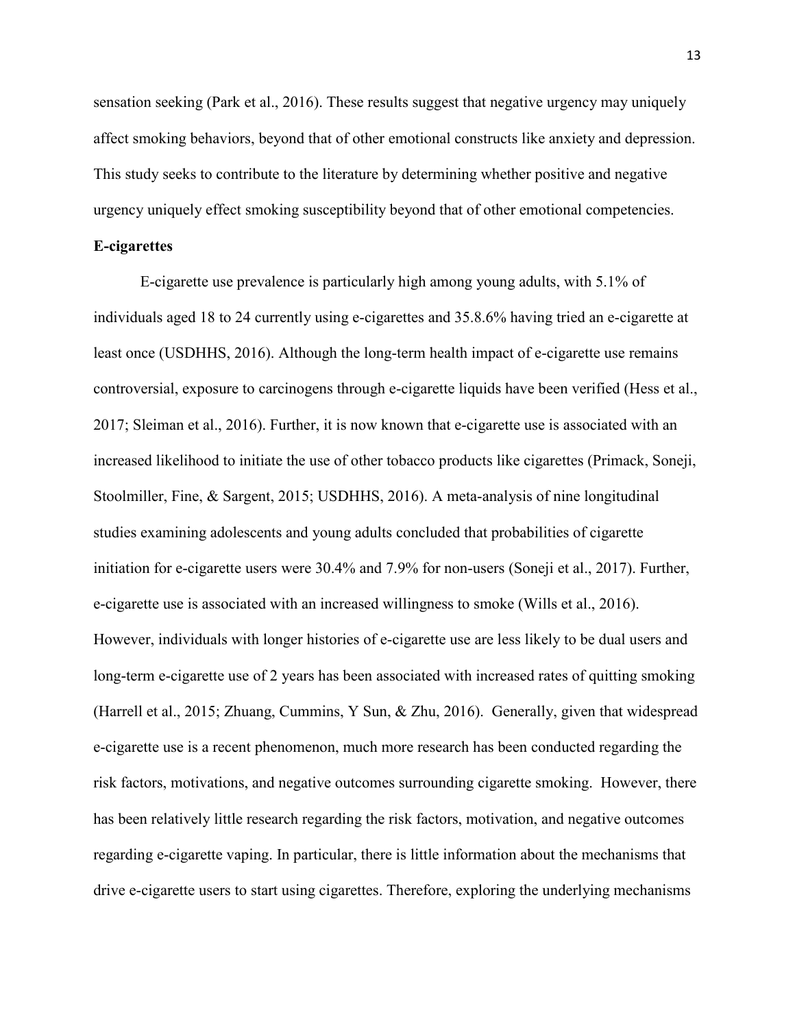sensation seeking (Park et al., 2016). These results suggest that negative urgency may uniquely affect smoking behaviors, beyond that of other emotional constructs like anxiety and depression. This study seeks to contribute to the literature by determining whether positive and negative urgency uniquely effect smoking susceptibility beyond that of other emotional competencies.

**E-cigarettes**

E-cigarette use prevalence is particularly high among young adults, with 5.1% of individuals aged 18 to 24 currently using e-cigarettes and 35.8.6% having tried an e-cigarette at least once (USDHHS, 2016). Although the long-term health impact of e-cigarette use remains controversial, exposure to carcinogens through e-cigarette liquids have been verified (Hess et al., 2017; Sleiman et al., 2016). Further, it is now known that e-cigarette use is associated with an increased likelihood to initiate the use of other tobacco products like cigarettes (Primack, Soneji, Stoolmiller, Fine, & Sargent, 2015; USDHHS, 2016). A meta-analysis of nine longitudinal studies examining adolescents and young adults concluded that probabilities of cigarette initiation for e-cigarette users were 30.4% and 7.9% for non-users (Soneji et al., 2017). Further, e-cigarette use is associated with an increased willingness to smoke (Wills et al., 2016). However, individuals with longer histories of e-cigarette use are less likely to be dual users and long-term e-cigarette use of 2 years has been associated with increased rates of quitting smoking (Harrell et al., 2015; Zhuang, Cummins, Y Sun, & Zhu, 2016). Generally, given that widespread e-cigarette use is a recent phenomenon, much more research has been conducted regarding the risk factors, motivations, and negative outcomes surrounding cigarette smoking. However, there has been relatively little research regarding the risk factors, motivation, and negative outcomes regarding e-cigarette vaping. In particular, there is little information about the mechanisms that drive e-cigarette users to start using cigarettes. Therefore, exploring the underlying mechanisms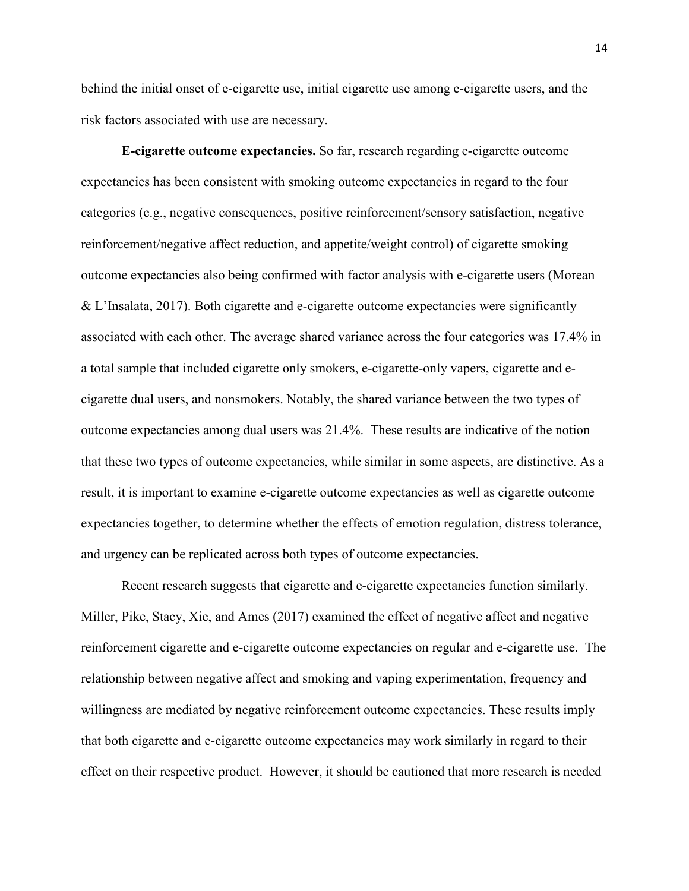behind the initial onset of e-cigarette use, initial cigarette use among e-cigarette users, and the risk factors associated with use are necessary.

**E-cigarette outcome expectancies.** So far, research regarding e-cigarette outcome expectancies has been consistent with smoking outcome expectancies in regard to the four categories (e.g., negative consequences, positive reinforcement/sensory satisfaction, negative reinforcement/negative affect reduction, and appetite/weight control) of cigarette smoking outcome expectancies also being confirmed with factor analysis with e-cigarette users (Morean & L'Insalata, 2017). Both cigarette and e-cigarette outcome expectancies were significantly associated with each other. The average shared variance across the four categories was 17.4% in a total sample that included cigarette only smokers, e-cigarette-only vapers, cigarette and e-cigarette dual users, and nonsmokers. Notably, the shared variance between the two types of outcome expectancies among dual users was 21.4%. These results are indicative of the notion that these two types of outcome expectancies, while similar in some aspects, are distinctive. As a result, it is important to examine e-cigarette outcome expectancies as well as cigarette outcome expectancies together, to determine whether the effects of emotion regulation, distress tolerance, and urgency can be replicated across both types of outcome expectancies.

Recent research suggests that cigarette and e-cigarette expectancies function similarly. Miller, Pike, Stacy, Xie, and Ames (2017) examined the effect of negative affect and negative reinforcement cigarette and e-cigarette outcome expectancies on regular and e-cigarette use. The relationship between negative affect and smoking and vaping experimentation, frequency and willingness are mediated by negative reinforcement outcome expectancies. These results imply that both cigarette and e-cigarette outcome expectancies may work similarly in regard to their effect on their respective product. However, it should be cautioned that more research is needed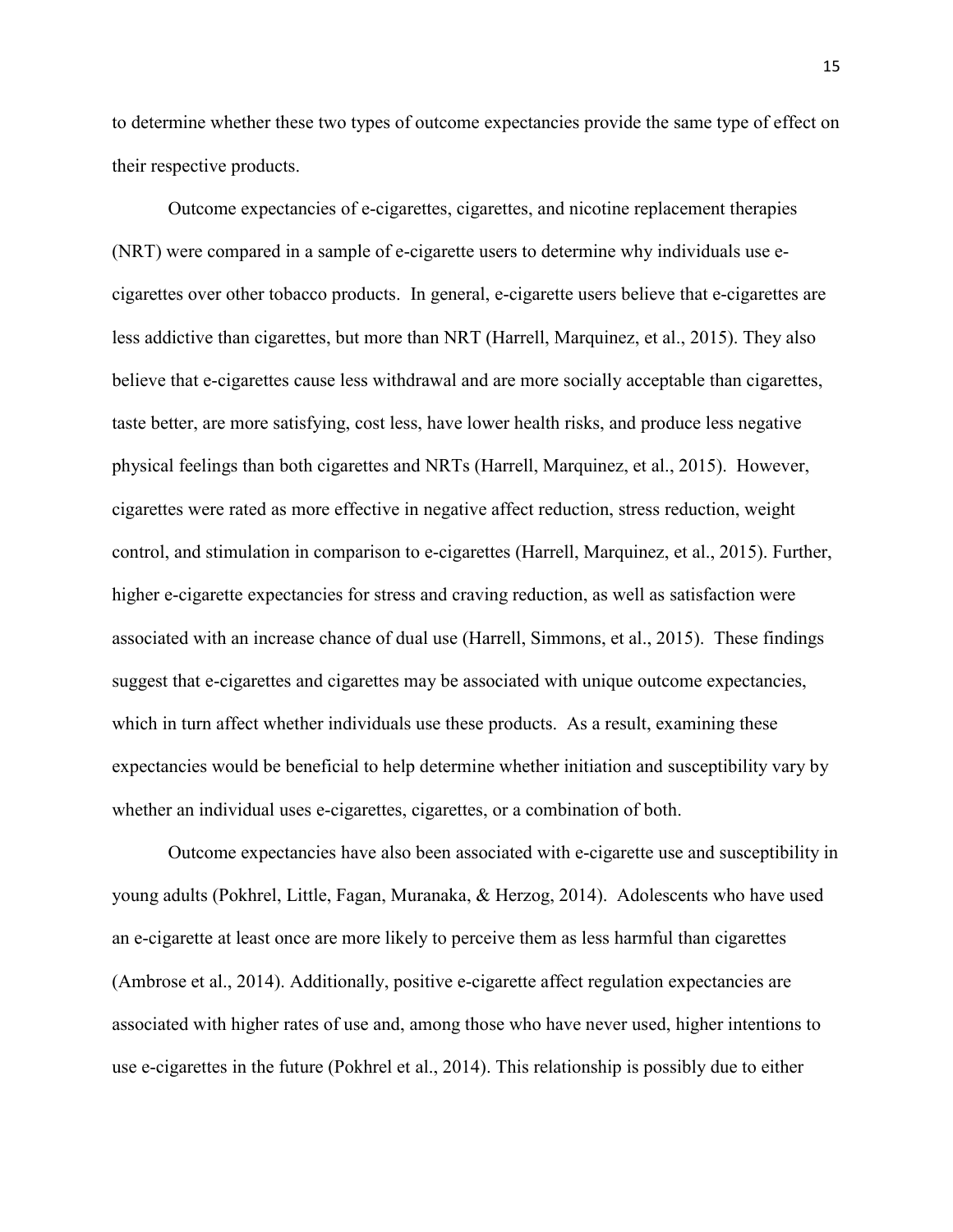to determine whether these two types of outcome expectancies provide the same type of effect on their respective products.

Outcome expectancies of e-cigarettes, cigarettes, and nicotine replacement therapies (NRT) were compared in a sample of e-cigarette users to determine why individuals use e-cigarettes over other tobacco products. In general, e-cigarette users believe that e-cigarettes are less addictive than cigarettes, but more than NRT (Harrell, Marquinez, et al., 2015). They also believe that e-cigarettes cause less withdrawal and are more socially acceptable than cigarettes, taste better, are more satisfying, cost less, have lower health risks, and produce less negative physical feelings than both cigarettes and NRTs (Harrell, Marquinez, et al., 2015). However, cigarettes were rated as more effective in negative affect reduction, stress reduction, weight control, and stimulation in comparison to e-cigarettes (Harrell, Marquinez, et al., 2015). Further, higher e-cigarette expectancies for stress and craving reduction, as well as satisfaction were associated with an increase chance of dual use (Harrell, Simmons, et al., 2015). These findings suggest that e-cigarettes and cigarettes may be associated with unique outcome expectancies, which in turn affect whether individuals use these products. As a result, examining these expectancies would be beneficial to help determine whether initiation and susceptibility vary by whether an individual uses e-cigarettes, cigarettes, or a combination of both.

Outcome expectancies have also been associated with e-cigarette use and susceptibility in young adults (Pokhrel, Little, Fagan, Muranaka, & Herzog, 2014). Adolescents who have used an e-cigarette at least once are more likely to perceive them as less harmful than cigarettes (Ambrose et al., 2014). Additionally, positive e-cigarette affect regulation expectancies are associated with higher rates of use and, among those who have never used, higher intentions to use e-cigarettes in the future (Pokhrel et al., 2014). This relationship is possibly due to either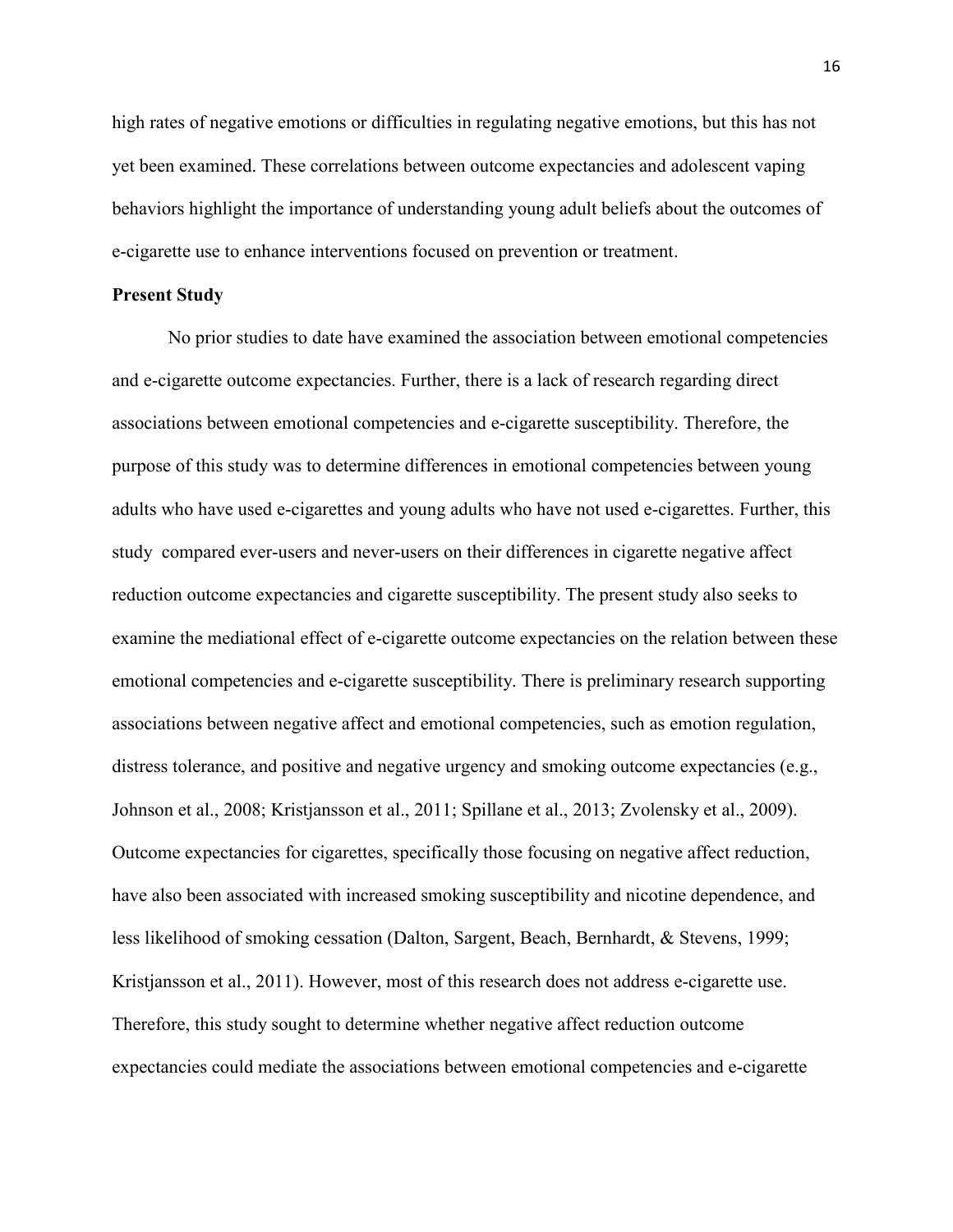high rates of negative emotions or difficulties in regulating negative emotions, but this has not yet been examined. These correlations between outcome expectancies and adolescent vaping behaviors highlight the importance of understanding young adult beliefs about the outcomes of e-cigarette use to enhance interventions focused on prevention or treatment.

**Present Study**

No prior studies to date have examined the association between emotional competencies and e-cigarette outcome expectancies. Further, there is a lack of research regarding direct associations between emotional competencies and e-cigarette susceptibility. Therefore, the purpose of this study was to determine differences in emotional competencies between young adults who have used e-cigarettes and young adults who have not used e-cigarettes. Further, this study compared ever-users and never-users on their differences in cigarette negative affect reduction outcome expectancies and cigarette susceptibility. The present study also seeks to examine the mediational effect of e-cigarette outcome expectancies on the relation between these emotional competencies and e-cigarette susceptibility. There is preliminary research supporting associations between negative affect and emotional competencies, such as emotion regulation, distress tolerance, and positive and negative urgency and smoking outcome expectancies (e.g., Johnson et al., 2008; Kristjansson et al., 2011; Spillane et al., 2013; Zvolensky et al., 2009). Outcome expectancies for cigarettes, specifically those focusing on negative affect reduction, have also been associated with increased smoking susceptibility and nicotine dependence, and less likelihood of smoking cessation (Dalton, Sargent, Beach, Bernhardt, & Stevens, 1999; Kristjansson et al., 2011). However, most of this research does not address e-cigarette use. Therefore, this study sought to determine whether negative affect reduction outcome expectancies could mediate the associations between emotional competencies and e-cigarette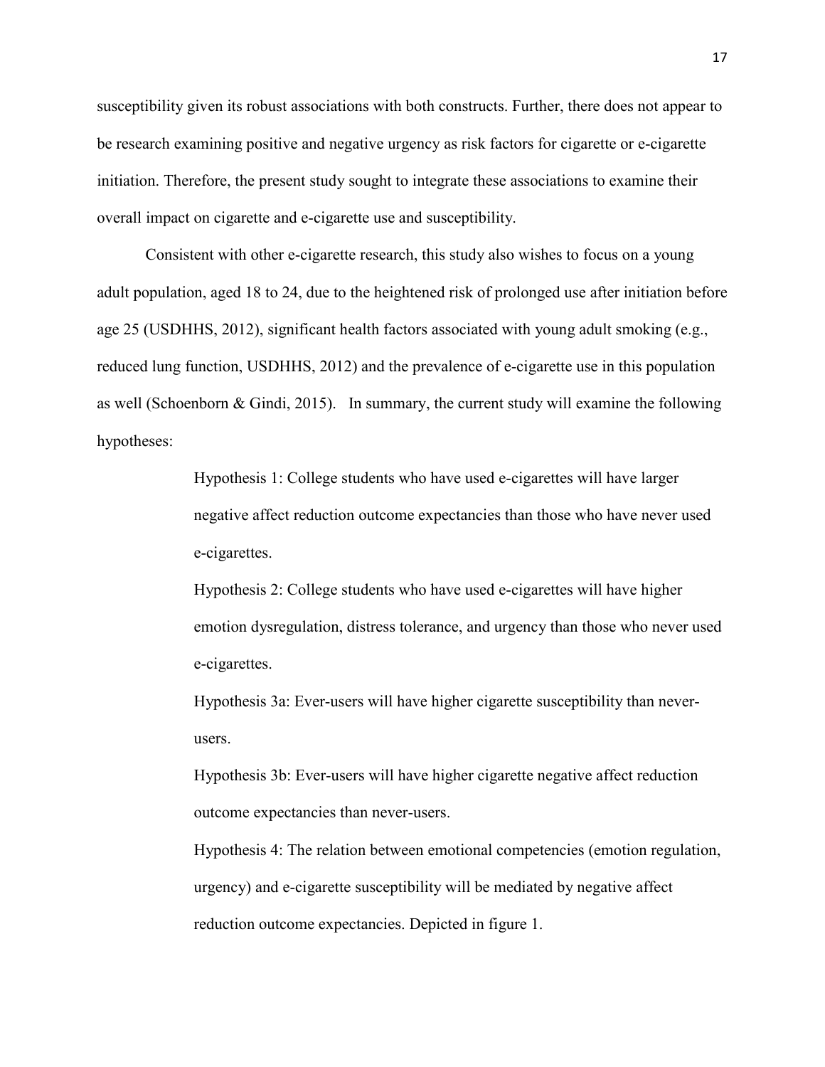susceptibility given its robust associations with both constructs. Further, there does not appear to be research examining positive and negative urgency as risk factors for cigarette or e-cigarette initiation. Therefore, the present study sought to integrate these associations to examine their overall impact on cigarette and e-cigarette use and susceptibility.

Consistent with other e-cigarette research, this study also wishes to focus on a young adult population, aged 18 to 24, due to the heightened risk of prolonged use after initiation before age 25 (USDHHS, 2012), significant health factors associated with young adult smoking (e.g., reduced lung function, USDHHS, 2012) and the prevalence of e-cigarette use in this population as well (Schoenborn & Gindi, 2015). In summary, the current study will examine the following hypotheses:

Hypothesis 1: College students who have used e-cigarettes will have larger negative affect reduction outcome expectancies than those who have never used e-cigarettes.

Hypothesis 2: College students who have used e-cigarettes will have higher emotion dysregulation, distress tolerance, and urgency than those who never used e-cigarettes.

Hypothesis 3a: Ever-users will have higher cigarette susceptibility than never-users.

Hypothesis 3b: Ever-users will have higher cigarette negative affect reduction outcome expectancies than never-users.

Hypothesis 4: The relation between emotional competencies (emotion regulation, urgency) and e-cigarette susceptibility will be mediated by negative affect reduction outcome expectancies. Depicted in figure 1.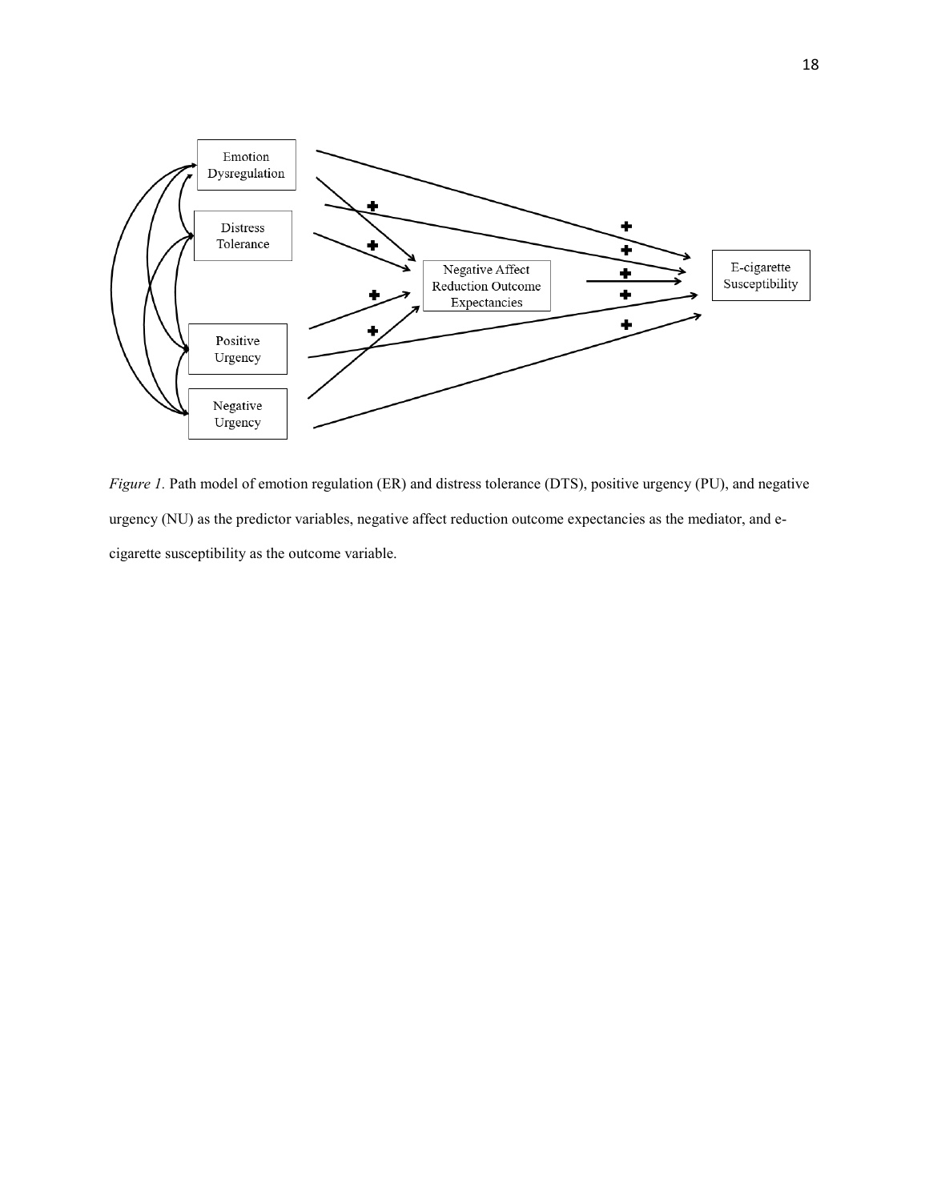*Figure 1.* Path model of emotion regulation (ER) and distress tolerance (DTS), positive urgency (PU), and negative urgency (NU) as the predictor variables, negative affect reduction outcome expectancies as the mediator, and e-cigarette susceptibility as the outcome variable.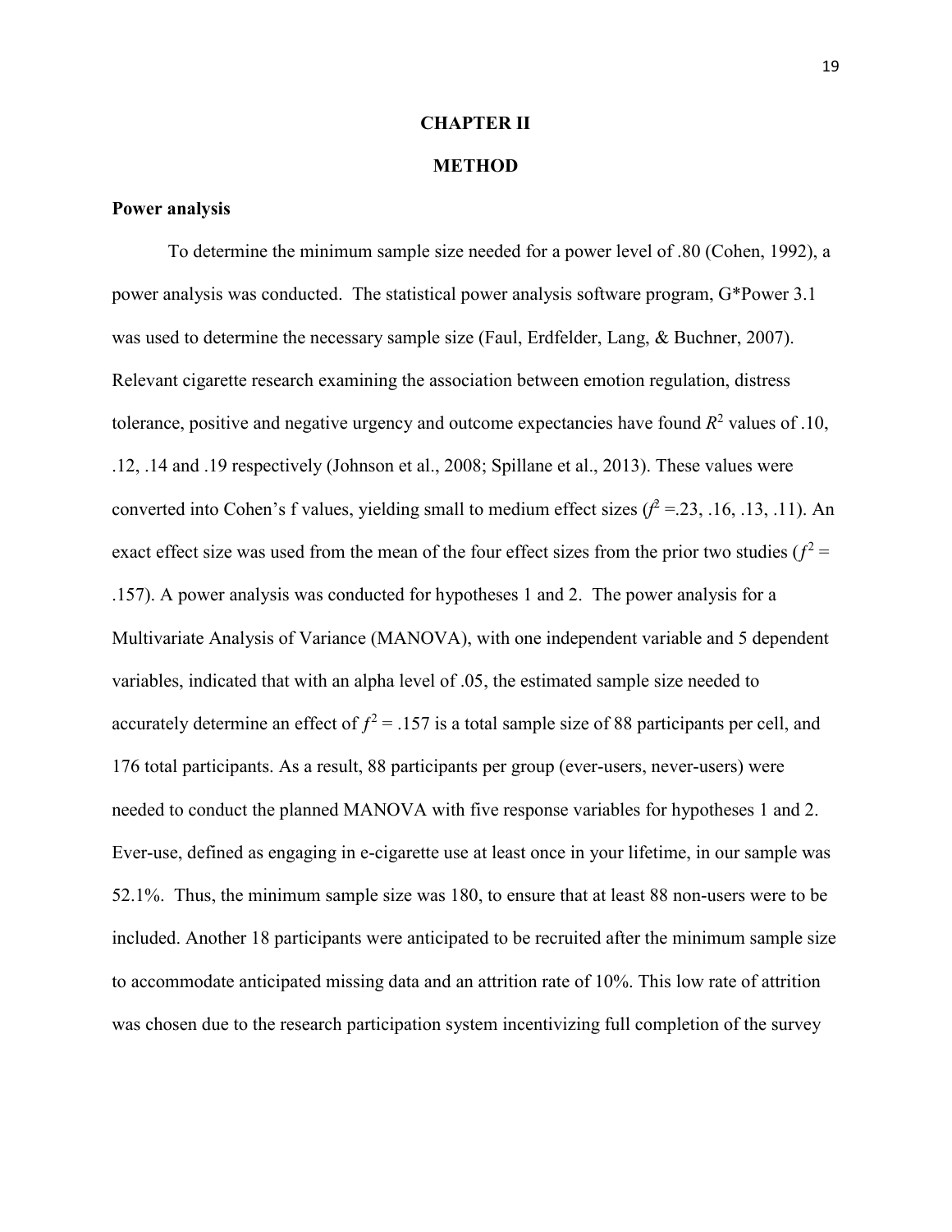# CHAPTER II

# METHOD

## Power analysis

To determine the minimum sample size needed for a power level of .80 (Cohen, 1992), a power analysis was conducted. The statistical power analysis software program, G*Power 3.1 was used to determine the necessary sample size (Faul, Erdfelder, Lang, & Buchner, 2007). Relevant cigarette research examining the association between emotion regulation, distress tolerance, positive and negative urgency and outcome expectancies have found $R^2$ values of .10, .12, .14 and .19 respectively (Johnson et al., 2008; Spillane et al., 2013). These values were converted into Cohen's f values, yielding small to medium effect sizes ($f^2$ =.23, .16, .13, .11). An exact effect size was used from the mean of the four effect sizes from the prior two studies ($f^2$ = .157). A power analysis was conducted for hypotheses 1 and 2. The power analysis for a Multivariate Analysis of Variance (MANOVA), with one independent variable and 5 dependent variables, indicated that with an alpha level of .05, the estimated sample size needed to accurately determine an effect of $f^2$ = .157 is a total sample size of 88 participants per cell, and 176 total participants. As a result, 88 participants per group (ever-users, never-users) were needed to conduct the planned MANOVA with five response variables for hypotheses 1 and 2. Ever-use, defined as engaging in e-cigarette use at least once in your lifetime, in our sample was 52.1%. Thus, the minimum sample size was 180, to ensure that at least 88 non-users were to be included. Another 18 participants were anticipated to be recruited after the minimum sample size to accommodate anticipated missing data and an attrition rate of 10%. This low rate of attrition was chosen due to the research participation system incentivizing full completion of the survey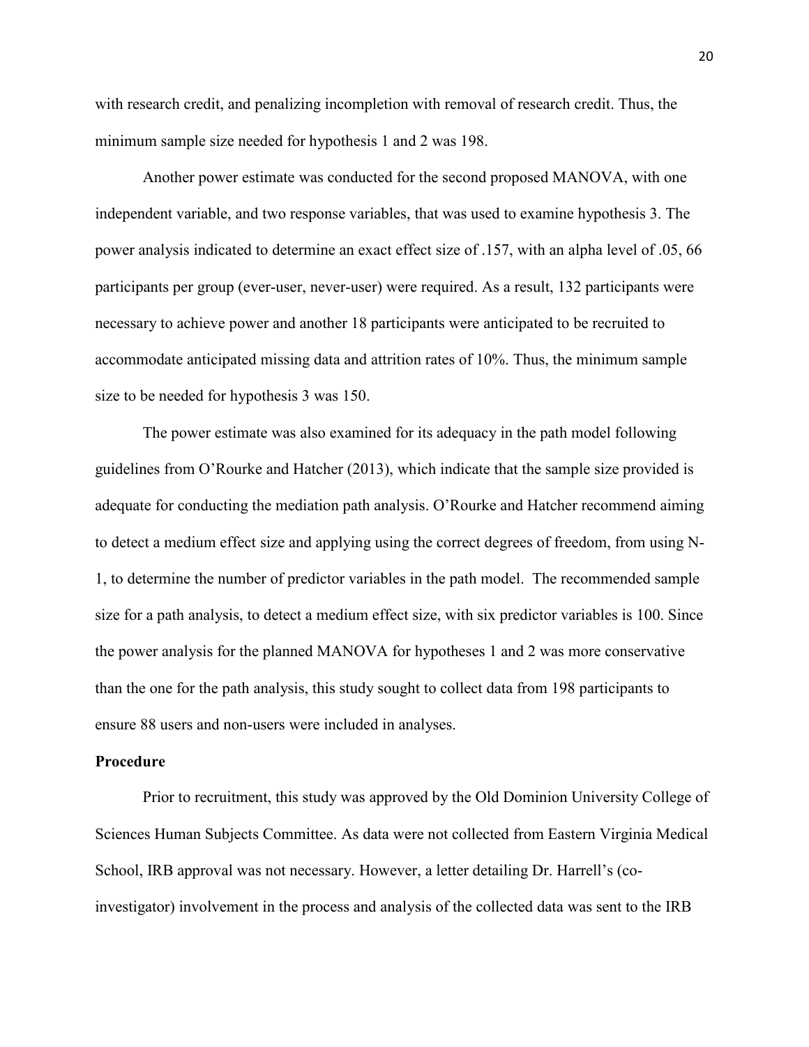with research credit, and penalizing incompletion with removal of research credit. Thus, the minimum sample size needed for hypothesis 1 and 2 was 198.

Another power estimate was conducted for the second proposed MANOVA, with one independent variable, and two response variables, that was used to examine hypothesis 3. The power analysis indicated to determine an exact effect size of .157, with an alpha level of .05, 66 participants per group (ever-user, never-user) were required. As a result, 132 participants were necessary to achieve power and another 18 participants were anticipated to be recruited to accommodate anticipated missing data and attrition rates of 10%. Thus, the minimum sample size to be needed for hypothesis 3 was 150.

The power estimate was also examined for its adequacy in the path model following guidelines from O'Rourke and Hatcher (2013), which indicate that the sample size provided is adequate for conducting the mediation path analysis. O'Rourke and Hatcher recommend aiming to detect a medium effect size and applying using the correct degrees of freedom, from using N-1, to determine the number of predictor variables in the path model. The recommended sample size for a path analysis, to detect a medium effect size, with six predictor variables is 100. Since the power analysis for the planned MANOVA for hypotheses 1 and 2 was more conservative than the one for the path analysis, this study sought to collect data from 198 participants to ensure 88 users and non-users were included in analyses.

**Procedure**

Prior to recruitment, this study was approved by the Old Dominion University College of Sciences Human Subjects Committee. As data were not collected from Eastern Virginia Medical School, IRB approval was not necessary. However, a letter detailing Dr. Harrell's (co-investigator) involvement in the process and analysis of the collected data was sent to the IRB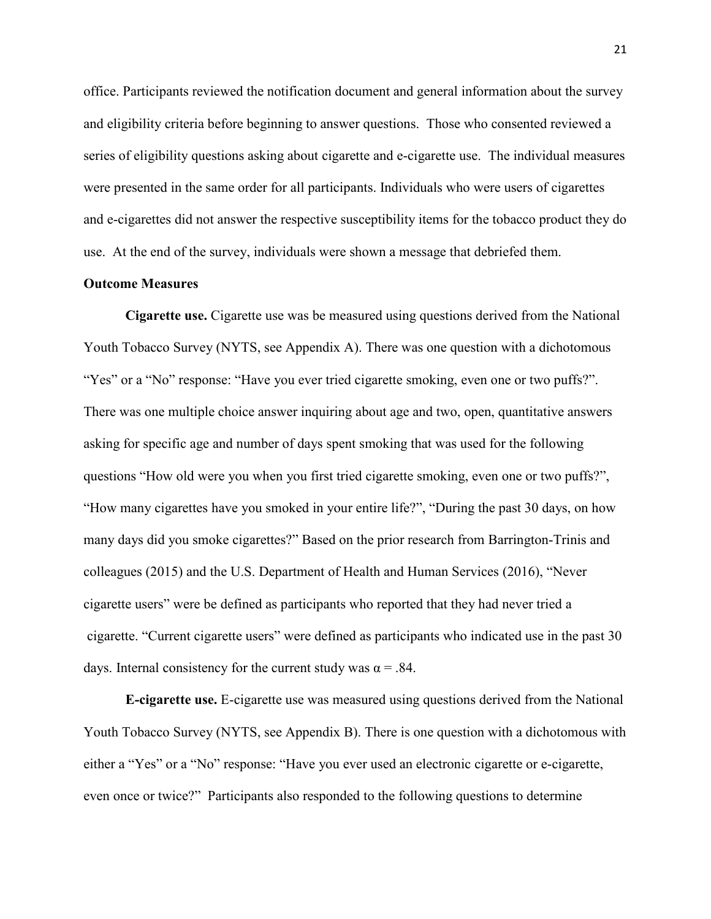office. Participants reviewed the notification document and general information about the survey and eligibility criteria before beginning to answer questions. Those who consented reviewed a series of eligibility questions asking about cigarette and e-cigarette use. The individual measures were presented in the same order for all participants. Individuals who were users of cigarettes and e-cigarettes did not answer the respective susceptibility items for the tobacco product they do use. At the end of the survey, individuals were shown a message that debriefed them.

**Outcome Measures**

**Cigarette use.** Cigarette use was be measured using questions derived from the National Youth Tobacco Survey (NYTS, see Appendix A). There was one question with a dichotomous "Yes" or a "No" response: "Have you ever tried cigarette smoking, even one or two puffs?". There was one multiple choice answer inquiring about age and two, open, quantitative answers asking for specific age and number of days spent smoking that was used for the following questions "How old were you when you first tried cigarette smoking, even one or two puffs?", "How many cigarettes have you smoked in your entire life?", "During the past 30 days, on how many days did you smoke cigarettes?" Based on the prior research from Barrington-Trinis and colleagues (2015) and the U.S. Department of Health and Human Services (2016), "Never cigarette users" were be defined as participants who reported that they had never tried a cigarette. "Current cigarette users" were defined as participants who indicated use in the past 30 days. Internal consistency for the current study was $\alpha = .84$.

**E-cigarette use.** E-cigarette use was measured using questions derived from the National Youth Tobacco Survey (NYTS, see Appendix B). There is one question with a dichotomous with either a "Yes" or a "No" response: "Have you ever used an electronic cigarette or e-cigarette, even once or twice?" Participants also responded to the following questions to determine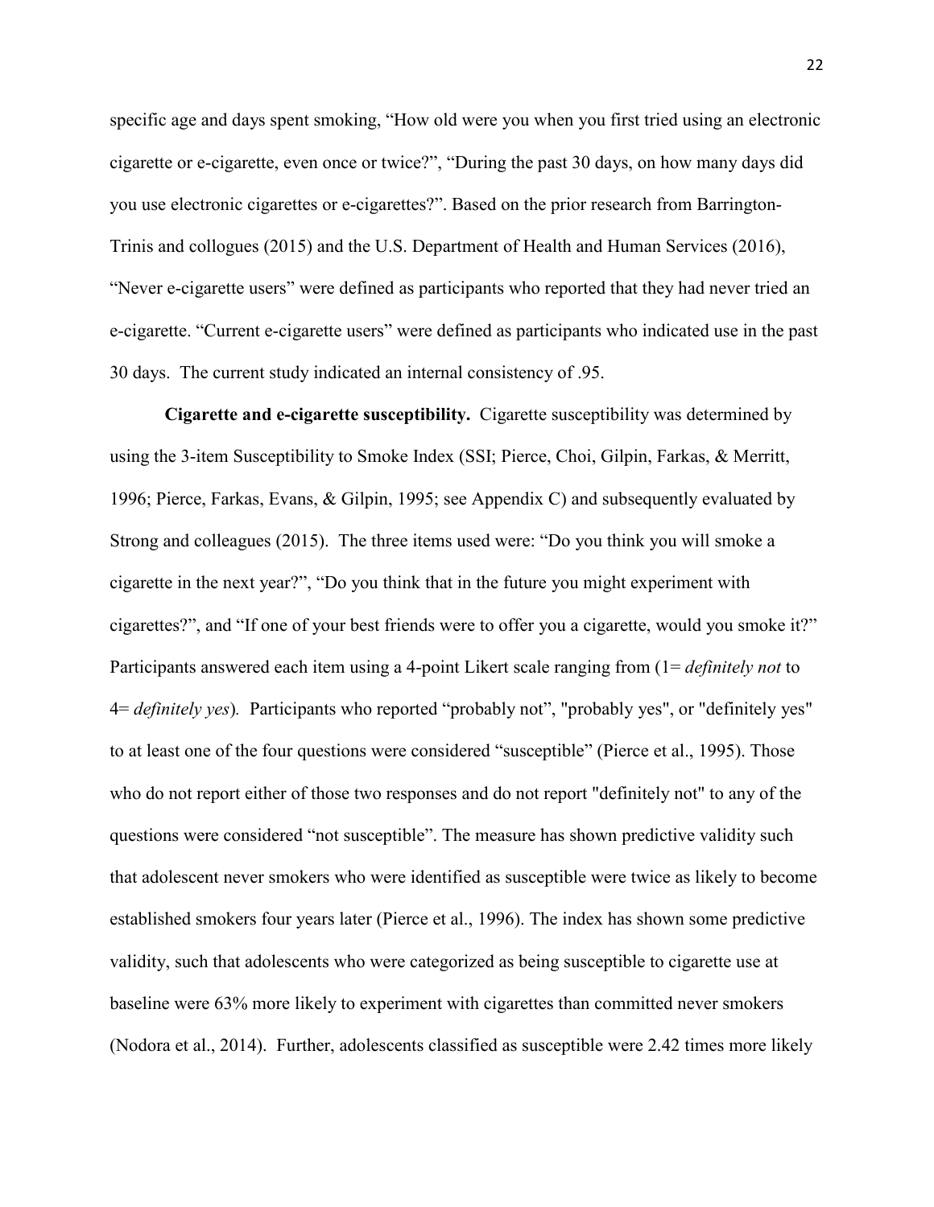specific age and days spent smoking, "How old were you when you first tried using an electronic cigarette or e-cigarette, even once or twice?", "During the past 30 days, on how many days did you use electronic cigarettes or e-cigarettes?". Based on the prior research from Barrington-Trinis and collogues (2015) and the U.S. Department of Health and Human Services (2016), "Never e-cigarette users" were defined as participants who reported that they had never tried an e-cigarette. "Current e-cigarette users" were defined as participants who indicated use in the past 30 days. The current study indicated an internal consistency of .95.

**Cigarette and e-cigarette susceptibility.** Cigarette susceptibility was determined by using the 3-item Susceptibility to Smoke Index (SSI; Pierce, Choi, Gilpin, Farkas, & Merritt, 1996; Pierce, Farkas, Evans, & Gilpin, 1995; see Appendix C) and subsequently evaluated by Strong and colleagues (2015). The three items used were: "Do you think you will smoke a cigarette in the next year?", "Do you think that in the future you might experiment with cigarettes?", and "If one of your best friends were to offer you a cigarette, would you smoke it?" Participants answered each item using a 4-point Likert scale ranging from (1= *definitely not* to 4= *definitely yes*). Participants who reported "probably not", "probably yes", or "definitely yes" to at least one of the four questions were considered "susceptible" (Pierce et al., 1995). Those who do not report either of those two responses and do not report "definitely not" to any of the questions were considered "not susceptible". The measure has shown predictive validity such that adolescent never smokers who were identified as susceptible were twice as likely to become established smokers four years later (Pierce et al., 1996). The index has shown some predictive validity, such that adolescents who were categorized as being susceptible to cigarette use at baseline were 63% more likely to experiment with cigarettes than committed never smokers (Nodora et al., 2014). Further, adolescents classified as susceptible were 2.42 times more likely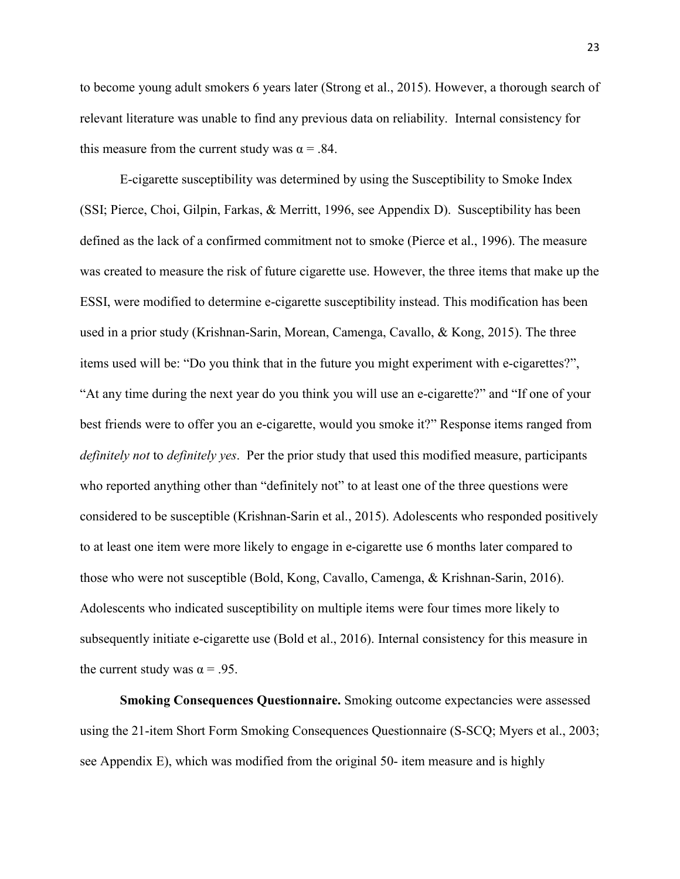to become young adult smokers 6 years later (Strong et al., 2015). However, a thorough search of relevant literature was unable to find any previous data on reliability. Internal consistency for this measure from the current study was $\alpha = .84$.

E-cigarette susceptibility was determined by using the Susceptibility to Smoke Index (SSI; Pierce, Choi, Gilpin, Farkas, & Merritt, 1996, see Appendix D). Susceptibility has been defined as the lack of a confirmed commitment not to smoke (Pierce et al., 1996). The measure was created to measure the risk of future cigarette use. However, the three items that make up the ESSI, were modified to determine e-cigarette susceptibility instead. This modification has been used in a prior study (Krishnan-Sarin, Morean, Camenga, Cavallo, & Kong, 2015). The three items used will be: "Do you think that in the future you might experiment with e-cigarettes?", "At any time during the next year do you think you will use an e-cigarette?" and "If one of your best friends were to offer you an e-cigarette, would you smoke it?" Response items ranged from *definitely not* to *definitely yes*. Per the prior study that used this modified measure, participants who reported anything other than "definitely not" to at least one of the three questions were considered to be susceptible (Krishnan-Sarin et al., 2015). Adolescents who responded positively to at least one item were more likely to engage in e-cigarette use 6 months later compared to those who were not susceptible (Bold, Kong, Cavallo, Camenga, & Krishnan-Sarin, 2016). Adolescents who indicated susceptibility on multiple items were four times more likely to subsequently initiate e-cigarette use (Bold et al., 2016). Internal consistency for this measure in the current study was $\alpha = .95$.

**Smoking Consequences Questionnaire.** Smoking outcome expectancies were assessed using the 21-item Short Form Smoking Consequences Questionnaire (S-SCQ; Myers et al., 2003; see Appendix E), which was modified from the original 50- item measure and is highly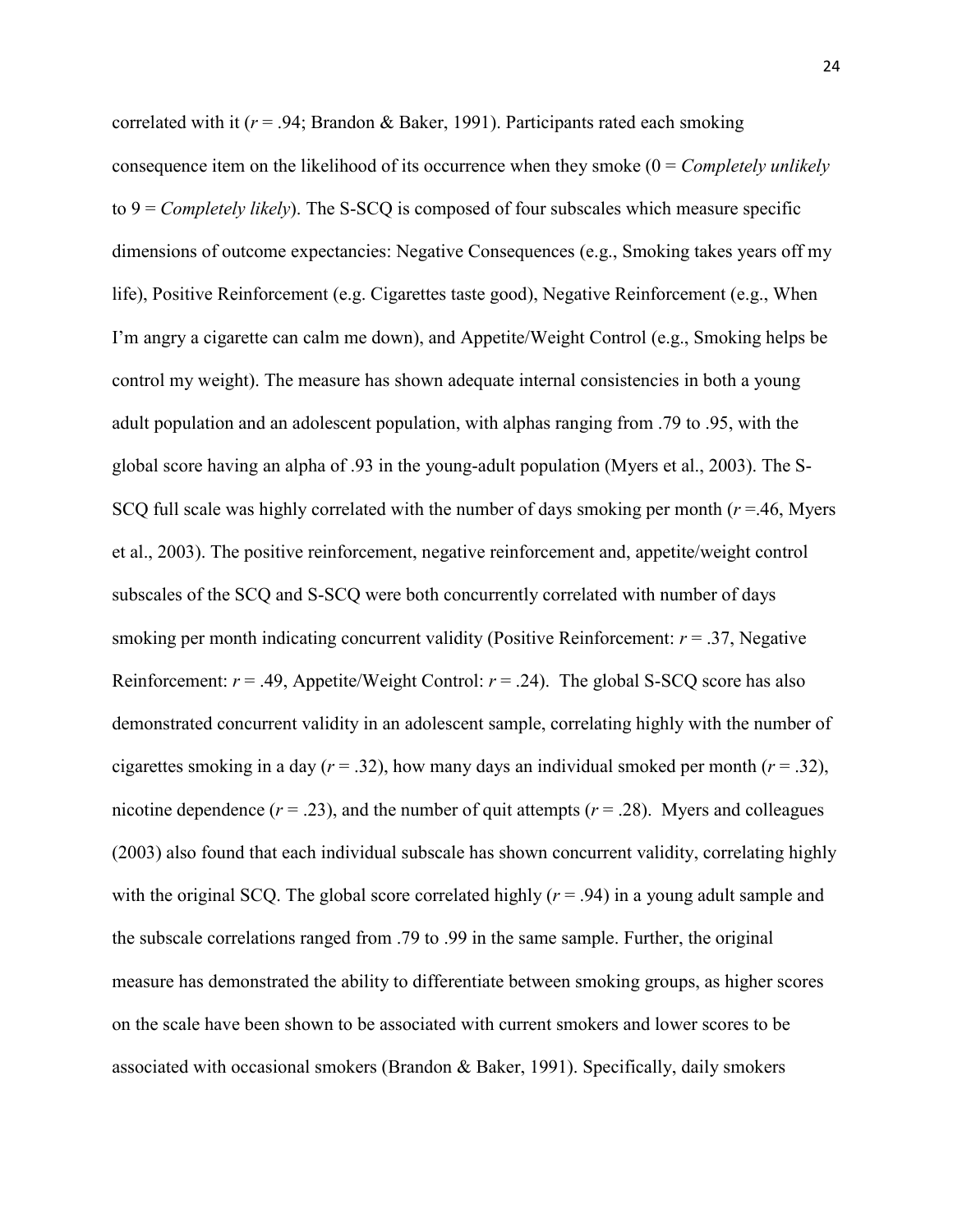correlated with it ($r = .94$; Brandon & Baker, 1991). Participants rated each smoking consequence item on the likelihood of its occurrence when they smoke (0 = *Completely unlikely* to 9 = *Completely likely*). The S-SCQ is composed of four subscales which measure specific dimensions of outcome expectancies: Negative Consequences (e.g., Smoking takes years off my life), Positive Reinforcement (e.g. Cigarettes taste good), Negative Reinforcement (e.g., When I'm angry a cigarette can calm me down), and Appetite/Weight Control (e.g., Smoking helps be control my weight). The measure has shown adequate internal consistencies in both a young adult population and an adolescent population, with alphas ranging from .79 to .95, with the global score having an alpha of .93 in the young-adult population (Myers et al., 2003). The S-SCQ full scale was highly correlated with the number of days smoking per month ($r$ =.46, Myers et al., 2003). The positive reinforcement, negative reinforcement and, appetite/weight control subscales of the SCQ and S-SCQ were both concurrently correlated with number of days smoking per month indicating concurrent validity (Positive Reinforcement: $r = .37$, Negative Reinforcement: $r = .49$, Appetite/Weight Control: $r = .24$). The global S-SCQ score has also demonstrated concurrent validity in an adolescent sample, correlating highly with the number of cigarettes smoking in a day ($r = .32$), how many days an individual smoked per month ($r = .32$), nicotine dependence ($r = .23$), and the number of quit attempts ($r = .28$). Myers and colleagues (2003) also found that each individual subscale has shown concurrent validity, correlating highly with the original SCQ. The global score correlated highly ($r = .94$) in a young adult sample and the subscale correlations ranged from .79 to .99 in the same sample. Further, the original measure has demonstrated the ability to differentiate between smoking groups, as higher scores on the scale have been shown to be associated with current smokers and lower scores to be associated with occasional smokers (Brandon & Baker, 1991). Specifically, daily smokers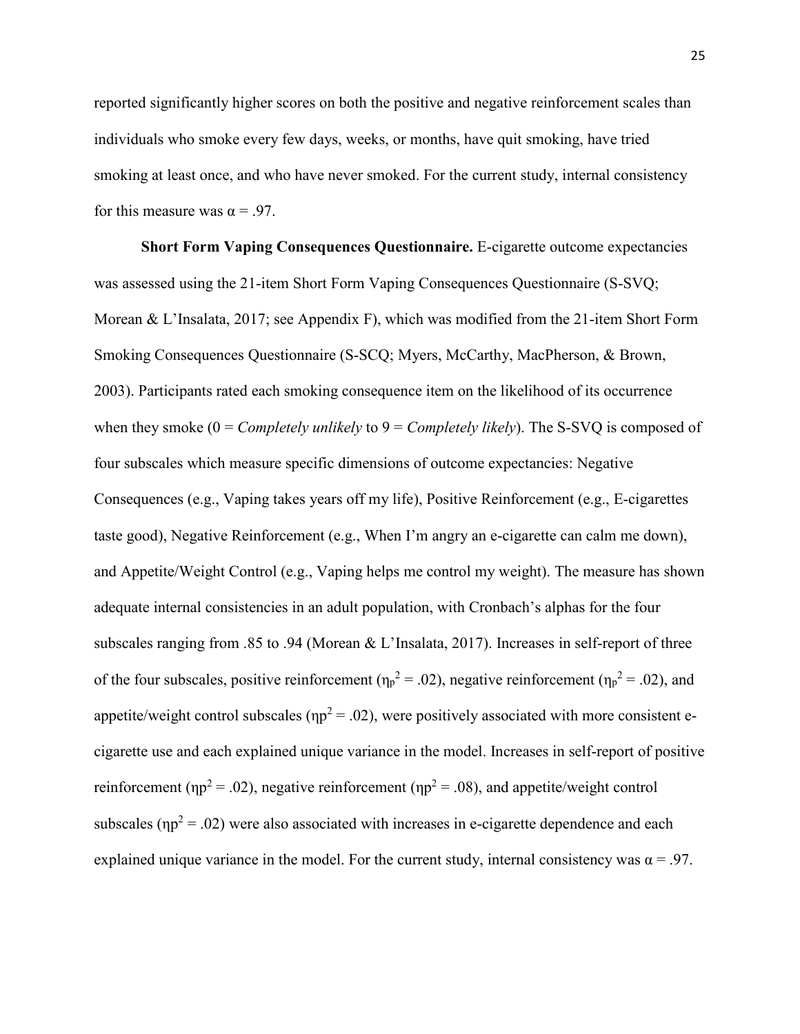reported significantly higher scores on both the positive and negative reinforcement scales than individuals who smoke every few days, weeks, or months, have quit smoking, have tried smoking at least once, and who have never smoked. For the current study, internal consistency for this measure was $\alpha = .97$.

**Short Form Vaping Consequences Questionnaire.** E-cigarette outcome expectancies was assessed using the 21-item Short Form Vaping Consequences Questionnaire (S-SVQ; Morean & L'Insalata, 2017; see Appendix F), which was modified from the 21-item Short Form Smoking Consequences Questionnaire (S-SCQ; Myers, McCarthy, MacPherson, & Brown, 2003). Participants rated each smoking consequence item on the likelihood of its occurrence when they smoke (0 = *Completely unlikely* to 9 = *Completely likely*). The S-SVQ is composed of four subscales which measure specific dimensions of outcome expectancies: Negative Consequences (e.g., Vaping takes years off my life), Positive Reinforcement (e.g., E-cigarettes taste good), Negative Reinforcement (e.g., When I'm angry an e-cigarette can calm me down), and Appetite/Weight Control (e.g., Vaping helps me control my weight). The measure has shown adequate internal consistencies in an adult population, with Cronbach's alphas for the four subscales ranging from .85 to .94 (Morean & L'Insalata, 2017). Increases in self-report of three of the four subscales, positive reinforcement ($\eta_p^2 = .02$), negative reinforcement ($\eta_p^2 = .02$), and appetite/weight control subscales ($\eta p^2 = .02$), were positively associated with more consistent e-cigarette use and each explained unique variance in the model. Increases in self-report of positive reinforcement ($\eta p^2 = .02$), negative reinforcement ($\eta p^2 = .08$), and appetite/weight control subscales ($\eta p^2 = .02$) were also associated with increases in e-cigarette dependence and each explained unique variance in the model. For the current study, internal consistency was $\alpha = .97$.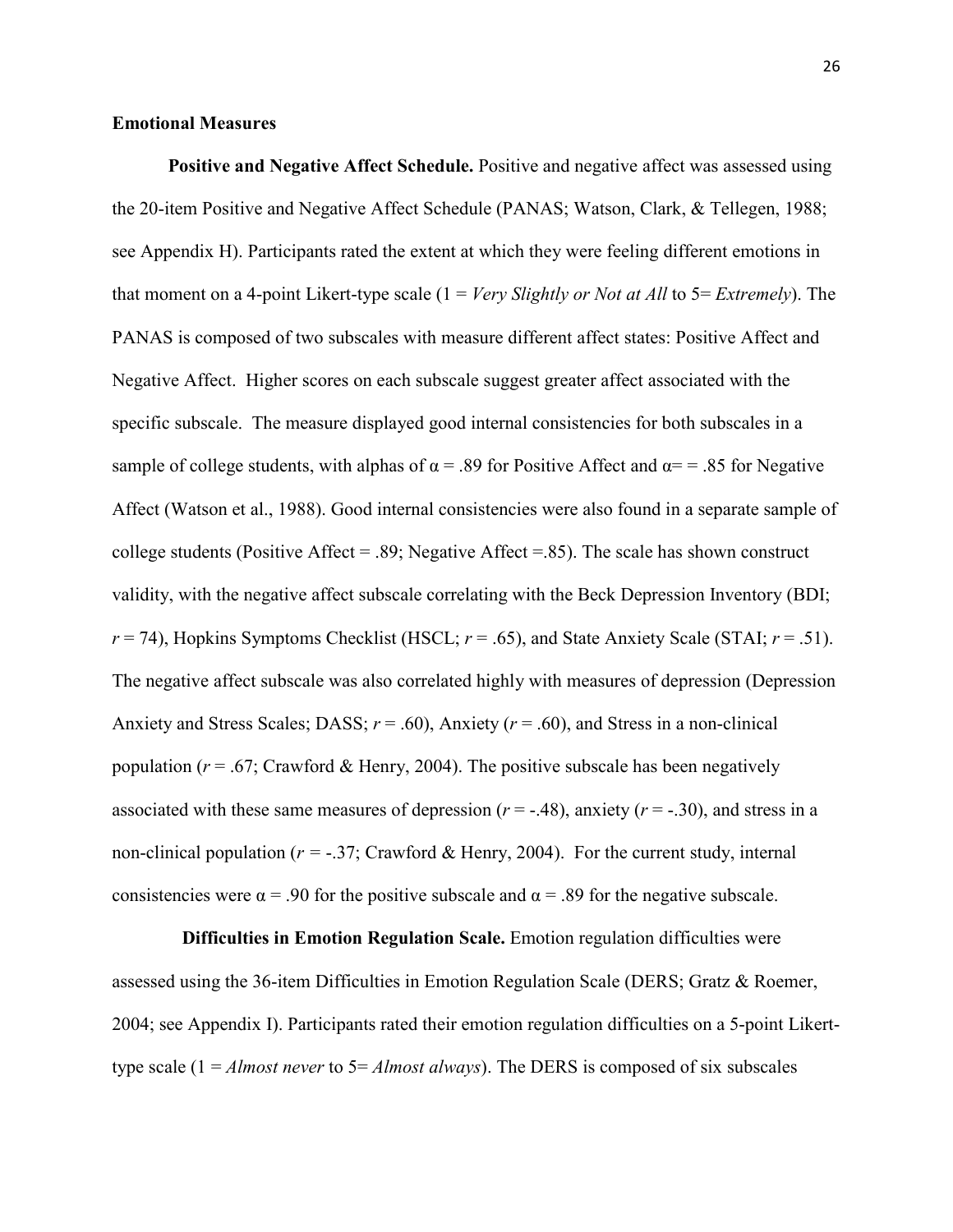**Emotional Measures**

**Positive and Negative Affect Schedule.** Positive and negative affect was assessed using the 20-item Positive and Negative Affect Schedule (PANAS; Watson, Clark, & Tellegen, 1988; see Appendix H). Participants rated the extent at which they were feeling different emotions in that moment on a 4-point Likert-type scale (1 = *Very Slightly or Not at All* to 5= *Extremely*). The PANAS is composed of two subscales with measure different affect states: Positive Affect and Negative Affect. Higher scores on each subscale suggest greater affect associated with the specific subscale. The measure displayed good internal consistencies for both subscales in a sample of college students, with alphas of $\alpha = .89$ for Positive Affect and $\alpha = = .85$ for Negative Affect (Watson et al., 1988). Good internal consistencies were also found in a separate sample of college students (Positive Affect = .89; Negative Affect =.85). The scale has shown construct validity, with the negative affect subscale correlating with the Beck Depression Inventory (BDI; $r = 74$), Hopkins Symptoms Checklist (HSCL; $r = .65$), and State Anxiety Scale (STAI; $r = .51$). The negative affect subscale was also correlated highly with measures of depression (Depression Anxiety and Stress Scales; DASS; $r = .60$), Anxiety ($r = .60$), and Stress in a non-clinical population ($r = .67$; Crawford & Henry, 2004). The positive subscale has been negatively associated with these same measures of depression ($r = -.48$), anxiety ($r = -.30$), and stress in a non-clinical population ($r = -.37$; Crawford & Henry, 2004). For the current study, internal consistencies were $\alpha = .90$ for the positive subscale and $\alpha = .89$ for the negative subscale.

**Difficulties in Emotion Regulation Scale.** Emotion regulation difficulties were assessed using the 36-item Difficulties in Emotion Regulation Scale (DERS; Gratz & Roemer, 2004; see Appendix I). Participants rated their emotion regulation difficulties on a 5-point Likert-type scale (1 = *Almost never* to 5= *Almost always*). The DERS is composed of six subscales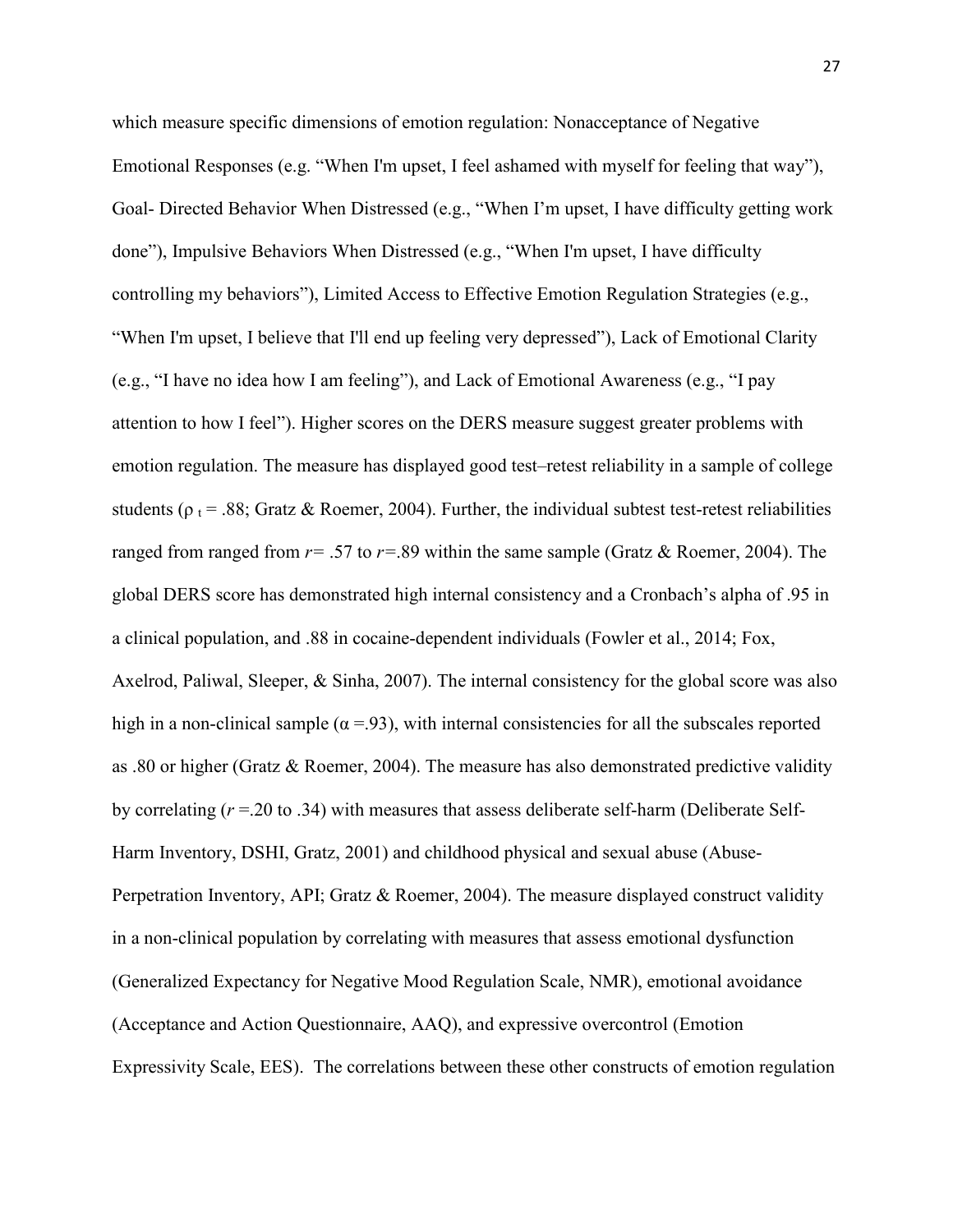which measure specific dimensions of emotion regulation: Nonacceptance of Negative Emotional Responses (e.g. “When I'm upset, I feel ashamed with myself for feeling that way”), Goal- Directed Behavior When Distressed (e.g., “When I’m upset, I have difficulty getting work done”), Impulsive Behaviors When Distressed (e.g., “When I'm upset, I have difficulty controlling my behaviors”), Limited Access to Effective Emotion Regulation Strategies (e.g., “When I'm upset, I believe that I'll end up feeling very depressed”), Lack of Emotional Clarity (e.g., “I have no idea how I am feeling”), and Lack of Emotional Awareness (e.g., “I pay attention to how I feel”). Higher scores on the DERS measure suggest greater problems with emotion regulation. The measure has displayed good test–retest reliability in a sample of college students ($\rho_t$ = .88; Gratz & Roemer, 2004). Further, the individual subtest test-retest reliabilities ranged from ranged from $r$= .57 to $r$=.89 within the same sample (Gratz & Roemer, 2004). The global DERS score has demonstrated high internal consistency and a Cronbach’s alpha of .95 in a clinical population, and .88 in cocaine-dependent individuals (Fowler et al., 2014; Fox, Axelrod, Paliwal, Sleeper, & Sinha, 2007). The internal consistency for the global score was also high in a non-clinical sample ($\alpha$ =.93), with internal consistencies for all the subscales reported as .80 or higher (Gratz & Roemer, 2004). The measure has also demonstrated predictive validity by correlating ($r$ =.20 to .34) with measures that assess deliberate self-harm (Deliberate Self-Harm Inventory, DSHI, Gratz, 2001) and childhood physical and sexual abuse (Abuse-Perpetration Inventory, API; Gratz & Roemer, 2004). The measure displayed construct validity in a non-clinical population by correlating with measures that assess emotional dysfunction (Generalized Expectancy for Negative Mood Regulation Scale, NMR), emotional avoidance (Acceptance and Action Questionnaire, AAQ), and expressive overcontrol (Emotion Expressivity Scale, EES). The correlations between these other constructs of emotion regulation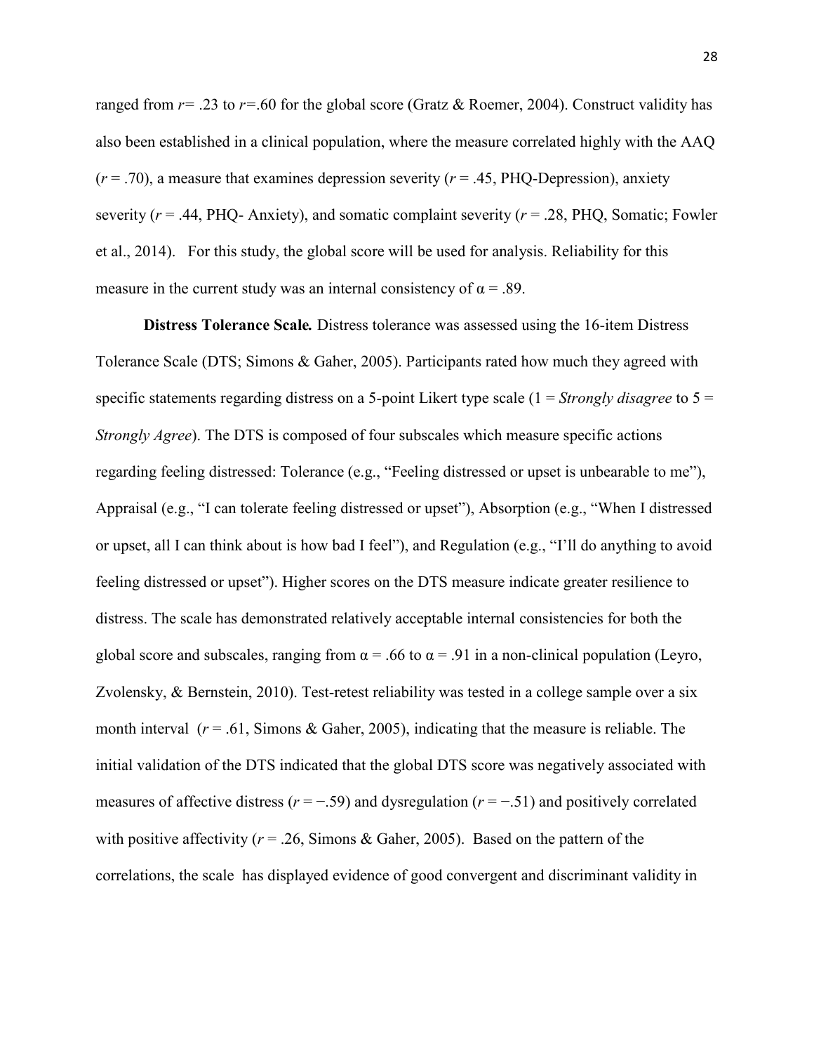ranged from $r = .23$ to $r = .60$ for the global score (Gratz & Roemer, 2004). Construct validity has also been established in a clinical population, where the measure correlated highly with the AAQ ($r = .70$), a measure that examines depression severity ($r = .45$, PHQ-Depression), anxiety severity ($r = .44$, PHQ- Anxiety), and somatic complaint severity ($r = .28$, PHQ, Somatic; Fowler et al., 2014). For this study, the global score will be used for analysis. Reliability for this measure in the current study was an internal consistency of $\alpha = .89$.

**Distress Tolerance Scale.** Distress tolerance was assessed using the 16-item Distress Tolerance Scale (DTS; Simons & Gaher, 2005). Participants rated how much they agreed with specific statements regarding distress on a 5-point Likert type scale (1 = *Strongly disagree* to 5 = *Strongly Agree*). The DTS is composed of four subscales which measure specific actions regarding feeling distressed: Tolerance (e.g., "Feeling distressed or upset is unbearable to me"), Appraisal (e.g., "I can tolerate feeling distressed or upset"), Absorption (e.g., "When I distressed or upset, all I can think about is how bad I feel"), and Regulation (e.g., "I'll do anything to avoid feeling distressed or upset"). Higher scores on the DTS measure indicate greater resilience to distress. The scale has demonstrated relatively acceptable internal consistencies for both the global score and subscales, ranging from $\alpha = .66$ to $\alpha = .91$ in a non-clinical population (Leyro, Zvolensky, & Bernstein, 2010). Test-retest reliability was tested in a college sample over a six month interval ($r = .61$, Simons & Gaher, 2005), indicating that the measure is reliable. The initial validation of the DTS indicated that the global DTS score was negatively associated with measures of affective distress ($r = -.59$) and dysregulation ($r = -.51$) and positively correlated with positive affectivity ($r = .26$, Simons & Gaher, 2005). Based on the pattern of the correlations, the scale has displayed evidence of good convergent and discriminant validity in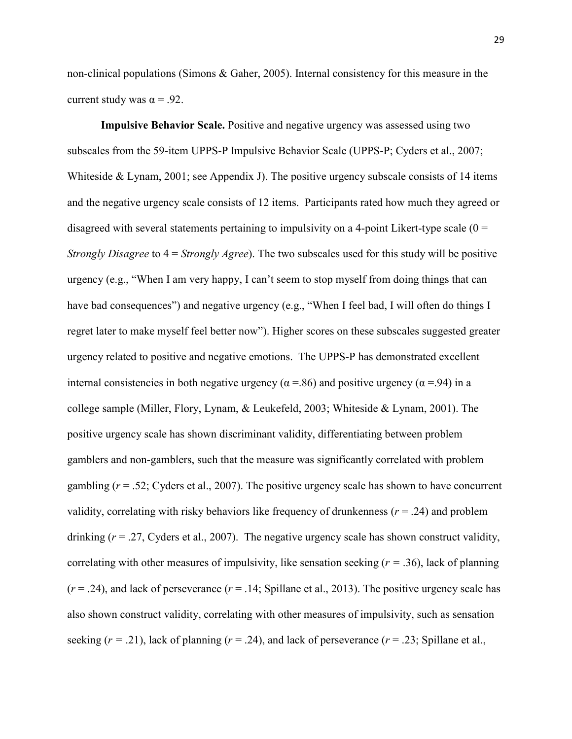non-clinical populations (Simons & Gaher, 2005). Internal consistency for this measure in the current study was $\alpha = .92$.

**Impulsive Behavior Scale.** Positive and negative urgency was assessed using two subscales from the 59-item UPPS-P Impulsive Behavior Scale (UPPS-P; Cyders et al., 2007; Whiteside & Lynam, 2001; see Appendix J). The positive urgency subscale consists of 14 items and the negative urgency scale consists of 12 items. Participants rated how much they agreed or disagreed with several statements pertaining to impulsivity on a 4-point Likert-type scale (0 = *Strongly Disagree* to 4 = *Strongly Agree*). The two subscales used for this study will be positive urgency (e.g., "When I am very happy, I can't seem to stop myself from doing things that can have bad consequences") and negative urgency (e.g., "When I feel bad, I will often do things I regret later to make myself feel better now"). Higher scores on these subscales suggested greater urgency related to positive and negative emotions. The UPPS-P has demonstrated excellent internal consistencies in both negative urgency ($\alpha = .86$) and positive urgency ($\alpha = .94$) in a college sample (Miller, Flory, Lynam, & Leukefeld, 2003; Whiteside & Lynam, 2001). The positive urgency scale has shown discriminant validity, differentiating between problem gamblers and non-gamblers, such that the measure was significantly correlated with problem gambling ($r = .52$; Cyders et al., 2007). The positive urgency scale has shown to have concurrent validity, correlating with risky behaviors like frequency of drunkenness ($r = .24$) and problem drinking ($r = .27$, Cyders et al., 2007). The negative urgency scale has shown construct validity, correlating with other measures of impulsivity, like sensation seeking ($r = .36$), lack of planning ($r = .24$), and lack of perseverance ($r = .14$; Spillane et al., 2013). The positive urgency scale has also shown construct validity, correlating with other measures of impulsivity, such as sensation seeking ($r = .21$), lack of planning ($r = .24$), and lack of perseverance ($r = .23$; Spillane et al.,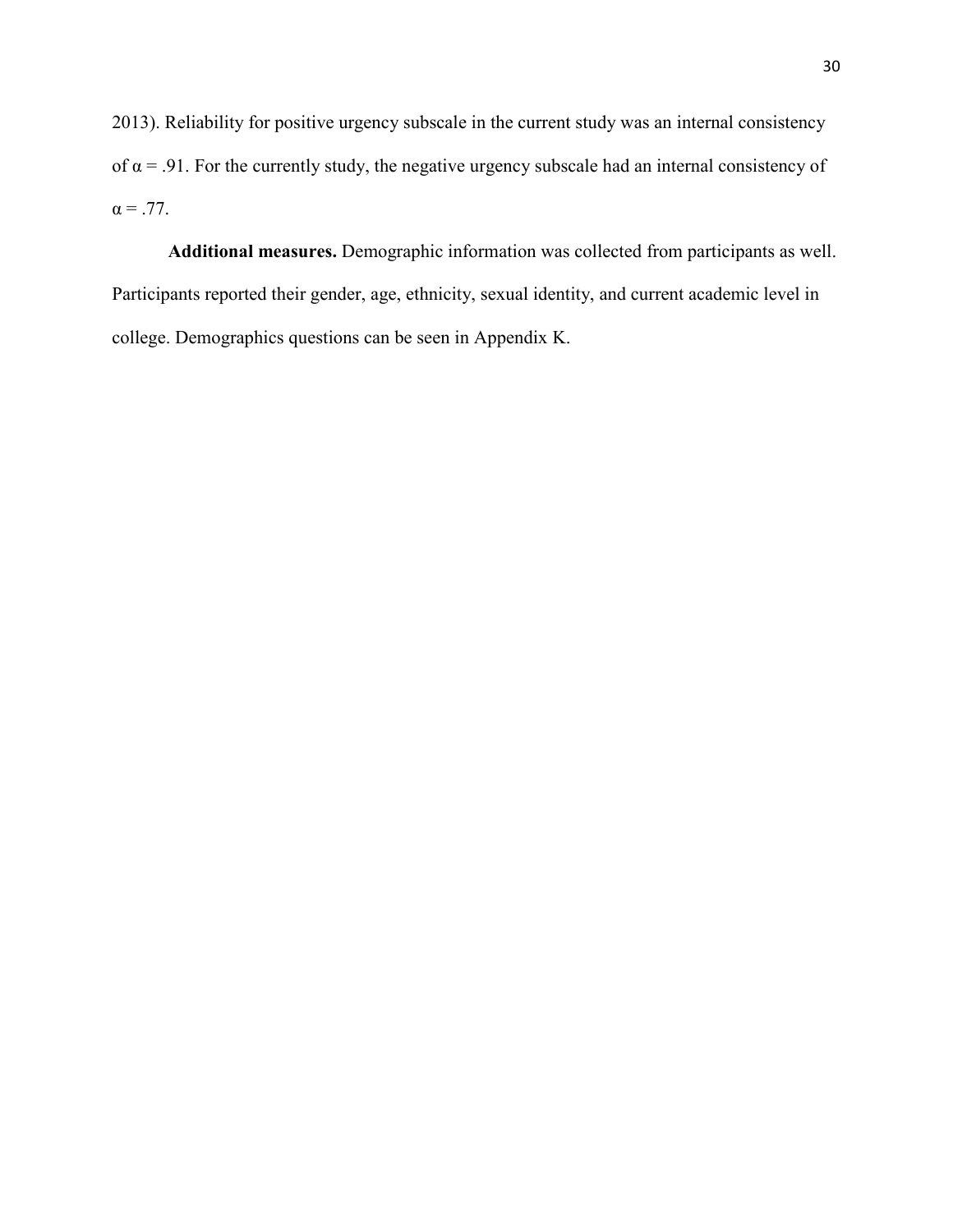2013). Reliability for positive urgency subscale in the current study was an internal consistency of $\alpha = .91$. For the currently study, the negative urgency subscale had an internal consistency of $\alpha = .77$.

**Additional measures.** Demographic information was collected from participants as well. Participants reported their gender, age, ethnicity, sexual identity, and current academic level in college. Demographics questions can be seen in Appendix K.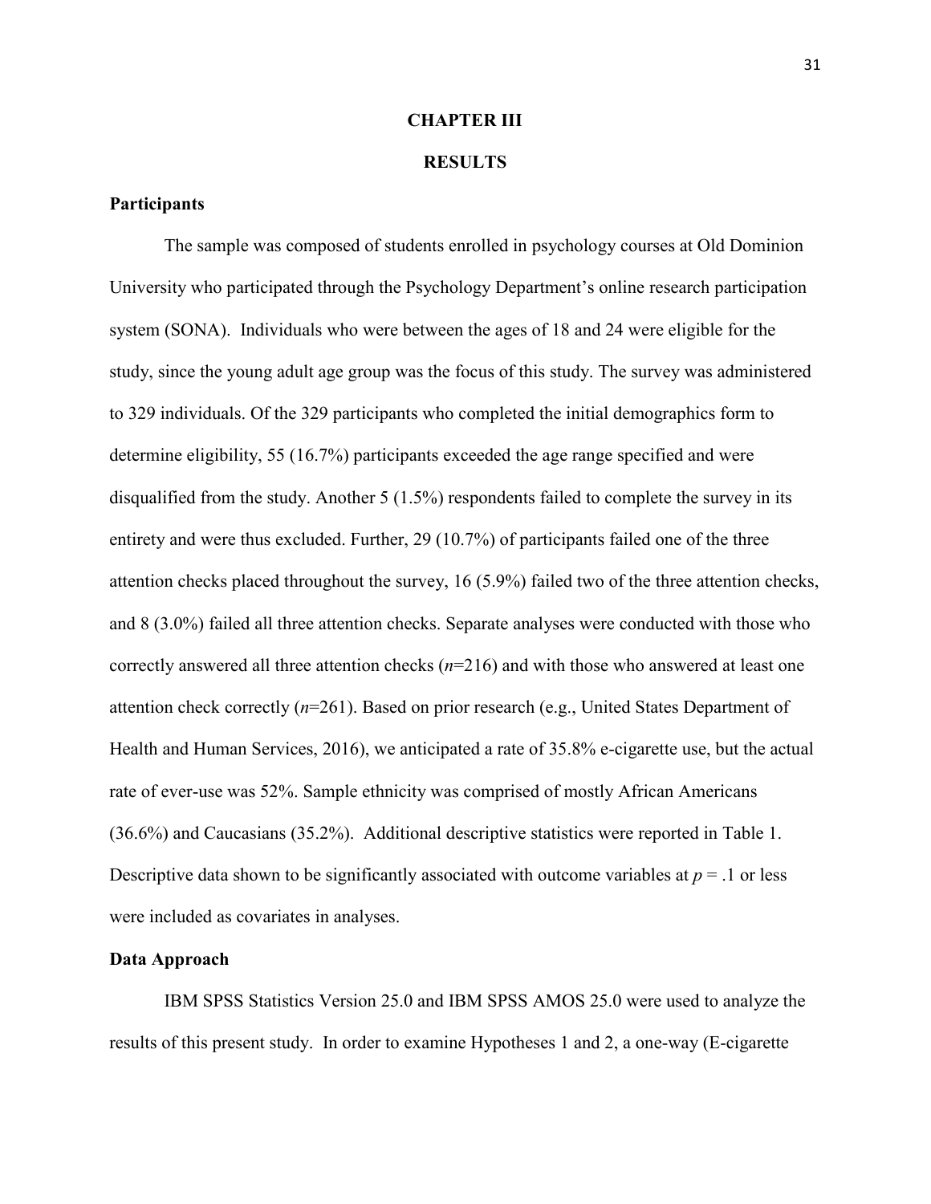# CHAPTER III

# RESULTS

## Participants

The sample was composed of students enrolled in psychology courses at Old Dominion University who participated through the Psychology Department's online research participation system (SONA). Individuals who were between the ages of 18 and 24 were eligible for the study, since the young adult age group was the focus of this study. The survey was administered to 329 individuals. Of the 329 participants who completed the initial demographics form to determine eligibility, 55 (16.7%) participants exceeded the age range specified and were disqualified from the study. Another 5 (1.5%) respondents failed to complete the survey in its entirety and were thus excluded. Further, 29 (10.7%) of participants failed one of the three attention checks placed throughout the survey, 16 (5.9%) failed two of the three attention checks, and 8 (3.0%) failed all three attention checks. Separate analyses were conducted with those who correctly answered all three attention checks ($n$=216) and with those who answered at least one attention check correctly ($n$=261). Based on prior research (e.g., United States Department of Health and Human Services, 2016), we anticipated a rate of 35.8% e-cigarette use, but the actual rate of ever-use was 52%. Sample ethnicity was comprised of mostly African Americans (36.6%) and Caucasians (35.2%). Additional descriptive statistics were reported in Table 1. Descriptive data shown to be significantly associated with outcome variables at $p$ = .1 or less were included as covariates in analyses.

## Data Approach

IBM SPSS Statistics Version 25.0 and IBM SPSS AMOS 25.0 were used to analyze the results of this present study. In order to examine Hypotheses 1 and 2, a one-way (E-cigarette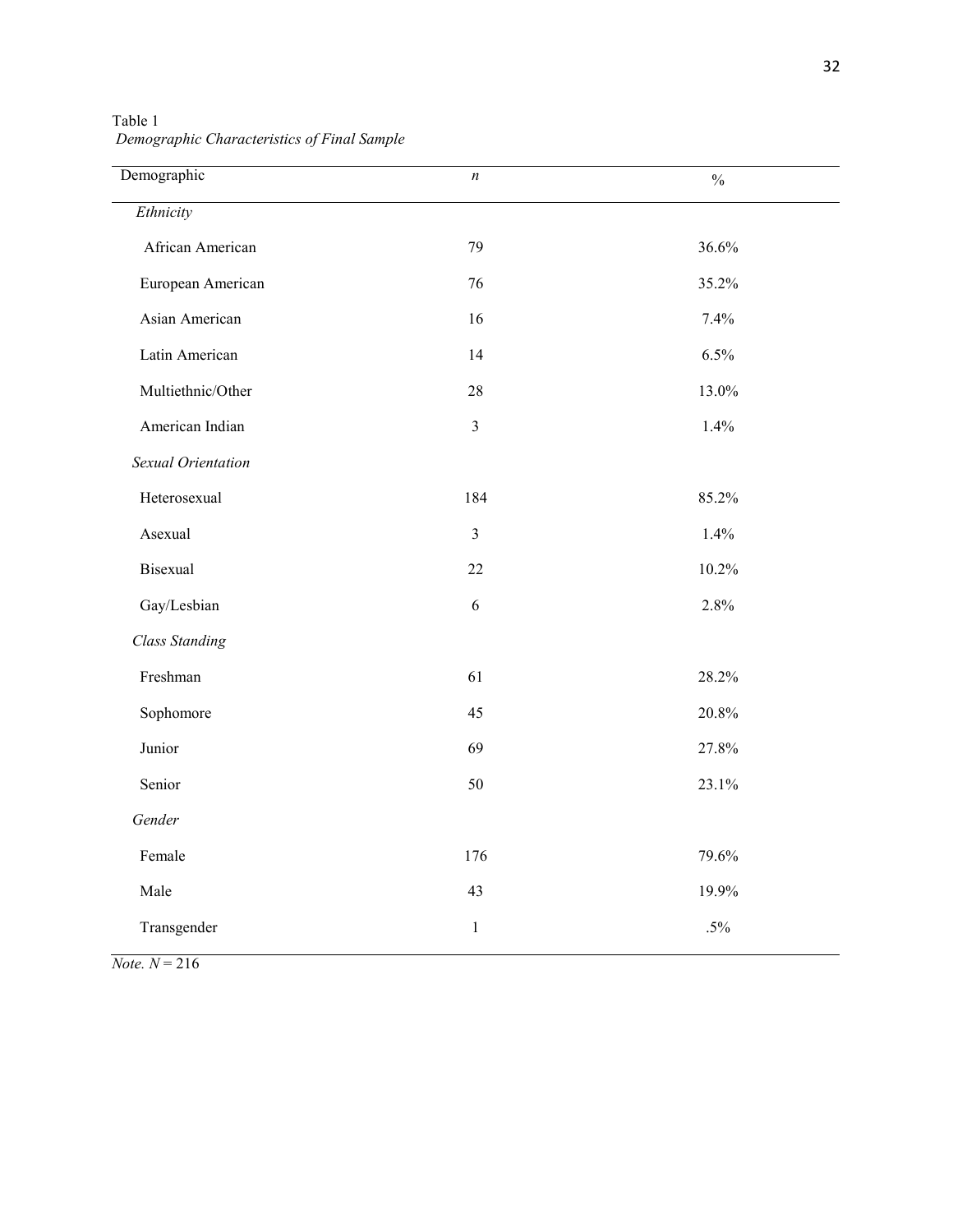Table 1

*Demographic Characteristics of Final Sample*

| Demographic | *n* | % |
|---|---|---|
| *Ethnicity* | | |
| African American | 79 | 36.6% |
| European American | 76 | 35.2% |
| Asian American | 16 | 7.4% |
| Latin American | 14 | 6.5% |
| Multiethnic/Other | 28 | 13.0% |
| American Indian | 3 | 1.4% |
| *Sexual Orientation* | | |
| Heterosexual | 184 | 85.2% |
| Asexual | 3 | 1.4% |
| Bisexual | 22 | 10.2% |
| Gay/Lesbian | 6 | 2.8% |
| *Class Standing* | | |
| Freshman | 61 | 28.2% |
| Sophomore | 45 | 20.8% |
| Junior | 69 | 27.8% |
| Senior | 50 | 23.1% |
| *Gender* | | |
| Female | 176 | 79.6% |
| Male | 43 | 19.9% |
| Transgender | 1 | .5% |

*Note.* $N = 216$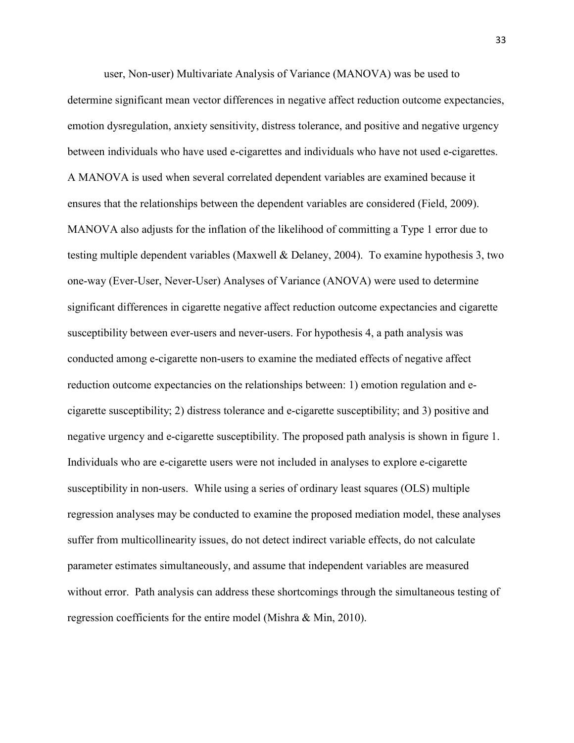user, Non-user) Multivariate Analysis of Variance (MANOVA) was be used to determine significant mean vector differences in negative affect reduction outcome expectancies, emotion dysregulation, anxiety sensitivity, distress tolerance, and positive and negative urgency between individuals who have used e-cigarettes and individuals who have not used e-cigarettes. A MANOVA is used when several correlated dependent variables are examined because it ensures that the relationships between the dependent variables are considered (Field, 2009). MANOVA also adjusts for the inflation of the likelihood of committing a Type 1 error due to testing multiple dependent variables (Maxwell & Delaney, 2004). To examine hypothesis 3, two one-way (Ever-User, Never-User) Analyses of Variance (ANOVA) were used to determine significant differences in cigarette negative affect reduction outcome expectancies and cigarette susceptibility between ever-users and never-users. For hypothesis 4, a path analysis was conducted among e-cigarette non-users to examine the mediated effects of negative affect reduction outcome expectancies on the relationships between: 1) emotion regulation and e-cigarette susceptibility; 2) distress tolerance and e-cigarette susceptibility; and 3) positive and negative urgency and e-cigarette susceptibility. The proposed path analysis is shown in figure 1. Individuals who are e-cigarette users were not included in analyses to explore e-cigarette susceptibility in non-users. While using a series of ordinary least squares (OLS) multiple regression analyses may be conducted to examine the proposed mediation model, these analyses suffer from multicollinearity issues, do not detect indirect variable effects, do not calculate parameter estimates simultaneously, and assume that independent variables are measured without error. Path analysis can address these shortcomings through the simultaneous testing of regression coefficients for the entire model (Mishra & Min, 2010).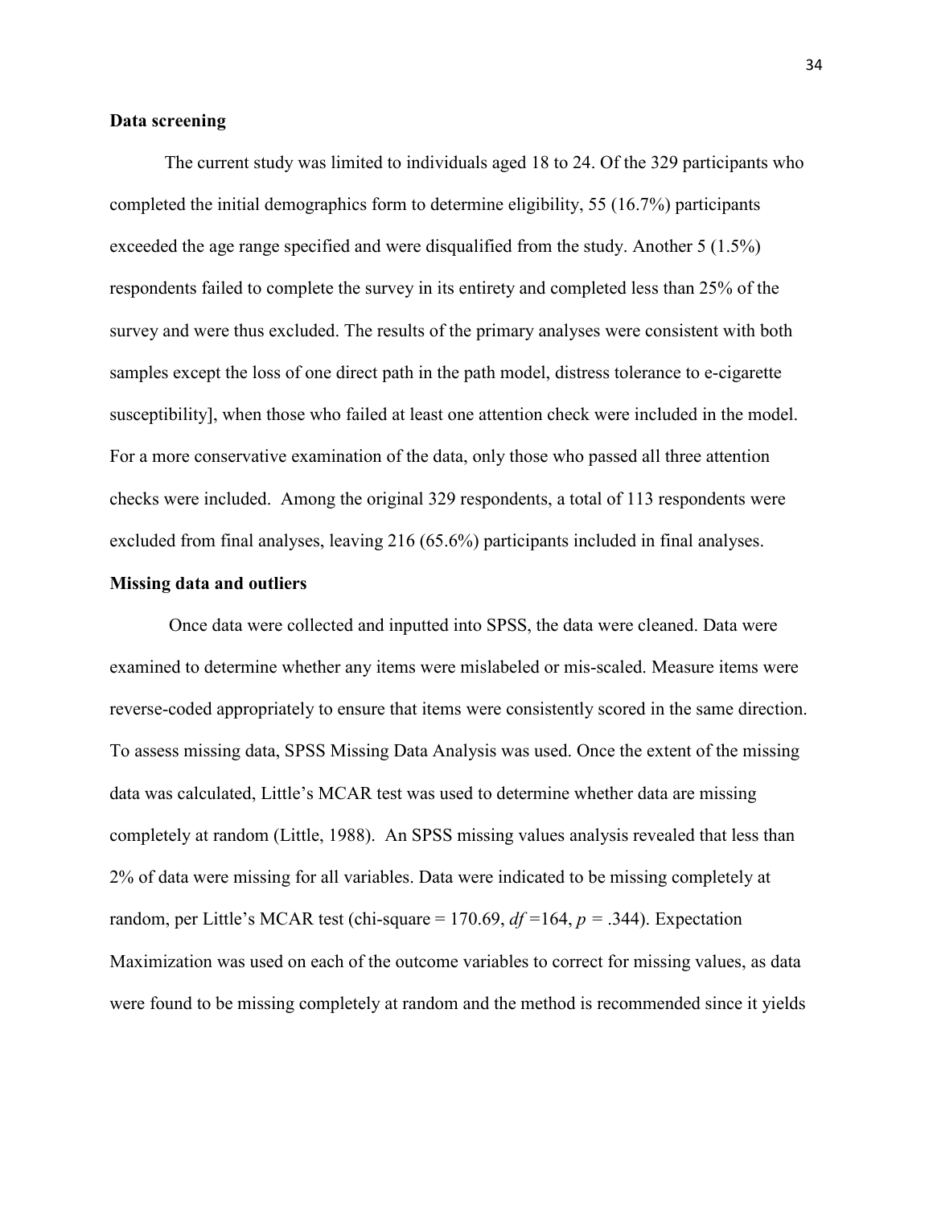**Data screening**

The current study was limited to individuals aged 18 to 24. Of the 329 participants who completed the initial demographics form to determine eligibility, 55 (16.7%) participants exceeded the age range specified and were disqualified from the study. Another 5 (1.5%) respondents failed to complete the survey in its entirety and completed less than 25% of the survey and were thus excluded. The results of the primary analyses were consistent with both samples except the loss of one direct path in the path model, distress tolerance to e-cigarette susceptibility], when those who failed at least one attention check were included in the model. For a more conservative examination of the data, only those who passed all three attention checks were included. Among the original 329 respondents, a total of 113 respondents were excluded from final analyses, leaving 216 (65.6%) participants included in final analyses.

**Missing data and outliers**

Once data were collected and inputted into SPSS, the data were cleaned. Data were examined to determine whether any items were mislabeled or mis-scaled. Measure items were reverse-coded appropriately to ensure that items were consistently scored in the same direction. To assess missing data, SPSS Missing Data Analysis was used. Once the extent of the missing data was calculated, Little's MCAR test was used to determine whether data are missing completely at random (Little, 1988). An SPSS missing values analysis revealed that less than 2% of data were missing for all variables. Data were indicated to be missing completely at random, per Little's MCAR test (chi-square = 170.69, $df$ =164, $p$ = .344). Expectation Maximization was used on each of the outcome variables to correct for missing values, as data were found to be missing completely at random and the method is recommended since it yields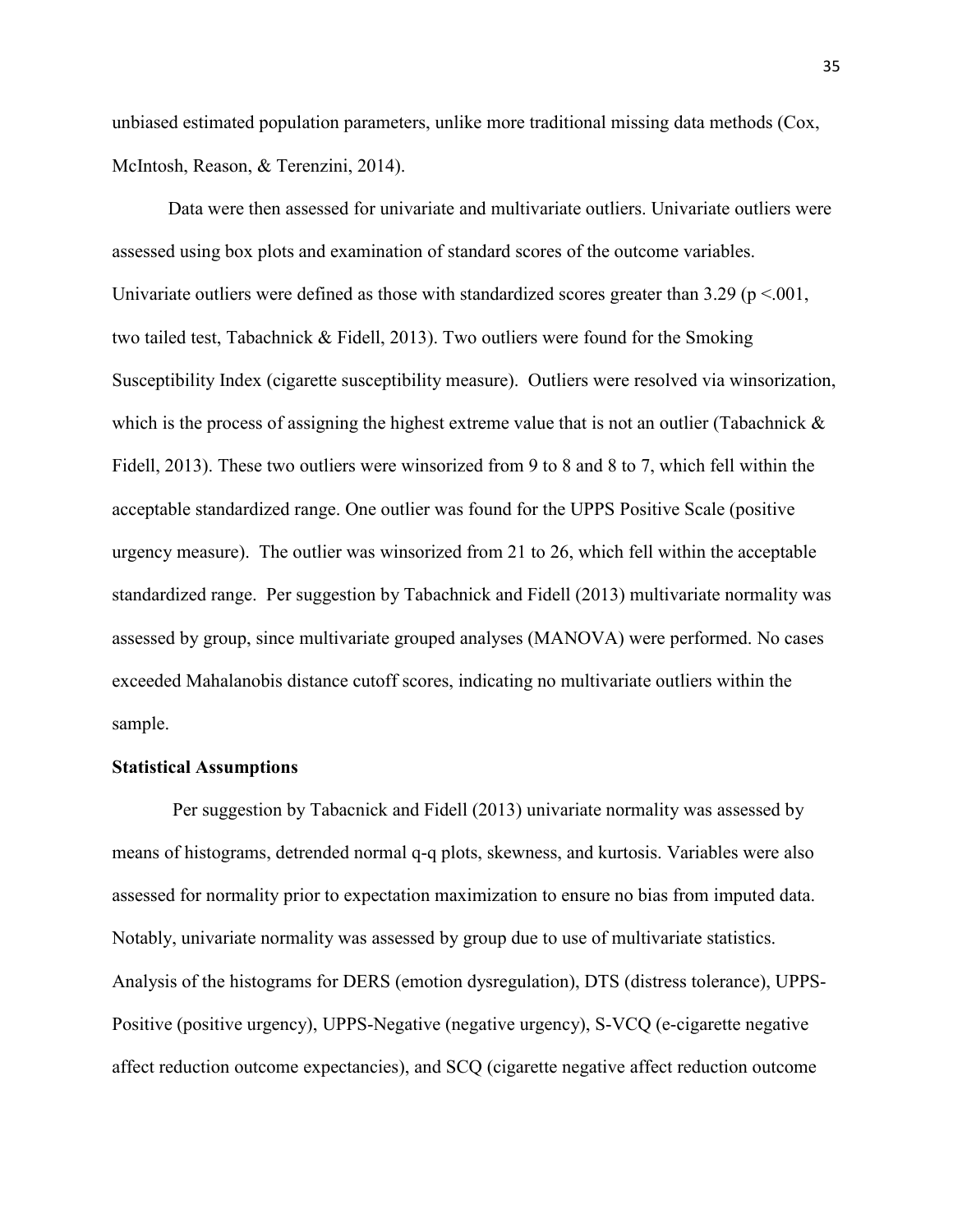unbiased estimated population parameters, unlike more traditional missing data methods (Cox, McIntosh, Reason, & Terenzini, 2014).

Data were then assessed for univariate and multivariate outliers. Univariate outliers were assessed using box plots and examination of standard scores of the outcome variables. Univariate outliers were defined as those with standardized scores greater than 3.29 ($p < .001$, two tailed test, Tabachnick & Fidell, 2013). Two outliers were found for the Smoking Susceptibility Index (cigarette susceptibility measure). Outliers were resolved via winsorization, which is the process of assigning the highest extreme value that is not an outlier (Tabachnick & Fidell, 2013). These two outliers were winsorized from 9 to 8 and 8 to 7, which fell within the acceptable standardized range. One outlier was found for the UPPS Positive Scale (positive urgency measure). The outlier was winsorized from 21 to 26, which fell within the acceptable standardized range. Per suggestion by Tabachnick and Fidell (2013) multivariate normality was assessed by group, since multivariate grouped analyses (MANOVA) were performed. No cases exceeded Mahalanobis distance cutoff scores, indicating no multivariate outliers within the sample.

**Statistical Assumptions**

Per suggestion by Tabacnick and Fidell (2013) univariate normality was assessed by means of histograms, detrended normal q-q plots, skewness, and kurtosis. Variables were also assessed for normality prior to expectation maximization to ensure no bias from imputed data. Notably, univariate normality was assessed by group due to use of multivariate statistics. Analysis of the histograms for DERS (emotion dysregulation), DTS (distress tolerance), UPPS-Positive (positive urgency), UPPS-Negative (negative urgency), S-VCQ (e-cigarette negative affect reduction outcome expectancies), and SCQ (cigarette negative affect reduction outcome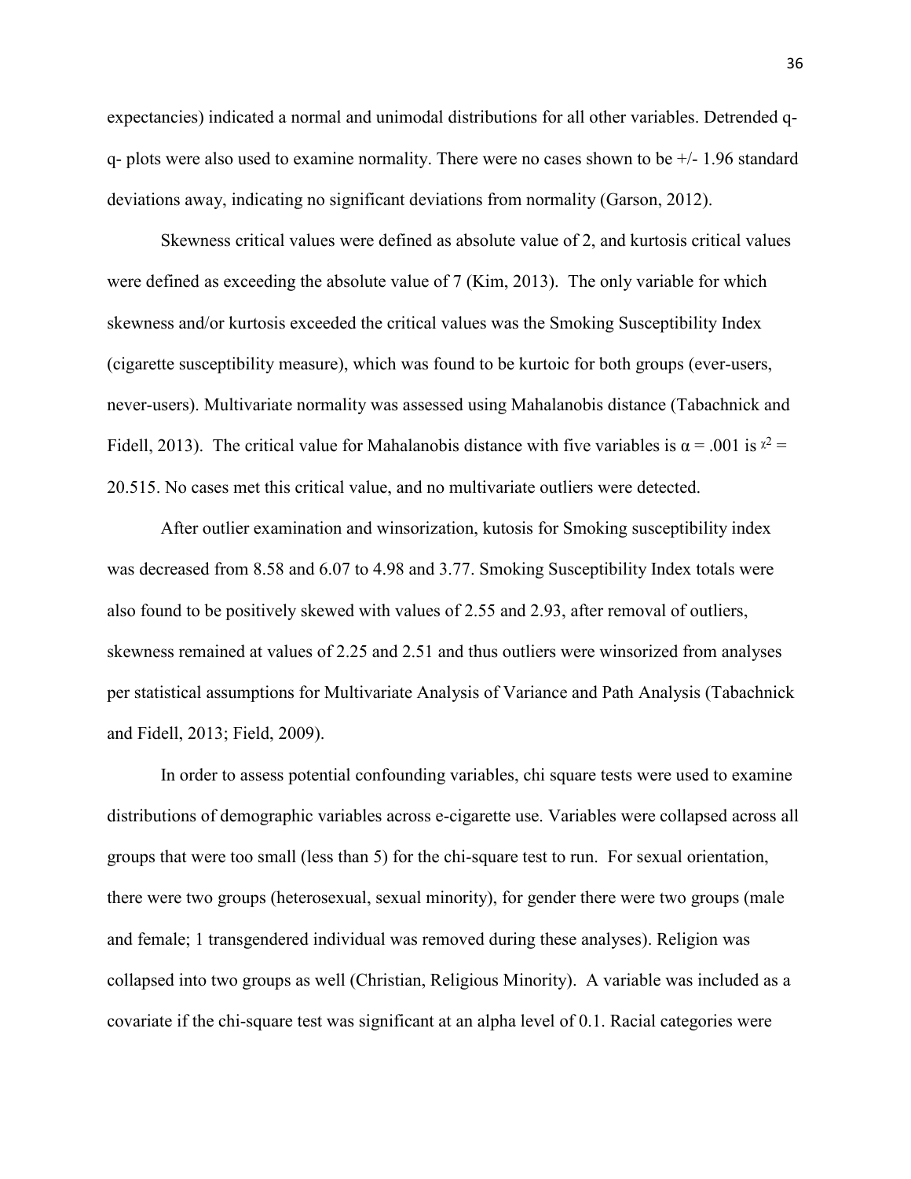expectancies) indicated a normal and unimodal distributions for all other variables. Detrended q-q- plots were also used to examine normality. There were no cases shown to be +/- 1.96 standard deviations away, indicating no significant deviations from normality (Garson, 2012).

Skewness critical values were defined as absolute value of 2, and kurtosis critical values were defined as exceeding the absolute value of 7 (Kim, 2013). The only variable for which skewness and/or kurtosis exceeded the critical values was the Smoking Susceptibility Index (cigarette susceptibility measure), which was found to be kurtoic for both groups (ever-users, never-users). Multivariate normality was assessed using Mahalanobis distance (Tabachnick and Fidell, 2013). The critical value for Mahalanobis distance with five variables is $\alpha = .001$ is $\chi^2 = 20.515$. No cases met this critical value, and no multivariate outliers were detected.

After outlier examination and winsorization, kutosis for Smoking susceptibility index was decreased from 8.58 and 6.07 to 4.98 and 3.77. Smoking Susceptibility Index totals were also found to be positively skewed with values of 2.55 and 2.93, after removal of outliers, skewness remained at values of 2.25 and 2.51 and thus outliers were winsorized from analyses per statistical assumptions for Multivariate Analysis of Variance and Path Analysis (Tabachnick and Fidell, 2013; Field, 2009).

In order to assess potential confounding variables, chi square tests were used to examine distributions of demographic variables across e-cigarette use. Variables were collapsed across all groups that were too small (less than 5) for the chi-square test to run. For sexual orientation, there were two groups (heterosexual, sexual minority), for gender there were two groups (male and female; 1 transgendered individual was removed during these analyses). Religion was collapsed into two groups as well (Christian, Religious Minority). A variable was included as a covariate if the chi-square test was significant at an alpha level of 0.1. Racial categories were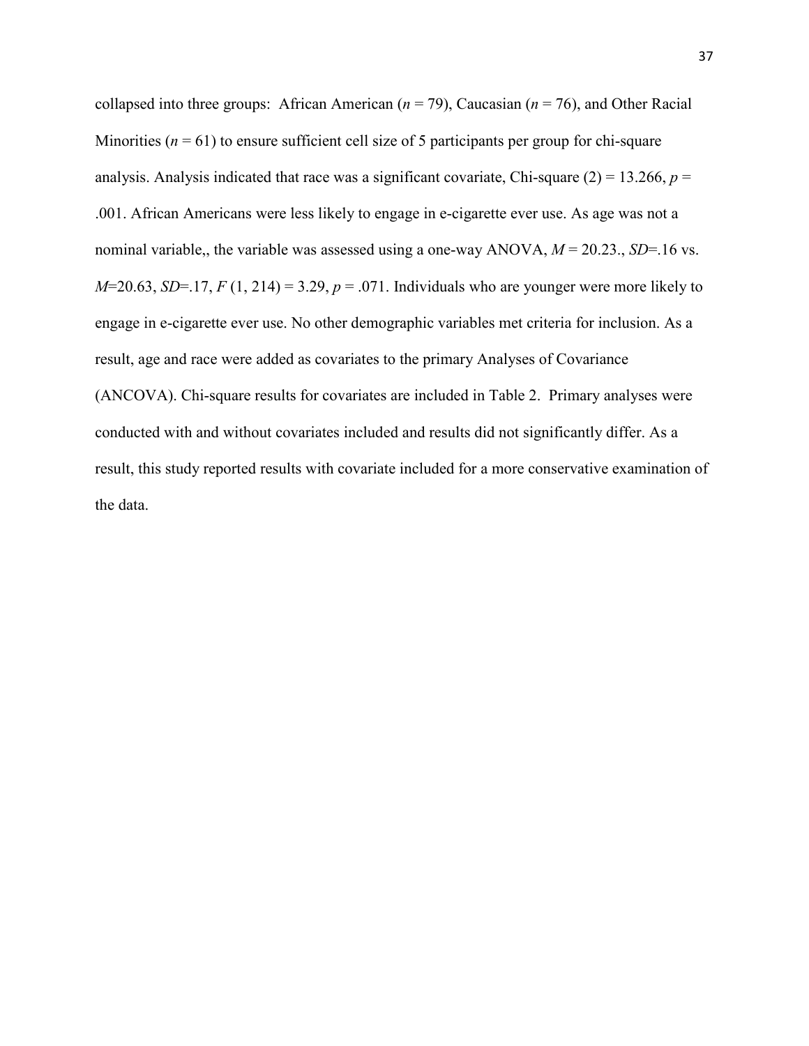collapsed into three groups: African American ($n$ = 79), Caucasian ($n$ = 76), and Other Racial Minorities ($n$ = 61) to ensure sufficient cell size of 5 participants per group for chi-square analysis. Analysis indicated that race was a significant covariate, Chi-square (2) = 13.266, $p$ = .001. African Americans were less likely to engage in e-cigarette ever use. As age was not a nominal variable,, the variable was assessed using a one-way ANOVA, $M$ = 20.23., $SD$=.16 vs. $M$=20.63, $SD$=.17, $F$ (1, 214) = 3.29, $p$ = .071. Individuals who are younger were more likely to engage in e-cigarette ever use. No other demographic variables met criteria for inclusion. As a result, age and race were added as covariates to the primary Analyses of Covariance (ANCOVA). Chi-square results for covariates are included in Table 2. Primary analyses were conducted with and without covariates included and results did not significantly differ. As a result, this study reported results with covariate included for a more conservative examination of the data.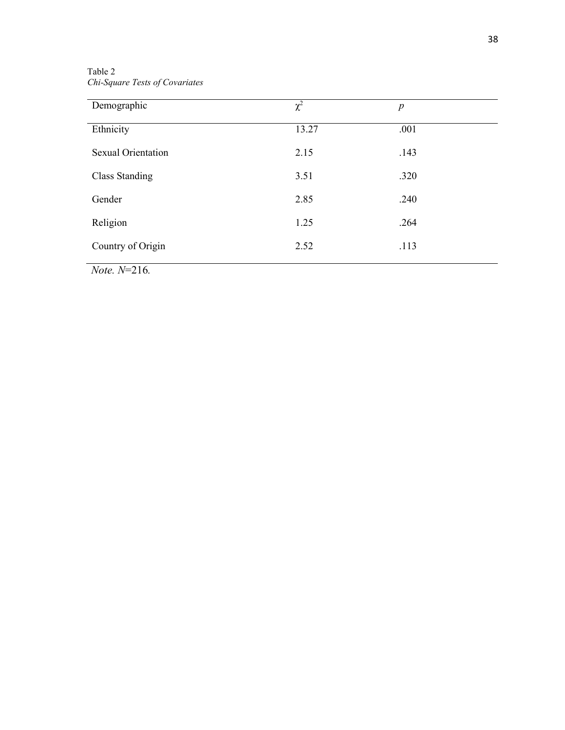Table 2

*Chi-Square Tests of Covariates*

| Demographic | $\chi^2$ | *p* |
|---|---|---|
| Ethnicity | 13.27 | .001 |
| Sexual Orientation | 2.15 | .143 |
| Class Standing | 3.51 | .320 |
| Gender | 2.85 | .240 |
| Religion | 1.25 | .264 |
| Country of Origin | 2.52 | .113 |

*Note. N*=216.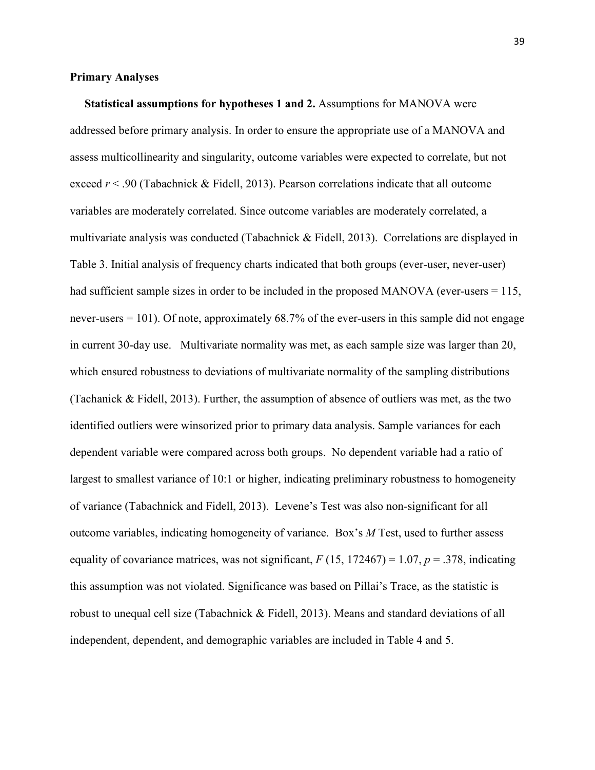## Primary Analyses

**Statistical assumptions for hypotheses 1 and 2.** Assumptions for MANOVA were addressed before primary analysis. In order to ensure the appropriate use of a MANOVA and assess multicollinearity and singularity, outcome variables were expected to correlate, but not exceed $r < .90$ (Tabachnick & Fidell, 2013). Pearson correlations indicate that all outcome variables are moderately correlated. Since outcome variables are moderately correlated, a multivariate analysis was conducted (Tabachnick & Fidell, 2013). Correlations are displayed in Table 3. Initial analysis of frequency charts indicated that both groups (ever-user, never-user) had sufficient sample sizes in order to be included in the proposed MANOVA (ever-users = 115, never-users = 101). Of note, approximately 68.7% of the ever-users in this sample did not engage in current 30-day use. Multivariate normality was met, as each sample size was larger than 20, which ensured robustness to deviations of multivariate normality of the sampling distributions (Tachanick & Fidell, 2013). Further, the assumption of absence of outliers was met, as the two identified outliers were winsorized prior to primary data analysis. Sample variances for each dependent variable were compared across both groups. No dependent variable had a ratio of largest to smallest variance of 10:1 or higher, indicating preliminary robustness to homogeneity of variance (Tabachnick and Fidell, 2013). Levene's Test was also non-significant for all outcome variables, indicating homogeneity of variance. Box's *M* Test, used to further assess equality of covariance matrices, was not significant, $F$ (15, 172467) = 1.07, $p$ = .378, indicating this assumption was not violated. Significance was based on Pillai's Trace, as the statistic is robust to unequal cell size (Tabachnick & Fidell, 2013). Means and standard deviations of all independent, dependent, and demographic variables are included in Table 4 and 5.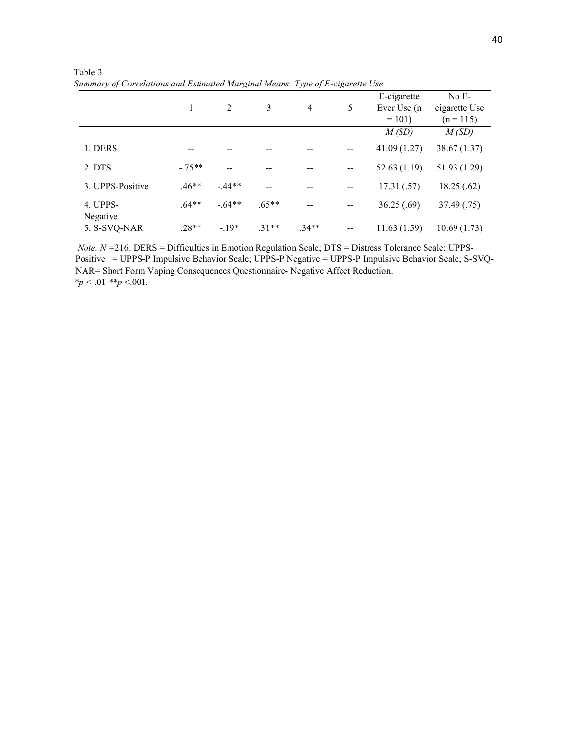Table 3

*Summary of Correlations and Estimated Marginal Means: Type of E-cigarette Use*

| | 1 | 2 | 3 | 4 | 5 | E-cigarette Ever Use (n = 101) | No E-cigarette Use (n = 115) |
|---|---|---|---|---|---|---|---|
| | | | | | | *M (SD)* | *M (SD)* |
| 1. DERS | -- | -- | -- | -- | -- | 41.09 (1.27) | 38.67 (1.37) |
| 2. DTS | -.75** | -- | -- | -- | -- | 52.63 (1.19) | 51.93 (1.29) |
| 3. UPPS-Positive | .46** | -.44** | -- | -- | -- | 17.31 (.57) | 18.25 (.62) |
| 4. UPPS-Negative | .64** | -.64** | .65** | -- | -- | 36.25 (.69) | 37.49 (.75) |
| 5. S-SVQ-NAR | .28** | -.19* | .31** | .34** | -- | 11.63 (1.59) | 10.69 (1.73) |

*Note.* $N$ =216. DERS = Difficulties in Emotion Regulation Scale; DTS = Distress Tolerance Scale; UPPS-Positive = UPPS-P Impulsive Behavior Scale; UPPS-P Negative = UPPS-P Impulsive Behavior Scale; S-SVQ-NAR= Short Form Vaping Consequences Questionnaire- Negative Affect Reduction.
$^{*}p < .01$ $^{**}p < .001$.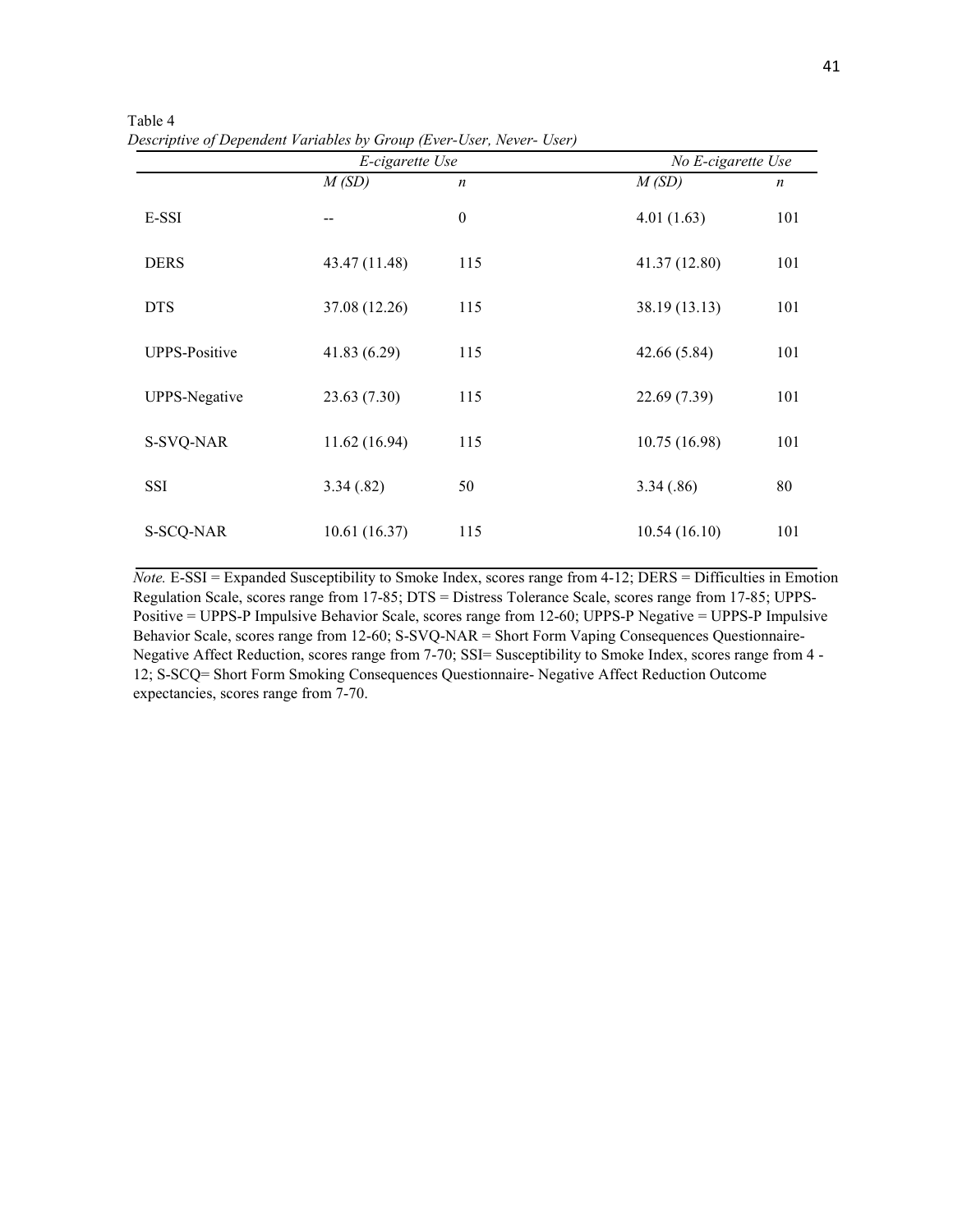Table 4

*Descriptive of Dependent Variables by Group (Ever-User, Never- User)*

| | *E-cigarette Use* | | *No E-cigarette Use* | |
|---|---|---|---|---|
| | *M (SD)* | *n* | *M (SD)* | *n* |
| E-SSI | -- | 0 | 4.01 (1.63) | 101 |
| DERS | 43.47 (11.48) | 115 | 41.37 (12.80) | 101 |
| DTS | 37.08 (12.26) | 115 | 38.19 (13.13) | 101 |
| UPPS-Positive | 41.83 (6.29) | 115 | 42.66 (5.84) | 101 |
| UPPS-Negative | 23.63 (7.30) | 115 | 22.69 (7.39) | 101 |
| S-SVQ-NAR | 11.62 (16.94) | 115 | 10.75 (16.98) | 101 |
| SSI | 3.34 (.82) | 50 | 3.34 (.86) | 80 |
| S-SCQ-NAR | 10.61 (16.37) | 115 | 10.54 (16.10) | 101 |

*Note.* E-SSI = Expanded Susceptibility to Smoke Index, scores range from 4-12; DERS = Difficulties in Emotion Regulation Scale, scores range from 17-85; DTS = Distress Tolerance Scale, scores range from 17-85; UPPS-Positive = UPPS-P Impulsive Behavior Scale, scores range from 12-60; UPPS-P Negative = UPPS-P Impulsive Behavior Scale, scores range from 12-60; S-SVQ-NAR = Short Form Vaping Consequences Questionnaire-Negative Affect Reduction, scores range from 7-70; SSI= Susceptibility to Smoke Index, scores range from 4 - 12; S-SCQ= Short Form Smoking Consequences Questionnaire- Negative Affect Reduction Outcome expectancies, scores range from 7-70.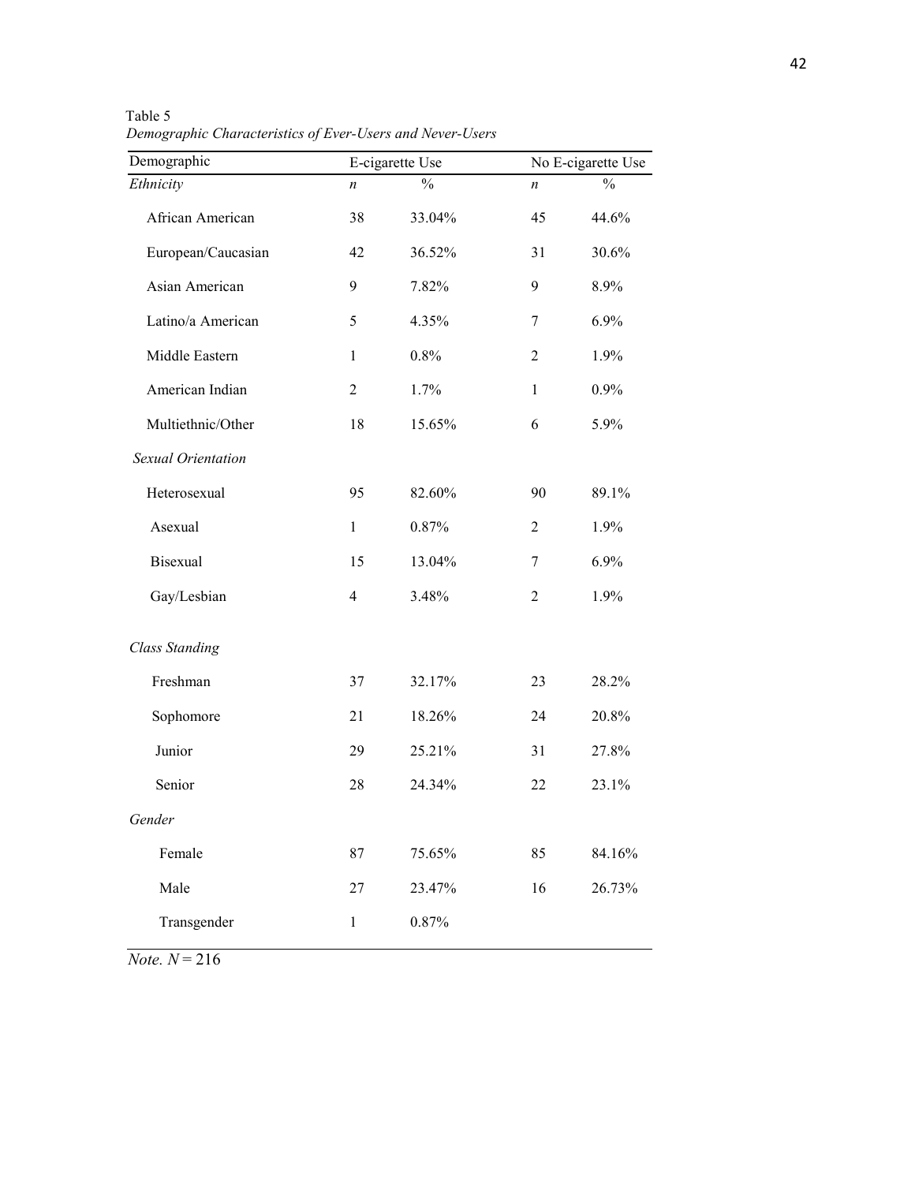Table 5

*Demographic Characteristics of Ever-Users and Never-Users*

| Demographic | E-cigarette Use | | No E-cigarette Use | |
|---|---|---|---|---|
| *Ethnicity* | *n* | % | *n* | % |
| African American | 38 | 33.04% | 45 | 44.6% |
| European/Caucasian | 42 | 36.52% | 31 | 30.6% |
| Asian American | 9 | 7.82% | 9 | 8.9% |
| Latino/a American | 5 | 4.35% | 7 | 6.9% |
| Middle Eastern | 1 | 0.8% | 2 | 1.9% |
| American Indian | 2 | 1.7% | 1 | 0.9% |
| Multiethnic/Other | 18 | 15.65% | 6 | 5.9% |
| *Sexual Orientation* | | | | |
| Heterosexual | 95 | 82.60% | 90 | 89.1% |
| Asexual | 1 | 0.87% | 2 | 1.9% |
| Bisexual | 15 | 13.04% | 7 | 6.9% |
| Gay/Lesbian | 4 | 3.48% | 2 | 1.9% |
| *Class Standing* | | | | |
| Freshman | 37 | 32.17% | 23 | 28.2% |
| Sophomore | 21 | 18.26% | 24 | 20.8% |
| Junior | 29 | 25.21% | 31 | 27.8% |
| Senior | 28 | 24.34% | 22 | 23.1% |
| *Gender* | | | | |
| Female | 87 | 75.65% | 85 | 84.16% |
| Male | 27 | 23.47% | 16 | 26.73% |
| Transgender | 1 | 0.87% | | |

*Note.* $N = 216$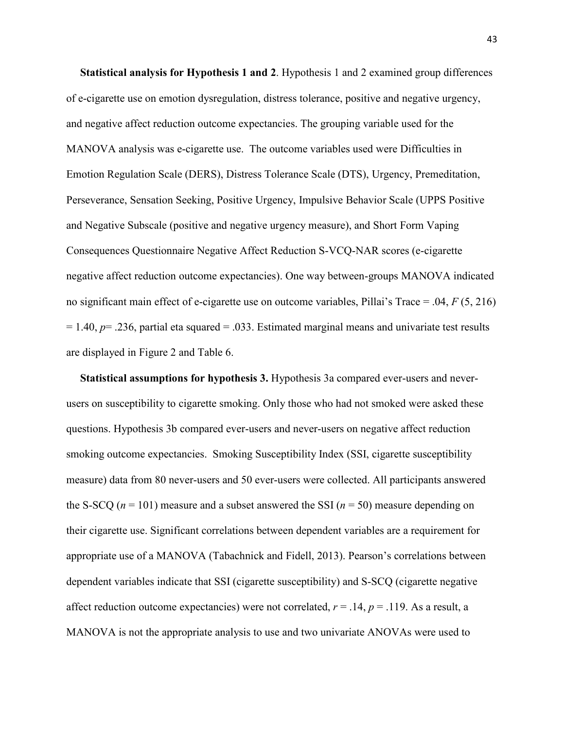**Statistical analysis for Hypothesis 1 and 2**. Hypothesis 1 and 2 examined group differences of e-cigarette use on emotion dysregulation, distress tolerance, positive and negative urgency, and negative affect reduction outcome expectancies. The grouping variable used for the MANOVA analysis was e-cigarette use. The outcome variables used were Difficulties in Emotion Regulation Scale (DERS), Distress Tolerance Scale (DTS), Urgency, Premeditation, Perseverance, Sensation Seeking, Positive Urgency, Impulsive Behavior Scale (UPPS Positive and Negative Subscale (positive and negative urgency measure), and Short Form Vaping Consequences Questionnaire Negative Affect Reduction S-VCQ-NAR scores (e-cigarette negative affect reduction outcome expectancies). One way between-groups MANOVA indicated no significant main effect of e-cigarette use on outcome variables, Pillai's Trace = .04, $F$ (5, 216) = 1.40, $p$= .236, partial eta squared = .033. Estimated marginal means and univariate test results are displayed in Figure 2 and Table 6.

**Statistical assumptions for hypothesis 3.** Hypothesis 3a compared ever-users and never-users on susceptibility to cigarette smoking. Only those who had not smoked were asked these questions. Hypothesis 3b compared ever-users and never-users on negative affect reduction smoking outcome expectancies. Smoking Susceptibility Index (SSI, cigarette susceptibility measure) data from 80 never-users and 50 ever-users were collected. All participants answered the S-SCQ ($n$ = 101) measure and a subset answered the SSI ($n$ = 50) measure depending on their cigarette use. Significant correlations between dependent variables are a requirement for appropriate use of a MANOVA (Tabachnick and Fidell, 2013). Pearson's correlations between dependent variables indicate that SSI (cigarette susceptibility) and S-SCQ (cigarette negative affect reduction outcome expectancies) were not correlated, $r$ = .14, $p$ = .119. As a result, a MANOVA is not the appropriate analysis to use and two univariate ANOVAs were used to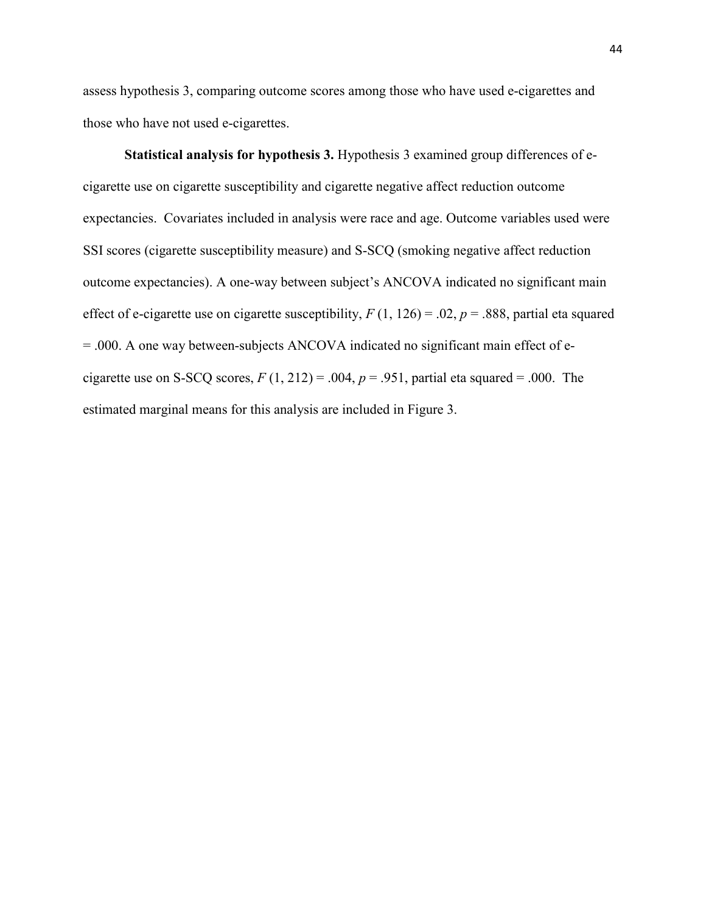assess hypothesis 3, comparing outcome scores among those who have used e-cigarettes and those who have not used e-cigarettes.

**Statistical analysis for hypothesis 3.** Hypothesis 3 examined group differences of e-cigarette use on cigarette susceptibility and cigarette negative affect reduction outcome expectancies. Covariates included in analysis were race and age. Outcome variables used were SSI scores (cigarette susceptibility measure) and S-SCQ (smoking negative affect reduction outcome expectancies). A one-way between subject's ANCOVA indicated no significant main effect of e-cigarette use on cigarette susceptibility, $F(1, 126) = .02$, $p = .888$, partial eta squared = .000. A one way between-subjects ANCOVA indicated no significant main effect of e-cigarette use on S-SCQ scores, $F(1, 212) = .004$, $p = .951$, partial eta squared = .000. The estimated marginal means for this analysis are included in Figure 3.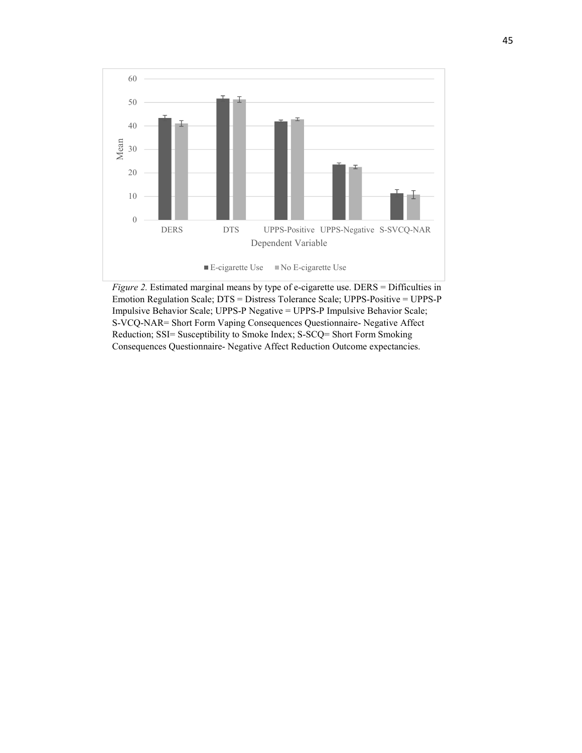*Figure 2.* Estimated marginal means by type of e-cigarette use. DERS = Difficulties in Emotion Regulation Scale; DTS = Distress Tolerance Scale; UPPS-Positive = UPPS-P Impulsive Behavior Scale; UPPS-P Negative = UPPS-P Impulsive Behavior Scale; S-VCQ-NAR= Short Form Vaping Consequences Questionnaire- Negative Affect Reduction; SSI= Susceptibility to Smoke Index; S-SCQ= Short Form Smoking Consequences Questionnaire- Negative Affect Reduction Outcome expectancies.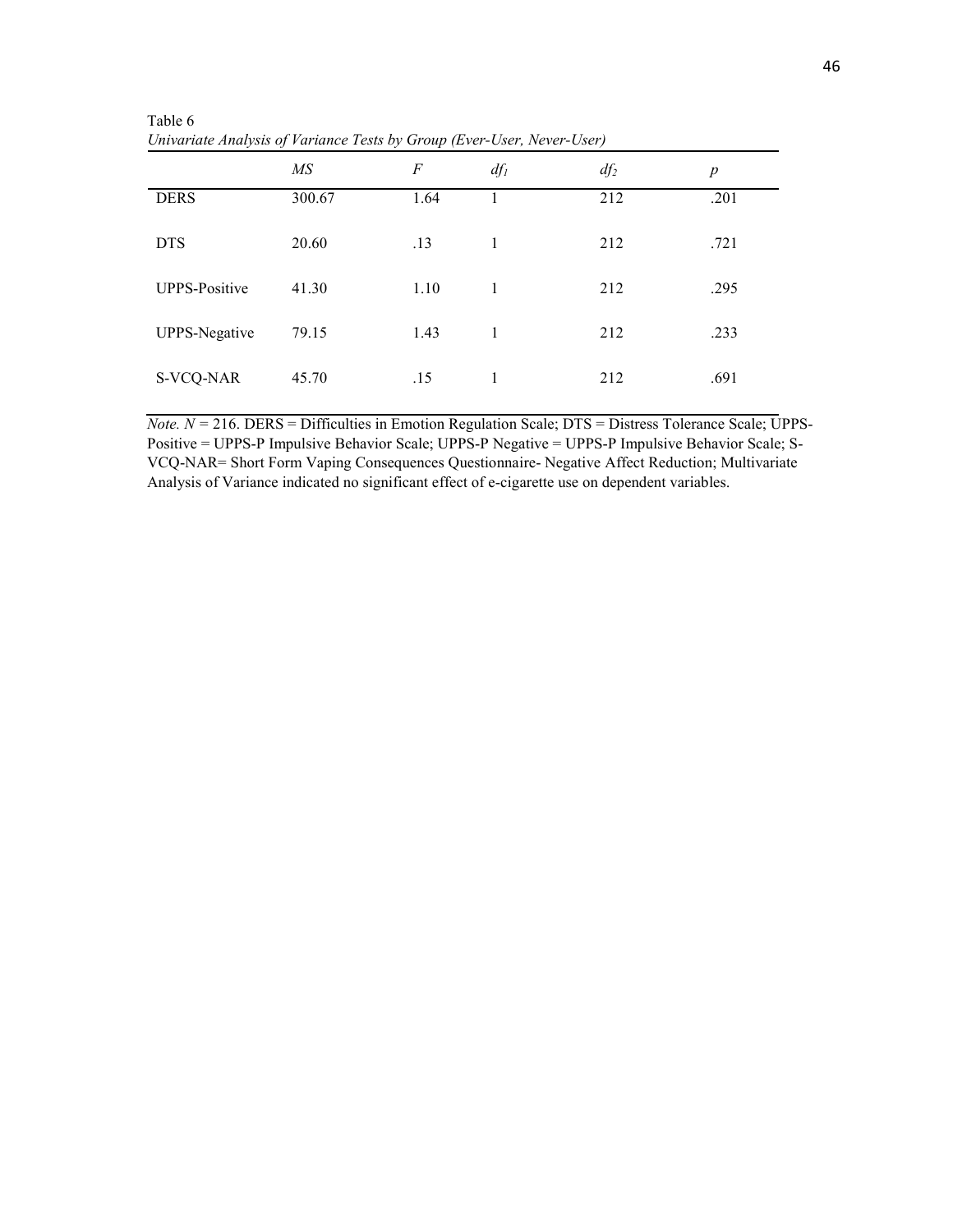Table 6

*Univariate Analysis of Variance Tests by Group (Ever-User, Never-User)*

| | *MS* | *F* | $df_1$ | $df_2$ | *p* |
|---|---|---|---|---|---|
| DERS | 300.67 | 1.64 | 1 | 212 | .201 |
| DTS | 20.60 | .13 | 1 | 212 | .721 |
| UPPS-Positive | 41.30 | 1.10 | 1 | 212 | .295 |
| UPPS-Negative | 79.15 | 1.43 | 1 | 212 | .233 |
| S-VCQ-NAR | 45.70 | .15 | 1 | 212 | .691 |

*Note.* $N$ = 216. DERS = Difficulties in Emotion Regulation Scale; DTS = Distress Tolerance Scale; UPPS-Positive = UPPS-P Impulsive Behavior Scale; UPPS-P Negative = UPPS-P Impulsive Behavior Scale; S-VCQ-NAR= Short Form Vaping Consequences Questionnaire- Negative Affect Reduction; Multivariate Analysis of Variance indicated no significant effect of e-cigarette use on dependent variables.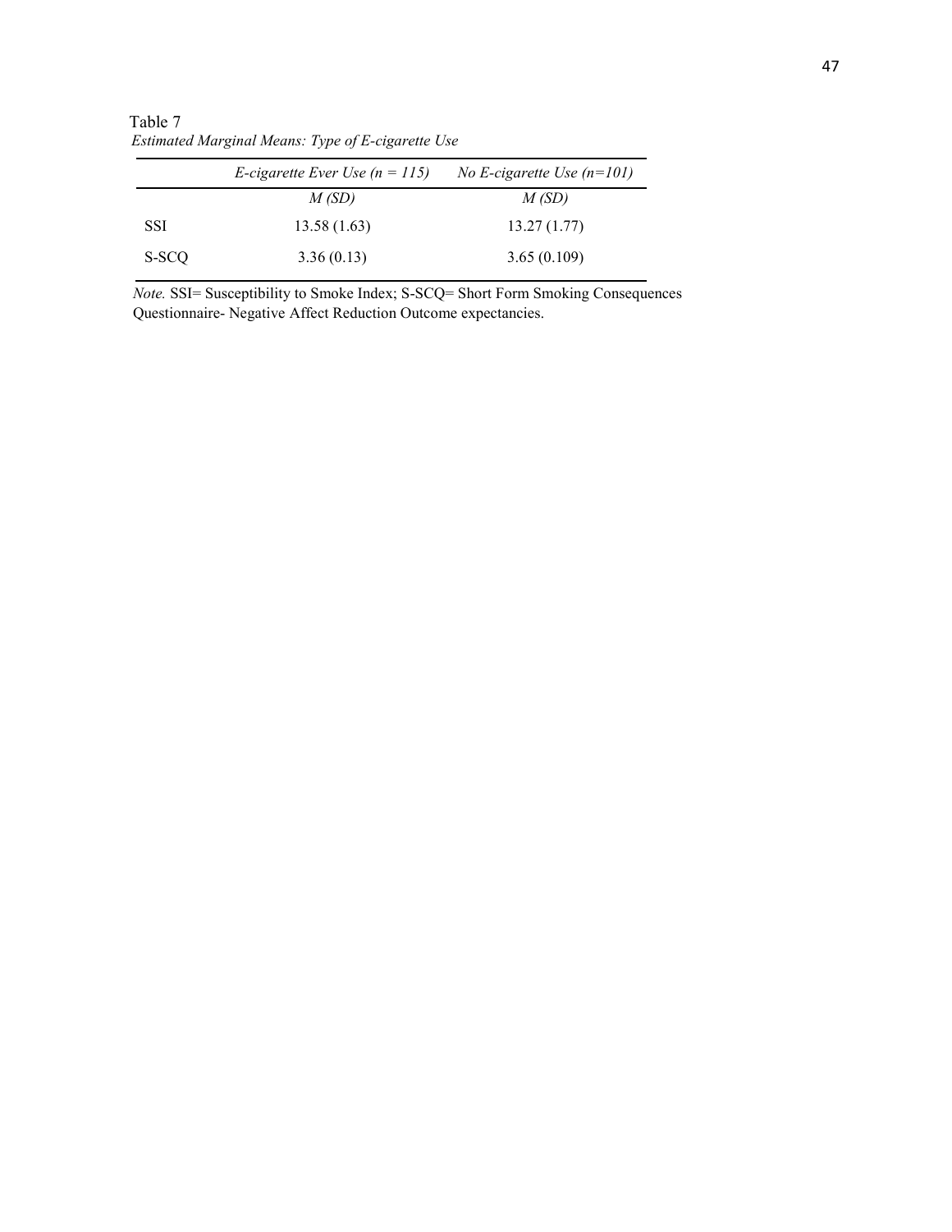Table 7

*Estimated Marginal Means: Type of E-cigarette Use*

| | *E-cigarette Ever Use (n = 115)* | *No E-cigarette Use (n=101)* |
|---|---|---|
| | *M (SD)* | *M (SD)* |
| SSI | 13.58 (1.63) | 13.27 (1.77) |
| S-SCQ | 3.36 (0.13) | 3.65 (0.109) |

*Note.* SSI= Susceptibility to Smoke Index; S-SCQ= Short Form Smoking Consequences Questionnaire- Negative Affect Reduction Outcome expectancies.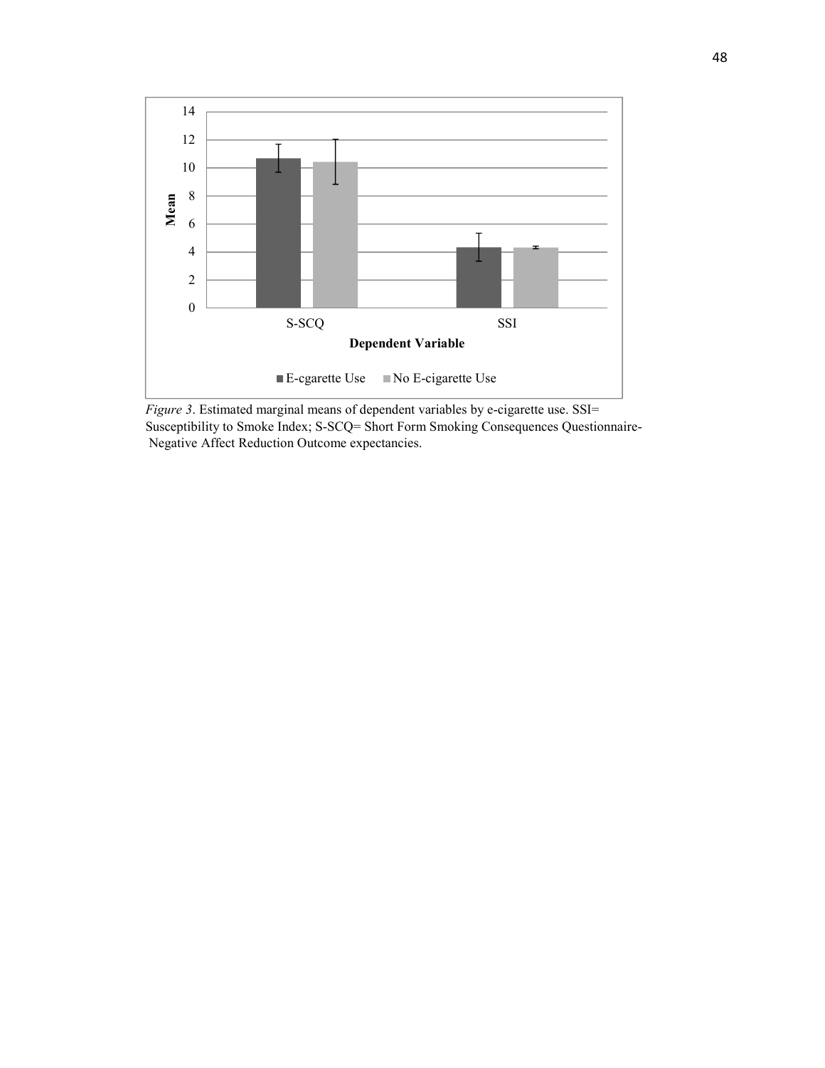*Figure 3*. Estimated marginal means of dependent variables by e-cigarette use. SSI= Susceptibility to Smoke Index; S-SCQ= Short Form Smoking Consequences Questionnaire- Negative Affect Reduction Outcome expectancies.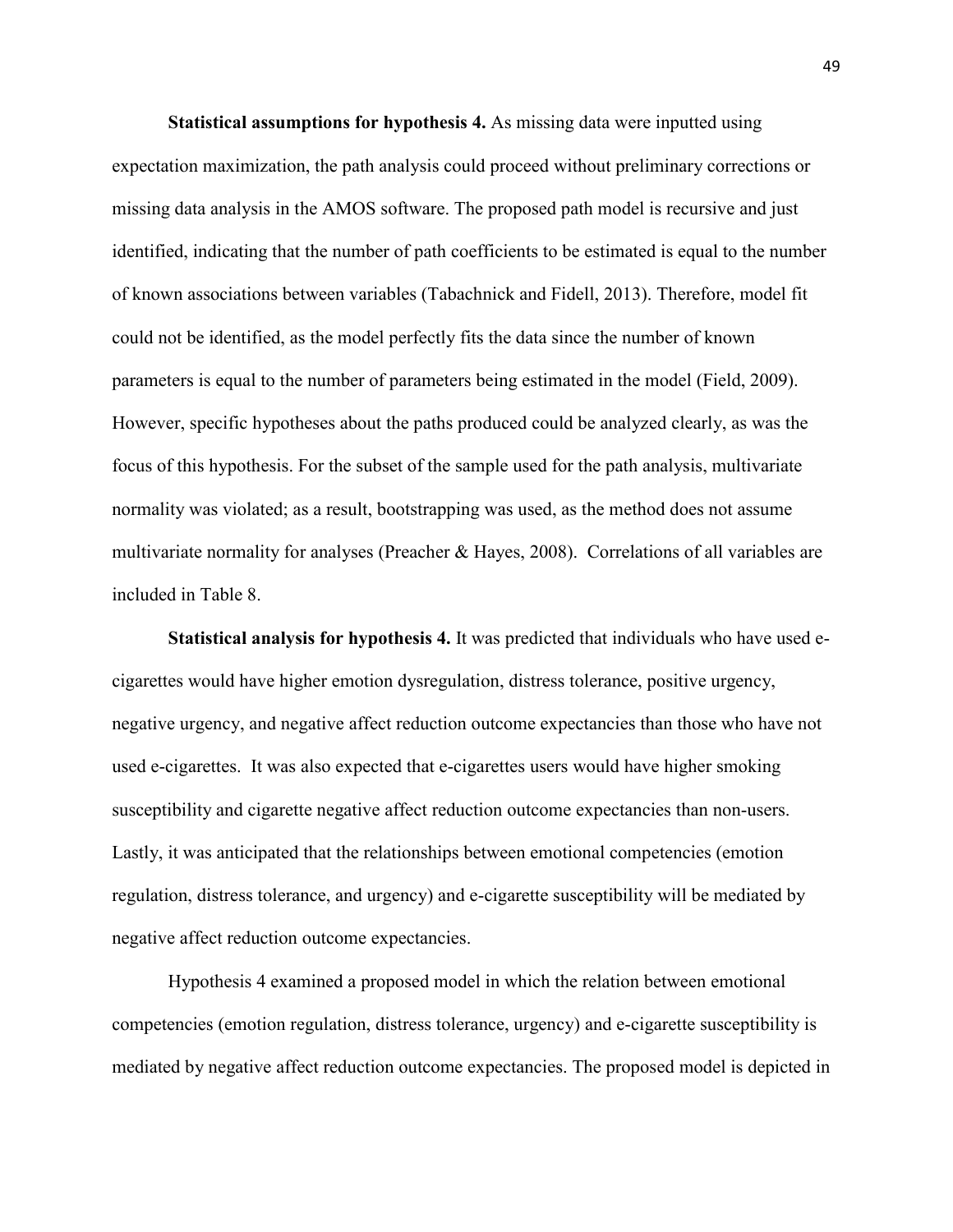**Statistical assumptions for hypothesis 4.** As missing data were inputted using expectation maximization, the path analysis could proceed without preliminary corrections or missing data analysis in the AMOS software. The proposed path model is recursive and just identified, indicating that the number of path coefficients to be estimated is equal to the number of known associations between variables (Tabachnick and Fidell, 2013). Therefore, model fit could not be identified, as the model perfectly fits the data since the number of known parameters is equal to the number of parameters being estimated in the model (Field, 2009). However, specific hypotheses about the paths produced could be analyzed clearly, as was the focus of this hypothesis. For the subset of the sample used for the path analysis, multivariate normality was violated; as a result, bootstrapping was used, as the method does not assume multivariate normality for analyses (Preacher & Hayes, 2008). Correlations of all variables are included in Table 8.

**Statistical analysis for hypothesis 4.** It was predicted that individuals who have used e-cigarettes would have higher emotion dysregulation, distress tolerance, positive urgency, negative urgency, and negative affect reduction outcome expectancies than those who have not used e-cigarettes. It was also expected that e-cigarettes users would have higher smoking susceptibility and cigarette negative affect reduction outcome expectancies than non-users. Lastly, it was anticipated that the relationships between emotional competencies (emotion regulation, distress tolerance, and urgency) and e-cigarette susceptibility will be mediated by negative affect reduction outcome expectancies.

Hypothesis 4 examined a proposed model in which the relation between emotional competencies (emotion regulation, distress tolerance, urgency) and e-cigarette susceptibility is mediated by negative affect reduction outcome expectancies. The proposed model is depicted in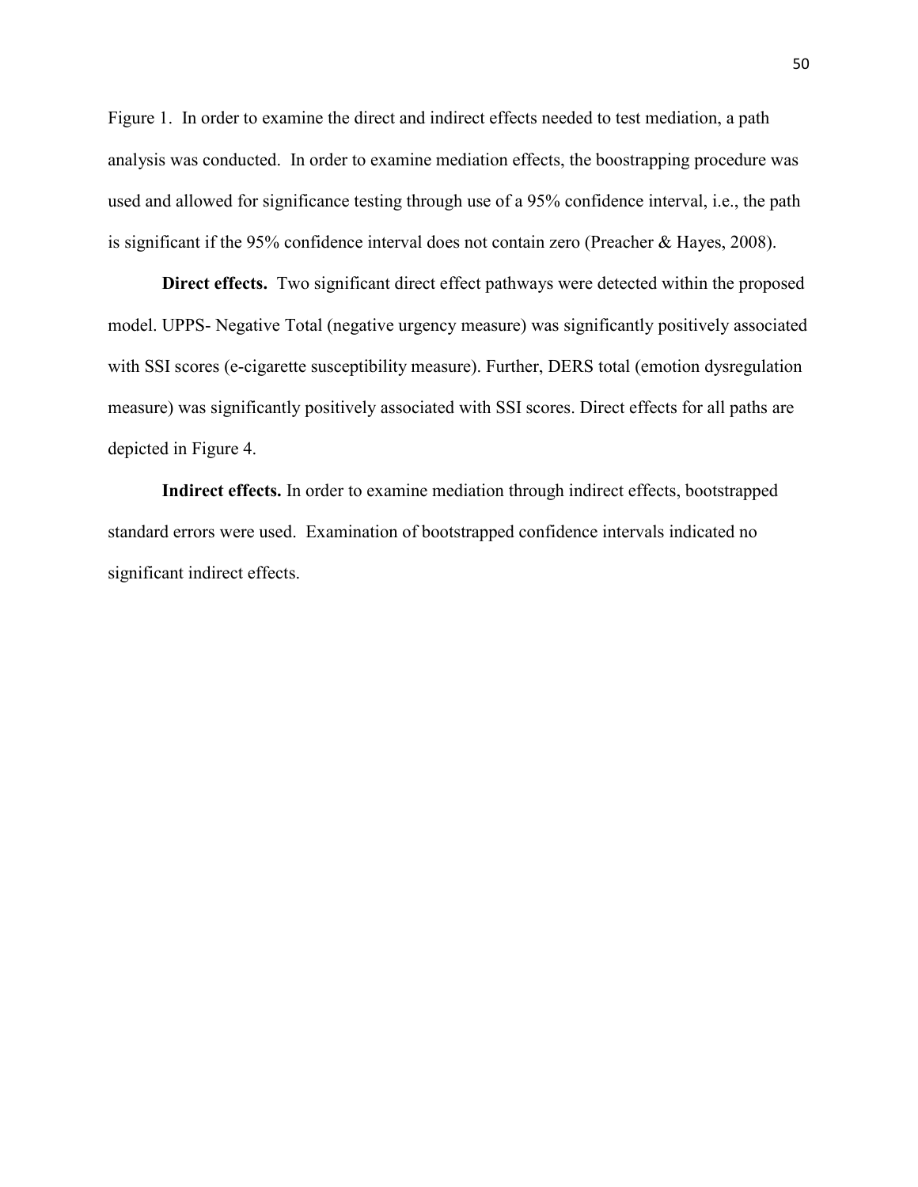Figure 1. In order to examine the direct and indirect effects needed to test mediation, a path analysis was conducted. In order to examine mediation effects, the boostrapping procedure was used and allowed for significance testing through use of a 95% confidence interval, i.e., the path is significant if the 95% confidence interval does not contain zero (Preacher & Hayes, 2008).

**Direct effects.** Two significant direct effect pathways were detected within the proposed model. UPPS- Negative Total (negative urgency measure) was significantly positively associated with SSI scores (e-cigarette susceptibility measure). Further, DERS total (emotion dysregulation measure) was significantly positively associated with SSI scores. Direct effects for all paths are depicted in Figure 4.

**Indirect effects.** In order to examine mediation through indirect effects, bootstrapped standard errors were used. Examination of bootstrapped confidence intervals indicated no significant indirect effects.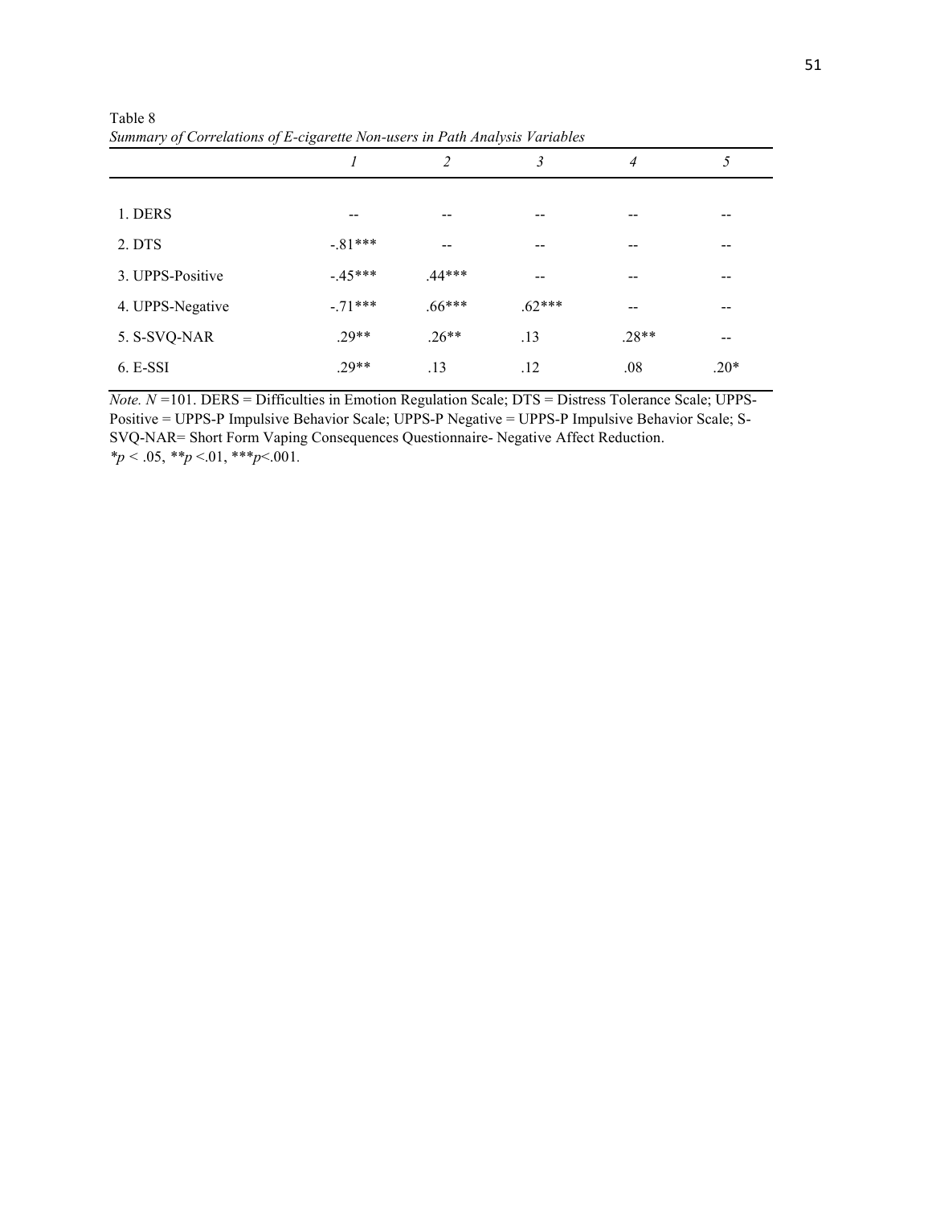Table 8

*Summary of Correlations of E-cigarette Non-users in Path Analysis Variables*

| | *1* | *2* | *3* | *4* | *5* |
|---|---|---|---|---|---|
| 1. DERS | -- | -- | -- | -- | -- |
| 2. DTS | -.81*** | -- | -- | -- | -- |
| 3. UPPS-Positive | -.45*** | .44*** | -- | -- | -- |
| 4. UPPS-Negative | -.71*** | .66*** | .62*** | -- | -- |
| 5. S-SVQ-NAR | .29** | .26** | .13 | .28** | -- |
| 6. E-SSI | .29** | .13 | .12 | .08 | .20* |

*Note. N* =101. DERS = Difficulties in Emotion Regulation Scale; DTS = Distress Tolerance Scale; UPPS-Positive = UPPS-P Impulsive Behavior Scale; UPPS-P Negative = UPPS-P Impulsive Behavior Scale; S-SVQ-NAR= Short Form Vaping Consequences Questionnaire- Negative Affect Reduction.
*$p < .05$, **$p < .01$, ***$p < .001$.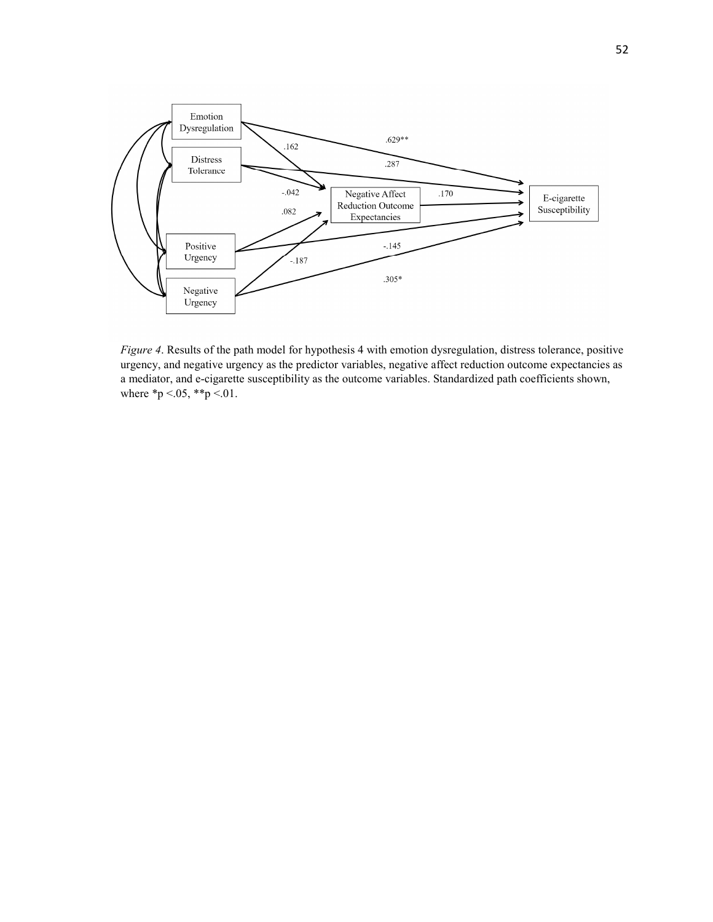*Figure 4*. Results of the path model for hypothesis 4 with emotion dysregulation, distress tolerance, positive urgency, and negative urgency as the predictor variables, negative affect reduction outcome expectancies as a mediator, and e-cigarette susceptibility as the outcome variables. Standardized path coefficients shown, where *p <.05, **p <.01.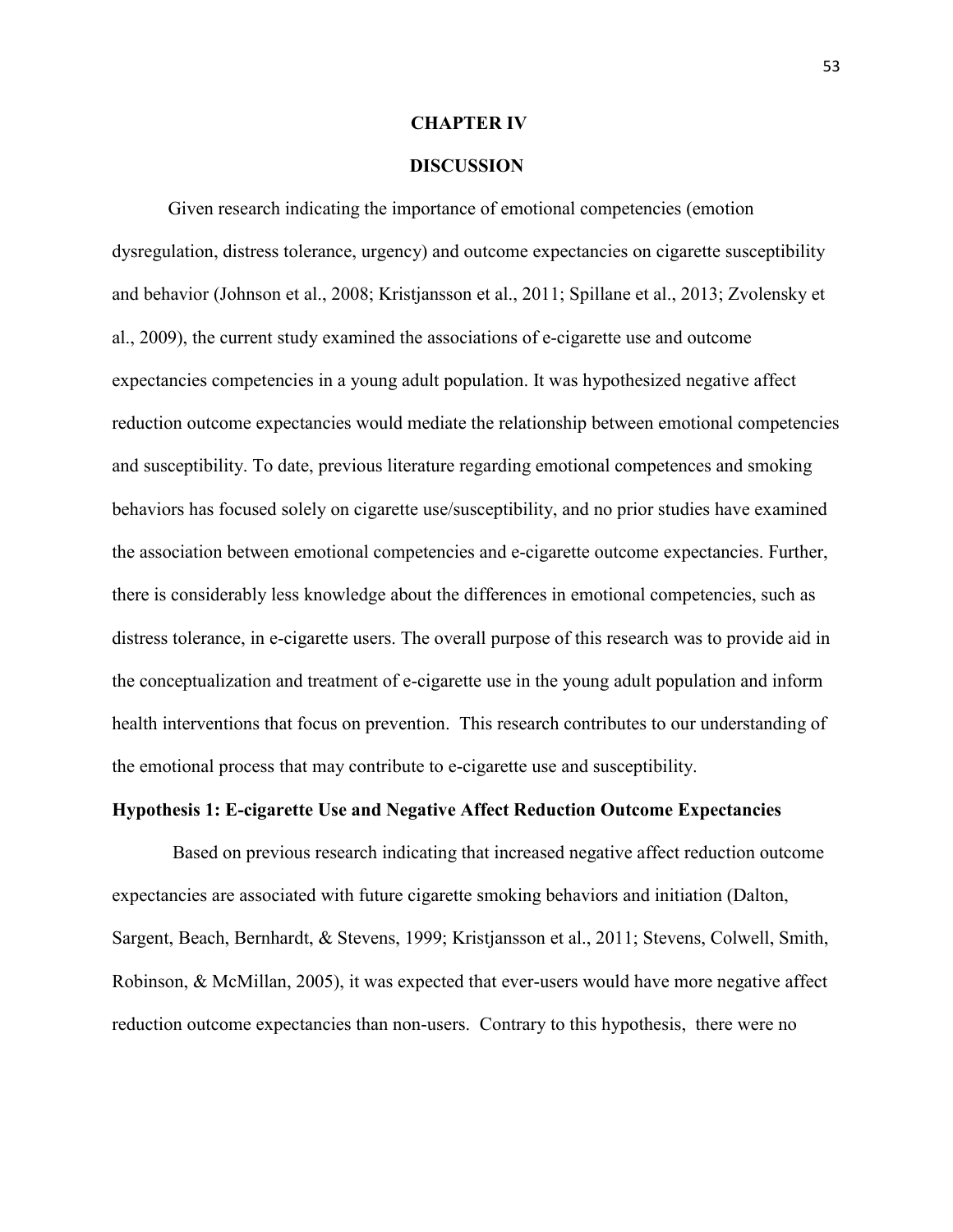# CHAPTER IV

# DISCUSSION

Given research indicating the importance of emotional competencies (emotion dysregulation, distress tolerance, urgency) and outcome expectancies on cigarette susceptibility and behavior (Johnson et al., 2008; Kristjansson et al., 2011; Spillane et al., 2013; Zvolensky et al., 2009), the current study examined the associations of e-cigarette use and outcome expectancies competencies in a young adult population. It was hypothesized negative affect reduction outcome expectancies would mediate the relationship between emotional competencies and susceptibility. To date, previous literature regarding emotional competences and smoking behaviors has focused solely on cigarette use/susceptibility, and no prior studies have examined the association between emotional competencies and e-cigarette outcome expectancies. Further, there is considerably less knowledge about the differences in emotional competencies, such as distress tolerance, in e-cigarette users. The overall purpose of this research was to provide aid in the conceptualization and treatment of e-cigarette use in the young adult population and inform health interventions that focus on prevention. This research contributes to our understanding of the emotional process that may contribute to e-cigarette use and susceptibility.

## Hypothesis 1: E-cigarette Use and Negative Affect Reduction Outcome Expectancies

Based on previous research indicating that increased negative affect reduction outcome expectancies are associated with future cigarette smoking behaviors and initiation (Dalton, Sargent, Beach, Bernhardt, & Stevens, 1999; Kristjansson et al., 2011; Stevens, Colwell, Smith, Robinson, & McMillan, 2005), it was expected that ever-users would have more negative affect reduction outcome expectancies than non-users. Contrary to this hypothesis, there were no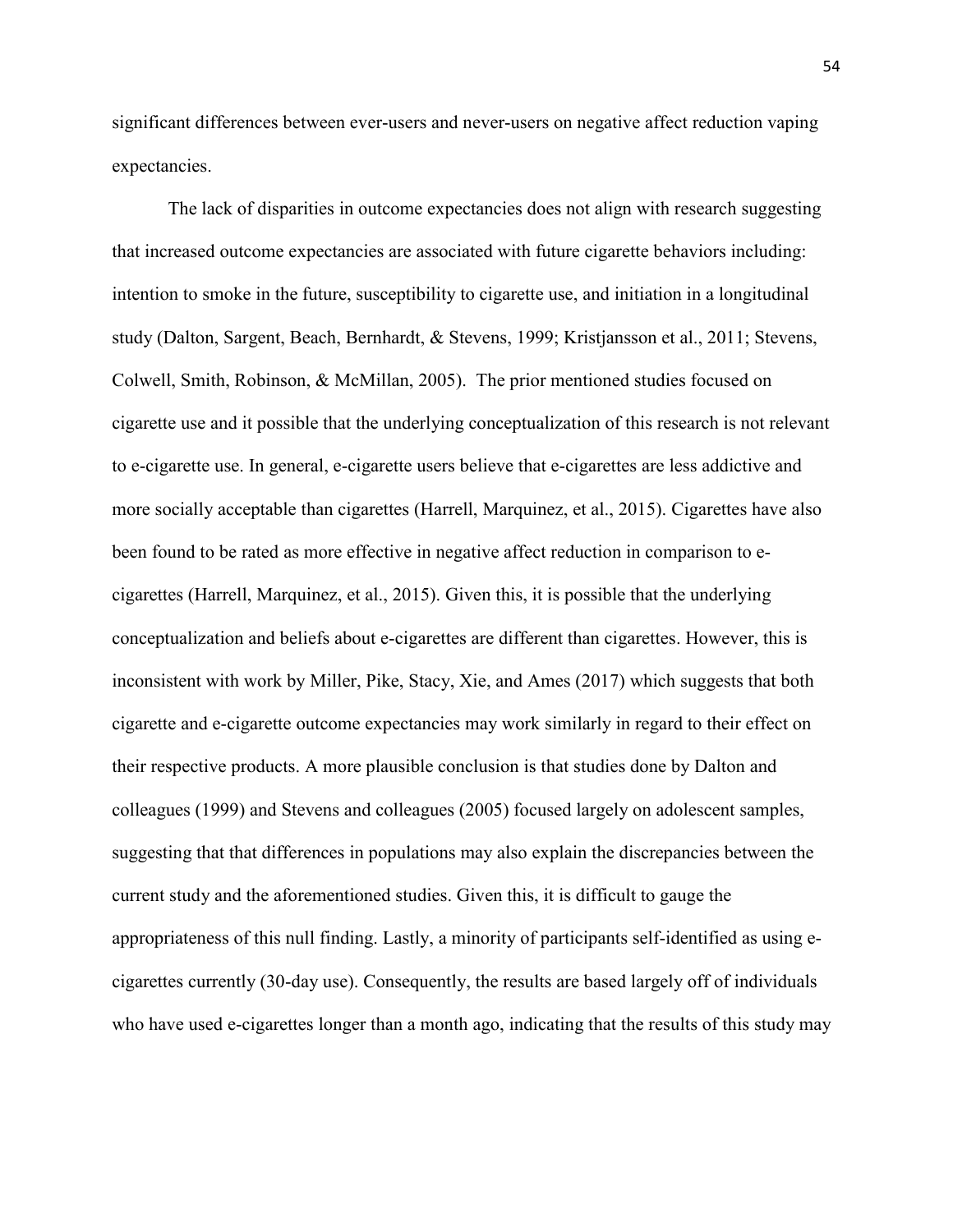significant differences between ever-users and never-users on negative affect reduction vaping expectancies.

The lack of disparities in outcome expectancies does not align with research suggesting that increased outcome expectancies are associated with future cigarette behaviors including: intention to smoke in the future, susceptibility to cigarette use, and initiation in a longitudinal study (Dalton, Sargent, Beach, Bernhardt, & Stevens, 1999; Kristjansson et al., 2011; Stevens, Colwell, Smith, Robinson, & McMillan, 2005). The prior mentioned studies focused on cigarette use and it possible that the underlying conceptualization of this research is not relevant to e-cigarette use. In general, e-cigarette users believe that e-cigarettes are less addictive and more socially acceptable than cigarettes (Harrell, Marquinez, et al., 2015). Cigarettes have also been found to be rated as more effective in negative affect reduction in comparison to e-cigarettes (Harrell, Marquinez, et al., 2015). Given this, it is possible that the underlying conceptualization and beliefs about e-cigarettes are different than cigarettes. However, this is inconsistent with work by Miller, Pike, Stacy, Xie, and Ames (2017) which suggests that both cigarette and e-cigarette outcome expectancies may work similarly in regard to their effect on their respective products. A more plausible conclusion is that studies done by Dalton and colleagues (1999) and Stevens and colleagues (2005) focused largely on adolescent samples, suggesting that that differences in populations may also explain the discrepancies between the current study and the aforementioned studies. Given this, it is difficult to gauge the appropriateness of this null finding. Lastly, a minority of participants self-identified as using e-cigarettes currently (30-day use). Consequently, the results are based largely off of individuals who have used e-cigarettes longer than a month ago, indicating that the results of this study may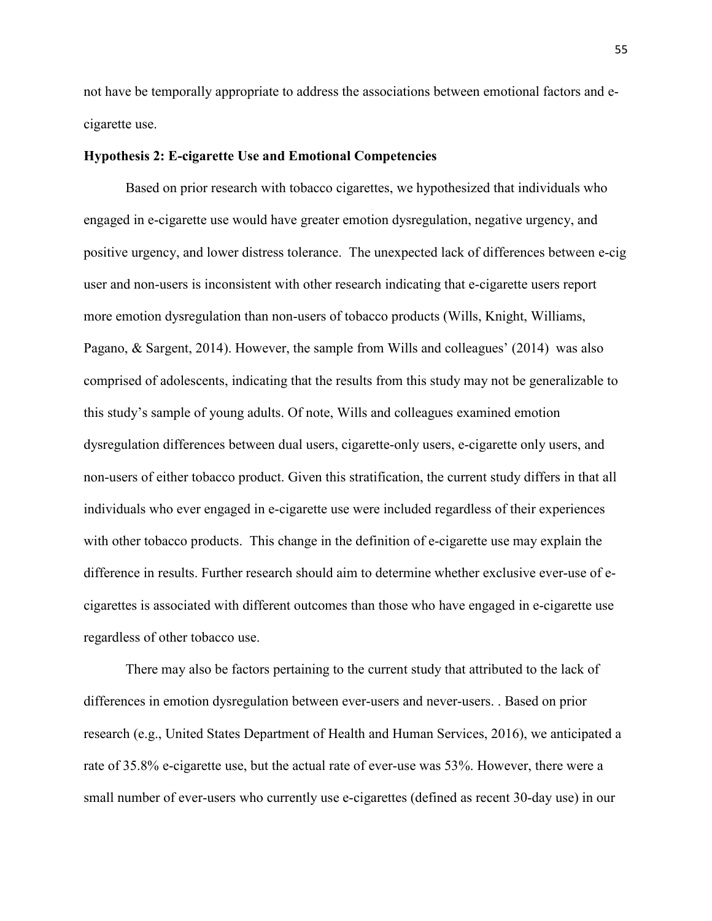not have be temporally appropriate to address the associations between emotional factors and e-cigarette use.

### Hypothesis 2: E-cigarette Use and Emotional Competencies

Based on prior research with tobacco cigarettes, we hypothesized that individuals who engaged in e-cigarette use would have greater emotion dysregulation, negative urgency, and positive urgency, and lower distress tolerance. The unexpected lack of differences between e-cig user and non-users is inconsistent with other research indicating that e-cigarette users report more emotion dysregulation than non-users of tobacco products (Wills, Knight, Williams, Pagano, & Sargent, 2014). However, the sample from Wills and colleagues' (2014) was also comprised of adolescents, indicating that the results from this study may not be generalizable to this study's sample of young adults. Of note, Wills and colleagues examined emotion dysregulation differences between dual users, cigarette-only users, e-cigarette only users, and non-users of either tobacco product. Given this stratification, the current study differs in that all individuals who ever engaged in e-cigarette use were included regardless of their experiences with other tobacco products. This change in the definition of e-cigarette use may explain the difference in results. Further research should aim to determine whether exclusive ever-use of e-cigarettes is associated with different outcomes than those who have engaged in e-cigarette use regardless of other tobacco use.

There may also be factors pertaining to the current study that attributed to the lack of differences in emotion dysregulation between ever-users and never-users. . Based on prior research (e.g., United States Department of Health and Human Services, 2016), we anticipated a rate of 35.8% e-cigarette use, but the actual rate of ever-use was 53%. However, there were a small number of ever-users who currently use e-cigarettes (defined as recent 30-day use) in our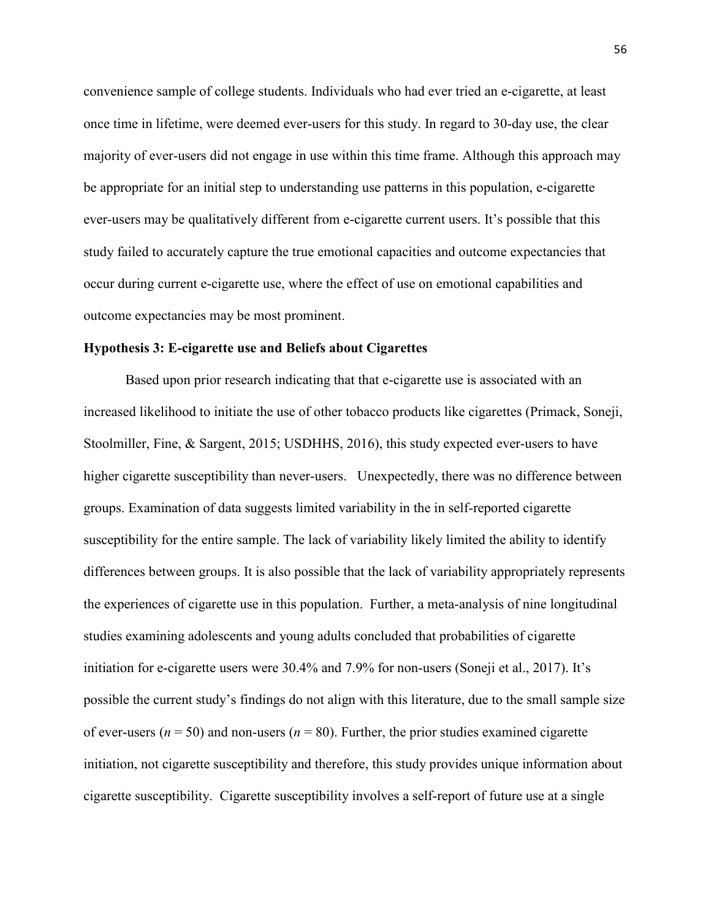convenience sample of college students. Individuals who had ever tried an e-cigarette, at least once time in lifetime, were deemed ever-users for this study. In regard to 30-day use, the clear majority of ever-users did not engage in use within this time frame. Although this approach may be appropriate for an initial step to understanding use patterns in this population, e-cigarette ever-users may be qualitatively different from e-cigarette current users. It's possible that this study failed to accurately capture the true emotional capacities and outcome expectancies that occur during current e-cigarette use, where the effect of use on emotional capabilities and outcome expectancies may be most prominent.

**Hypothesis 3: E-cigarette use and Beliefs about Cigarettes**

Based upon prior research indicating that that e-cigarette use is associated with an increased likelihood to initiate the use of other tobacco products like cigarettes (Primack, Soneji, Stoolmiller, Fine, & Sargent, 2015; USDHHS, 2016), this study expected ever-users to have higher cigarette susceptibility than never-users. Unexpectedly, there was no difference between groups. Examination of data suggests limited variability in the in self-reported cigarette susceptibility for the entire sample. The lack of variability likely limited the ability to identify differences between groups. It is also possible that the lack of variability appropriately represents the experiences of cigarette use in this population. Further, a meta-analysis of nine longitudinal studies examining adolescents and young adults concluded that probabilities of cigarette initiation for e-cigarette users were 30.4% and 7.9% for non-users (Soneji et al., 2017). It's possible the current study's findings do not align with this literature, due to the small sample size of ever-users ($n$ = 50) and non-users ($n$ = 80). Further, the prior studies examined cigarette initiation, not cigarette susceptibility and therefore, this study provides unique information about cigarette susceptibility. Cigarette susceptibility involves a self-report of future use at a single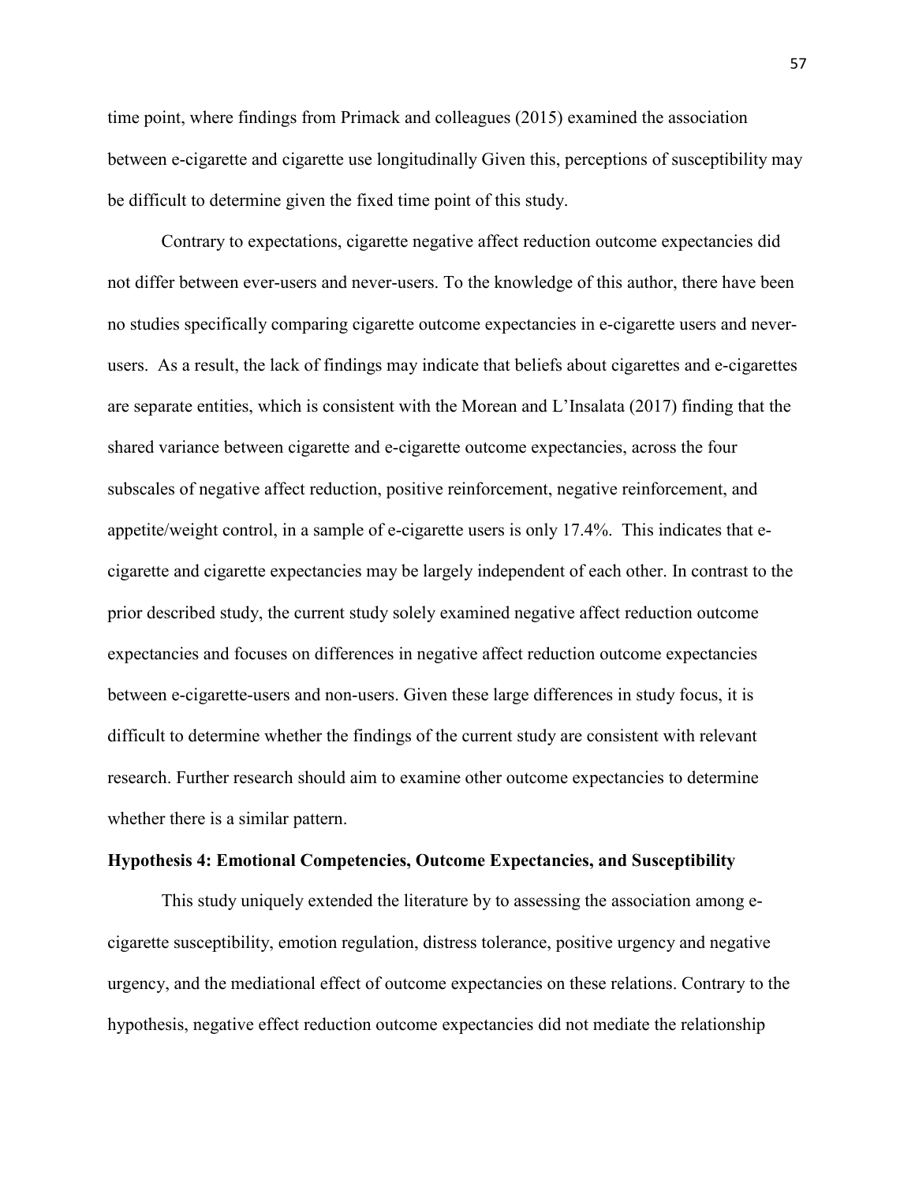time point, where findings from Primack and colleagues (2015) examined the association between e-cigarette and cigarette use longitudinally Given this, perceptions of susceptibility may be difficult to determine given the fixed time point of this study.

Contrary to expectations, cigarette negative affect reduction outcome expectancies did not differ between ever-users and never-users. To the knowledge of this author, there have been no studies specifically comparing cigarette outcome expectancies in e-cigarette users and never-users. As a result, the lack of findings may indicate that beliefs about cigarettes and e-cigarettes are separate entities, which is consistent with the Morean and L'Insalata (2017) finding that the shared variance between cigarette and e-cigarette outcome expectancies, across the four subscales of negative affect reduction, positive reinforcement, negative reinforcement, and appetite/weight control, in a sample of e-cigarette users is only 17.4%. This indicates that e-cigarette and cigarette expectancies may be largely independent of each other. In contrast to the prior described study, the current study solely examined negative affect reduction outcome expectancies and focuses on differences in negative affect reduction outcome expectancies between e-cigarette-users and non-users. Given these large differences in study focus, it is difficult to determine whether the findings of the current study are consistent with relevant research. Further research should aim to examine other outcome expectancies to determine whether there is a similar pattern.

### Hypothesis 4: Emotional Competencies, Outcome Expectancies, and Susceptibility

This study uniquely extended the literature by to assessing the association among e-cigarette susceptibility, emotion regulation, distress tolerance, positive urgency and negative urgency, and the mediational effect of outcome expectancies on these relations. Contrary to the hypothesis, negative effect reduction outcome expectancies did not mediate the relationship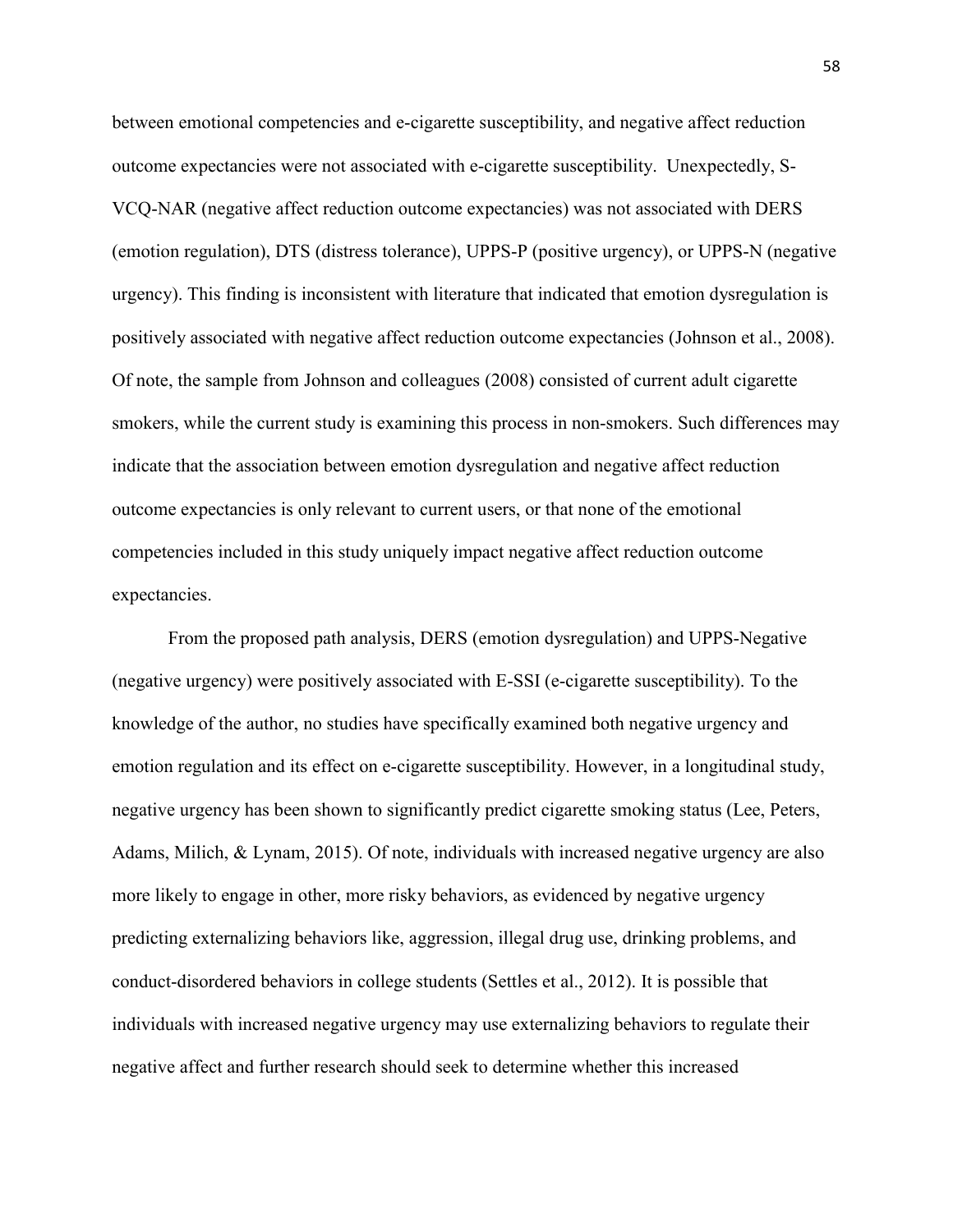between emotional competencies and e-cigarette susceptibility, and negative affect reduction outcome expectancies were not associated with e-cigarette susceptibility. Unexpectedly, S-VCQ-NAR (negative affect reduction outcome expectancies) was not associated with DERS (emotion regulation), DTS (distress tolerance), UPPS-P (positive urgency), or UPPS-N (negative urgency). This finding is inconsistent with literature that indicated that emotion dysregulation is positively associated with negative affect reduction outcome expectancies (Johnson et al., 2008). Of note, the sample from Johnson and colleagues (2008) consisted of current adult cigarette smokers, while the current study is examining this process in non-smokers. Such differences may indicate that the association between emotion dysregulation and negative affect reduction outcome expectancies is only relevant to current users, or that none of the emotional competencies included in this study uniquely impact negative affect reduction outcome expectancies.

From the proposed path analysis, DERS (emotion dysregulation) and UPPS-Negative (negative urgency) were positively associated with E-SSI (e-cigarette susceptibility). To the knowledge of the author, no studies have specifically examined both negative urgency and emotion regulation and its effect on e-cigarette susceptibility. However, in a longitudinal study, negative urgency has been shown to significantly predict cigarette smoking status (Lee, Peters, Adams, Milich, & Lynam, 2015). Of note, individuals with increased negative urgency are also more likely to engage in other, more risky behaviors, as evidenced by negative urgency predicting externalizing behaviors like, aggression, illegal drug use, drinking problems, and conduct-disordered behaviors in college students (Settles et al., 2012). It is possible that individuals with increased negative urgency may use externalizing behaviors to regulate their negative affect and further research should seek to determine whether this increased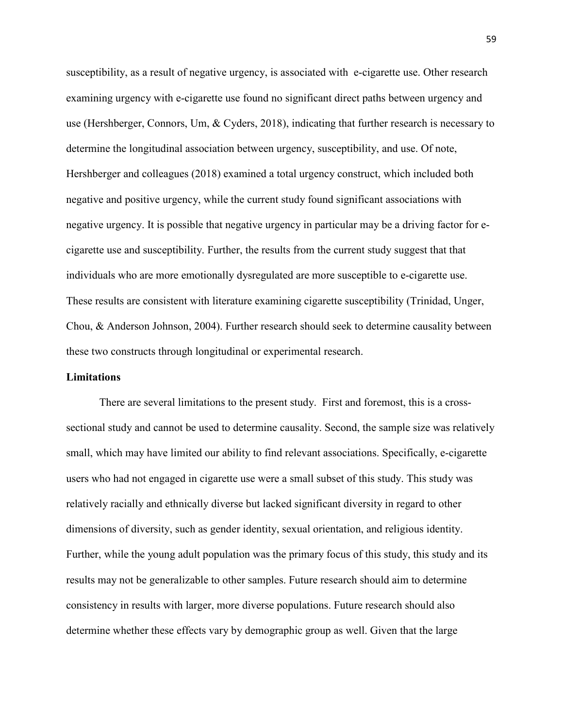susceptibility, as a result of negative urgency, is associated with e-cigarette use. Other research examining urgency with e-cigarette use found no significant direct paths between urgency and use (Hershberger, Connors, Um, & Cyders, 2018), indicating that further research is necessary to determine the longitudinal association between urgency, susceptibility, and use. Of note, Hershberger and colleagues (2018) examined a total urgency construct, which included both negative and positive urgency, while the current study found significant associations with negative urgency. It is possible that negative urgency in particular may be a driving factor for e-cigarette use and susceptibility. Further, the results from the current study suggest that that individuals who are more emotionally dysregulated are more susceptible to e-cigarette use. These results are consistent with literature examining cigarette susceptibility (Trinidad, Unger, Chou, & Anderson Johnson, 2004). Further research should seek to determine causality between these two constructs through longitudinal or experimental research.

**Limitations**

There are several limitations to the present study. First and foremost, this is a cross-sectional study and cannot be used to determine causality. Second, the sample size was relatively small, which may have limited our ability to find relevant associations. Specifically, e-cigarette users who had not engaged in cigarette use were a small subset of this study. This study was relatively racially and ethnically diverse but lacked significant diversity in regard to other dimensions of diversity, such as gender identity, sexual orientation, and religious identity. Further, while the young adult population was the primary focus of this study, this study and its results may not be generalizable to other samples. Future research should aim to determine consistency in results with larger, more diverse populations. Future research should also determine whether these effects vary by demographic group as well. Given that the large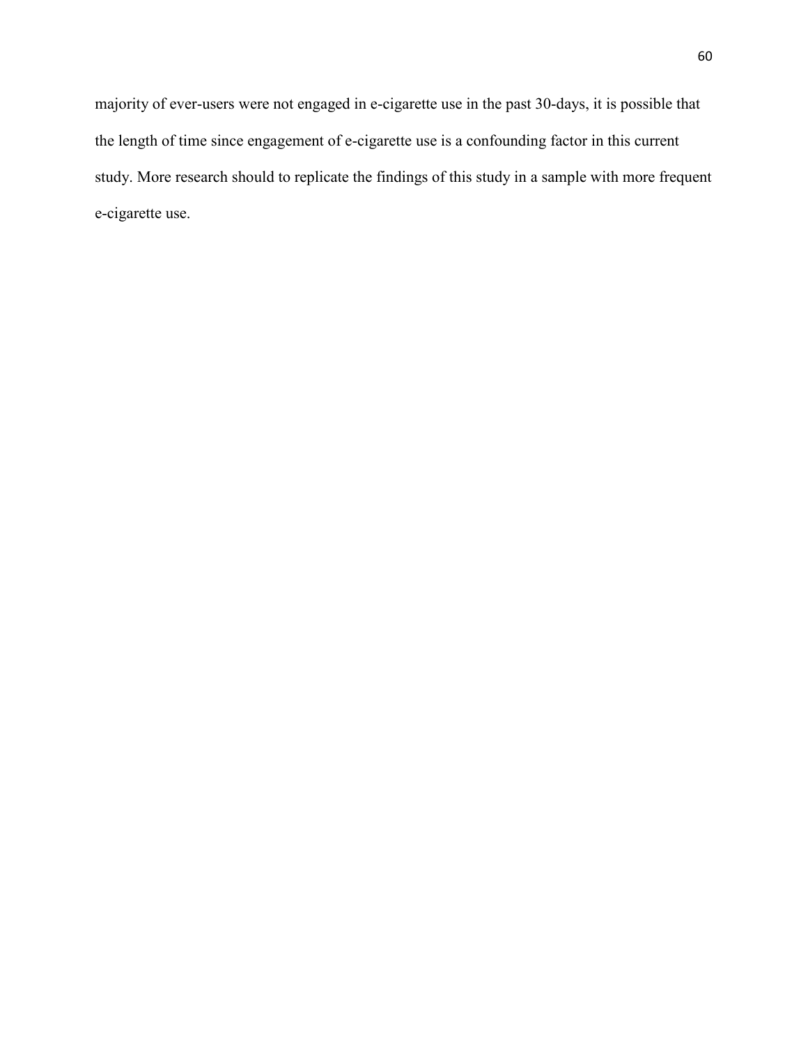majority of ever-users were not engaged in e-cigarette use in the past 30-days, it is possible that the length of time since engagement of e-cigarette use is a confounding factor in this current study. More research should to replicate the findings of this study in a sample with more frequent e-cigarette use.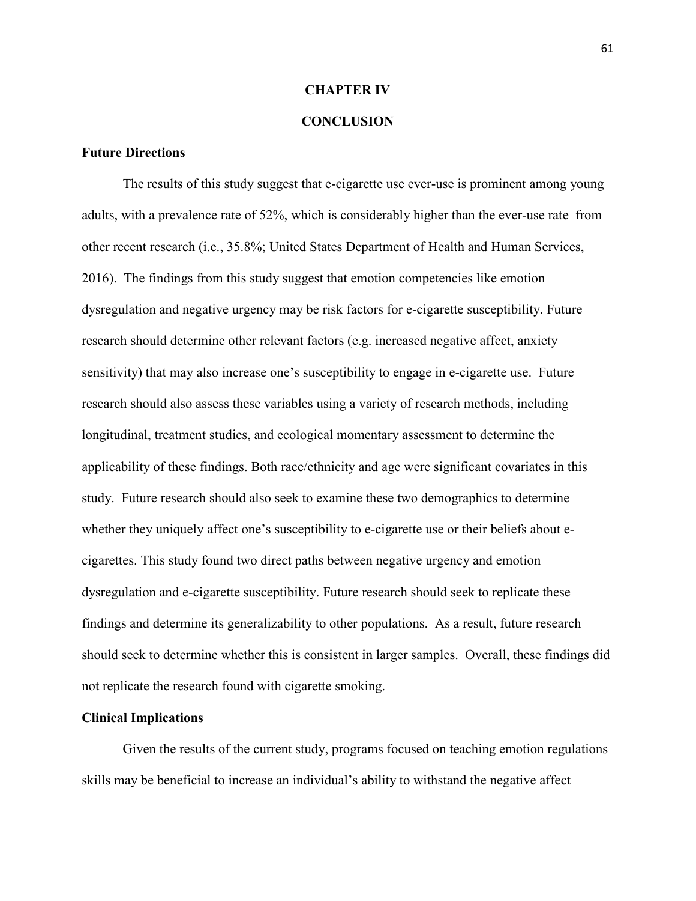# CHAPTER IV

# CONCLUSION

## Future Directions

The results of this study suggest that e-cigarette use ever-use is prominent among young adults, with a prevalence rate of 52%, which is considerably higher than the ever-use rate from other recent research (i.e., 35.8%; United States Department of Health and Human Services, 2016). The findings from this study suggest that emotion competencies like emotion dysregulation and negative urgency may be risk factors for e-cigarette susceptibility. Future research should determine other relevant factors (e.g. increased negative affect, anxiety sensitivity) that may also increase one's susceptibility to engage in e-cigarette use. Future research should also assess these variables using a variety of research methods, including longitudinal, treatment studies, and ecological momentary assessment to determine the applicability of these findings. Both race/ethnicity and age were significant covariates in this study. Future research should also seek to examine these two demographics to determine whether they uniquely affect one's susceptibility to e-cigarette use or their beliefs about e-cigarettes. This study found two direct paths between negative urgency and emotion dysregulation and e-cigarette susceptibility. Future research should seek to replicate these findings and determine its generalizability to other populations. As a result, future research should seek to determine whether this is consistent in larger samples. Overall, these findings did not replicate the research found with cigarette smoking.

## Clinical Implications

Given the results of the current study, programs focused on teaching emotion regulations skills may be beneficial to increase an individual's ability to withstand the negative affect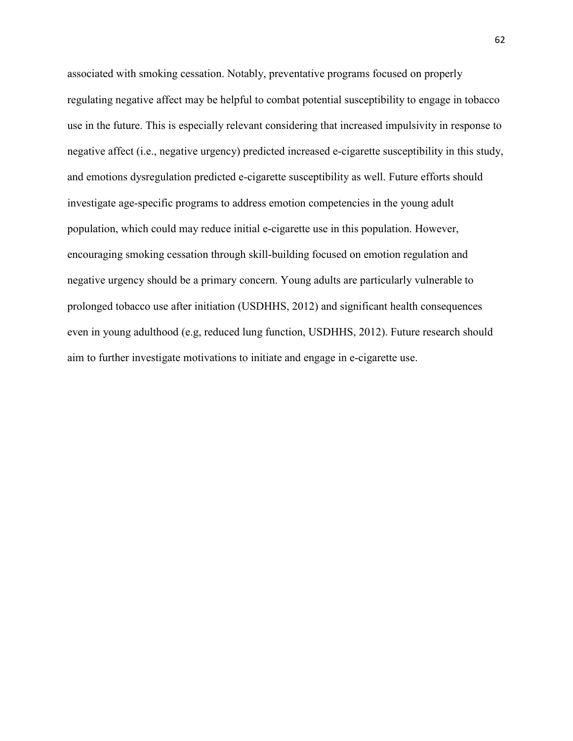associated with smoking cessation. Notably, preventative programs focused on properly regulating negative affect may be helpful to combat potential susceptibility to engage in tobacco use in the future. This is especially relevant considering that increased impulsivity in response to negative affect (i.e., negative urgency) predicted increased e-cigarette susceptibility in this study, and emotions dysregulation predicted e-cigarette susceptibility as well. Future efforts should investigate age-specific programs to address emotion competencies in the young adult population, which could may reduce initial e-cigarette use in this population. However, encouraging smoking cessation through skill-building focused on emotion regulation and negative urgency should be a primary concern. Young adults are particularly vulnerable to prolonged tobacco use after initiation (USDHHS, 2012) and significant health consequences even in young adulthood (e.g, reduced lung function, USDHHS, 2012). Future research should aim to further investigate motivations to initiate and engage in e-cigarette use.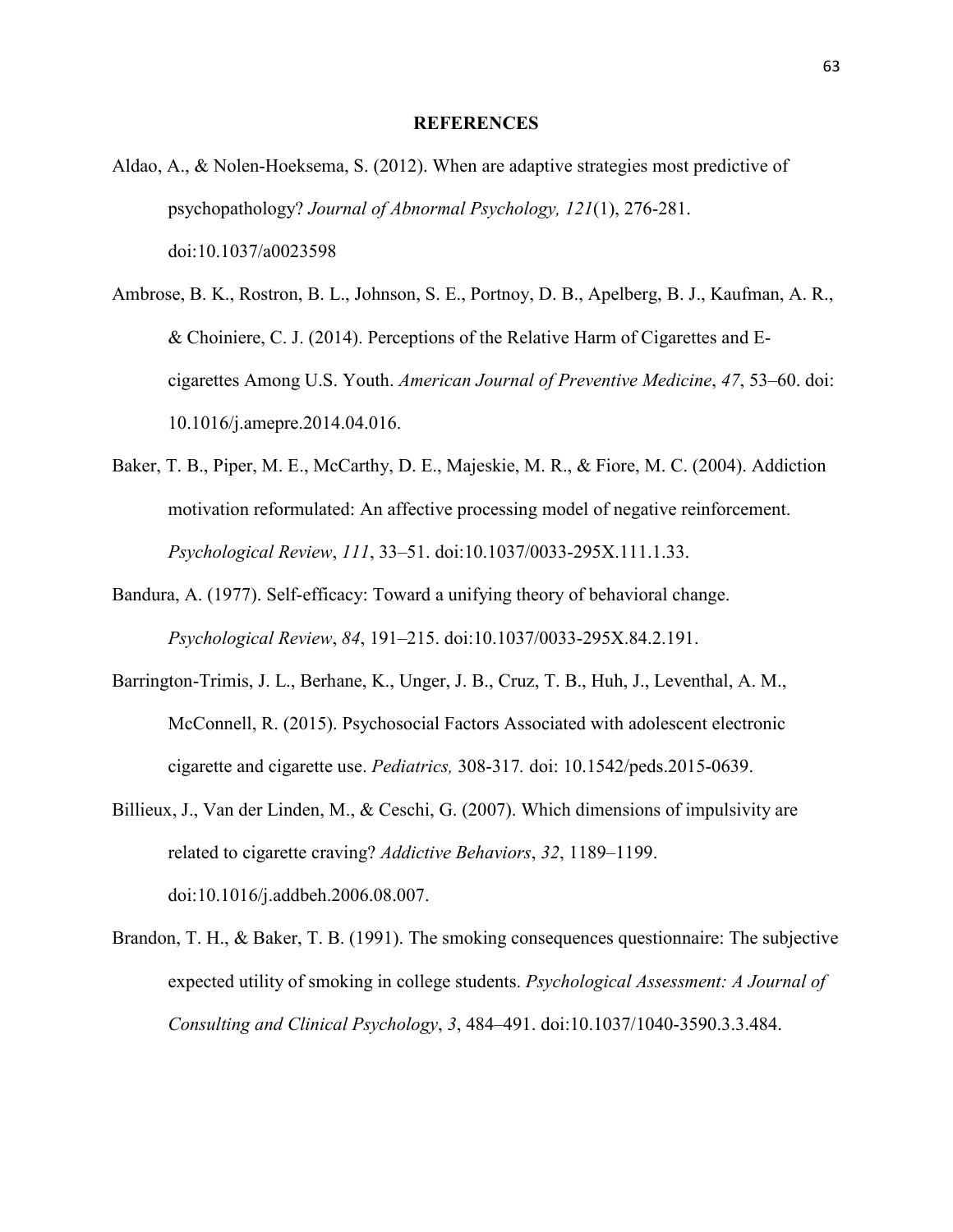# REFERENCES

Aldao, A., & Nolen-Hoeksema, S. (2012). When are adaptive strategies most predictive of psychopathology? *Journal of Abnormal Psychology, 121*(1), 276-281. doi:10.1037/a0023598

Ambrose, B. K., Rostron, B. L., Johnson, S. E., Portnoy, D. B., Apelberg, B. J., Kaufman, A. R., & Choiniere, C. J. (2014). Perceptions of the Relative Harm of Cigarettes and E-cigarettes Among U.S. Youth. *American Journal of Preventive Medicine*, *47*, 53–60. doi: 10.1016/j.amepre.2014.04.016.

Baker, T. B., Piper, M. E., McCarthy, D. E., Majeskie, M. R., & Fiore, M. C. (2004). Addiction motivation reformulated: An affective processing model of negative reinforcement. *Psychological Review*, *111*, 33–51. doi:10.1037/0033-295X.111.1.33.

Bandura, A. (1977). Self-efficacy: Toward a unifying theory of behavioral change. *Psychological Review*, *84*, 191–215. doi:10.1037/0033-295X.84.2.191.

Barrington-Trimis, J. L., Berhane, K., Unger, J. B., Cruz, T. B., Huh, J., Leventhal, A. M., McConnell, R. (2015). Psychosocial Factors Associated with adolescent electronic cigarette and cigarette use. *Pediatrics,* 308-317*.* doi: 10.1542/peds.2015-0639.

Billieux, J., Van der Linden, M., & Ceschi, G. (2007). Which dimensions of impulsivity are related to cigarette craving? *Addictive Behaviors*, *32*, 1189–1199. doi:10.1016/j.addbeh.2006.08.007.

Brandon, T. H., & Baker, T. B. (1991). The smoking consequences questionnaire: The subjective expected utility of smoking in college students. *Psychological Assessment: A Journal of Consulting and Clinical Psychology*, *3*, 484–491. doi:10.1037/1040-3590.3.3.484.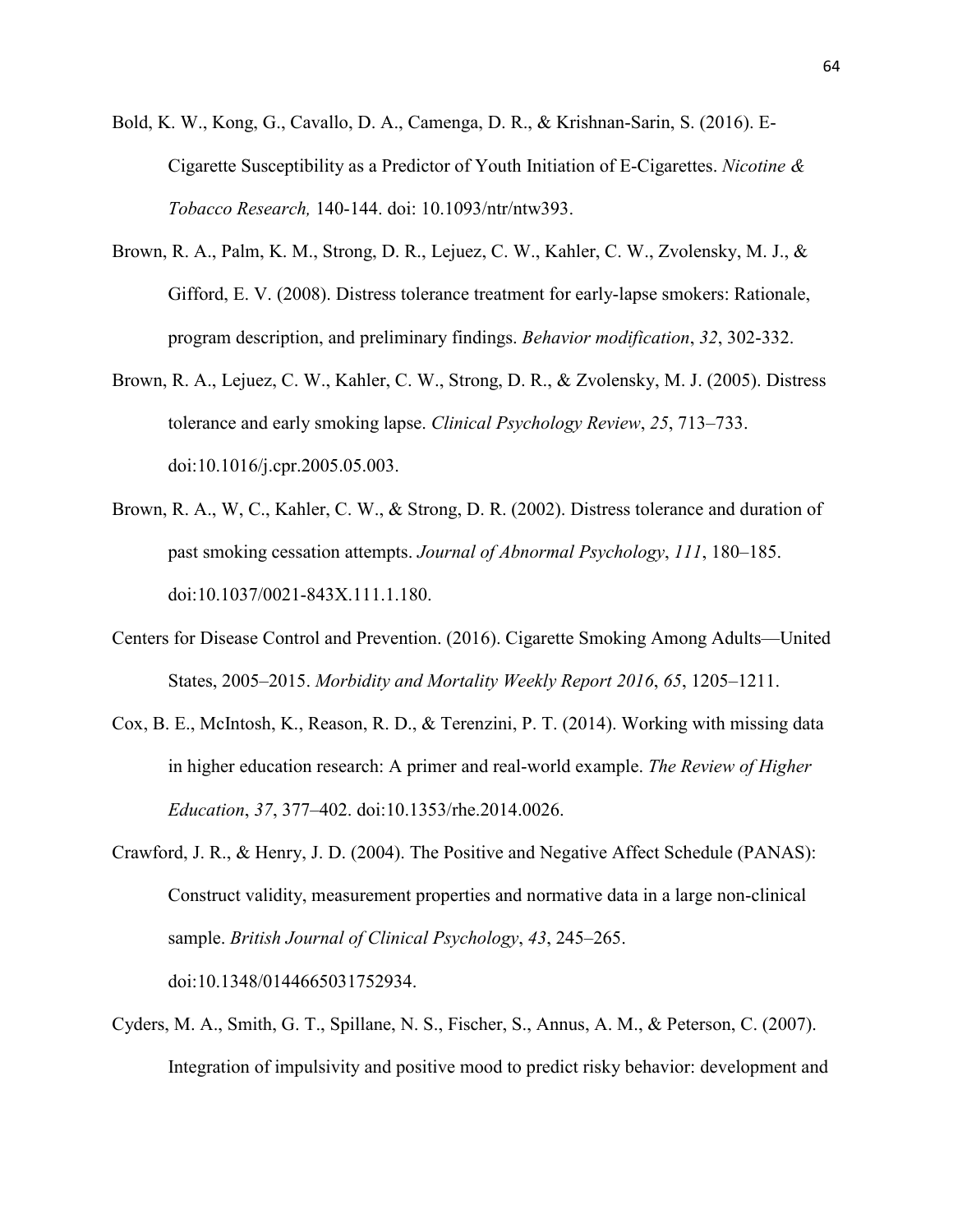Bold, K. W., Kong, G., Cavallo, D. A., Camenga, D. R., & Krishnan-Sarin, S. (2016). E-Cigarette Susceptibility as a Predictor of Youth Initiation of E-Cigarettes. *Nicotine & Tobacco Research,* 140-144. doi: 10.1093/ntr/ntw393.

Brown, R. A., Palm, K. M., Strong, D. R., Lejuez, C. W., Kahler, C. W., Zvolensky, M. J., & Gifford, E. V. (2008). Distress tolerance treatment for early-lapse smokers: Rationale, program description, and preliminary findings. *Behavior modification*, *32*, 302-332.

Brown, R. A., Lejuez, C. W., Kahler, C. W., Strong, D. R., & Zvolensky, M. J. (2005). Distress tolerance and early smoking lapse. *Clinical Psychology Review*, *25*, 713–733. doi:10.1016/j.cpr.2005.05.003.

Brown, R. A., W, C., Kahler, C. W., & Strong, D. R. (2002). Distress tolerance and duration of past smoking cessation attempts. *Journal of Abnormal Psychology*, *111*, 180–185. doi:10.1037/0021-843X.111.1.180.

Centers for Disease Control and Prevention. (2016). Cigarette Smoking Among Adults—United States, 2005–2015. *Morbidity and Mortality Weekly Report 2016*, *65*, 1205–1211.

Cox, B. E., McIntosh, K., Reason, R. D., & Terenzini, P. T. (2014). Working with missing data in higher education research: A primer and real-world example. *The Review of Higher Education*, *37*, 377–402. doi:10.1353/rhe.2014.0026.

Crawford, J. R., & Henry, J. D. (2004). The Positive and Negative Affect Schedule (PANAS): Construct validity, measurement properties and normative data in a large non-clinical sample. *British Journal of Clinical Psychology*, *43*, 245–265. doi:10.1348/0144665031752934.

Cyders, M. A., Smith, G. T., Spillane, N. S., Fischer, S., Annus, A. M., & Peterson, C. (2007). Integration of impulsivity and positive mood to predict risky behavior: development and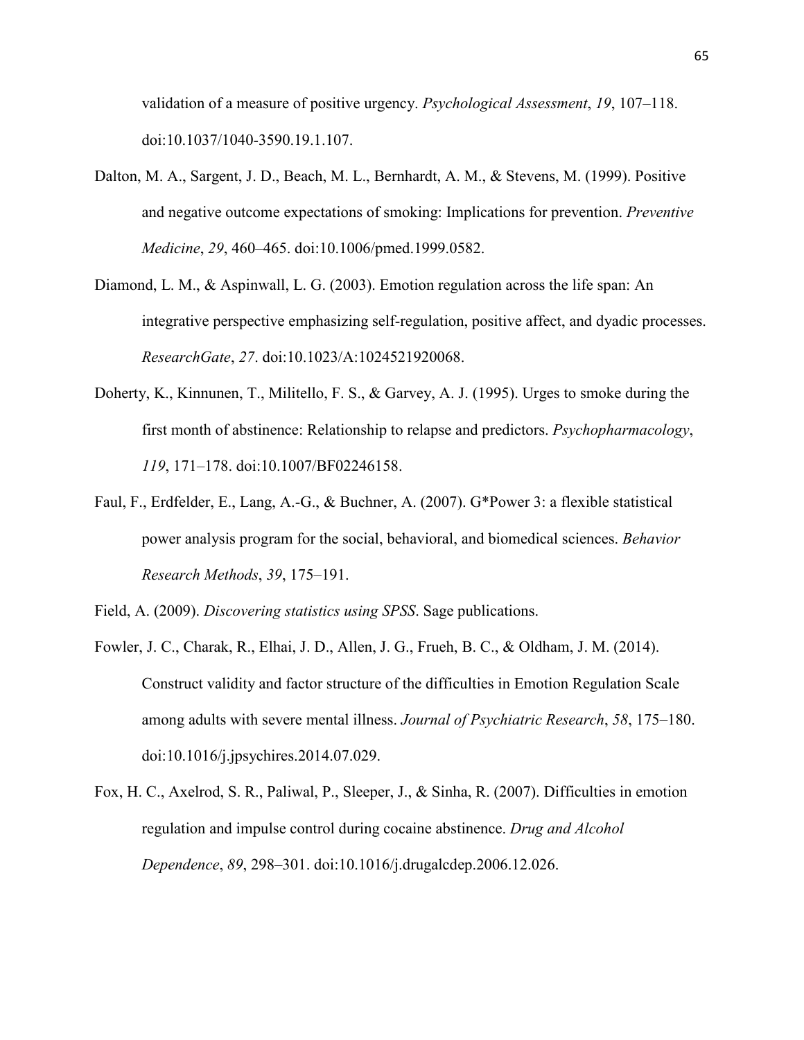validation of a measure of positive urgency. *Psychological Assessment*, *19*, 107–118. doi:10.1037/1040-3590.19.1.107.

Dalton, M. A., Sargent, J. D., Beach, M. L., Bernhardt, A. M., & Stevens, M. (1999). Positive and negative outcome expectations of smoking: Implications for prevention. *Preventive Medicine*, *29*, 460–465. doi:10.1006/pmed.1999.0582.

Diamond, L. M., & Aspinwall, L. G. (2003). Emotion regulation across the life span: An integrative perspective emphasizing self-regulation, positive affect, and dyadic processes. *ResearchGate*, *27*. doi:10.1023/A:1024521920068.

Doherty, K., Kinnunen, T., Militello, F. S., & Garvey, A. J. (1995). Urges to smoke during the first month of abstinence: Relationship to relapse and predictors. *Psychopharmacology*, *119*, 171–178. doi:10.1007/BF02246158.

Faul, F., Erdfelder, E., Lang, A.-G., & Buchner, A. (2007). G*Power 3: a flexible statistical power analysis program for the social, behavioral, and biomedical sciences. *Behavior Research Methods*, *39*, 175–191.

Field, A. (2009). *Discovering statistics using SPSS*. Sage publications.

Fowler, J. C., Charak, R., Elhai, J. D., Allen, J. G., Frueh, B. C., & Oldham, J. M. (2014). Construct validity and factor structure of the difficulties in Emotion Regulation Scale among adults with severe mental illness. *Journal of Psychiatric Research*, *58*, 175–180. doi:10.1016/j.jpsychires.2014.07.029.

Fox, H. C., Axelrod, S. R., Paliwal, P., Sleeper, J., & Sinha, R. (2007). Difficulties in emotion regulation and impulse control during cocaine abstinence. *Drug and Alcohol Dependence*, *89*, 298–301. doi:10.1016/j.drugalcdep.2006.12.026.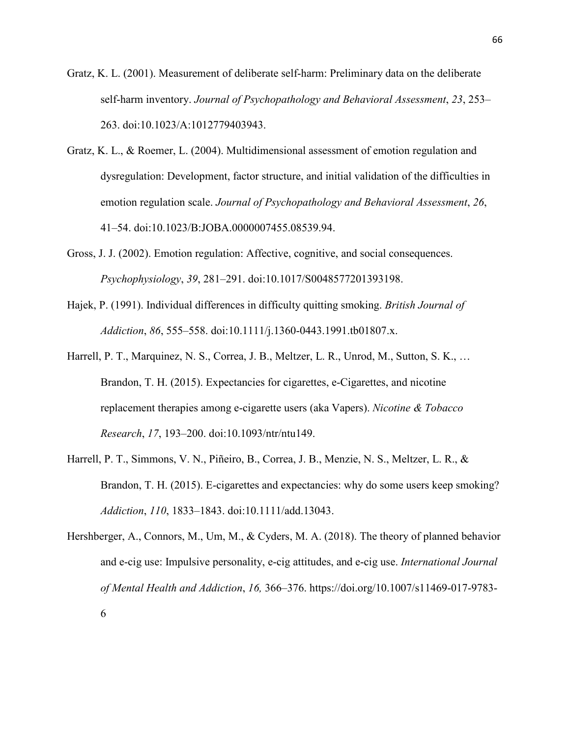Gratz, K. L. (2001). Measurement of deliberate self-harm: Preliminary data on the deliberate self-harm inventory. *Journal of Psychopathology and Behavioral Assessment*, *23*, 253–263. doi:10.1023/A:1012779403943.

Gratz, K. L., & Roemer, L. (2004). Multidimensional assessment of emotion regulation and dysregulation: Development, factor structure, and initial validation of the difficulties in emotion regulation scale. *Journal of Psychopathology and Behavioral Assessment*, *26*, 41–54. doi:10.1023/B:JOBA.0000007455.08539.94.

Gross, J. J. (2002). Emotion regulation: Affective, cognitive, and social consequences. *Psychophysiology*, *39*, 281–291. doi:10.1017/S0048577201393198.

Hajek, P. (1991). Individual differences in difficulty quitting smoking. *British Journal of Addiction*, *86*, 555–558. doi:10.1111/j.1360-0443.1991.tb01807.x.

Harrell, P. T., Marquinez, N. S., Correa, J. B., Meltzer, L. R., Unrod, M., Sutton, S. K., … Brandon, T. H. (2015). Expectancies for cigarettes, e-Cigarettes, and nicotine replacement therapies among e-cigarette users (aka Vapers). *Nicotine & Tobacco Research*, *17*, 193–200. doi:10.1093/ntr/ntu149.

Harrell, P. T., Simmons, V. N., Piñeiro, B., Correa, J. B., Menzie, N. S., Meltzer, L. R., & Brandon, T. H. (2015). E-cigarettes and expectancies: why do some users keep smoking? *Addiction*, *110*, 1833–1843. doi:10.1111/add.13043.

Hershberger, A., Connors, M., Um, M., & Cyders, M. A. (2018). The theory of planned behavior and e-cig use: Impulsive personality, e-cig attitudes, and e-cig use. *International Journal of Mental Health and Addiction*, *16,* 366–376. https://doi.org/10.1007/s11469-017-9783-6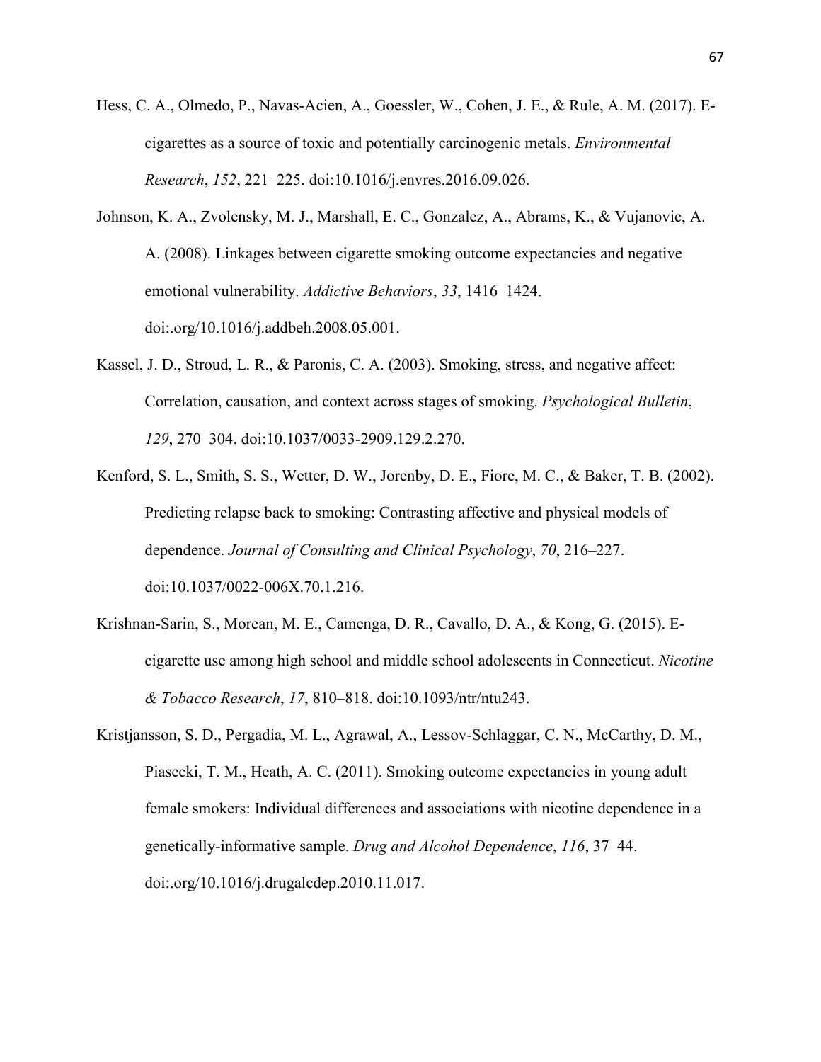Hess, C. A., Olmedo, P., Navas-Acien, A., Goessler, W., Cohen, J. E., & Rule, A. M. (2017). E-cigarettes as a source of toxic and potentially carcinogenic metals. *Environmental Research*, *152*, 221–225. doi:10.1016/j.envres.2016.09.026.

Johnson, K. A., Zvolensky, M. J., Marshall, E. C., Gonzalez, A., Abrams, K., & Vujanovic, A. A. (2008). Linkages between cigarette smoking outcome expectancies and negative emotional vulnerability. *Addictive Behaviors*, *33*, 1416–1424. doi:.org/10.1016/j.addbeh.2008.05.001.

Kassel, J. D., Stroud, L. R., & Paronis, C. A. (2003). Smoking, stress, and negative affect: Correlation, causation, and context across stages of smoking. *Psychological Bulletin*, *129*, 270–304. doi:10.1037/0033-2909.129.2.270.

Kenford, S. L., Smith, S. S., Wetter, D. W., Jorenby, D. E., Fiore, M. C., & Baker, T. B. (2002). Predicting relapse back to smoking: Contrasting affective and physical models of dependence. *Journal of Consulting and Clinical Psychology*, *70*, 216–227. doi:10.1037/0022-006X.70.1.216.

Krishnan-Sarin, S., Morean, M. E., Camenga, D. R., Cavallo, D. A., & Kong, G. (2015). E-cigarette use among high school and middle school adolescents in Connecticut. *Nicotine & Tobacco Research*, *17*, 810–818. doi:10.1093/ntr/ntu243.

Kristjansson, S. D., Pergadia, M. L., Agrawal, A., Lessov-Schlaggar, C. N., McCarthy, D. M., Piasecki, T. M., Heath, A. C. (2011). Smoking outcome expectancies in young adult female smokers: Individual differences and associations with nicotine dependence in a genetically-informative sample. *Drug and Alcohol Dependence*, *116*, 37–44. doi:.org/10.1016/j.drugalcdep.2010.11.017.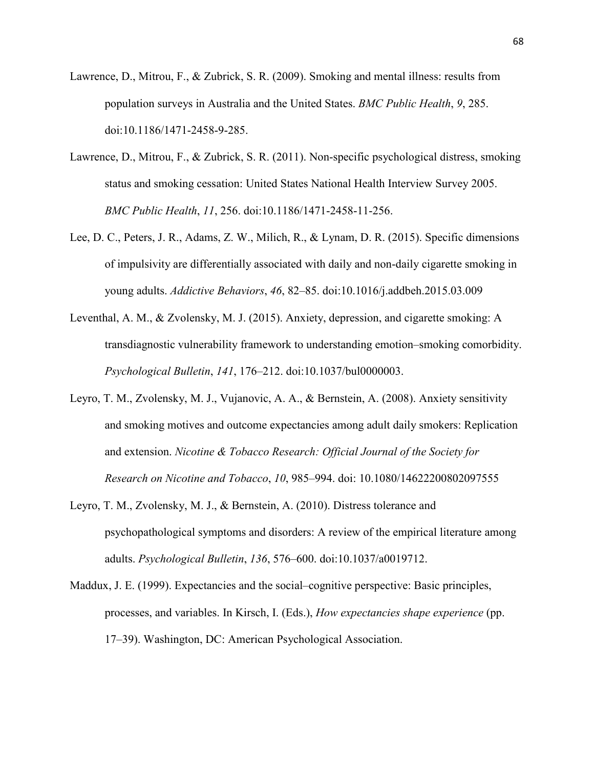Lawrence, D., Mitrou, F., & Zubrick, S. R. (2009). Smoking and mental illness: results from population surveys in Australia and the United States. *BMC Public Health*, *9*, 285. doi:10.1186/1471-2458-9-285.

Lawrence, D., Mitrou, F., & Zubrick, S. R. (2011). Non-specific psychological distress, smoking status and smoking cessation: United States National Health Interview Survey 2005. *BMC Public Health*, *11*, 256. doi:10.1186/1471-2458-11-256.

Lee, D. C., Peters, J. R., Adams, Z. W., Milich, R., & Lynam, D. R. (2015). Specific dimensions of impulsivity are differentially associated with daily and non-daily cigarette smoking in young adults. *Addictive Behaviors*, *46*, 82–85. doi:10.1016/j.addbeh.2015.03.009

Leventhal, A. M., & Zvolensky, M. J. (2015). Anxiety, depression, and cigarette smoking: A transdiagnostic vulnerability framework to understanding emotion–smoking comorbidity. *Psychological Bulletin*, *141*, 176–212. doi:10.1037/bul0000003.

Leyro, T. M., Zvolensky, M. J., Vujanovic, A. A., & Bernstein, A. (2008). Anxiety sensitivity and smoking motives and outcome expectancies among adult daily smokers: Replication and extension. *Nicotine & Tobacco Research: Official Journal of the Society for Research on Nicotine and Tobacco*, *10*, 985–994. doi: 10.1080/14622200802097555

Leyro, T. M., Zvolensky, M. J., & Bernstein, A. (2010). Distress tolerance and psychopathological symptoms and disorders: A review of the empirical literature among adults. *Psychological Bulletin*, *136*, 576–600. doi:10.1037/a0019712.

Maddux, J. E. (1999). Expectancies and the social–cognitive perspective: Basic principles, processes, and variables. In Kirsch, I. (Eds.), *How expectancies shape experience* (pp. 17–39). Washington, DC: American Psychological Association.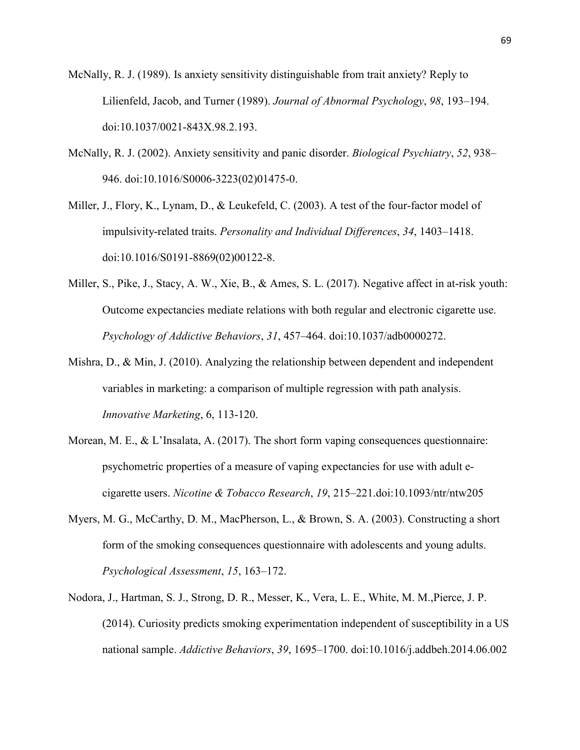McNally, R. J. (1989). Is anxiety sensitivity distinguishable from trait anxiety? Reply to Lilienfeld, Jacob, and Turner (1989). *Journal of Abnormal Psychology*, *98*, 193–194. doi:10.1037/0021-843X.98.2.193.

McNally, R. J. (2002). Anxiety sensitivity and panic disorder. *Biological Psychiatry*, *52*, 938–946. doi:10.1016/S0006-3223(02)01475-0.

Miller, J., Flory, K., Lynam, D., & Leukefeld, C. (2003). A test of the four-factor model of impulsivity-related traits. *Personality and Individual Differences*, *34*, 1403–1418. doi:10.1016/S0191-8869(02)00122-8.

Miller, S., Pike, J., Stacy, A. W., Xie, B., & Ames, S. L. (2017). Negative affect in at-risk youth: Outcome expectancies mediate relations with both regular and electronic cigarette use. *Psychology of Addictive Behaviors*, *31*, 457–464. doi:10.1037/adb0000272.

Mishra, D., & Min, J. (2010). Analyzing the relationship between dependent and independent variables in marketing: a comparison of multiple regression with path analysis. *Innovative Marketing*, 6, 113-120.

Morean, M. E., & L'Insalata, A. (2017). The short form vaping consequences questionnaire: psychometric properties of a measure of vaping expectancies for use with adult e-cigarette users. *Nicotine & Tobacco Research*, *19*, 215–221.doi:10.1093/ntr/ntw205

Myers, M. G., McCarthy, D. M., MacPherson, L., & Brown, S. A. (2003). Constructing a short form of the smoking consequences questionnaire with adolescents and young adults. *Psychological Assessment*, *15*, 163–172.

Nodora, J., Hartman, S. J., Strong, D. R., Messer, K., Vera, L. E., White, M. M.,Pierce, J. P. (2014). Curiosity predicts smoking experimentation independent of susceptibility in a US national sample. *Addictive Behaviors*, *39*, 1695–1700. doi:10.1016/j.addbeh.2014.06.002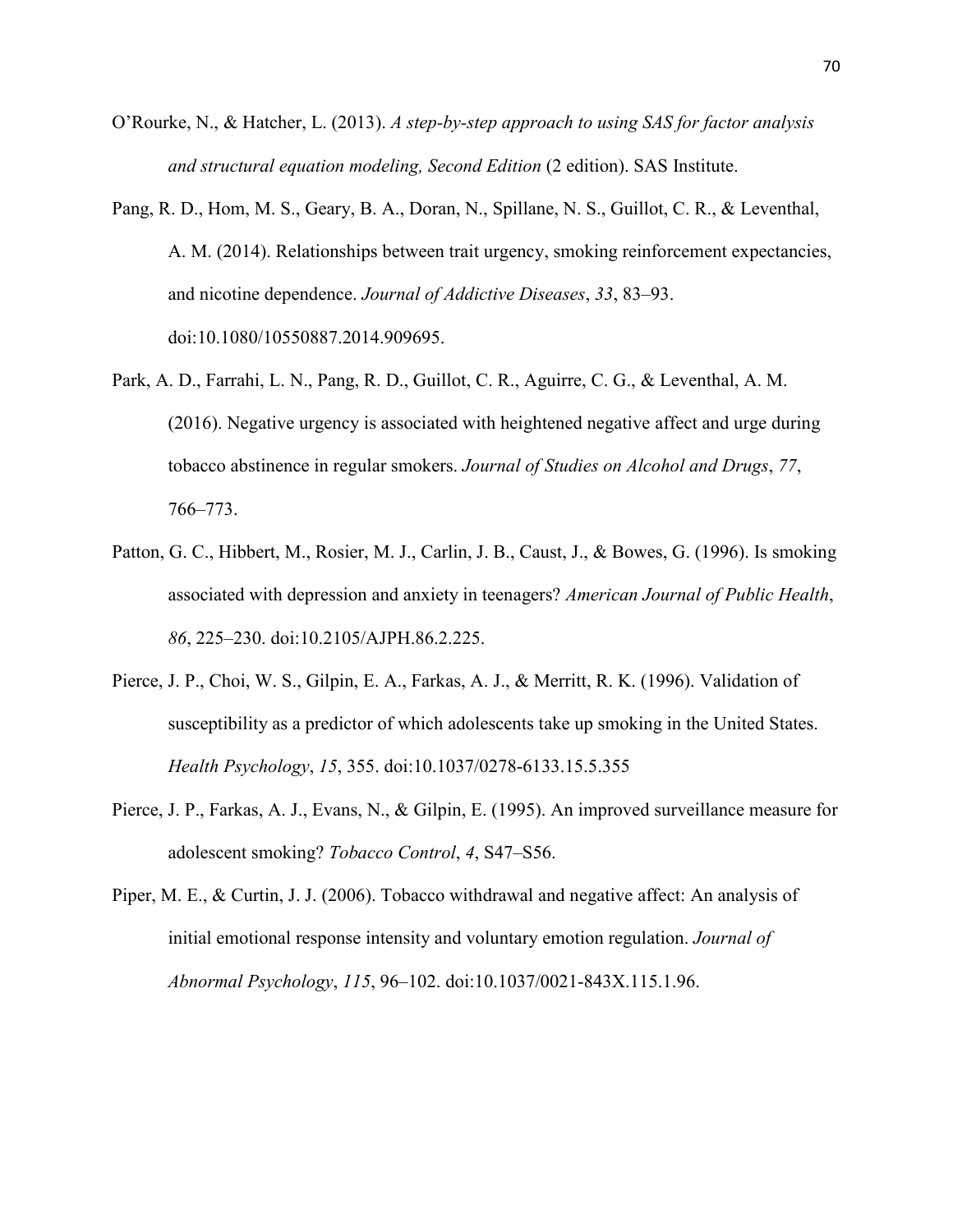O'Rourke, N., & Hatcher, L. (2013). *A step-by-step approach to using SAS for factor analysis and structural equation modeling, Second Edition* (2 edition). SAS Institute.

Pang, R. D., Hom, M. S., Geary, B. A., Doran, N., Spillane, N. S., Guillot, C. R., & Leventhal, A. M. (2014). Relationships between trait urgency, smoking reinforcement expectancies, and nicotine dependence. *Journal of Addictive Diseases*, *33*, 83–93. doi:10.1080/10550887.2014.909695.

Park, A. D., Farrahi, L. N., Pang, R. D., Guillot, C. R., Aguirre, C. G., & Leventhal, A. M. (2016). Negative urgency is associated with heightened negative affect and urge during tobacco abstinence in regular smokers. *Journal of Studies on Alcohol and Drugs*, *77*, 766–773.

Patton, G. C., Hibbert, M., Rosier, M. J., Carlin, J. B., Caust, J., & Bowes, G. (1996). Is smoking associated with depression and anxiety in teenagers? *American Journal of Public Health*, *86*, 225–230. doi:10.2105/AJPH.86.2.225.

Pierce, J. P., Choi, W. S., Gilpin, E. A., Farkas, A. J., & Merritt, R. K. (1996). Validation of susceptibility as a predictor of which adolescents take up smoking in the United States. *Health Psychology*, *15*, 355. doi:10.1037/0278-6133.15.5.355

Pierce, J. P., Farkas, A. J., Evans, N., & Gilpin, E. (1995). An improved surveillance measure for adolescent smoking? *Tobacco Control*, *4*, S47–S56.

Piper, M. E., & Curtin, J. J. (2006). Tobacco withdrawal and negative affect: An analysis of initial emotional response intensity and voluntary emotion regulation. *Journal of Abnormal Psychology*, *115*, 96–102. doi:10.1037/0021-843X.115.1.96.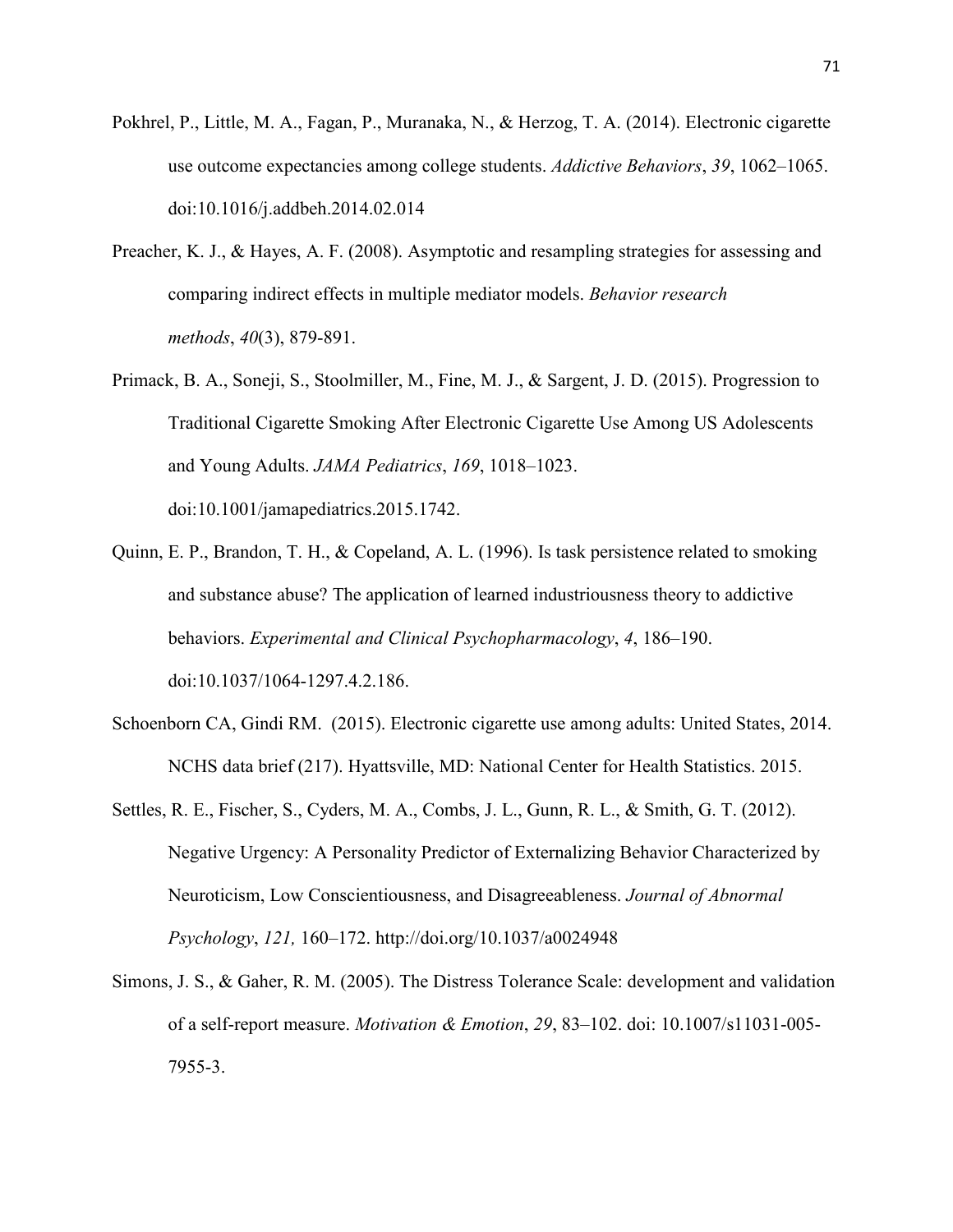Pokhrel, P., Little, M. A., Fagan, P., Muranaka, N., & Herzog, T. A. (2014). Electronic cigarette use outcome expectancies among college students. *Addictive Behaviors*, *39*, 1062–1065. doi:10.1016/j.addbeh.2014.02.014

Preacher, K. J., & Hayes, A. F. (2008). Asymptotic and resampling strategies for assessing and comparing indirect effects in multiple mediator models. *Behavior research methods*, *40*(3), 879-891.

Primack, B. A., Soneji, S., Stoolmiller, M., Fine, M. J., & Sargent, J. D. (2015). Progression to Traditional Cigarette Smoking After Electronic Cigarette Use Among US Adolescents and Young Adults. *JAMA Pediatrics*, *169*, 1018–1023. doi:10.1001/jamapediatrics.2015.1742.

Quinn, E. P., Brandon, T. H., & Copeland, A. L. (1996). Is task persistence related to smoking and substance abuse? The application of learned industriousness theory to addictive behaviors. *Experimental and Clinical Psychopharmacology*, *4*, 186–190. doi:10.1037/1064-1297.4.2.186.

Schoenborn CA, Gindi RM. (2015). Electronic cigarette use among adults: United States, 2014. NCHS data brief (217). Hyattsville, MD: National Center for Health Statistics. 2015.

Settles, R. E., Fischer, S., Cyders, M. A., Combs, J. L., Gunn, R. L., & Smith, G. T. (2012). Negative Urgency: A Personality Predictor of Externalizing Behavior Characterized by Neuroticism, Low Conscientiousness, and Disagreeableness. *Journal of Abnormal Psychology*, *121,* 160–172. http://doi.org/10.1037/a0024948

Simons, J. S., & Gaher, R. M. (2005). The Distress Tolerance Scale: development and validation of a self-report measure. *Motivation & Emotion*, *29*, 83–102. doi: 10.1007/s11031-005-7955-3.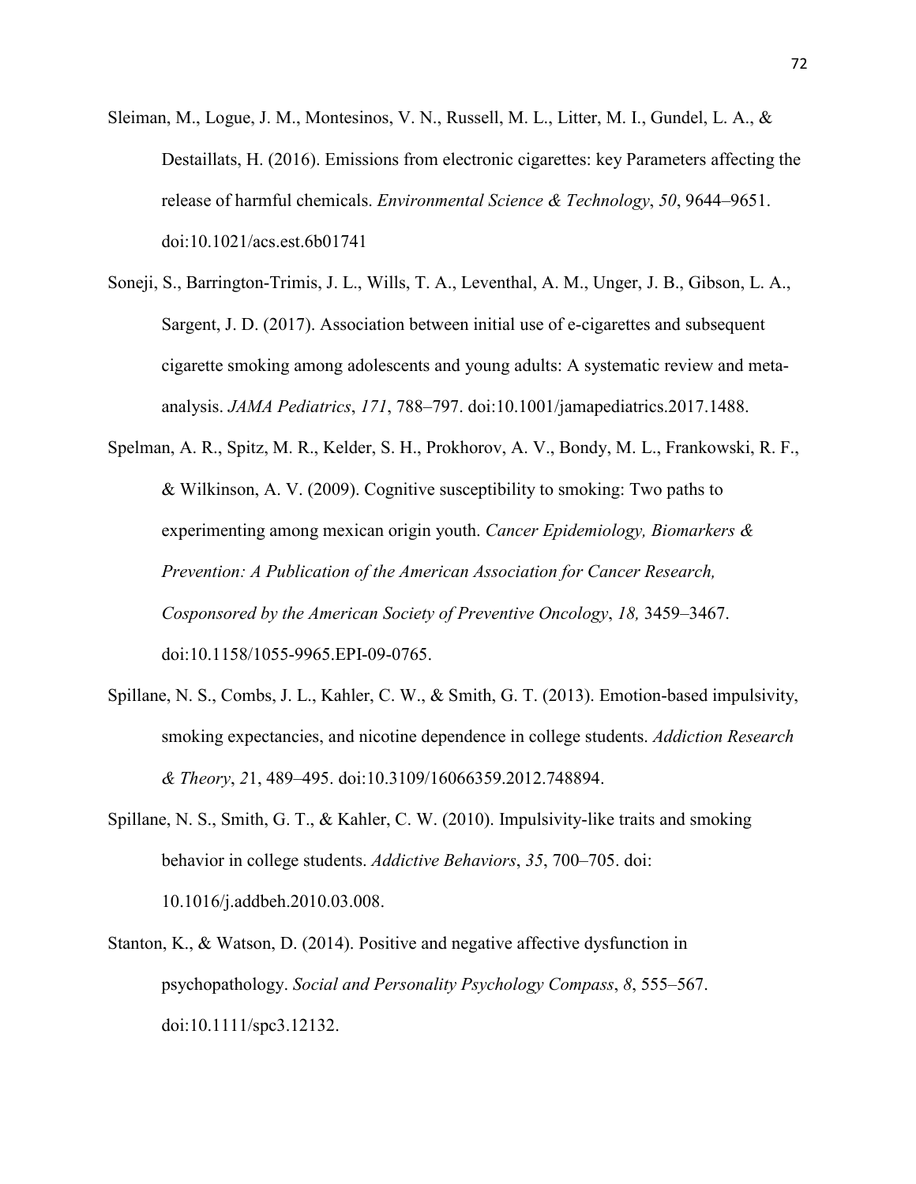Sleiman, M., Logue, J. M., Montesinos, V. N., Russell, M. L., Litter, M. I., Gundel, L. A., & Destaillats, H. (2016). Emissions from electronic cigarettes: key Parameters affecting the release of harmful chemicals. *Environmental Science & Technology*, *50*, 9644–9651. doi:10.1021/acs.est.6b01741

Soneji, S., Barrington-Trimis, J. L., Wills, T. A., Leventhal, A. M., Unger, J. B., Gibson, L. A., Sargent, J. D. (2017). Association between initial use of e-cigarettes and subsequent cigarette smoking among adolescents and young adults: A systematic review and meta-analysis. *JAMA Pediatrics*, *171*, 788–797. doi:10.1001/jamapediatrics.2017.1488.

Spelman, A. R., Spitz, M. R., Kelder, S. H., Prokhorov, A. V., Bondy, M. L., Frankowski, R. F., & Wilkinson, A. V. (2009). Cognitive susceptibility to smoking: Two paths to experimenting among mexican origin youth. *Cancer Epidemiology, Biomarkers & Prevention: A Publication of the American Association for Cancer Research, Cosponsored by the American Society of Preventive Oncology*, *18,* 3459–3467. doi:10.1158/1055-9965.EPI-09-0765.

Spillane, N. S., Combs, J. L., Kahler, C. W., & Smith, G. T. (2013). Emotion-based impulsivity, smoking expectancies, and nicotine dependence in college students. *Addiction Research & Theory*, *2*1, 489–495. doi:10.3109/16066359.2012.748894.

Spillane, N. S., Smith, G. T., & Kahler, C. W. (2010). Impulsivity-like traits and smoking behavior in college students. *Addictive Behaviors*, *35*, 700–705. doi: 10.1016/j.addbeh.2010.03.008.

Stanton, K., & Watson, D. (2014). Positive and negative affective dysfunction in psychopathology. *Social and Personality Psychology Compass*, *8*, 555–567. doi:10.1111/spc3.12132.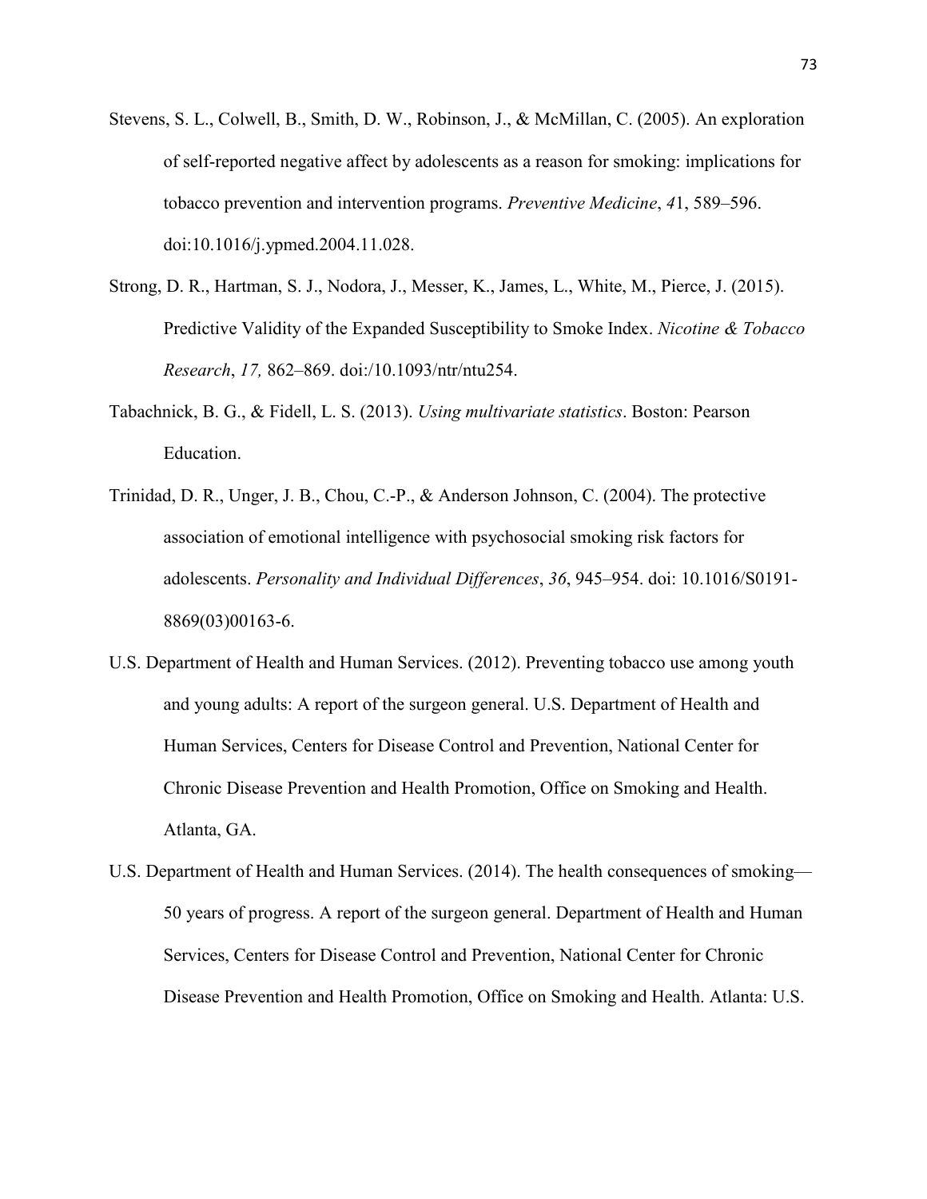Stevens, S. L., Colwell, B., Smith, D. W., Robinson, J., & McMillan, C. (2005). An exploration of self-reported negative affect by adolescents as a reason for smoking: implications for tobacco prevention and intervention programs. *Preventive Medicine*, *4*1, 589–596. doi:10.1016/j.ypmed.2004.11.028.

Strong, D. R., Hartman, S. J., Nodora, J., Messer, K., James, L., White, M., Pierce, J. (2015). Predictive Validity of the Expanded Susceptibility to Smoke Index. *Nicotine & Tobacco Research*, *17,* 862–869. doi:/10.1093/ntr/ntu254.

Tabachnick, B. G., & Fidell, L. S. (2013). *Using multivariate statistics*. Boston: Pearson Education.

Trinidad, D. R., Unger, J. B., Chou, C.-P., & Anderson Johnson, C. (2004). The protective association of emotional intelligence with psychosocial smoking risk factors for adolescents. *Personality and Individual Differences*, *36*, 945–954. doi: 10.1016/S0191-8869(03)00163-6.

U.S. Department of Health and Human Services. (2012). Preventing tobacco use among youth and young adults: A report of the surgeon general. U.S. Department of Health and Human Services, Centers for Disease Control and Prevention, National Center for Chronic Disease Prevention and Health Promotion, Office on Smoking and Health. Atlanta, GA.

U.S. Department of Health and Human Services. (2014). The health consequences of smoking—50 years of progress. A report of the surgeon general. Department of Health and Human Services, Centers for Disease Control and Prevention, National Center for Chronic Disease Prevention and Health Promotion, Office on Smoking and Health. Atlanta: U.S.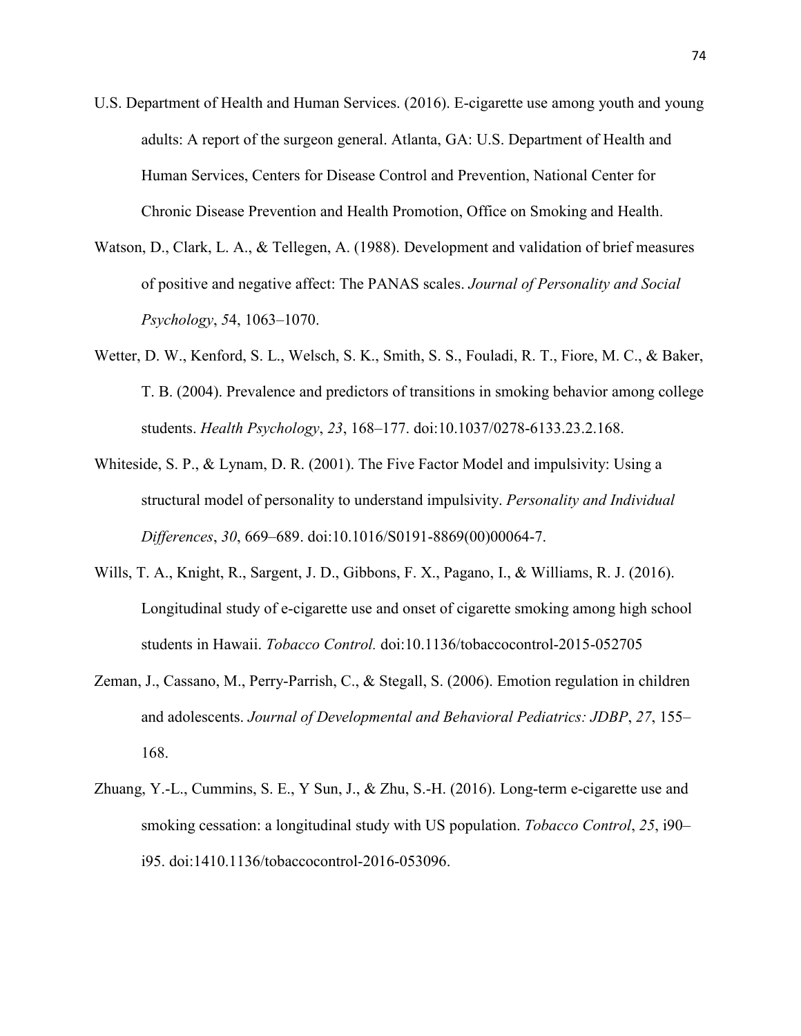U.S. Department of Health and Human Services. (2016). E-cigarette use among youth and young adults: A report of the surgeon general. Atlanta, GA: U.S. Department of Health and Human Services, Centers for Disease Control and Prevention, National Center for Chronic Disease Prevention and Health Promotion, Office on Smoking and Health.

Watson, D., Clark, L. A., & Tellegen, A. (1988). Development and validation of brief measures of positive and negative affect: The PANAS scales. *Journal of Personality and Social Psychology*, *5*4, 1063–1070.

Wetter, D. W., Kenford, S. L., Welsch, S. K., Smith, S. S., Fouladi, R. T., Fiore, M. C., & Baker, T. B. (2004). Prevalence and predictors of transitions in smoking behavior among college students. *Health Psychology*, *23*, 168–177. doi:10.1037/0278-6133.23.2.168.

Whiteside, S. P., & Lynam, D. R. (2001). The Five Factor Model and impulsivity: Using a structural model of personality to understand impulsivity. *Personality and Individual Differences*, *30*, 669–689. doi:10.1016/S0191-8869(00)00064-7.

Wills, T. A., Knight, R., Sargent, J. D., Gibbons, F. X., Pagano, I., & Williams, R. J. (2016). Longitudinal study of e-cigarette use and onset of cigarette smoking among high school students in Hawaii. *Tobacco Control.* doi:10.1136/tobaccocontrol-2015-052705

Zeman, J., Cassano, M., Perry-Parrish, C., & Stegall, S. (2006). Emotion regulation in children and adolescents. *Journal of Developmental and Behavioral Pediatrics: JDBP*, *27*, 155–168.

Zhuang, Y.-L., Cummins, S. E., Y Sun, J., & Zhu, S.-H. (2016). Long-term e-cigarette use and smoking cessation: a longitudinal study with US population. *Tobacco Control*, *25*, i90–i95. doi:1410.1136/tobaccocontrol-2016-053096.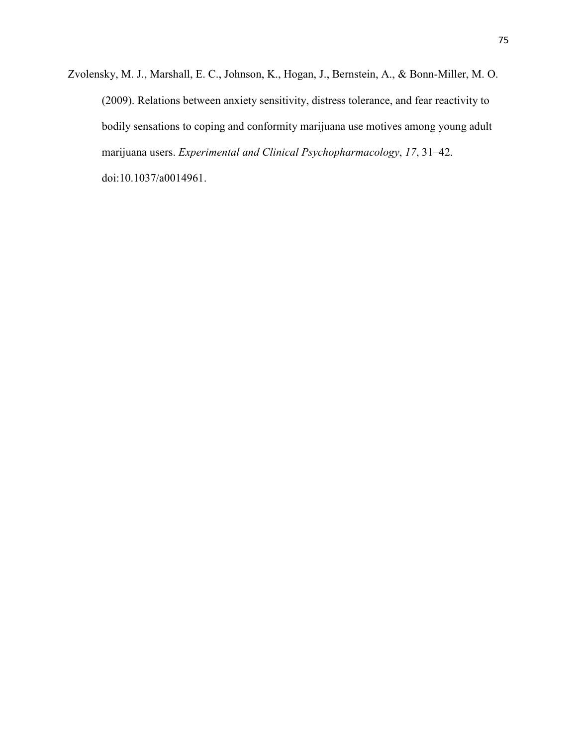Zvolensky, M. J., Marshall, E. C., Johnson, K., Hogan, J., Bernstein, A., & Bonn-Miller, M. O. (2009). Relations between anxiety sensitivity, distress tolerance, and fear reactivity to bodily sensations to coping and conformity marijuana use motives among young adult marijuana users. *Experimental and Clinical Psychopharmacology*, *17*, 31–42. doi:10.1037/a0014961.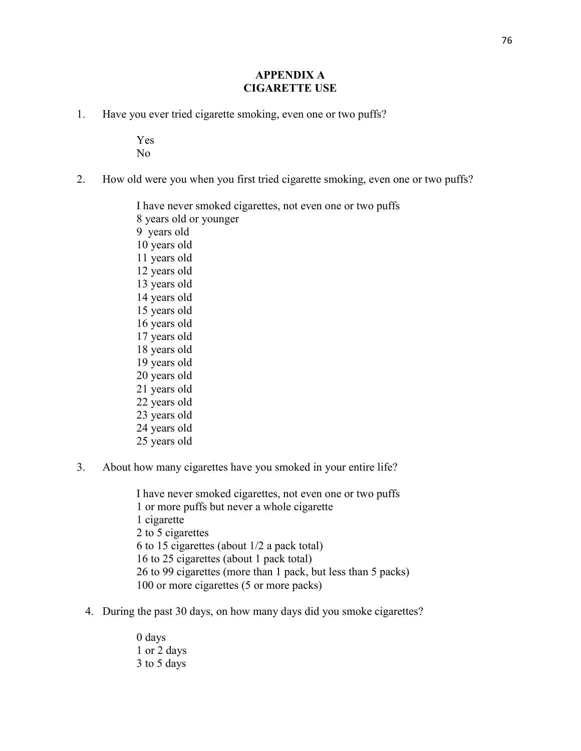# APPENDIX A
# CIGARETTE USE

1. Have you ever tried cigarette smoking, even one or two puffs?

   Yes
   No

2. How old were you when you first tried cigarette smoking, even one or two puffs?

   I have never smoked cigarettes, not even one or two puffs
   8 years old or younger
   9 years old
   10 years old
   11 years old
   12 years old
   13 years old
   14 years old
   15 years old
   16 years old
   17 years old
   18 years old
   19 years old
   20 years old
   21 years old
   22 years old
   23 years old
   24 years old
   25 years old

3. About how many cigarettes have you smoked in your entire life?

   I have never smoked cigarettes, not even one or two puffs
   1 or more puffs but never a whole cigarette
   1 cigarette
   2 to 5 cigarettes
   6 to 15 cigarettes (about 1/2 a pack total)
   16 to 25 cigarettes (about 1 pack total)
   26 to 99 cigarettes (more than 1 pack, but less than 5 packs)
   100 or more cigarettes (5 or more packs)

4. During the past 30 days, on how many days did you smoke cigarettes?

   0 days
   1 or 2 days
   3 to 5 days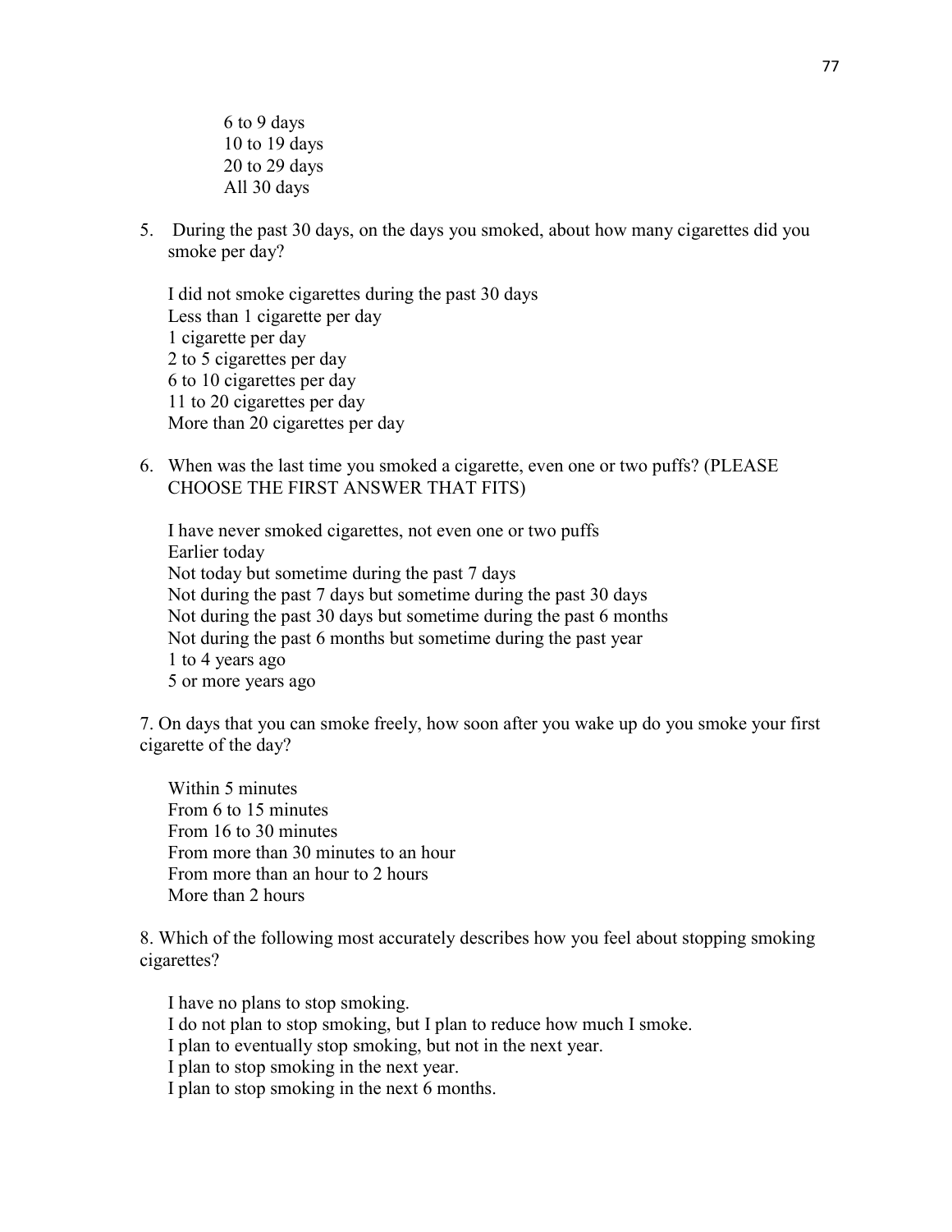6 to 9 days
10 to 19 days
20 to 29 days
All 30 days

5. During the past 30 days, on the days you smoked, about how many cigarettes did you smoke per day?

   I did not smoke cigarettes during the past 30 days
   Less than 1 cigarette per day
   1 cigarette per day
   2 to 5 cigarettes per day
   6 to 10 cigarettes per day
   11 to 20 cigarettes per day
   More than 20 cigarettes per day

6. When was the last time you smoked a cigarette, even one or two puffs? (PLEASE CHOOSE THE FIRST ANSWER THAT FITS)

   I have never smoked cigarettes, not even one or two puffs
   Earlier today
   Not today but sometime during the past 7 days
   Not during the past 7 days but sometime during the past 30 days
   Not during the past 30 days but sometime during the past 6 months
   Not during the past 6 months but sometime during the past year
   1 to 4 years ago
   5 or more years ago

7. On days that you can smoke freely, how soon after you wake up do you smoke your first cigarette of the day?

   Within 5 minutes
   From 6 to 15 minutes
   From 16 to 30 minutes
   From more than 30 minutes to an hour
   From more than an hour to 2 hours
   More than 2 hours

8. Which of the following most accurately describes how you feel about stopping smoking cigarettes?

   I have no plans to stop smoking.
   I do not plan to stop smoking, but I plan to reduce how much I smoke.
   I plan to eventually stop smoking, but not in the next year.
   I plan to stop smoking in the next year.
   I plan to stop smoking in the next 6 months.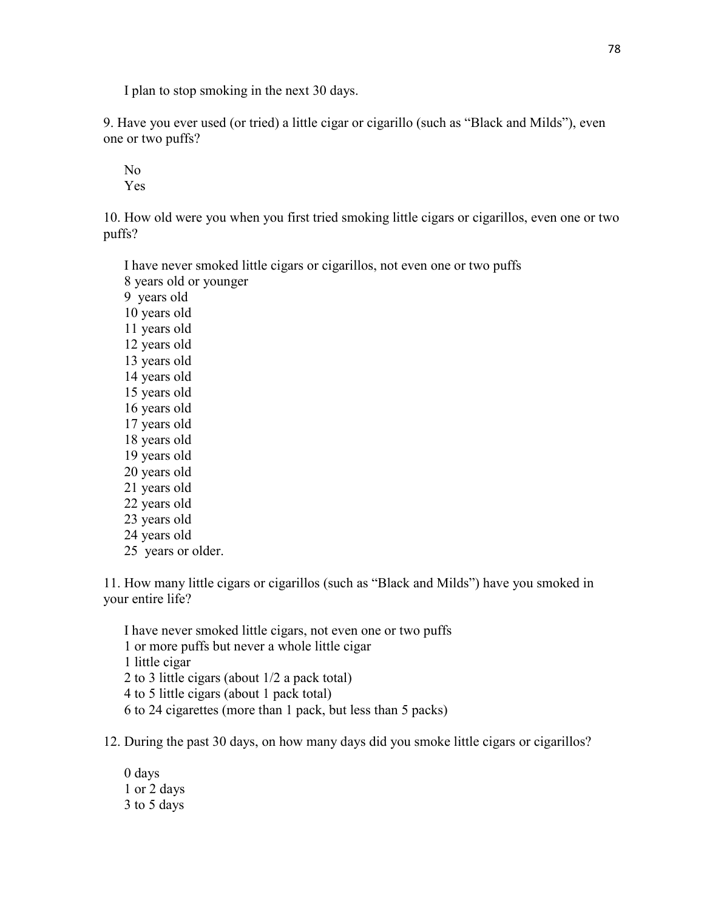I plan to stop smoking in the next 30 days.

9. Have you ever used (or tried) a little cigar or cigarillo (such as "Black and Milds"), even one or two puffs?

No
Yes

10. How old were you when you first tried smoking little cigars or cigarillos, even one or two puffs?

I have never smoked little cigars or cigarillos, not even one or two puffs
8 years old or younger
9 years old
10 years old
11 years old
12 years old
13 years old
14 years old
15 years old
16 years old
17 years old
18 years old
19 years old
20 years old
21 years old
22 years old
23 years old
24 years old
25 years or older.

11. How many little cigars or cigarillos (such as "Black and Milds") have you smoked in your entire life?

I have never smoked little cigars, not even one or two puffs
1 or more puffs but never a whole little cigar
1 little cigar
2 to 3 little cigars (about 1/2 a pack total)
4 to 5 little cigars (about 1 pack total)
6 to 24 cigarettes (more than 1 pack, but less than 5 packs)

12. During the past 30 days, on how many days did you smoke little cigars or cigarillos?

0 days
1 or 2 days
3 to 5 days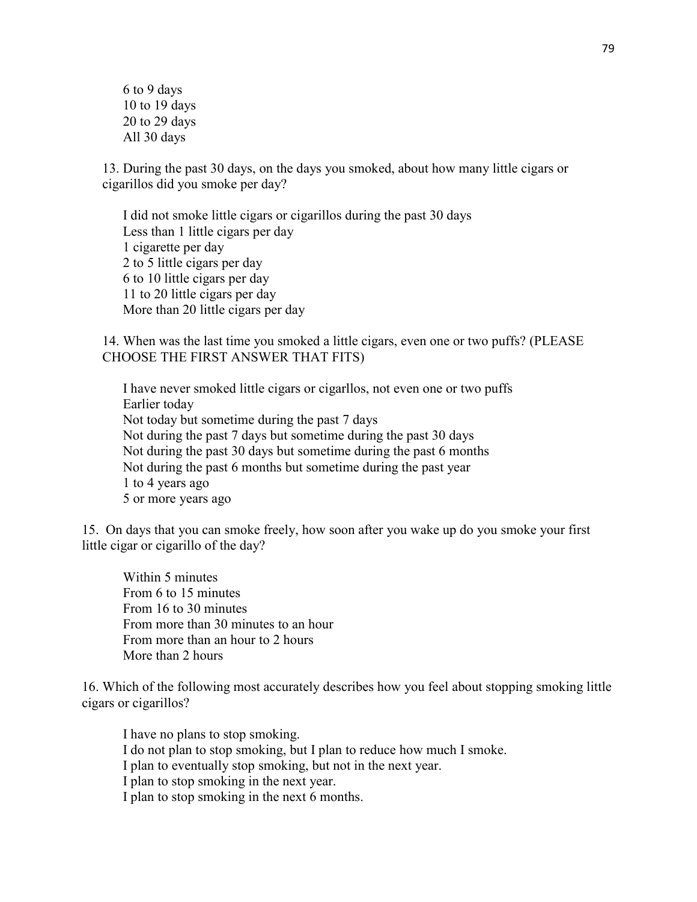6 to 9 days
10 to 19 days
20 to 29 days
All 30 days

13. During the past 30 days, on the days you smoked, about how many little cigars or cigarillos did you smoke per day?

I did not smoke little cigars or cigarillos during the past 30 days
Less than 1 little cigars per day
1 cigarette per day
2 to 5 little cigars per day
6 to 10 little cigars per day
11 to 20 little cigars per day
More than 20 little cigars per day

14. When was the last time you smoked a little cigars, even one or two puffs? (PLEASE CHOOSE THE FIRST ANSWER THAT FITS)

I have never smoked little cigars or cigarllos, not even one or two puffs
Earlier today
Not today but sometime during the past 7 days
Not during the past 7 days but sometime during the past 30 days
Not during the past 30 days but sometime during the past 6 months
Not during the past 6 months but sometime during the past year
1 to 4 years ago
5 or more years ago

15. On days that you can smoke freely, how soon after you wake up do you smoke your first little cigar or cigarillo of the day?

Within 5 minutes
From 6 to 15 minutes
From 16 to 30 minutes
From more than 30 minutes to an hour
From more than an hour to 2 hours
More than 2 hours

16. Which of the following most accurately describes how you feel about stopping smoking little cigars or cigarillos?

I have no plans to stop smoking.
I do not plan to stop smoking, but I plan to reduce how much I smoke.
I plan to eventually stop smoking, but not in the next year.
I plan to stop smoking in the next year.
I plan to stop smoking in the next 6 months.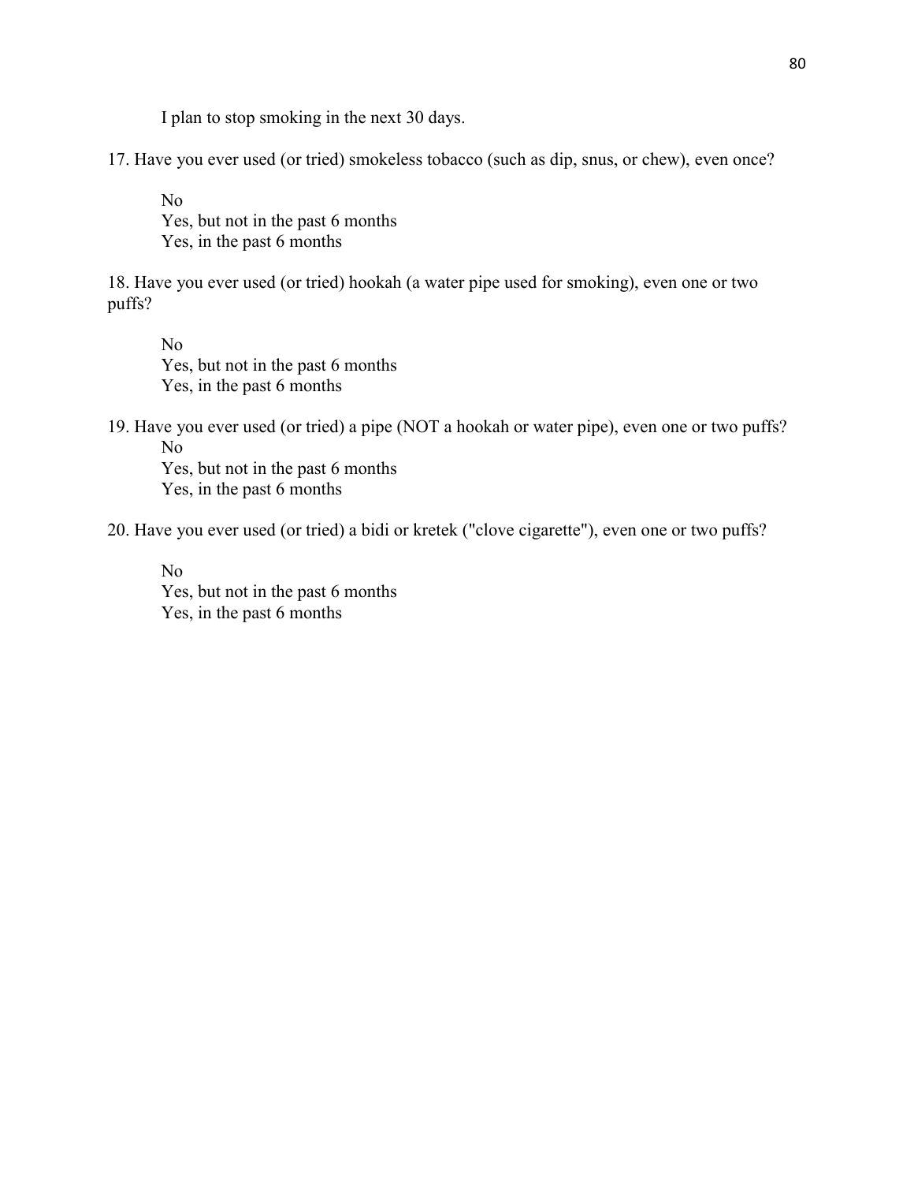I plan to stop smoking in the next 30 days.

17. Have you ever used (or tried) smokeless tobacco (such as dip, snus, or chew), even once?

No
Yes, but not in the past 6 months
Yes, in the past 6 months

18. Have you ever used (or tried) hookah (a water pipe used for smoking), even one or two puffs?

No
Yes, but not in the past 6 months
Yes, in the past 6 months

19. Have you ever used (or tried) a pipe (NOT a hookah or water pipe), even one or two puffs?

No
Yes, but not in the past 6 months
Yes, in the past 6 months

20. Have you ever used (or tried) a bidi or kretek ("clove cigarette"), even one or two puffs?

No
Yes, but not in the past 6 months
Yes, in the past 6 months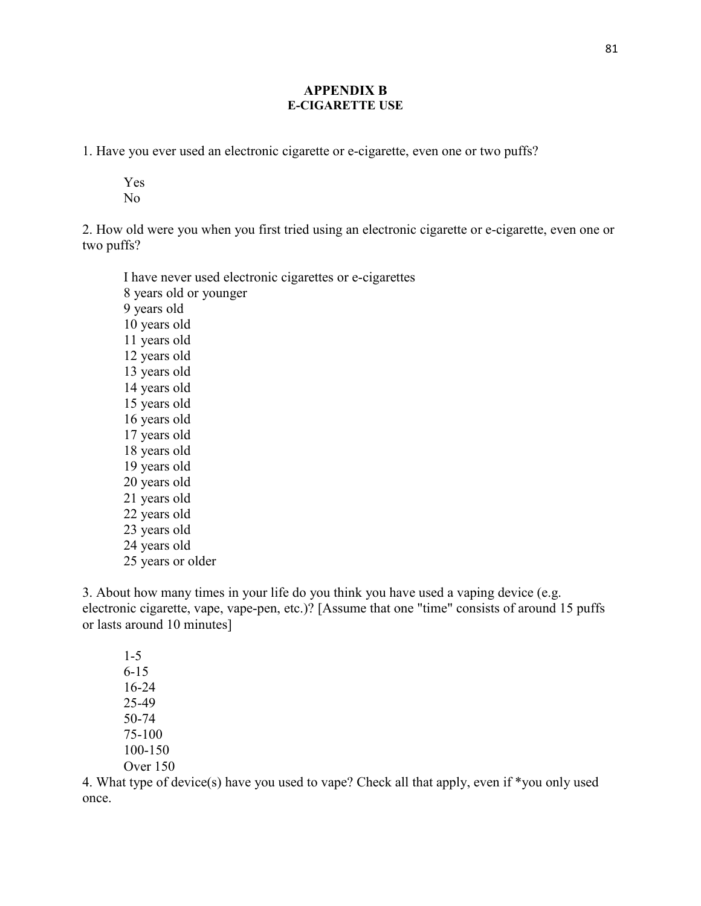**APPENDIX B**
**E-CIGARETTE USE**

1. Have you ever used an electronic cigarette or e-cigarette, even one or two puffs?

Yes
No

2. How old were you when you first tried using an electronic cigarette or e-cigarette, even one or two puffs?

I have never used electronic cigarettes or e-cigarettes
8 years old or younger
9 years old
10 years old
11 years old
12 years old
13 years old
14 years old
15 years old
16 years old
17 years old
18 years old
19 years old
20 years old
21 years old
22 years old
23 years old
24 years old
25 years or older

3. About how many times in your life do you think you have used a vaping device (e.g. electronic cigarette, vape, vape-pen, etc.)? [Assume that one "time" consists of around 15 puffs or lasts around 10 minutes]

1-5
6-15
16-24
25-49
50-74
75-100
100-150
Over 150

4. What type of device(s) have you used to vape? Check all that apply, even if *you only used once.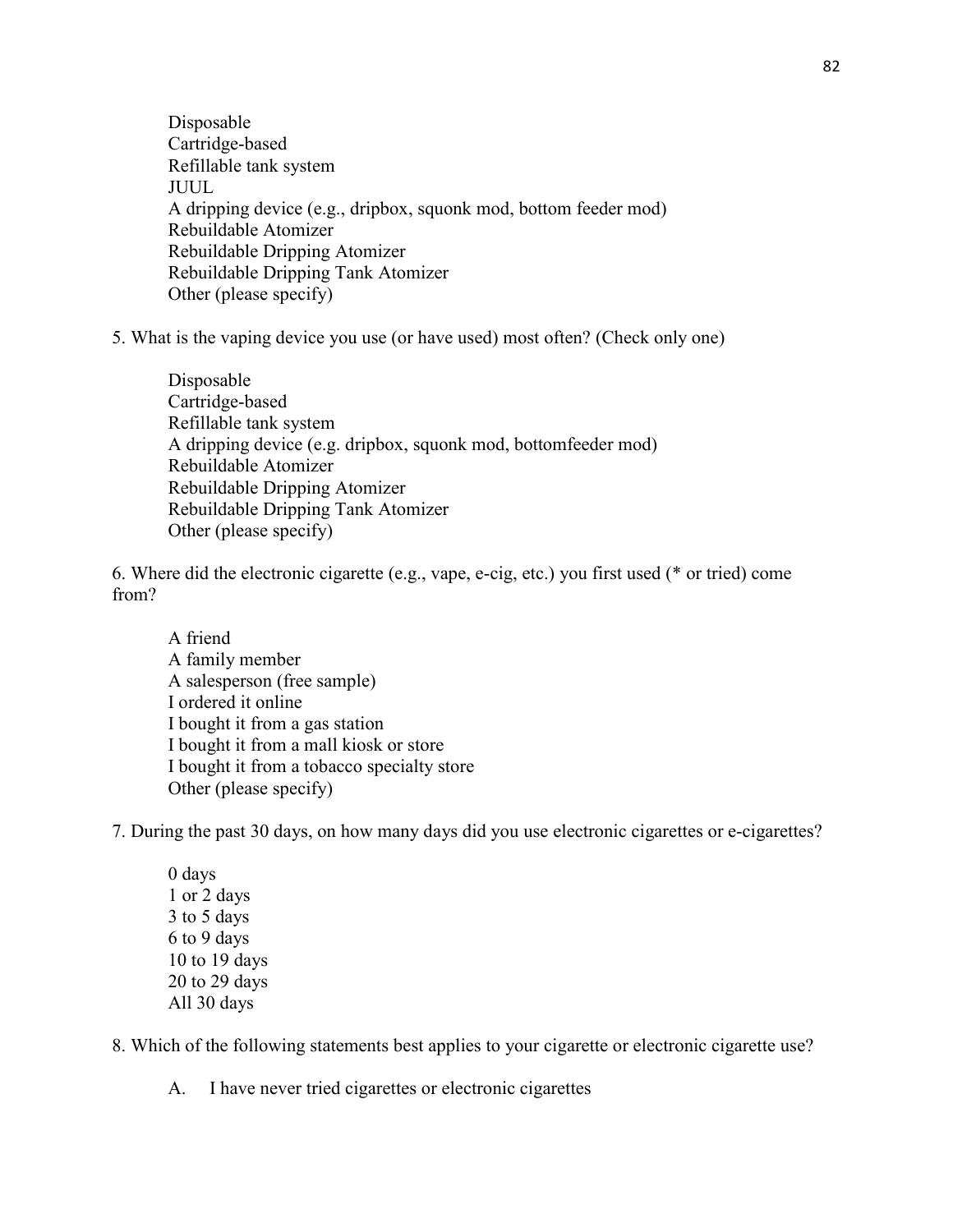Disposable
Cartridge-based
Refillable tank system
JUUL
A dripping device (e.g., dripbox, squonk mod, bottom feeder mod)
Rebuildable Atomizer
Rebuildable Dripping Atomizer
Rebuildable Dripping Tank Atomizer
Other (please specify)

5. What is the vaping device you use (or have used) most often? (Check only one)

Disposable
Cartridge-based
Refillable tank system
A dripping device (e.g. dripbox, squonk mod, bottomfeeder mod)
Rebuildable Atomizer
Rebuildable Dripping Atomizer
Rebuildable Dripping Tank Atomizer
Other (please specify)

6. Where did the electronic cigarette (e.g., vape, e-cig, etc.) you first used (* or tried) come from?

A friend
A family member
A salesperson (free sample)
I ordered it online
I bought it from a gas station
I bought it from a mall kiosk or store
I bought it from a tobacco specialty store
Other (please specify)

7. During the past 30 days, on how many days did you use electronic cigarettes or e-cigarettes?

0 days
1 or 2 days
3 to 5 days
6 to 9 days
10 to 19 days
20 to 29 days
All 30 days

8. Which of the following statements best applies to your cigarette or electronic cigarette use?

A. I have never tried cigarettes or electronic cigarettes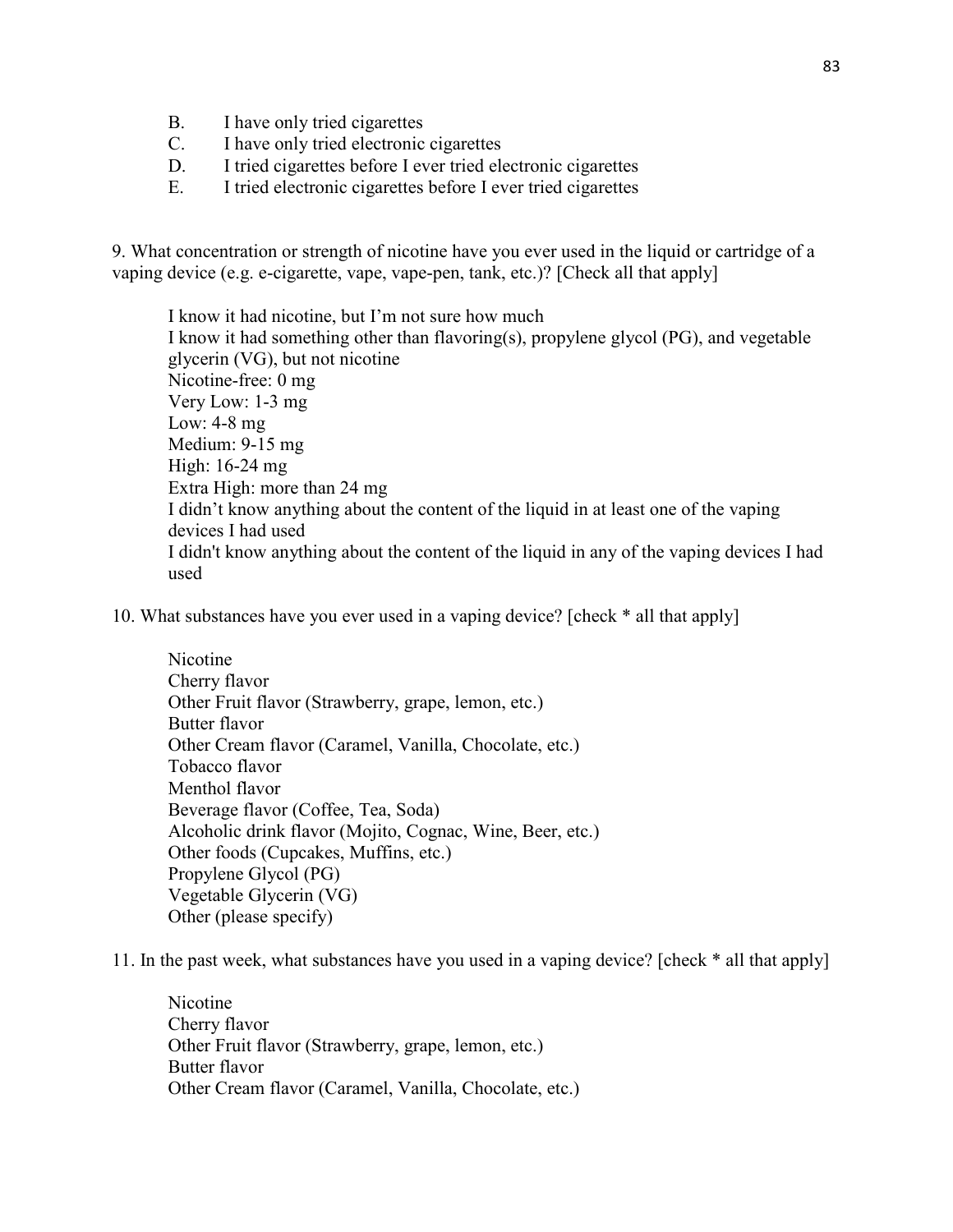B. I have only tried cigarettes
C. I have only tried electronic cigarettes
D. I tried cigarettes before I ever tried electronic cigarettes
E. I tried electronic cigarettes before I ever tried cigarettes

9. What concentration or strength of nicotine have you ever used in the liquid or cartridge of a vaping device (e.g. e-cigarette, vape, vape-pen, tank, etc.)? [Check all that apply]

I know it had nicotine, but I'm not sure how much
I know it had something other than flavoring(s), propylene glycol (PG), and vegetable glycerin (VG), but not nicotine
Nicotine-free: 0 mg
Very Low: 1-3 mg
Low: 4-8 mg
Medium: 9-15 mg
High: 16-24 mg
Extra High: more than 24 mg
I didn't know anything about the content of the liquid in at least one of the vaping devices I had used
I didn't know anything about the content of the liquid in any of the vaping devices I had used

10. What substances have you ever used in a vaping device? [check * all that apply]

Nicotine
Cherry flavor
Other Fruit flavor (Strawberry, grape, lemon, etc.)
Butter flavor
Other Cream flavor (Caramel, Vanilla, Chocolate, etc.)
Tobacco flavor
Menthol flavor
Beverage flavor (Coffee, Tea, Soda)
Alcoholic drink flavor (Mojito, Cognac, Wine, Beer, etc.)
Other foods (Cupcakes, Muffins, etc.)
Propylene Glycol (PG)
Vegetable Glycerin (VG)
Other (please specify)

11. In the past week, what substances have you used in a vaping device? [check * all that apply]

Nicotine
Cherry flavor
Other Fruit flavor (Strawberry, grape, lemon, etc.)
Butter flavor
Other Cream flavor (Caramel, Vanilla, Chocolate, etc.)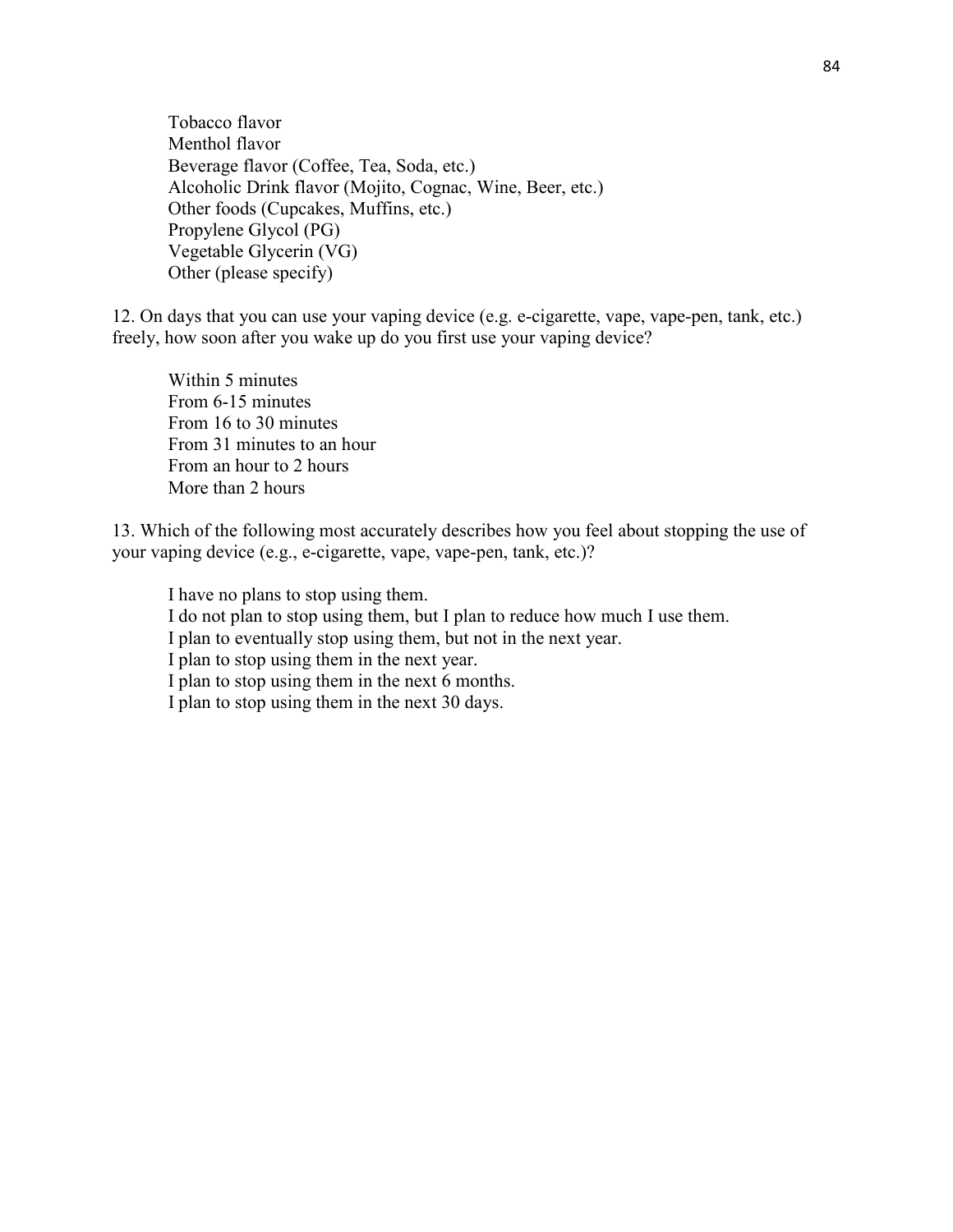Tobacco flavor
Menthol flavor
Beverage flavor (Coffee, Tea, Soda, etc.)
Alcoholic Drink flavor (Mojito, Cognac, Wine, Beer, etc.)
Other foods (Cupcakes, Muffins, etc.)
Propylene Glycol (PG)
Vegetable Glycerin (VG)
Other (please specify)

12. On days that you can use your vaping device (e.g. e-cigarette, vape, vape-pen, tank, etc.) freely, how soon after you wake up do you first use your vaping device?

Within 5 minutes
From 6-15 minutes
From 16 to 30 minutes
From 31 minutes to an hour
From an hour to 2 hours
More than 2 hours

13. Which of the following most accurately describes how you feel about stopping the use of your vaping device (e.g., e-cigarette, vape, vape-pen, tank, etc.)?

I have no plans to stop using them.
I do not plan to stop using them, but I plan to reduce how much I use them.
I plan to eventually stop using them, but not in the next year.
I plan to stop using them in the next year.
I plan to stop using them in the next 6 months.
I plan to stop using them in the next 30 days.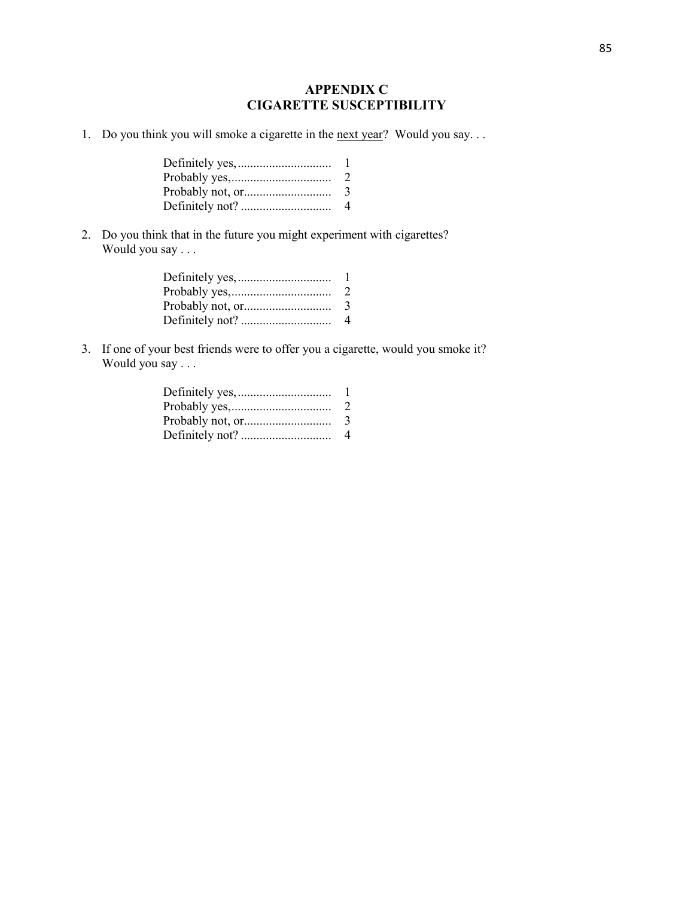# APPENDIX C
# CIGARETTE SUSCEPTIBILITY

1. Do you think you will smoke a cigarette in the <u>next year</u>? Would you say. . .

   Definitely yes,.............................. 1
   Probably yes,................................ 2
   Probably not, or............................ 3
   Definitely not? ............................ 4

2. Do you think that in the future you might experiment with cigarettes? Would you say . . .

   Definitely yes,.............................. 1
   Probably yes,................................ 2
   Probably not, or............................ 3
   Definitely not? ............................ 4

3. If one of your best friends were to offer you a cigarette, would you smoke it? Would you say . . .

   Definitely yes,.............................. 1
   Probably yes,................................ 2
   Probably not, or............................ 3
   Definitely not? ............................ 4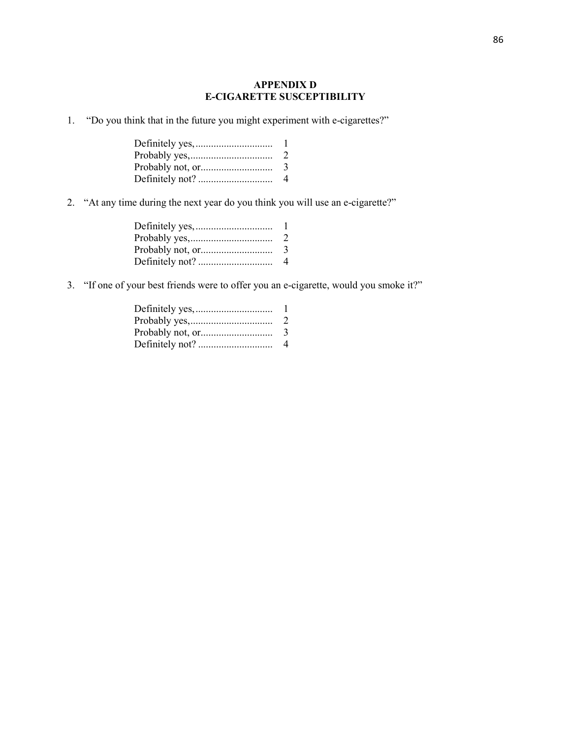# APPENDIX D
# E-CIGARETTE SUSCEPTIBILITY

1. "Do you think that in the future you might experiment with e-cigarettes?"

   Definitely yes,.............................. 1
   Probably yes,................................ 2
   Probably not, or............................ 3
   Definitely not? ............................. 4

2. "At any time during the next year do you think you will use an e-cigarette?"

   Definitely yes,.............................. 1
   Probably yes,................................ 2
   Probably not, or............................ 3
   Definitely not? ............................. 4

3. "If one of your best friends were to offer you an e-cigarette, would you smoke it?"

   Definitely yes,.............................. 1
   Probably yes,................................ 2
   Probably not, or............................ 3
   Definitely not? ............................. 4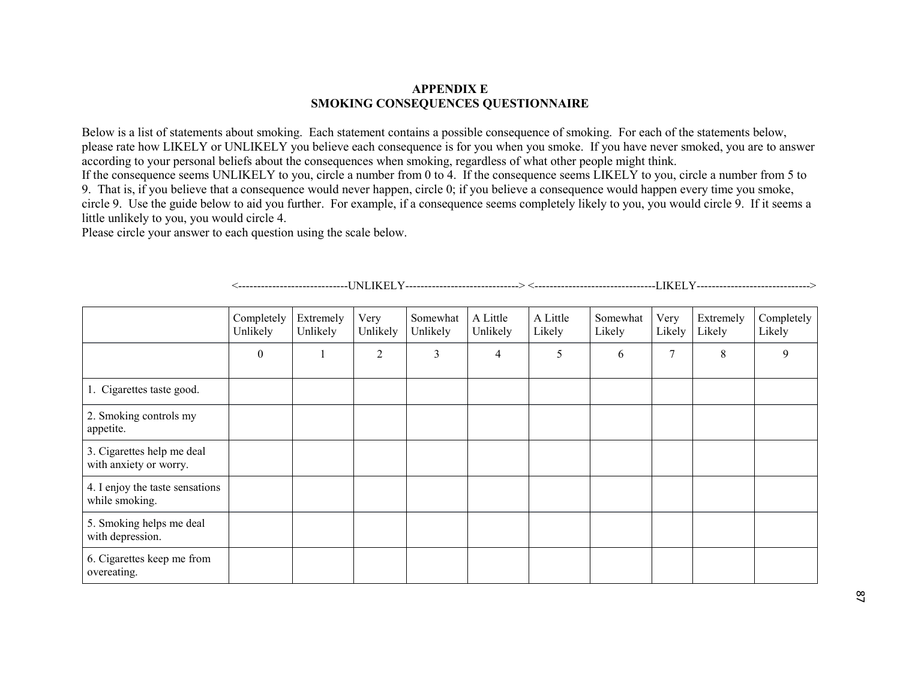# APPENDIX E
# SMOKING CONSEQUENCES QUESTIONNAIRE

Below is a list of statements about smoking. Each statement contains a possible consequence of smoking. For each of the statements below, please rate how LIKELY or UNLIKELY you believe each consequence is for you when you smoke. If you have never smoked, you are to answer according to your personal beliefs about the consequences when smoking, regardless of what other people might think.

If the consequence seems UNLIKELY to you, circle a number from 0 to 4. If the consequence seems LIKELY to you, circle a number from 5 to 9. That is, if you believe that a consequence would never happen, circle 0; if you believe a consequence would happen every time you smoke, circle 9. Use the guide below to aid you further. For example, if a consequence seems completely likely to you, you would circle 9. If it seems a little unlikely to you, you would circle 4.

Please circle your answer to each question using the scale below.

<----------------------------UNLIKELY-----------------------------> <-------------------------------LIKELY----------------------------->

| | Completely Unlikely | Extremely Unlikely | Very Unlikely | Somewhat Unlikely | A Little Unlikely | A Little Likely | Somewhat Likely | Very Likely | Extremely Likely | Completely Likely |
|---|---|---|---|---|---|---|---|---|---|---|
| | 0 | 1 | 2 | 3 | 4 | 5 | 6 | 7 | 8 | 9 |
| 1. Cigarettes taste good. | | | | | | | | | | |
| 2. Smoking controls my appetite. | | | | | | | | | | |
| 3. Cigarettes help me deal with anxiety or worry. | | | | | | | | | | |
| 4. I enjoy the taste sensations while smoking. | | | | | | | | | | |
| 5. Smoking helps me deal with depression. | | | | | | | | | | |
| 6. Cigarettes keep me from overeating. | | | | | | | | | | |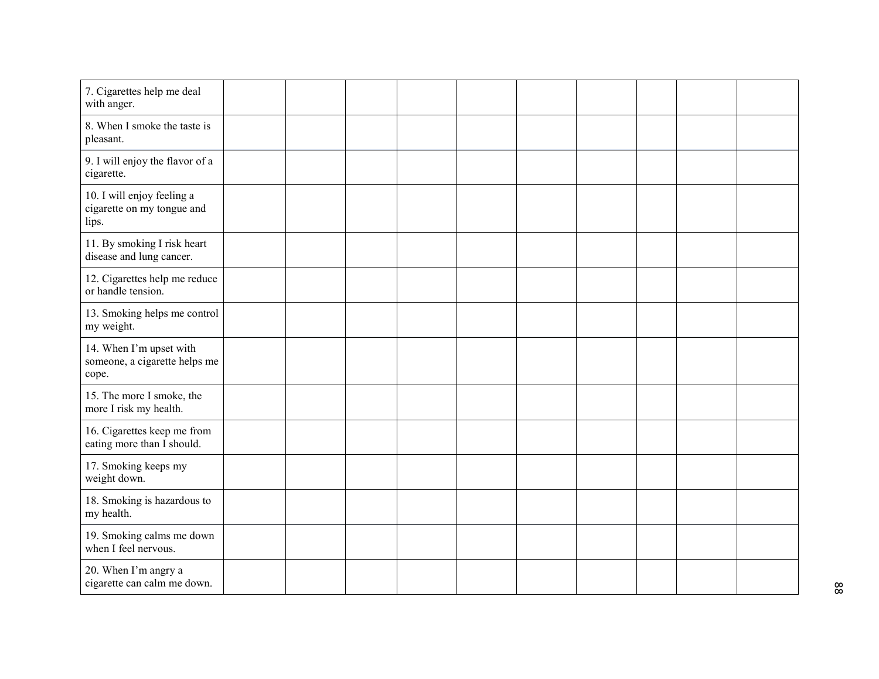| | | | | | | | | | |
|---|---|---|---|---|---|---|---|---|---|
| 7. Cigarettes help me deal with anger. | | | | | | | | | |
| 8. When I smoke the taste is pleasant. | | | | | | | | | |
| 9. I will enjoy the flavor of a cigarette. | | | | | | | | | |
| 10. I will enjoy feeling a cigarette on my tongue and lips. | | | | | | | | | |
| 11. By smoking I risk heart disease and lung cancer. | | | | | | | | | |
| 12. Cigarettes help me reduce or handle tension. | | | | | | | | | |
| 13. Smoking helps me control my weight. | | | | | | | | | |
| 14. When I'm upset with someone, a cigarette helps me cope. | | | | | | | | | |
| 15. The more I smoke, the more I risk my health. | | | | | | | | | |
| 16. Cigarettes keep me from eating more than I should. | | | | | | | | | |
| 17. Smoking keeps my weight down. | | | | | | | | | |
| 18. Smoking is hazardous to my health. | | | | | | | | | |
| 19. Smoking calms me down when I feel nervous. | | | | | | | | | |
| 20. When I'm angry a cigarette can calm me down. | | | | | | | | | |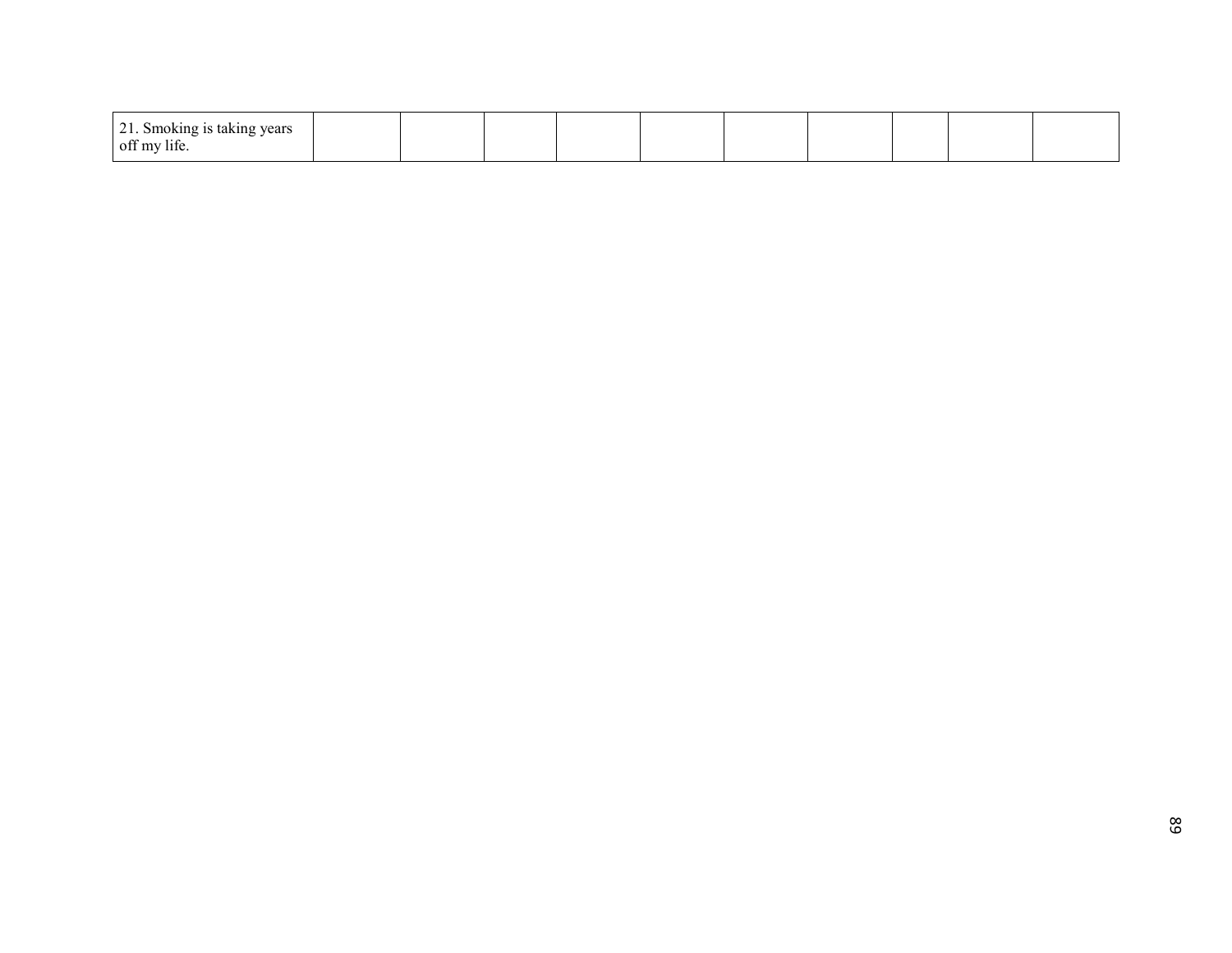| 21. Smoking is taking years off my life. | | | | | | | | | | |
|---|---|---|---|---|---|---|---|---|---|---|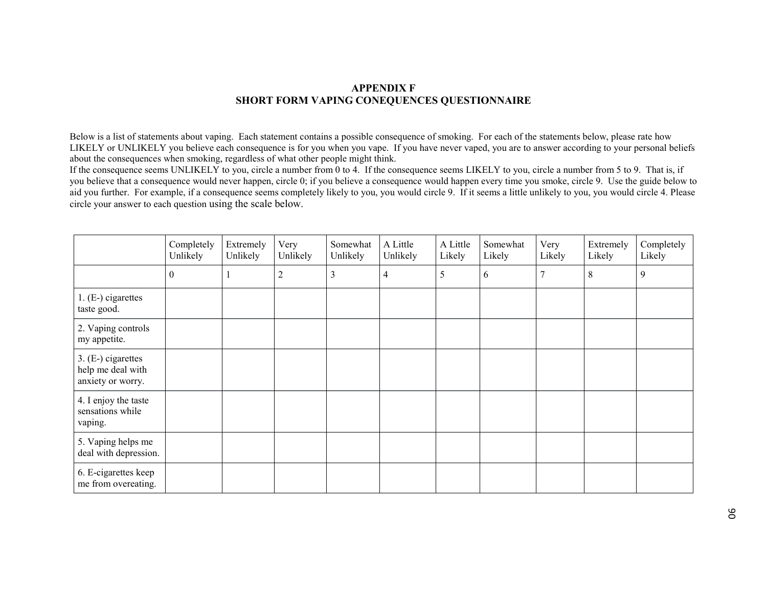# APPENDIX F
# SHORT FORM VAPING CONEQUENCES QUESTIONNAIRE

Below is a list of statements about vaping. Each statement contains a possible consequence of smoking. For each of the statements below, please rate how LIKELY or UNLIKELY you believe each consequence is for you when you vape. If you have never vaped, you are to answer according to your personal beliefs about the consequences when smoking, regardless of what other people might think.
If the consequence seems UNLIKELY to you, circle a number from 0 to 4. If the consequence seems LIKELY to you, circle a number from 5 to 9. That is, if you believe that a consequence would never happen, circle 0; if you believe a consequence would happen every time you smoke, circle 9. Use the guide below to aid you further. For example, if a consequence seems completely likely to you, you would circle 9. If it seems a little unlikely to you, you would circle 4. Please circle your answer to each question using the scale below.

| | Completely Unlikely | Extremely Unlikely | Very Unlikely | Somewhat Unlikely | A Little Unlikely | A Little Likely | Somewhat Likely | Very Likely | Extremely Likely | Completely Likely |
|---|---|---|---|---|---|---|---|---|---|---|
| | 0 | 1 | 2 | 3 | 4 | 5 | 6 | 7 | 8 | 9 |
| 1. (E-) cigarettes taste good. | | | | | | | | | | |
| 2. Vaping controls my appetite. | | | | | | | | | | |
| 3. (E-) cigarettes help me deal with anxiety or worry. | | | | | | | | | | |
| 4. I enjoy the taste sensations while vaping. | | | | | | | | | | |
| 5. Vaping helps me deal with depression. | | | | | | | | | | |
| 6. E-cigarettes keep me from overeating. | | | | | | | | | | |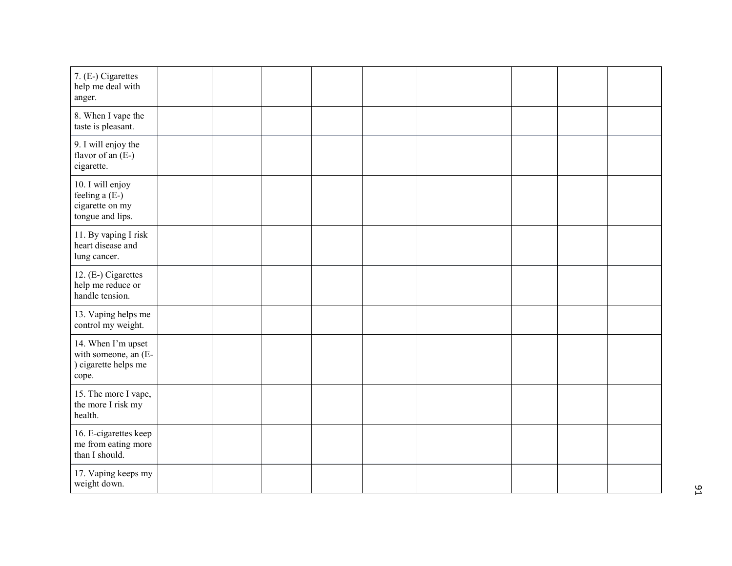| | | | | | | | | | | |
|---|---|---|---|---|---|---|---|---|---|---|
| 7. (E-) Cigarettes help me deal with anger. | | | | | | | | | | |
| 8. When I vape the taste is pleasant. | | | | | | | | | | |
| 9. I will enjoy the flavor of an (E-) cigarette. | | | | | | | | | | |
| 10. I will enjoy feeling a (E-) cigarette on my tongue and lips. | | | | | | | | | | |
| 11. By vaping I risk heart disease and lung cancer. | | | | | | | | | | |
| 12. (E-) Cigarettes help me reduce or handle tension. | | | | | | | | | | |
| 13. Vaping helps me control my weight. | | | | | | | | | | |
| 14. When I'm upset with someone, an (E-) cigarette helps me cope. | | | | | | | | | | |
| 15. The more I vape, the more I risk my health. | | | | | | | | | | |
| 16. E-cigarettes keep me from eating more than I should. | | | | | | | | | | |
| 17. Vaping keeps my weight down. | | | | | | | | | | |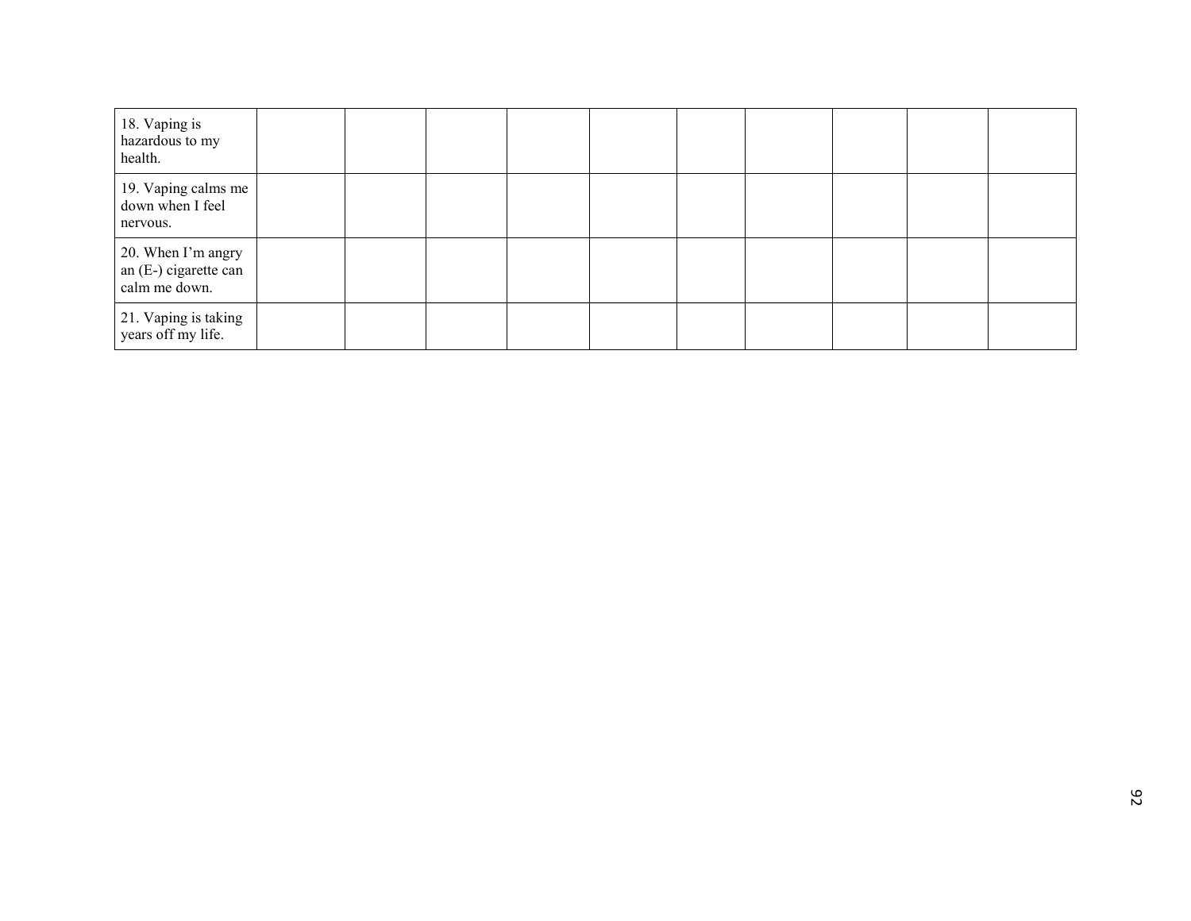| | | | | | | | | | | |
|---|---|---|---|---|---|---|---|---|---|---|
| 18. Vaping is hazardous to my health. | | | | | | | | | | |
| 19. Vaping calms me down when I feel nervous. | | | | | | | | | | |
| 20. When I'm angry an (E-) cigarette can calm me down. | | | | | | | | | | |
| 21. Vaping is taking years off my life. | | | | | | | | | | |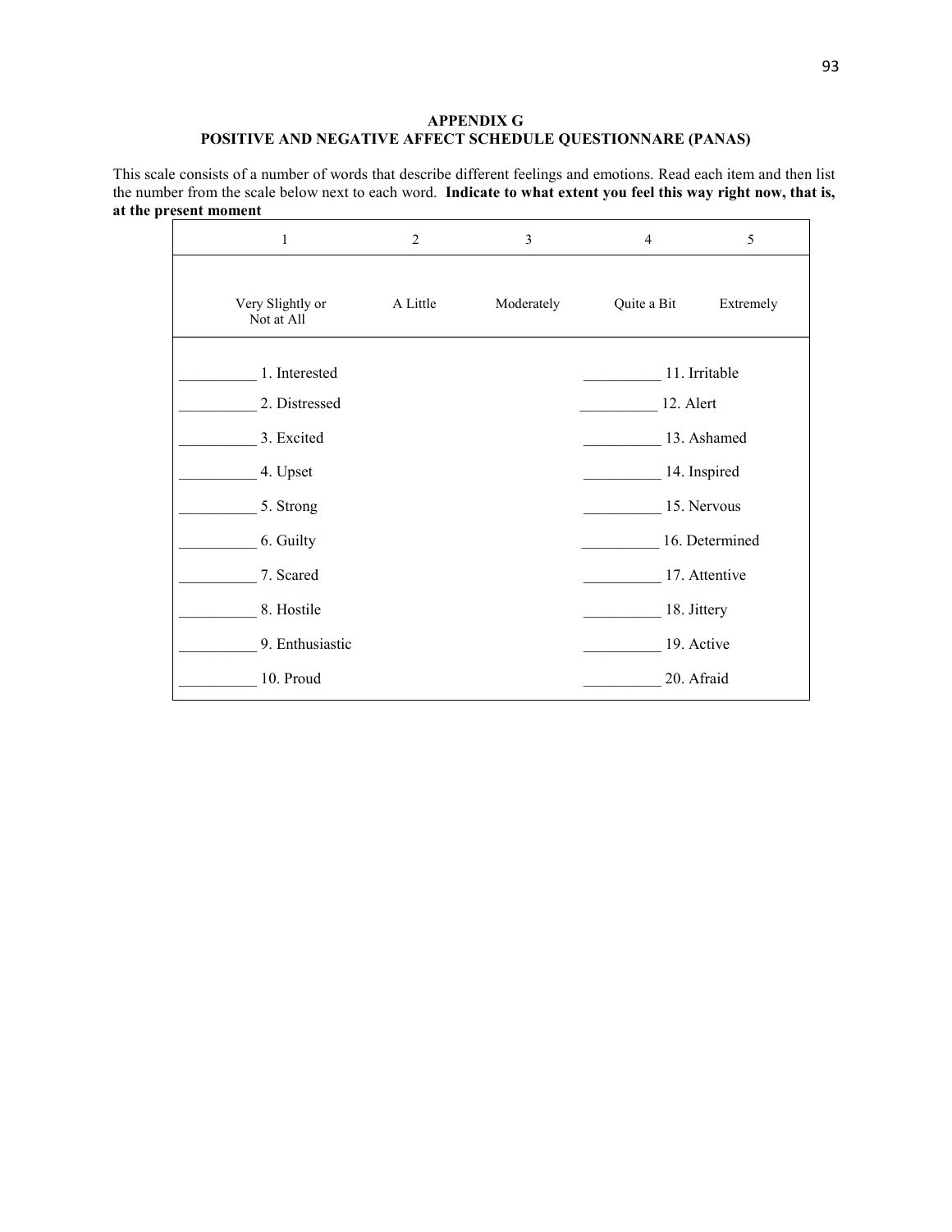**APPENDIX G**
**POSITIVE AND NEGATIVE AFFECT SCHEDULE QUESTIONNARE (PANAS)**

This scale consists of a number of words that describe different feelings and emotions. Read each item and then list the number from the scale below next to each word. **Indicate to what extent you feel this way right now, that is, at the present moment**

| 1 | 2 | 3 | 4 | 5 |
|---|---|---|---|---|
| Very Slightly or Not at All | A Little | Moderately | Quite a Bit | Extremely |

__________ 1. Interested

__________ 2. Distressed

__________ 3. Excited

__________ 4. Upset

__________ 5. Strong

__________ 6. Guilty

__________ 7. Scared

__________ 8. Hostile

__________ 9. Enthusiastic

__________ 10. Proud

__________ 11. Irritable

__________ 12. Alert

__________ 13. Ashamed

__________ 14. Inspired

__________ 15. Nervous

__________ 16. Determined

__________ 17. Attentive

__________ 18. Jittery

__________ 19. Active

__________ 20. Afraid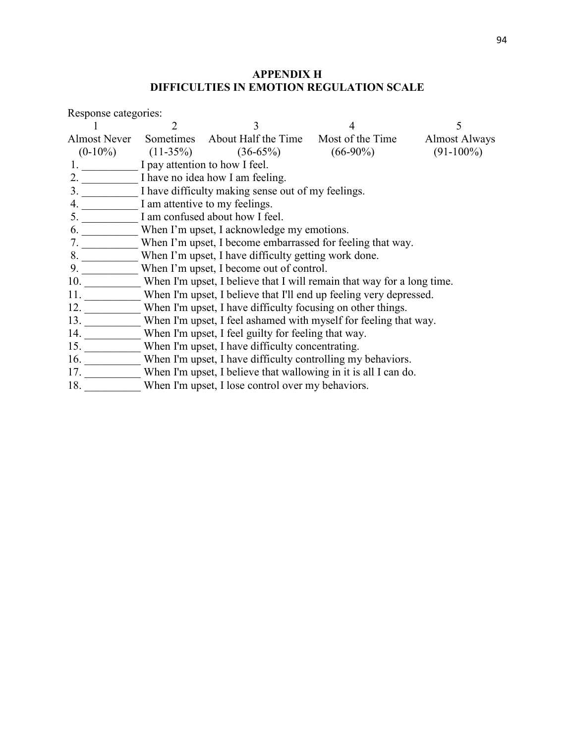# APPENDIX H
# DIFFICULTIES IN EMOTION REGULATION SCALE

Response categories:

| 1 | 2 | 3 | 4 | 5 |
|---|---|---|---|---|
| Almost Never (0-10%) | Sometimes (11-35%) | About Half the Time (36-65%) | Most of the Time (66-90%) | Almost Always (91-100%) |

1. __________ I pay attention to how I feel.
2. __________ I have no idea how I am feeling.
3. __________ I have difficulty making sense out of my feelings.
4. __________ I am attentive to my feelings.
5. __________ I am confused about how I feel.
6. __________ When I'm upset, I acknowledge my emotions.
7. __________ When I'm upset, I become embarrassed for feeling that way.
8. __________ When I'm upset, I have difficulty getting work done.
9. __________ When I'm upset, I become out of control.
10. __________ When I'm upset, I believe that I will remain that way for a long time.
11. __________ When I'm upset, I believe that I'll end up feeling very depressed.
12. __________ When I'm upset, I have difficulty focusing on other things.
13. __________ When I'm upset, I feel ashamed with myself for feeling that way.
14. __________ When I'm upset, I feel guilty for feeling that way.
15. __________ When I'm upset, I have difficulty concentrating.
16. __________ When I'm upset, I have difficulty controlling my behaviors.
17. __________ When I'm upset, I believe that wallowing in it is all I can do.
18. __________ When I'm upset, I lose control over my behaviors.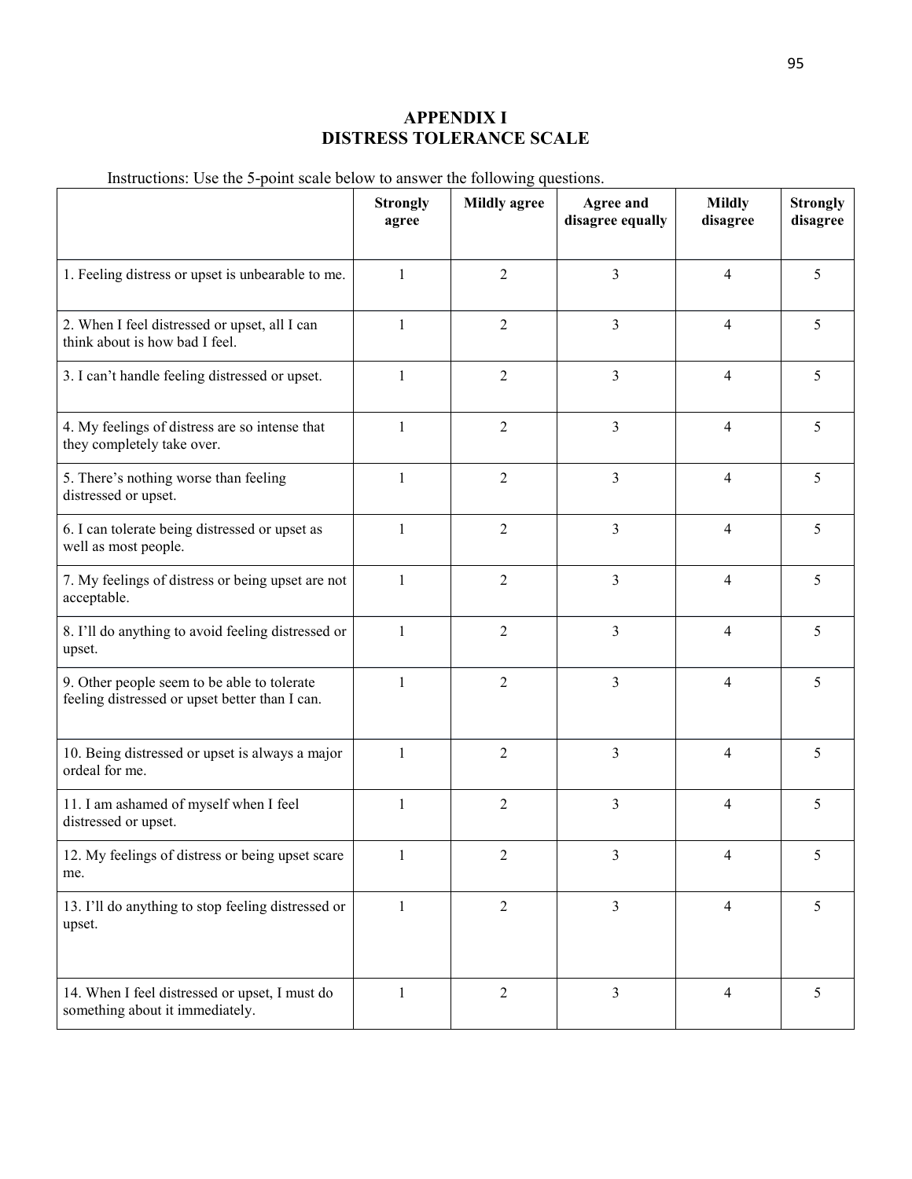# APPENDIX I
# DISTRESS TOLERANCE SCALE

Instructions: Use the 5-point scale below to answer the following questions.

| | **Strongly agree** | **Mildly agree** | **Agree and disagree equally** | **Mildly disagree** | **Strongly disagree** |
|---|---|---|---|---|---|
| 1. Feeling distress or upset is unbearable to me. | 1 | 2 | 3 | 4 | 5 |
| 2. When I feel distressed or upset, all I can think about is how bad I feel. | 1 | 2 | 3 | 4 | 5 |
| 3. I can't handle feeling distressed or upset. | 1 | 2 | 3 | 4 | 5 |
| 4. My feelings of distress are so intense that they completely take over. | 1 | 2 | 3 | 4 | 5 |
| 5. There's nothing worse than feeling distressed or upset. | 1 | 2 | 3 | 4 | 5 |
| 6. I can tolerate being distressed or upset as well as most people. | 1 | 2 | 3 | 4 | 5 |
| 7. My feelings of distress or being upset are not acceptable. | 1 | 2 | 3 | 4 | 5 |
| 8. I'll do anything to avoid feeling distressed or upset. | 1 | 2 | 3 | 4 | 5 |
| 9. Other people seem to be able to tolerate feeling distressed or upset better than I can. | 1 | 2 | 3 | 4 | 5 |
| 10. Being distressed or upset is always a major ordeal for me. | 1 | 2 | 3 | 4 | 5 |
| 11. I am ashamed of myself when I feel distressed or upset. | 1 | 2 | 3 | 4 | 5 |
| 12. My feelings of distress or being upset scare me. | 1 | 2 | 3 | 4 | 5 |
| 13. I'll do anything to stop feeling distressed or upset. | 1 | 2 | 3 | 4 | 5 |
| 14. When I feel distressed or upset, I must do something about it immediately. | 1 | 2 | 3 | 4 | 5 |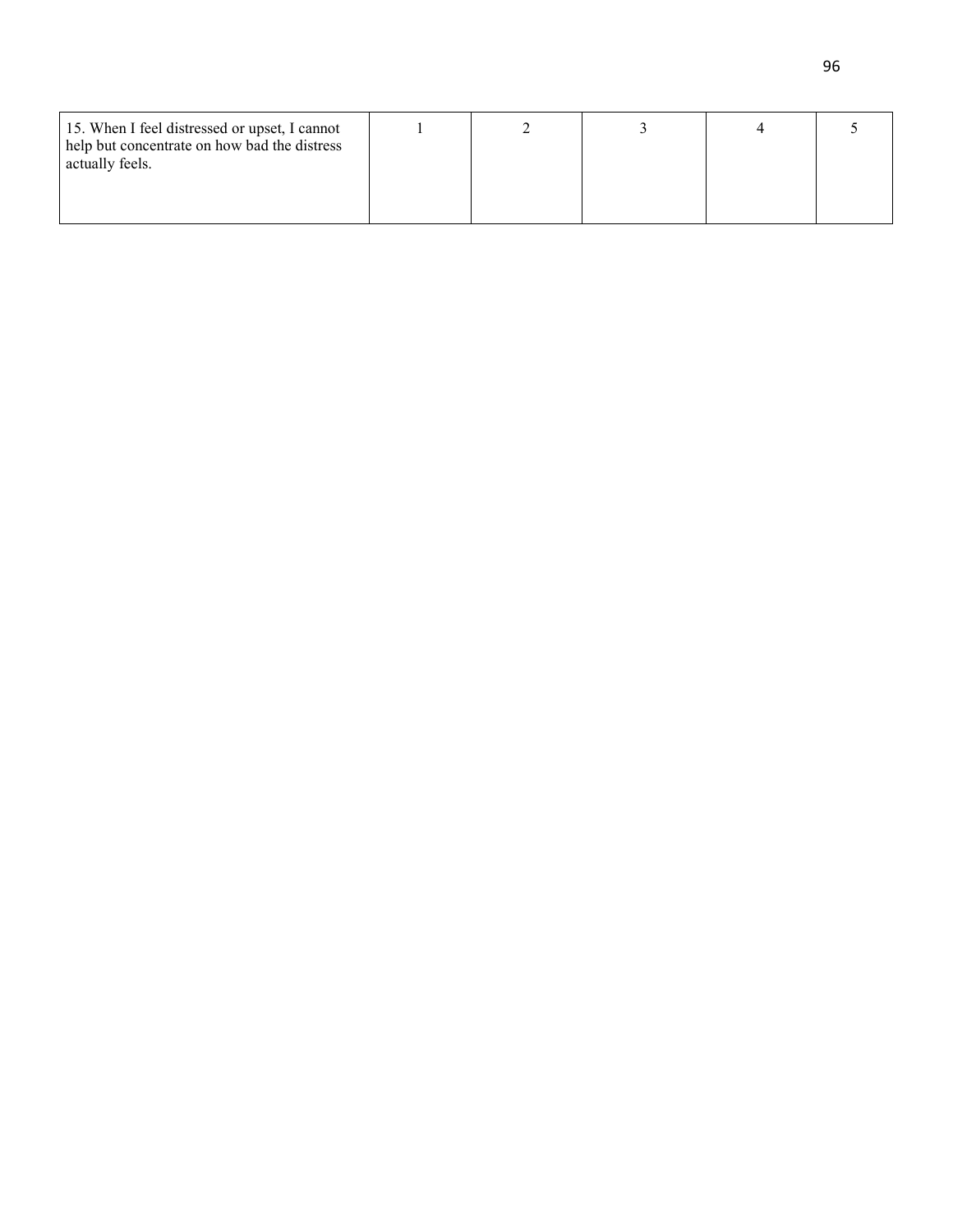| 15. When I feel distressed or upset, I cannot help but concentrate on how bad the distress actually feels. | 1 | 2 | 3 | 4 | 5 |
| --- | --- | --- | --- | --- | --- |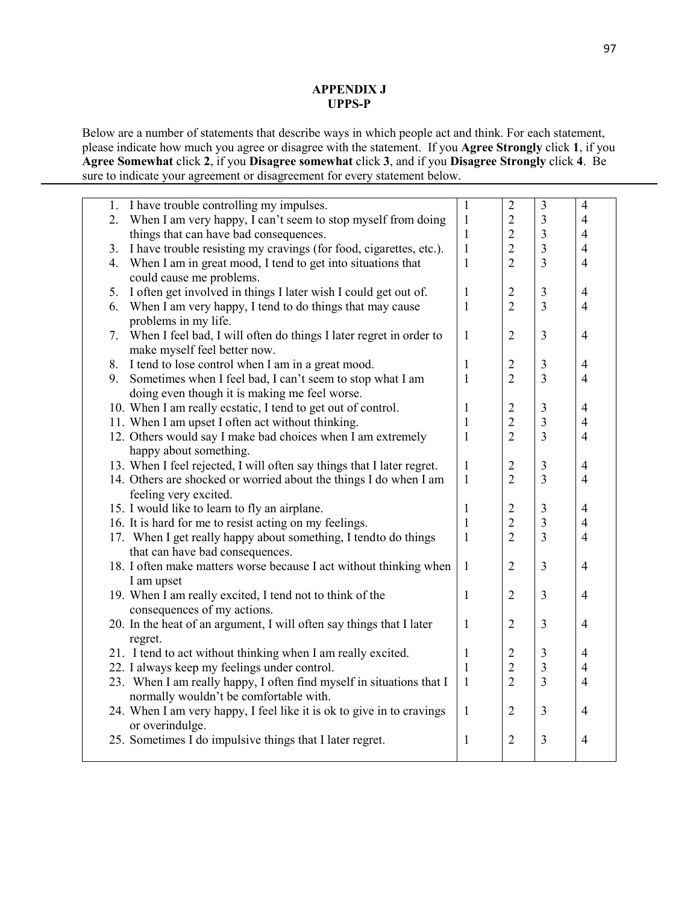**APPENDIX J**
**UPPS-P**

Below are a number of statements that describe ways in which people act and think. For each statement, please indicate how much you agree or disagree with the statement. If you **Agree Strongly** click **1**, if you **Agree Somewhat** click **2**, if you **Disagree somewhat** click **3**, and if you **Disagree Strongly** click **4**. Be sure to indicate your agreement or disagreement for every statement below.

| Statement | | | | |
|---|---|---|---|---|
| 1. I have trouble controlling my impulses. | 1 | 2 | 3 | 4 |
| 2. When I am very happy, I can't seem to stop myself from doing things that can have bad consequences. | 1 | 2 | 3 | 4 |
| | 1 | 2 | 3 | 4 |
| 3. I have trouble resisting my cravings (for food, cigarettes, etc.). | 1 | 2 | 3 | 4 |
| 4. When I am in great mood, I tend to get into situations that could cause me problems. | 1 | 2 | 3 | 4 |
| 5. I often get involved in things I later wish I could get out of. | 1 | 2 | 3 | 4 |
| 6. When I am very happy, I tend to do things that may cause problems in my life. | 1 | 2 | 3 | 4 |
| 7. When I feel bad, I will often do things I later regret in order to make myself feel better now. | 1 | 2 | 3 | 4 |
| 8. I tend to lose control when I am in a great mood. | 1 | 2 | 3 | 4 |
| 9. Sometimes when I feel bad, I can't seem to stop what I am doing even though it is making me feel worse. | 1 | 2 | 3 | 4 |
| 10. When I am really ecstatic, I tend to get out of control. | 1 | 2 | 3 | 4 |
| 11. When I am upset I often act without thinking. | 1 | 2 | 3 | 4 |
| 12. Others would say I make bad choices when I am extremely happy about something. | 1 | 2 | 3 | 4 |
| 13. When I feel rejected, I will often say things that I later regret. | 1 | 2 | 3 | 4 |
| 14. Others are shocked or worried about the things I do when I am feeling very excited. | 1 | 2 | 3 | 4 |
| 15. I would like to learn to fly an airplane. | 1 | 2 | 3 | 4 |
| 16. It is hard for me to resist acting on my feelings. | 1 | 2 | 3 | 4 |
| 17. When I get really happy about something, I tendto do things that can have bad consequences. | 1 | 2 | 3 | 4 |
| 18. I often make matters worse because I act without thinking when I am upset | 1 | 2 | 3 | 4 |
| 19. When I am really excited, I tend not to think of the consequences of my actions. | 1 | 2 | 3 | 4 |
| 20. In the heat of an argument, I will often say things that I later regret. | 1 | 2 | 3 | 4 |
| 21. I tend to act without thinking when I am really excited. | 1 | 2 | 3 | 4 |
| 22. I always keep my feelings under control. | 1 | 2 | 3 | 4 |
| 23. When I am really happy, I often find myself in situations that I normally wouldn't be comfortable with. | 1 | 2 | 3 | 4 |
| 24. When I am very happy, I feel like it is ok to give in to cravings or overindulge. | 1 | 2 | 3 | 4 |
| 25. Sometimes I do impulsive things that I later regret. | 1 | 2 | 3 | 4 |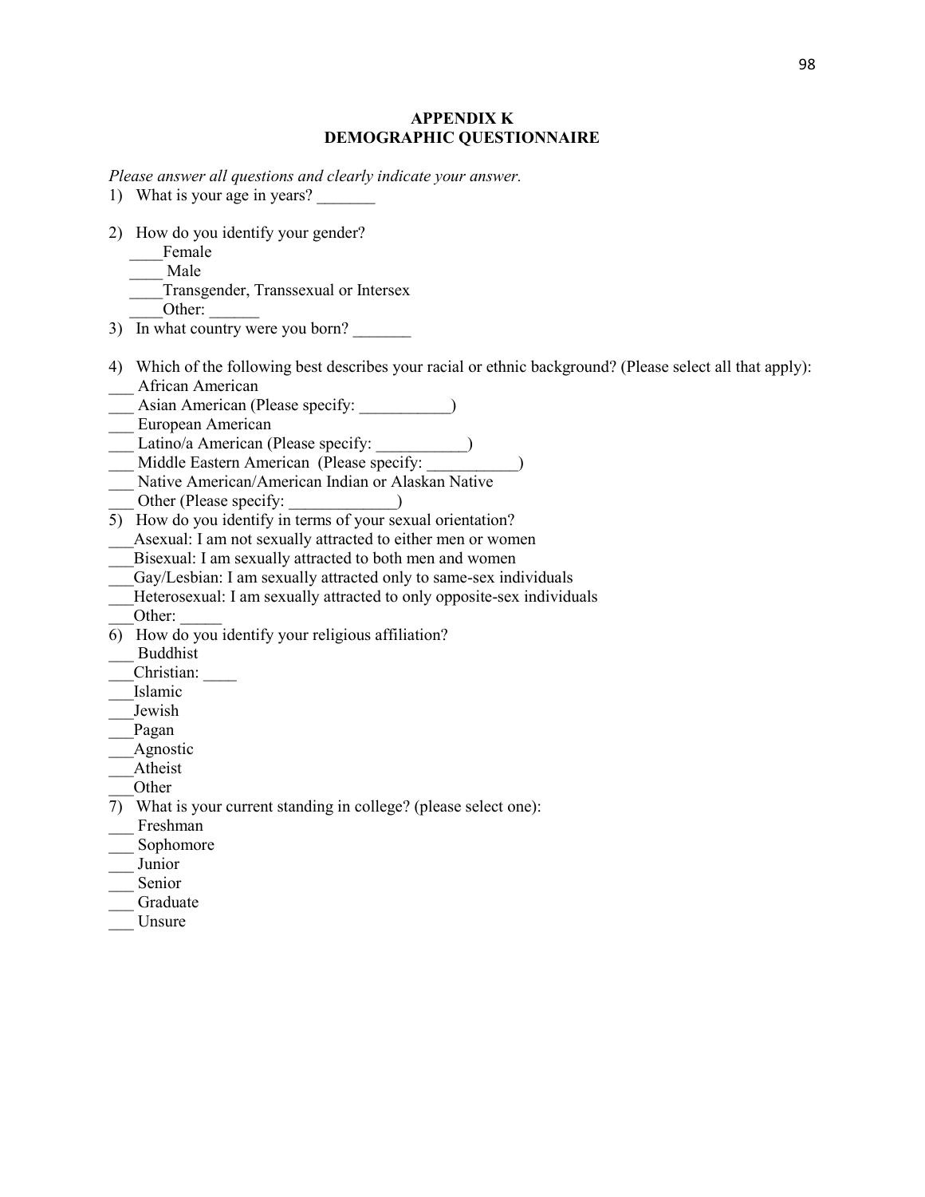## APPENDIX K
## DEMOGRAPHIC QUESTIONNAIRE

*Please answer all questions and clearly indicate your answer.*

1) What is your age in years? _______

2) How do you identify your gender?
   ____Female
   ____ Male
   ____Transgender, Transsexual or Intersex
   ____Other: ______

3) In what country were you born? _______

4) Which of the following best describes your racial or ethnic background? (Please select all that apply):
___ African American
___ Asian American (Please specify: ___________)
___ European American
___ Latino/a American (Please specify: ___________)
___ Middle Eastern American (Please specify: ___________)
___ Native American/American Indian or Alaskan Native
___ Other (Please specify: _____________)

5) How do you identify in terms of your sexual orientation?
___Asexual: I am not sexually attracted to either men or women
___Bisexual: I am sexually attracted to both men and women
___Gay/Lesbian: I am sexually attracted only to same-sex individuals
___Heterosexual: I am sexually attracted to only opposite-sex individuals
___Other: _____

6) How do you identify your religious affiliation?
___ Buddhist
___Christian: ____
___Islamic
___Jewish
___Pagan
___Agnostic
___Atheist
___Other

7) What is your current standing in college? (please select one):
___ Freshman
___ Sophomore
___ Junior
___ Senior
___ Graduate
___ Unsure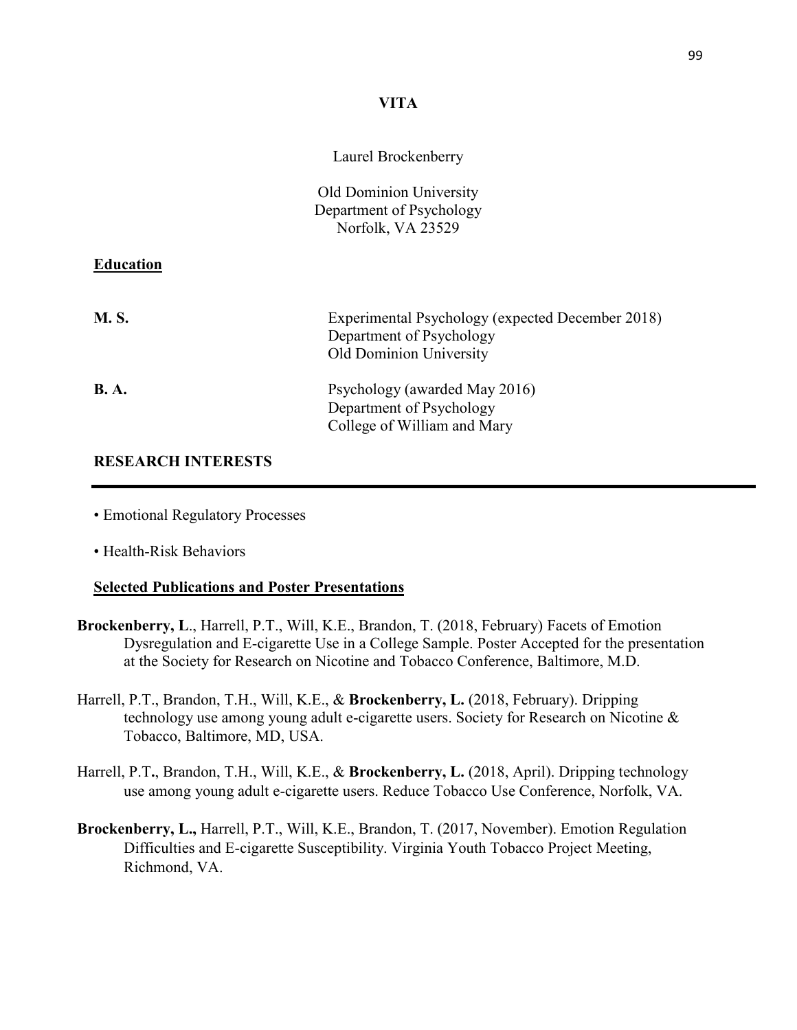# VITA

Laurel Brockenberry

Old Dominion University
Department of Psychology
Norfolk, VA 23529

## Education

**M. S.** Experimental Psychology (expected December 2018)
Department of Psychology
Old Dominion University

**B. A.** Psychology (awarded May 2016)
Department of Psychology
College of William and Mary

## RESEARCH INTERESTS

- Emotional Regulatory Processes
- Health-Risk Behaviors

## Selected Publications and Poster Presentations

**Brockenberry, L**., Harrell, P.T., Will, K.E., Brandon, T. (2018, February) Facets of Emotion Dysregulation and E-cigarette Use in a College Sample. Poster Accepted for the presentation at the Society for Research on Nicotine and Tobacco Conference, Baltimore, M.D.

Harrell, P.T., Brandon, T.H., Will, K.E., & **Brockenberry, L.** (2018, February). Dripping technology use among young adult e-cigarette users. Society for Research on Nicotine & Tobacco, Baltimore, MD, USA.

Harrell, P.T**.**, Brandon, T.H., Will, K.E., & **Brockenberry, L.** (2018, April). Dripping technology use among young adult e-cigarette users. Reduce Tobacco Use Conference, Norfolk, VA.

**Brockenberry, L.,** Harrell, P.T., Will, K.E., Brandon, T. (2017, November). Emotion Regulation Difficulties and E-cigarette Susceptibility. Virginia Youth Tobacco Project Meeting, Richmond, VA.